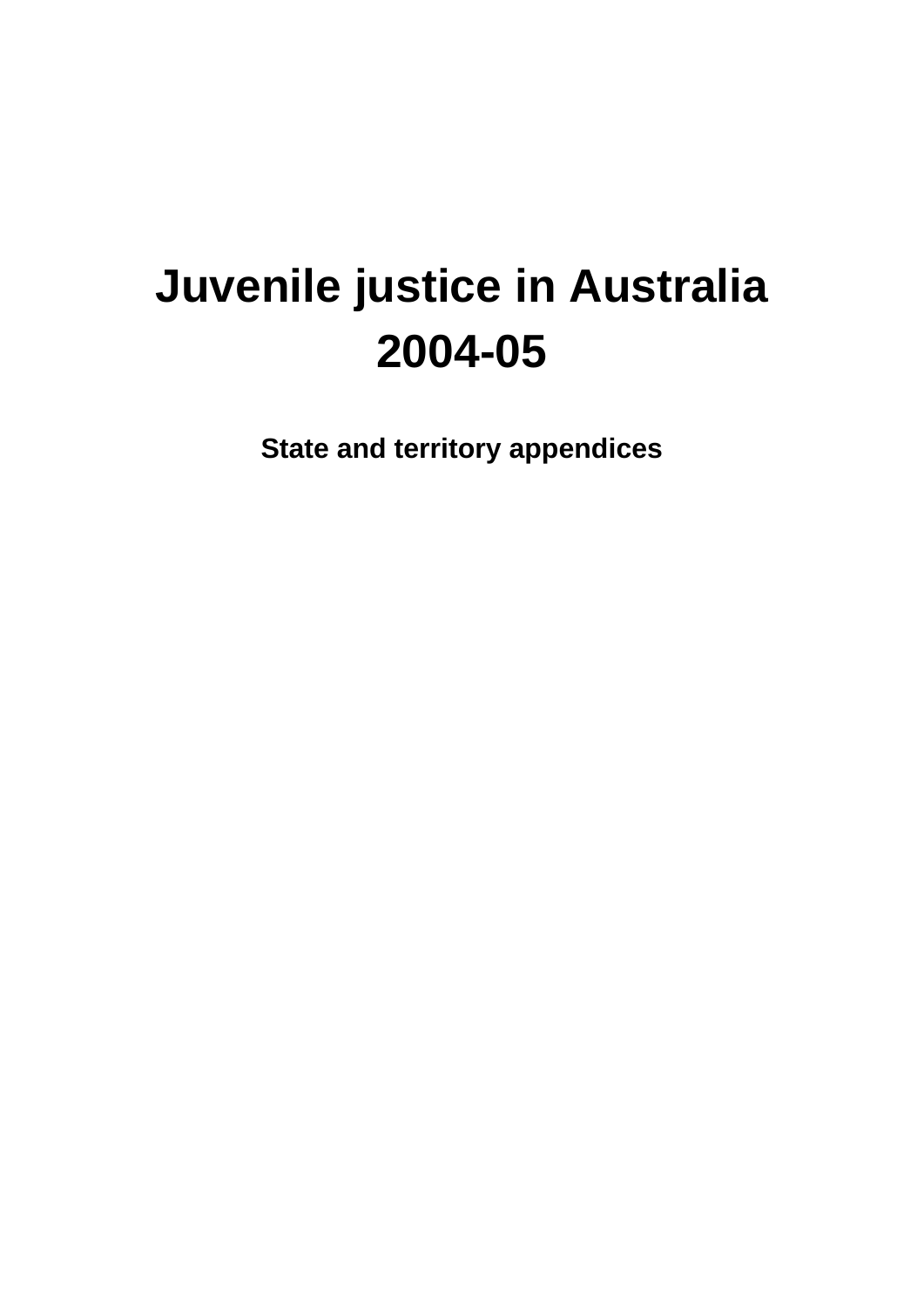# Juvenile justice in Australia 2004-05

**State and territory appendices**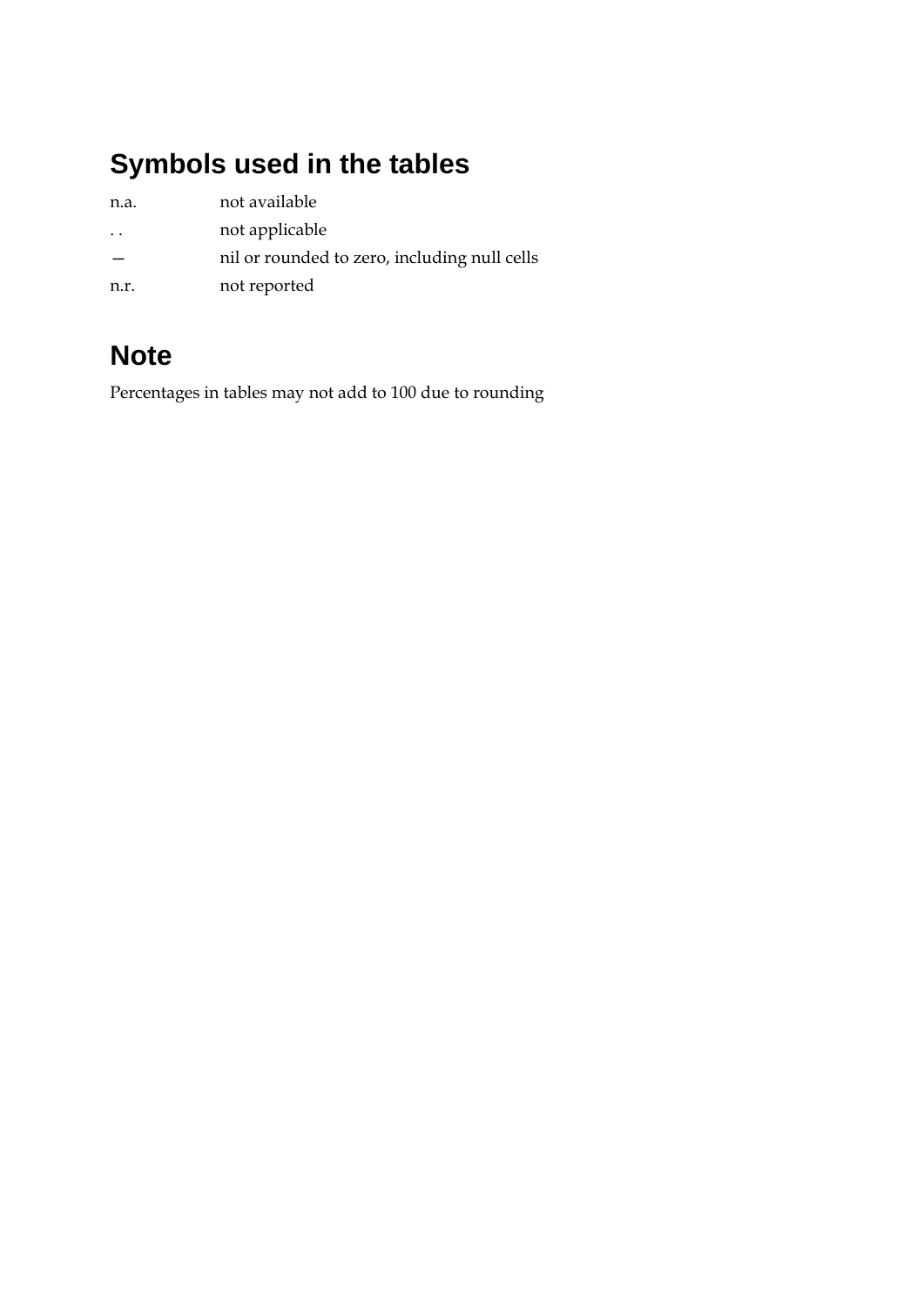## Symbols used in the tables

| | |
|---|---|
| n.a. | not available |
| . . | not applicable |
| — | nil or rounded to zero, including null cells |
| n.r. | not reported |

## Note

Percentages in tables may not add to 100 due to rounding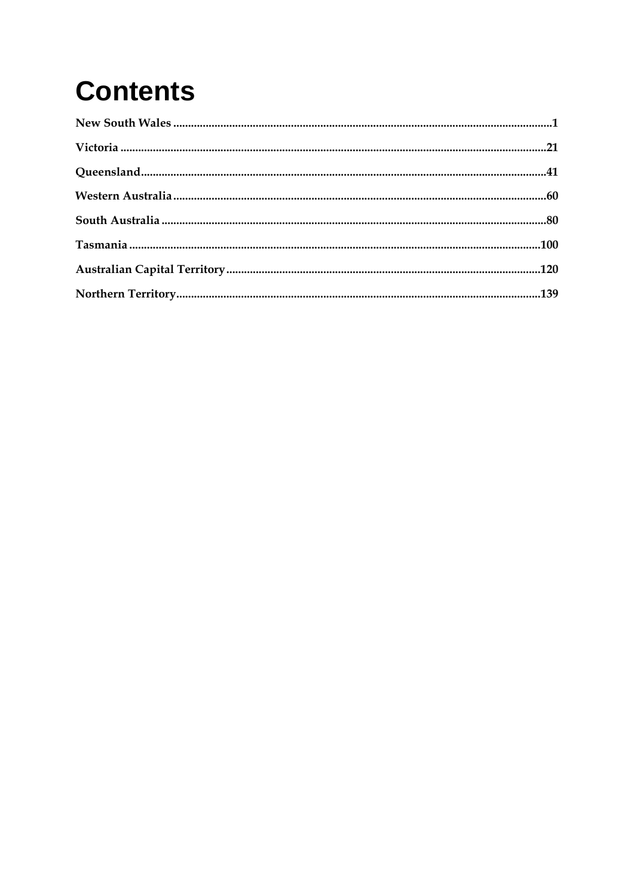# Contents

**New South Wales** .......... **1**

**Victoria** .......... **21**

**Queensland** .......... **41**

**Western Australia** .......... **60**

**South Australia** .......... **80**

**Tasmania** .......... **100**

**Australian Capital Territory** .......... **120**

**Northern Territory** .......... **139**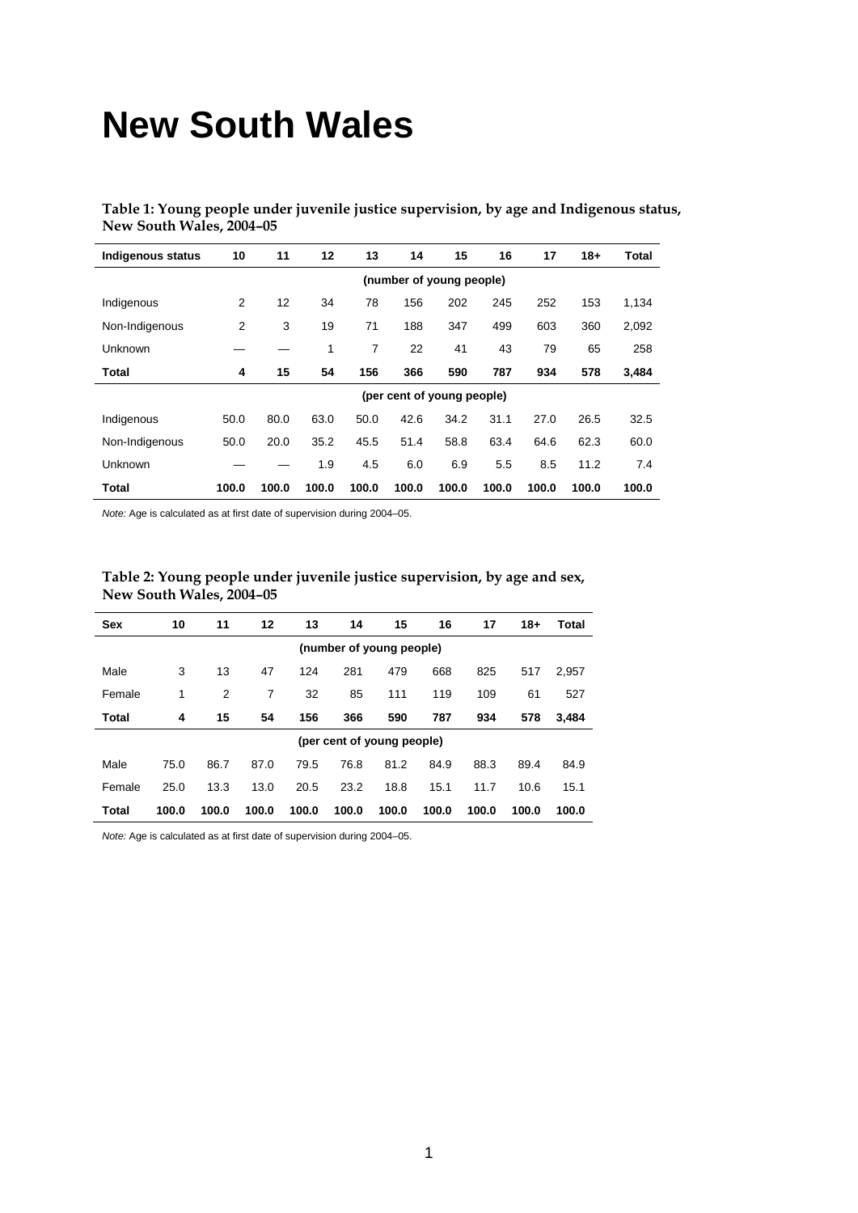# New South Wales

**Table 1: Young people under juvenile justice supervision, by age and Indigenous status, New South Wales, 2004–05**

| Indigenous status | 10 | 11 | 12 | 13 | 14 | 15 | 16 | 17 | 18+ | Total |
|---|---|---|---|---|---|---|---|---|---|---|
| | (number of young people) | | | | | | | | | |
| Indigenous | 2 | 12 | 34 | 78 | 156 | 202 | 245 | 252 | 153 | 1,134 |
| Non-Indigenous | 2 | 3 | 19 | 71 | 188 | 347 | 499 | 603 | 360 | 2,092 |
| Unknown | — | — | 1 | 7 | 22 | 41 | 43 | 79 | 65 | 258 |
| **Total** | **4** | **15** | **54** | **156** | **366** | **590** | **787** | **934** | **578** | **3,484** |
| | (per cent of young people) | | | | | | | | | |
| Indigenous | 50.0 | 80.0 | 63.0 | 50.0 | 42.6 | 34.2 | 31.1 | 27.0 | 26.5 | 32.5 |
| Non-Indigenous | 50.0 | 20.0 | 35.2 | 45.5 | 51.4 | 58.8 | 63.4 | 64.6 | 62.3 | 60.0 |
| Unknown | — | — | 1.9 | 4.5 | 6.0 | 6.9 | 5.5 | 8.5 | 11.2 | 7.4 |
| **Total** | **100.0** | **100.0** | **100.0** | **100.0** | **100.0** | **100.0** | **100.0** | **100.0** | **100.0** | **100.0** |

*Note:* Age is calculated as at first date of supervision during 2004–05.

**Table 2: Young people under juvenile justice supervision, by age and sex, New South Wales, 2004–05**

| Sex | 10 | 11 | 12 | 13 | 14 | 15 | 16 | 17 | 18+ | Total |
|---|---|---|---|---|---|---|---|---|---|---|
| | (number of young people) | | | | | | | | | |
| Male | 3 | 13 | 47 | 124 | 281 | 479 | 668 | 825 | 517 | 2,957 |
| Female | 1 | 2 | 7 | 32 | 85 | 111 | 119 | 109 | 61 | 527 |
| **Total** | **4** | **15** | **54** | **156** | **366** | **590** | **787** | **934** | **578** | **3,484** |
| | (per cent of young people) | | | | | | | | | |
| Male | 75.0 | 86.7 | 87.0 | 79.5 | 76.8 | 81.2 | 84.9 | 88.3 | 89.4 | 84.9 |
| Female | 25.0 | 13.3 | 13.0 | 20.5 | 23.2 | 18.8 | 15.1 | 11.7 | 10.6 | 15.1 |
| **Total** | **100.0** | **100.0** | **100.0** | **100.0** | **100.0** | **100.0** | **100.0** | **100.0** | **100.0** | **100.0** |

*Note:* Age is calculated as at first date of supervision during 2004–05.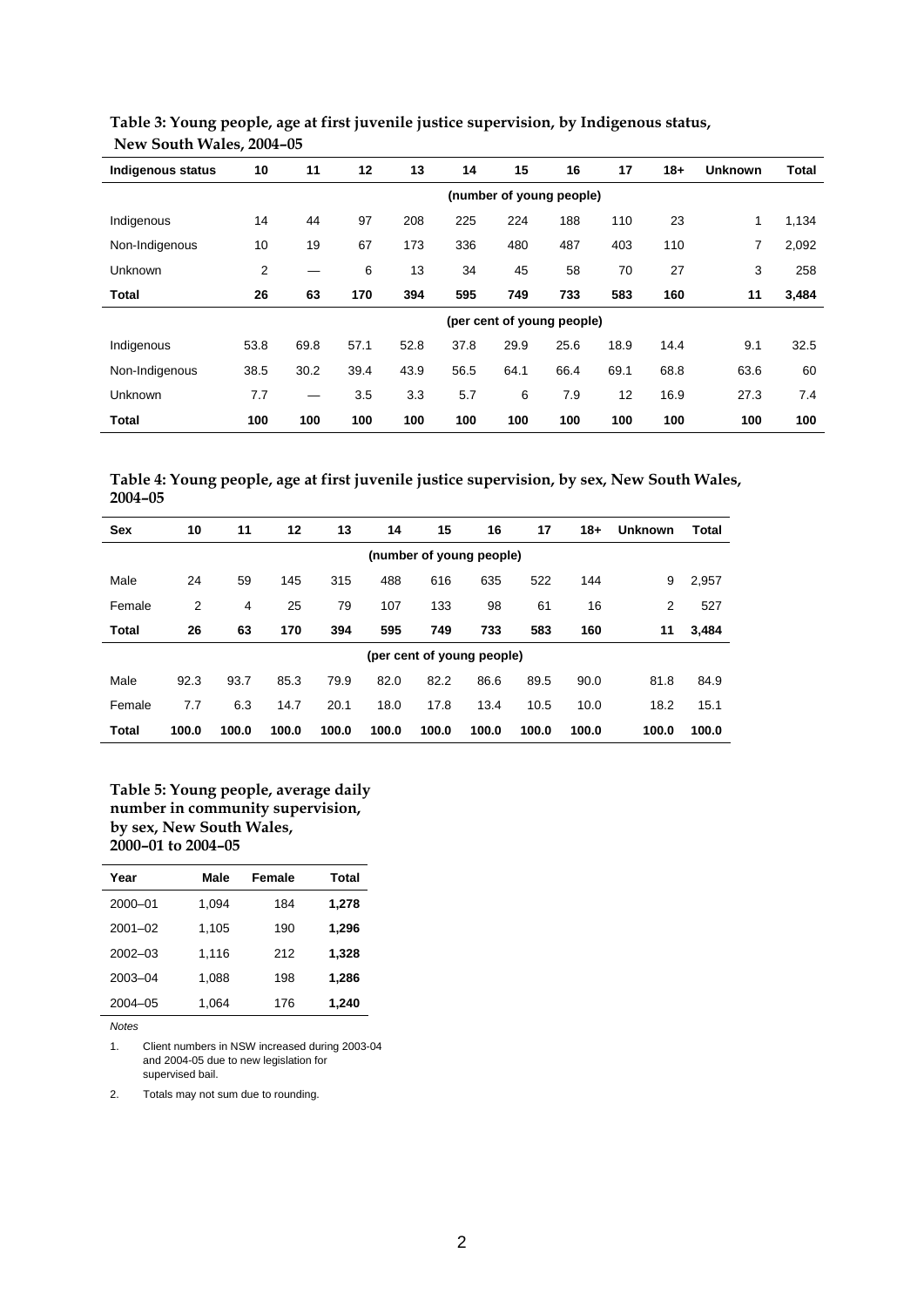**Table 3: Young people, age at first juvenile justice supervision, by Indigenous status, New South Wales, 2004–05**

| Indigenous status | 10 | 11 | 12 | 13 | 14 | 15 | 16 | 17 | 18+ | Unknown | Total |
|---|---|---|---|---|---|---|---|---|---|---|---|
| | | | | | (number of young people) | | | | | | |
| Indigenous | 14 | 44 | 97 | 208 | 225 | 224 | 188 | 110 | 23 | 1 | 1,134 |
| Non-Indigenous | 10 | 19 | 67 | 173 | 336 | 480 | 487 | 403 | 110 | 7 | 2,092 |
| Unknown | 2 | — | 6 | 13 | 34 | 45 | 58 | 70 | 27 | 3 | 258 |
| **Total** | **26** | **63** | **170** | **394** | **595** | **749** | **733** | **583** | **160** | **11** | **3,484** |
| | | | | | (per cent of young people) | | | | | | |
| Indigenous | 53.8 | 69.8 | 57.1 | 52.8 | 37.8 | 29.9 | 25.6 | 18.9 | 14.4 | 9.1 | 32.5 |
| Non-Indigenous | 38.5 | 30.2 | 39.4 | 43.9 | 56.5 | 64.1 | 66.4 | 69.1 | 68.8 | 63.6 | 60 |
| Unknown | 7.7 | — | 3.5 | 3.3 | 5.7 | 6 | 7.9 | 12 | 16.9 | 27.3 | 7.4 |
| **Total** | **100** | **100** | **100** | **100** | **100** | **100** | **100** | **100** | **100** | **100** | **100** |

**Table 4: Young people, age at first juvenile justice supervision, by sex, New South Wales, 2004–05**

| Sex | 10 | 11 | 12 | 13 | 14 | 15 | 16 | 17 | 18+ | Unknown | Total |
|---|---|---|---|---|---|---|---|---|---|---|---|
| | | | | | (number of young people) | | | | | | |
| Male | 24 | 59 | 145 | 315 | 488 | 616 | 635 | 522 | 144 | 9 | 2,957 |
| Female | 2 | 4 | 25 | 79 | 107 | 133 | 98 | 61 | 16 | 2 | 527 |
| **Total** | **26** | **63** | **170** | **394** | **595** | **749** | **733** | **583** | **160** | **11** | **3,484** |
| | | | | | (per cent of young people) | | | | | | |
| Male | 92.3 | 93.7 | 85.3 | 79.9 | 82.0 | 82.2 | 86.6 | 89.5 | 90.0 | 81.8 | 84.9 |
| Female | 7.7 | 6.3 | 14.7 | 20.1 | 18.0 | 17.8 | 13.4 | 10.5 | 10.0 | 18.2 | 15.1 |
| **Total** | **100.0** | **100.0** | **100.0** | **100.0** | **100.0** | **100.0** | **100.0** | **100.0** | **100.0** | **100.0** | **100.0** |

**Table 5: Young people, average daily number in community supervision, by sex, New South Wales, 2000–01 to 2004–05**

| Year | Male | Female | Total |
|---|---|---|---|
| 2000–01 | 1,094 | 184 | **1,278** |
| 2001–02 | 1,105 | 190 | **1,296** |
| 2002–03 | 1,116 | 212 | **1,328** |
| 2003–04 | 1,088 | 198 | **1,286** |
| 2004–05 | 1,064 | 176 | **1,240** |

*Notes*

1. Client numbers in NSW increased during 2003-04 and 2004-05 due to new legislation for supervised bail.
2. Totals may not sum due to rounding.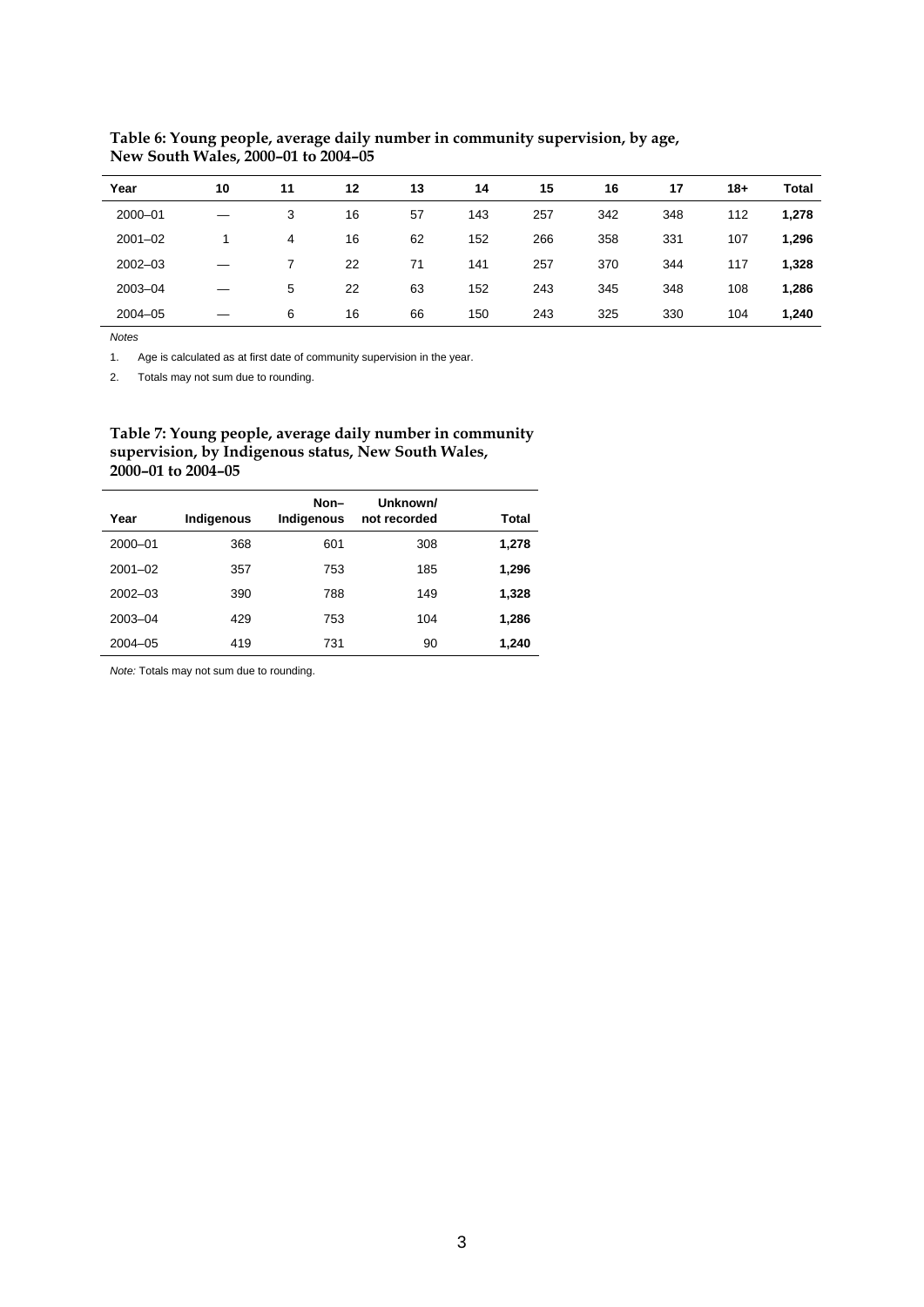**Table 6: Young people, average daily number in community supervision, by age, New South Wales, 2000–01 to 2004–05**

| Year | 10 | 11 | 12 | 13 | 14 | 15 | 16 | 17 | 18+ | Total |
|---|---|---|---|---|---|---|---|---|---|---|
| 2000–01 | — | 3 | 16 | 57 | 143 | 257 | 342 | 348 | 112 | **1,278** |
| 2001–02 | 1 | 4 | 16 | 62 | 152 | 266 | 358 | 331 | 107 | **1,296** |
| 2002–03 | — | 7 | 22 | 71 | 141 | 257 | 370 | 344 | 117 | **1,328** |
| 2003–04 | — | 5 | 22 | 63 | 152 | 243 | 345 | 348 | 108 | **1,286** |
| 2004–05 | — | 6 | 16 | 66 | 150 | 243 | 325 | 330 | 104 | **1,240** |

*Notes*

1. Age is calculated as at first date of community supervision in the year.
2. Totals may not sum due to rounding.

**Table 7: Young people, average daily number in community supervision, by Indigenous status, New South Wales, 2000–01 to 2004–05**

| Year | Indigenous | Non–Indigenous | Unknown/ not recorded | Total |
|---|---|---|---|---|
| 2000–01 | 368 | 601 | 308 | **1,278** |
| 2001–02 | 357 | 753 | 185 | **1,296** |
| 2002–03 | 390 | 788 | 149 | **1,328** |
| 2003–04 | 429 | 753 | 104 | **1,286** |
| 2004–05 | 419 | 731 | 90 | **1,240** |

*Note:* Totals may not sum due to rounding.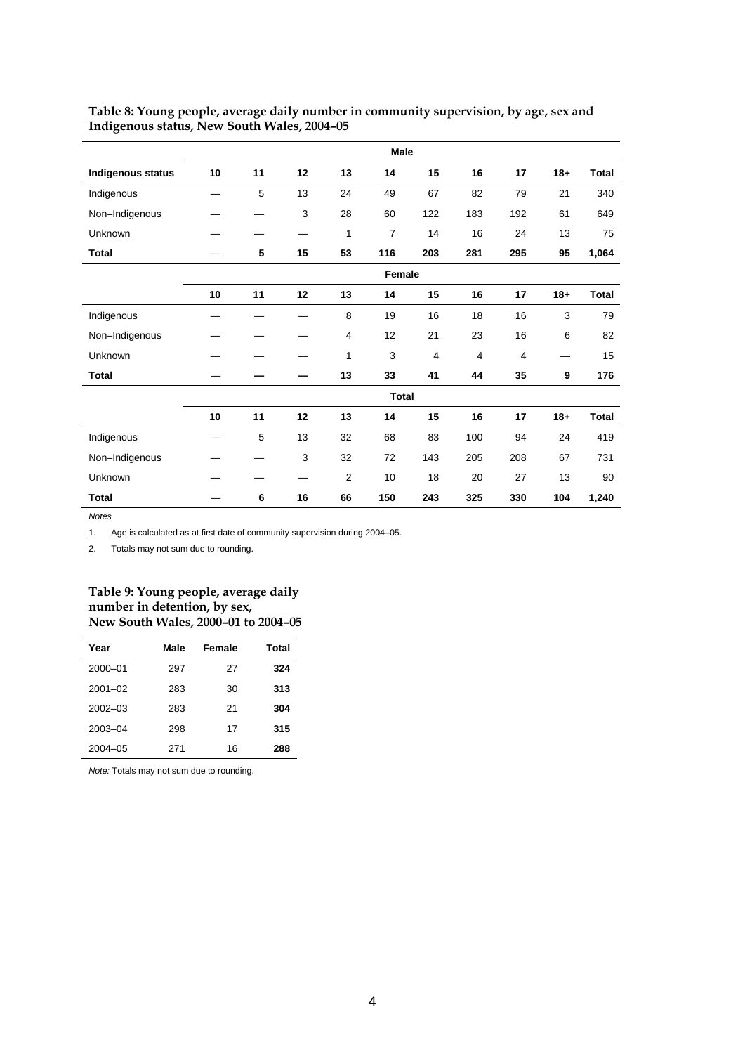**Table 8: Young people, average daily number in community supervision, by age, sex and Indigenous status, New South Wales, 2004–05**

| | Male | | | | | | | | | |
|---|---|---|---|---|---|---|---|---|---|---|
| **Indigenous status** | **10** | **11** | **12** | **13** | **14** | **15** | **16** | **17** | **18+** | **Total** |
| Indigenous | — | 5 | 13 | 24 | 49 | 67 | 82 | 79 | 21 | 340 |
| Non–Indigenous | — | — | 3 | 28 | 60 | 122 | 183 | 192 | 61 | 649 |
| Unknown | — | — | — | 1 | 7 | 14 | 16 | 24 | 13 | 75 |
| **Total** | **—** | **5** | **15** | **53** | **116** | **203** | **281** | **295** | **95** | **1,064** |
| | **Female** | | | | | | | | | |
| | **10** | **11** | **12** | **13** | **14** | **15** | **16** | **17** | **18+** | **Total** |
| Indigenous | — | — | — | 8 | 19 | 16 | 18 | 16 | 3 | 79 |
| Non–Indigenous | — | — | — | 4 | 12 | 21 | 23 | 16 | 6 | 82 |
| Unknown | — | — | — | 1 | 3 | 4 | 4 | 4 | — | 15 |
| **Total** | **—** | **—** | **—** | **13** | **33** | **41** | **44** | **35** | **9** | **176** |
| | **Total** | | | | | | | | | |
| | **10** | **11** | **12** | **13** | **14** | **15** | **16** | **17** | **18+** | **Total** |
| Indigenous | — | 5 | 13 | 32 | 68 | 83 | 100 | 94 | 24 | 419 |
| Non–Indigenous | — | — | 3 | 32 | 72 | 143 | 205 | 208 | 67 | 731 |
| Unknown | — | — | — | 2 | 10 | 18 | 20 | 27 | 13 | 90 |
| **Total** | **—** | **6** | **16** | **66** | **150** | **243** | **325** | **330** | **104** | **1,240** |

*Notes*

1. Age is calculated as at first date of community supervision during 2004–05.

2. Totals may not sum due to rounding.

**Table 9: Young people, average daily number in detention, by sex, New South Wales, 2000–01 to 2004–05**

| Year | Male | Female | Total |
|---|---|---|---|
| 2000–01 | 297 | 27 | **324** |
| 2001–02 | 283 | 30 | **313** |
| 2002–03 | 283 | 21 | **304** |
| 2003–04 | 298 | 17 | **315** |
| 2004–05 | 271 | 16 | **288** |

*Note:* Totals may not sum due to rounding.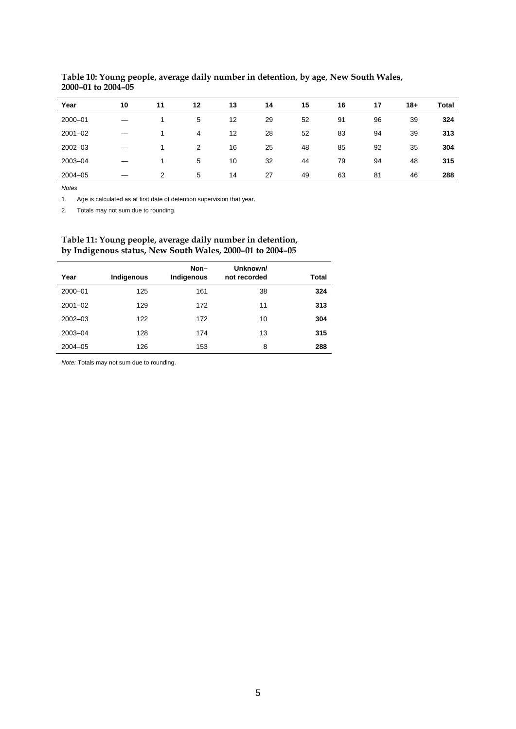**Table 10: Young people, average daily number in detention, by age, New South Wales, 2000–01 to 2004–05**

| Year | 10 | 11 | 12 | 13 | 14 | 15 | 16 | 17 | 18+ | Total |
|---|---|---|---|---|---|---|---|---|---|---|
| 2000–01 | — | 1 | 5 | 12 | 29 | 52 | 91 | 96 | 39 | **324** |
| 2001–02 | — | 1 | 4 | 12 | 28 | 52 | 83 | 94 | 39 | **313** |
| 2002–03 | — | 1 | 2 | 16 | 25 | 48 | 85 | 92 | 35 | **304** |
| 2003–04 | — | 1 | 5 | 10 | 32 | 44 | 79 | 94 | 48 | **315** |
| 2004–05 | — | 2 | 5 | 14 | 27 | 49 | 63 | 81 | 46 | **288** |

*Notes*

1. Age is calculated as at first date of detention supervision that year.
2. Totals may not sum due to rounding.

**Table 11: Young people, average daily number in detention, by Indigenous status, New South Wales, 2000–01 to 2004–05**

| Year | Indigenous | Non–Indigenous | Unknown/ not recorded | Total |
|---|---|---|---|---|
| 2000–01 | 125 | 161 | 38 | **324** |
| 2001–02 | 129 | 172 | 11 | **313** |
| 2002–03 | 122 | 172 | 10 | **304** |
| 2003–04 | 128 | 174 | 13 | **315** |
| 2004–05 | 126 | 153 | 8 | **288** |

*Note:* Totals may not sum due to rounding.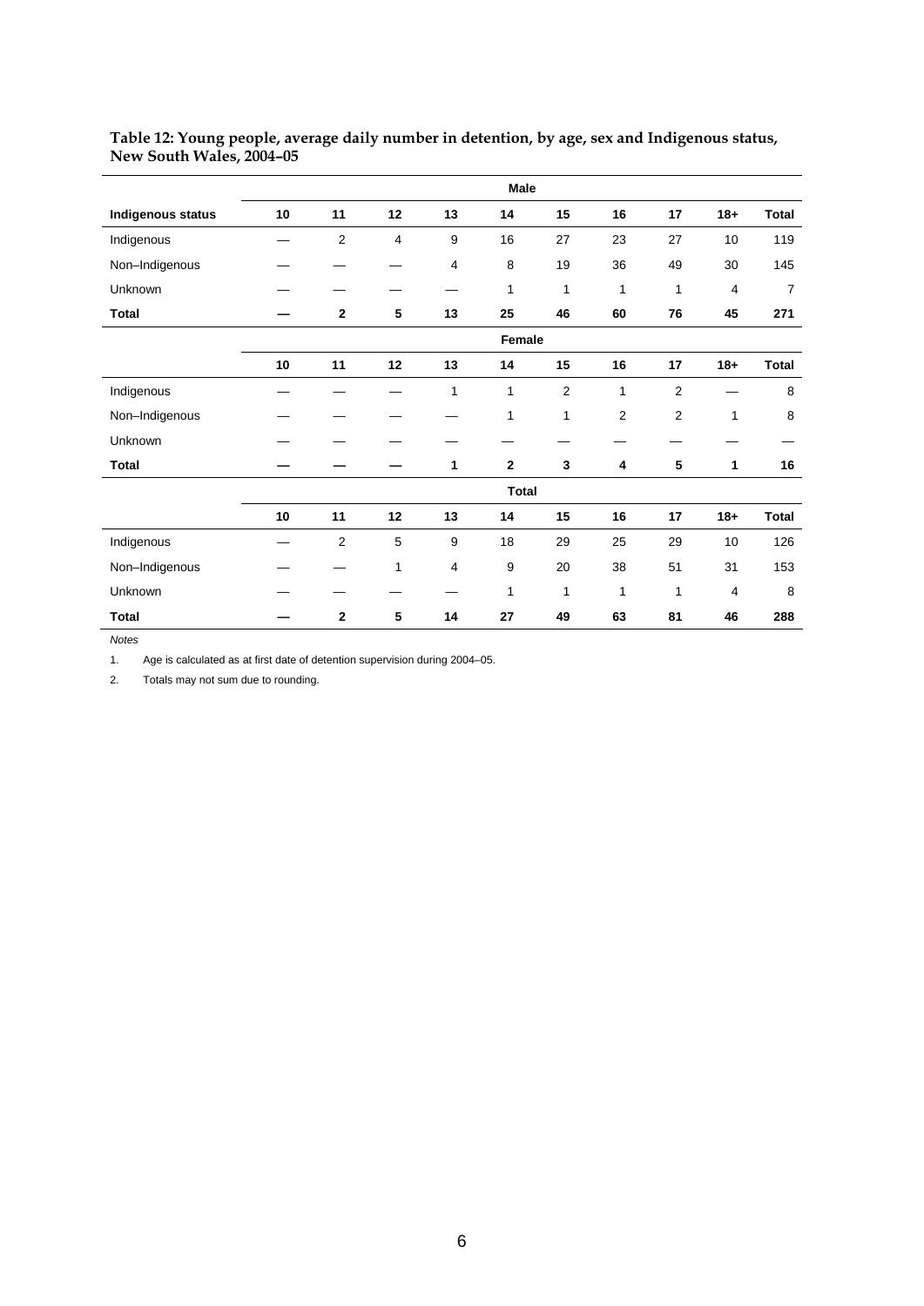**Table 12: Young people, average daily number in detention, by age, sex and Indigenous status, New South Wales, 2004–05**

| | | | | | **Male** | | | | | |
|---|---|---|---|---|---|---|---|---|---|---|
| **Indigenous status** | **10** | **11** | **12** | **13** | **14** | **15** | **16** | **17** | **18+** | **Total** |
| Indigenous | — | 2 | 4 | 9 | 16 | 27 | 23 | 27 | 10 | 119 |
| Non–Indigenous | — | — | — | 4 | 8 | 19 | 36 | 49 | 30 | 145 |
| Unknown | — | — | — | — | 1 | 1 | 1 | 1 | 4 | 7 |
| **Total** | **—** | **2** | **5** | **13** | **25** | **46** | **60** | **76** | **45** | **271** |
| | | | | | **Female** | | | | | |
| | **10** | **11** | **12** | **13** | **14** | **15** | **16** | **17** | **18+** | **Total** |
| Indigenous | — | — | — | 1 | 1 | 2 | 1 | 2 | — | 8 |
| Non–Indigenous | — | — | — | — | 1 | 1 | 2 | 2 | 1 | 8 |
| Unknown | — | — | — | — | — | — | — | — | — | — |
| **Total** | **—** | **—** | **—** | **1** | **2** | **3** | **4** | **5** | **1** | **16** |
| | | | | | **Total** | | | | | |
| | **10** | **11** | **12** | **13** | **14** | **15** | **16** | **17** | **18+** | **Total** |
| Indigenous | — | 2 | 5 | 9 | 18 | 29 | 25 | 29 | 10 | 126 |
| Non–Indigenous | — | — | 1 | 4 | 9 | 20 | 38 | 51 | 31 | 153 |
| Unknown | — | — | — | — | 1 | 1 | 1 | 1 | 4 | 8 |
| **Total** | **—** | **2** | **5** | **14** | **27** | **49** | **63** | **81** | **46** | **288** |

*Notes*

1. Age is calculated as at first date of detention supervision during 2004–05.

2. Totals may not sum due to rounding.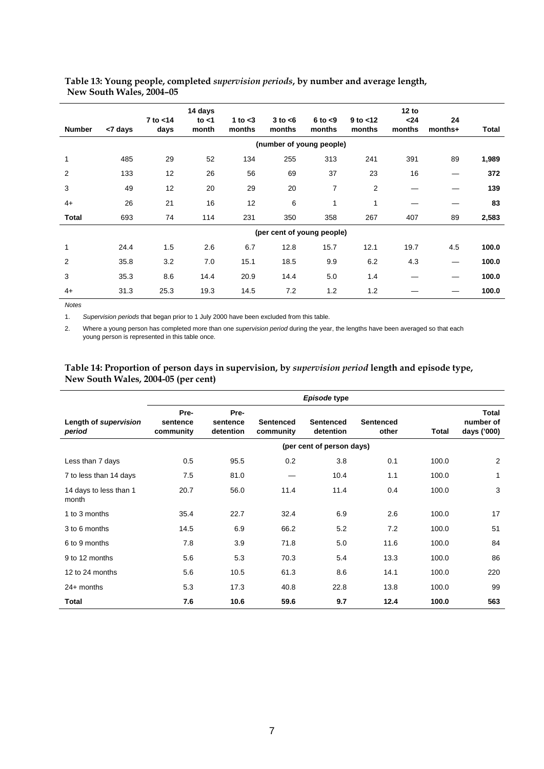**Table 13: Young people, completed *supervision periods*, by number and average length, New South Wales, 2004–05**

| Number | <7 days | 7 to <14 days | 14 days to <1 month | 1 to <3 months | 3 to <6 months | 6 to <9 months | 9 to <12 months | 12 to <24 months | 24 months+ | Total |
|---|---|---|---|---|---|---|---|---|---|---|
| | (number of young people) | | | | | | | | | |
| 1 | 485 | 29 | 52 | 134 | 255 | 313 | 241 | 391 | 89 | **1,989** |
| 2 | 133 | 12 | 26 | 56 | 69 | 37 | 23 | 16 | — | **372** |
| 3 | 49 | 12 | 20 | 29 | 20 | 7 | 2 | — | — | **139** |
| 4+ | 26 | 21 | 16 | 12 | 6 | 1 | 1 | — | — | **83** |
| **Total** | 693 | 74 | 114 | 231 | 350 | 358 | 267 | 407 | 89 | **2,583** |
| | (per cent of young people) | | | | | | | | | |
| 1 | 24.4 | 1.5 | 2.6 | 6.7 | 12.8 | 15.7 | 12.1 | 19.7 | 4.5 | **100.0** |
| 2 | 35.8 | 3.2 | 7.0 | 15.1 | 18.5 | 9.9 | 6.2 | 4.3 | — | **100.0** |
| 3 | 35.3 | 8.6 | 14.4 | 20.9 | 14.4 | 5.0 | 1.4 | — | — | **100.0** |
| 4+ | 31.3 | 25.3 | 19.3 | 14.5 | 7.2 | 1.2 | 1.2 | — | — | **100.0** |

*Notes*

1. *Supervision periods* that began prior to 1 July 2000 have been excluded from this table.
2. Where a young person has completed more than one *supervision period* during the year, the lengths have been averaged so that each young person is represented in this table once.

**Table 14: Proportion of person days in supervision, by *supervision period* length and episode type, New South Wales, 2004-05 (per cent)**

| | *Episode* type | | | | | | |
|---|---|---|---|---|---|---|---|
| Length of *supervision period* | Pre-sentence community | Pre-sentence detention | Sentenced community | Sentenced detention | Sentenced other | Total | Total number of days ('000) |
| | (per cent of person days) | | | | | | |
| Less than 7 days | 0.5 | 95.5 | 0.2 | 3.8 | 0.1 | 100.0 | 2 |
| 7 to less than 14 days | 7.5 | 81.0 | — | 10.4 | 1.1 | 100.0 | 1 |
| 14 days to less than 1 month | 20.7 | 56.0 | 11.4 | 11.4 | 0.4 | 100.0 | 3 |
| 1 to 3 months | 35.4 | 22.7 | 32.4 | 6.9 | 2.6 | 100.0 | 17 |
| 3 to 6 months | 14.5 | 6.9 | 66.2 | 5.2 | 7.2 | 100.0 | 51 |
| 6 to 9 months | 7.8 | 3.9 | 71.8 | 5.0 | 11.6 | 100.0 | 84 |
| 9 to 12 months | 5.6 | 5.3 | 70.3 | 5.4 | 13.3 | 100.0 | 86 |
| 12 to 24 months | 5.6 | 10.5 | 61.3 | 8.6 | 14.1 | 100.0 | 220 |
| 24+ months | 5.3 | 17.3 | 40.8 | 22.8 | 13.8 | 100.0 | 99 |
| **Total** | **7.6** | **10.6** | **59.6** | **9.7** | **12.4** | **100.0** | **563** |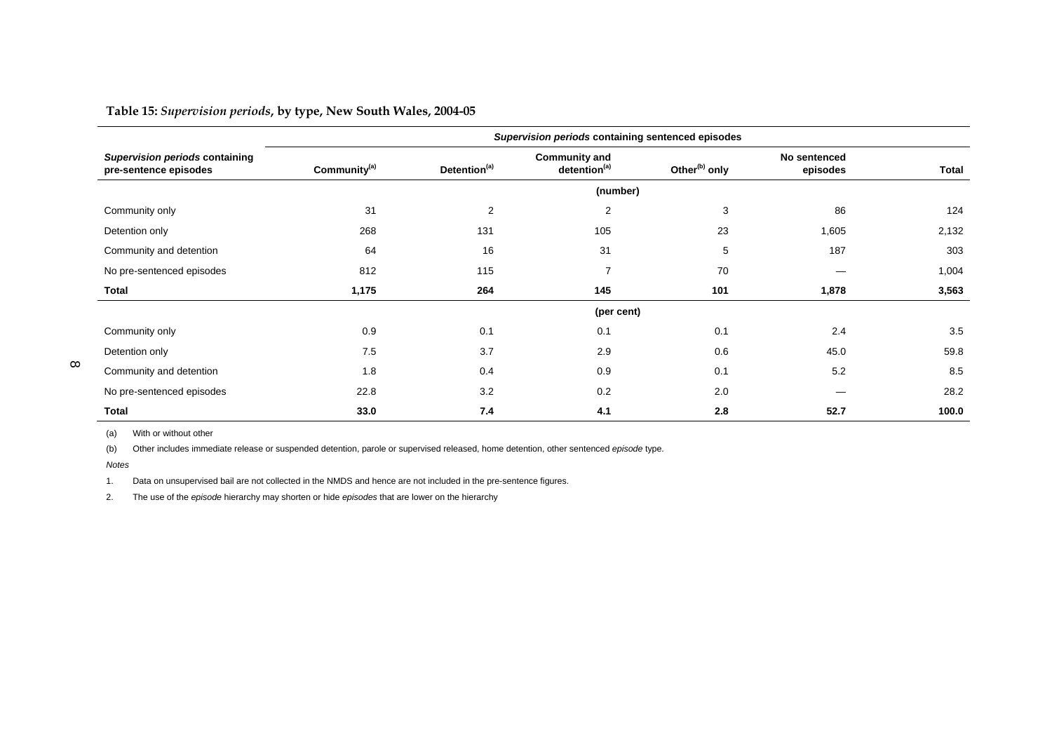**Table 15:** *Supervision periods*, **by type, New South Wales, 2004-05**

| *Supervision periods* containing pre-sentence episodes | *Supervision periods* containing sentenced episodes | | | | | |
|---|---|---|---|---|---|---|
| | Community[(a)] | Detention[(a)] | Community and detention[(a)] | Other[(b)] only | No sentenced episodes | Total |
| | | | (number) | | | |
| Community only | 31 | 2 | 2 | 3 | 86 | 124 |
| Detention only | 268 | 131 | 105 | 23 | 1,605 | 2,132 |
| Community and detention | 64 | 16 | 31 | 5 | 187 | 303 |
| No pre-sentenced episodes | 812 | 115 | 7 | 70 | — | 1,004 |
| **Total** | **1,175** | **264** | **145** | **101** | **1,878** | **3,563** |
| | | | (per cent) | | | |
| Community only | 0.9 | 0.1 | 0.1 | 0.1 | 2.4 | 3.5 |
| Detention only | 7.5 | 3.7 | 2.9 | 0.6 | 45.0 | 59.8 |
| Community and detention | 1.8 | 0.4 | 0.9 | 0.1 | 5.2 | 8.5 |
| No pre-sentenced episodes | 22.8 | 3.2 | 0.2 | 2.0 | — | 28.2 |
| **Total** | **33.0** | **7.4** | **4.1** | **2.8** | **52.7** | **100.0** |

(a) With or without other

(b) Other includes immediate release or suspended detention, parole or supervised released, home detention, other sentenced *episode* type.

*Notes*

1. Data on unsupervised bail are not collected in the NMDS and hence are not included in the pre-sentence figures.

2. The use of the *episode* hierarchy may shorten or hide *episodes* that are lower on the hierarchy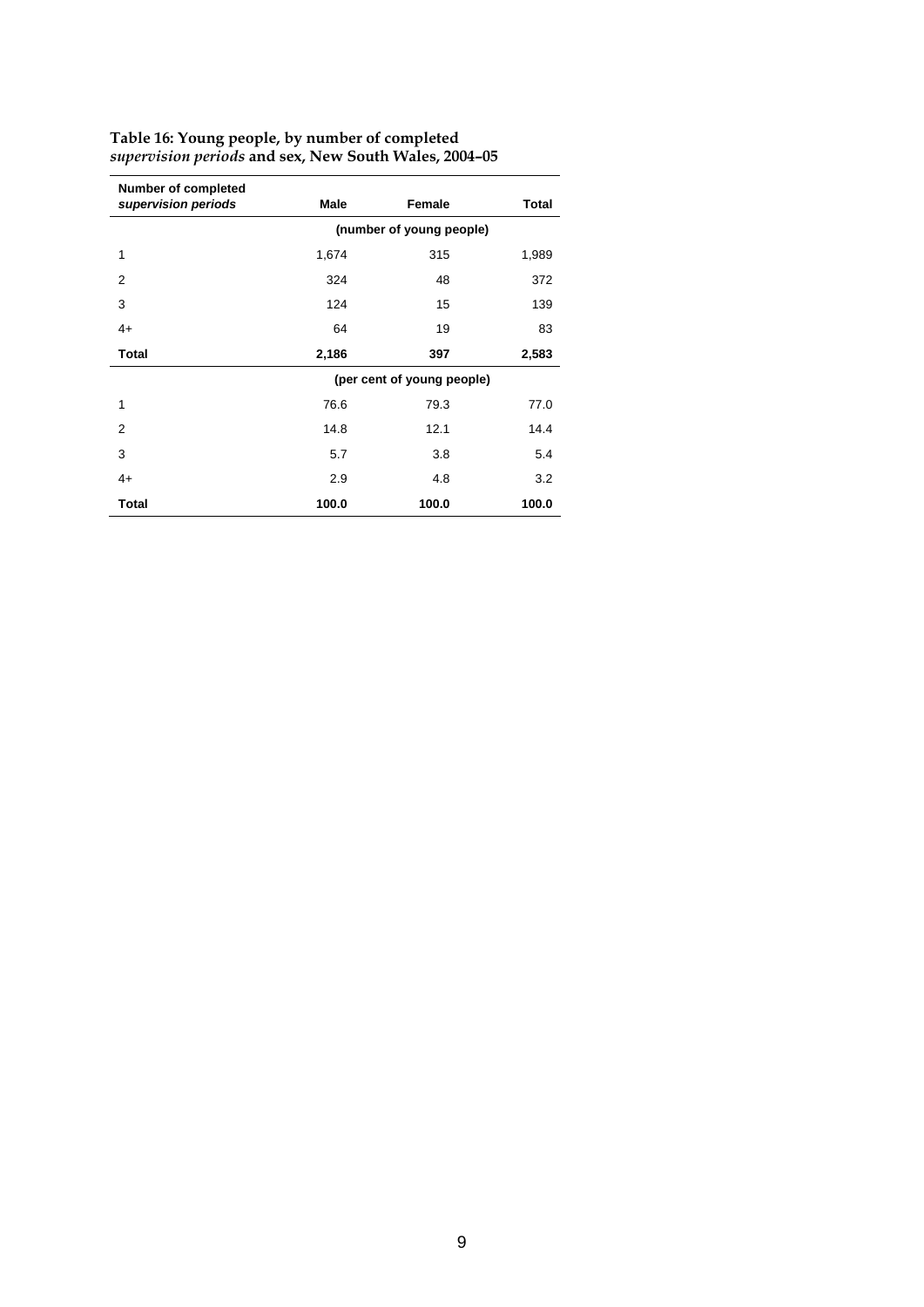**Table 16: Young people, by number of completed *supervision periods* and sex, New South Wales, 2004–05**

| Number of completed *supervision periods* | Male | Female | Total |
|---|---|---|---|
| | | (number of young people) | |
| 1 | 1,674 | 315 | 1,989 |
| 2 | 324 | 48 | 372 |
| 3 | 124 | 15 | 139 |
| 4+ | 64 | 19 | 83 |
| **Total** | **2,186** | **397** | **2,583** |
| | | (per cent of young people) | |
| 1 | 76.6 | 79.3 | 77.0 |
| 2 | 14.8 | 12.1 | 14.4 |
| 3 | 5.7 | 3.8 | 5.4 |
| 4+ | 2.9 | 4.8 | 3.2 |
| **Total** | **100.0** | **100.0** | **100.0** |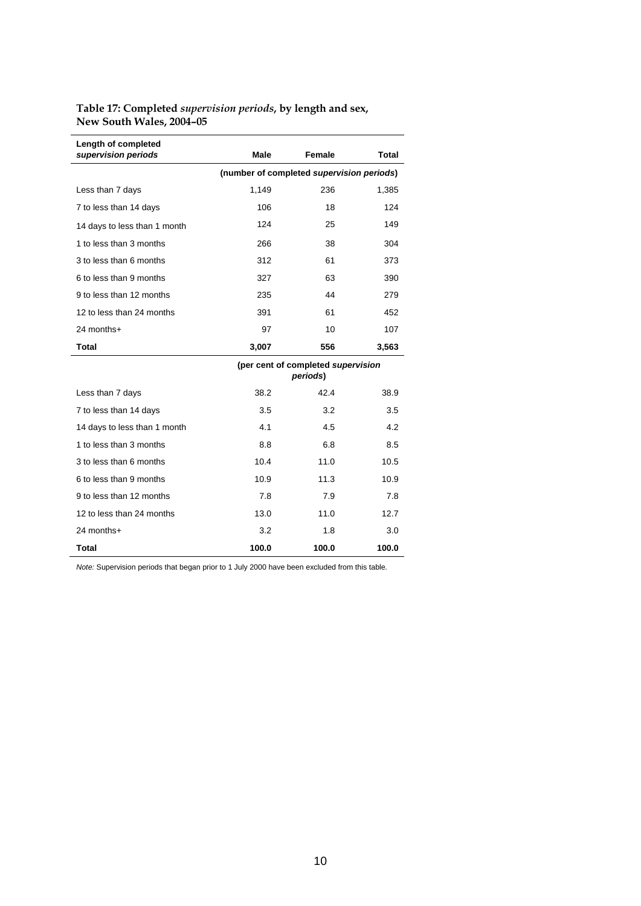**Table 17: Completed *supervision periods*, by length and sex, New South Wales, 2004–05**

| Length of completed *supervision periods* | Male | Female | Total |
|---|---|---|---|
| | (number of completed *supervision periods*) | | |
| Less than 7 days | 1,149 | 236 | 1,385 |
| 7 to less than 14 days | 106 | 18 | 124 |
| 14 days to less than 1 month | 124 | 25 | 149 |
| 1 to less than 3 months | 266 | 38 | 304 |
| 3 to less than 6 months | 312 | 61 | 373 |
| 6 to less than 9 months | 327 | 63 | 390 |
| 9 to less than 12 months | 235 | 44 | 279 |
| 12 to less than 24 months | 391 | 61 | 452 |
| 24 months+ | 97 | 10 | 107 |
| **Total** | **3,007** | **556** | **3,563** |
| | (per cent of completed *supervision periods*) | | |
| Less than 7 days | 38.2 | 42.4 | 38.9 |
| 7 to less than 14 days | 3.5 | 3.2 | 3.5 |
| 14 days to less than 1 month | 4.1 | 4.5 | 4.2 |
| 1 to less than 3 months | 8.8 | 6.8 | 8.5 |
| 3 to less than 6 months | 10.4 | 11.0 | 10.5 |
| 6 to less than 9 months | 10.9 | 11.3 | 10.9 |
| 9 to less than 12 months | 7.8 | 7.9 | 7.8 |
| 12 to less than 24 months | 13.0 | 11.0 | 12.7 |
| 24 months+ | 3.2 | 1.8 | 3.0 |
| **Total** | **100.0** | **100.0** | **100.0** |

*Note:* Supervision periods that began prior to 1 July 2000 have been excluded from this table.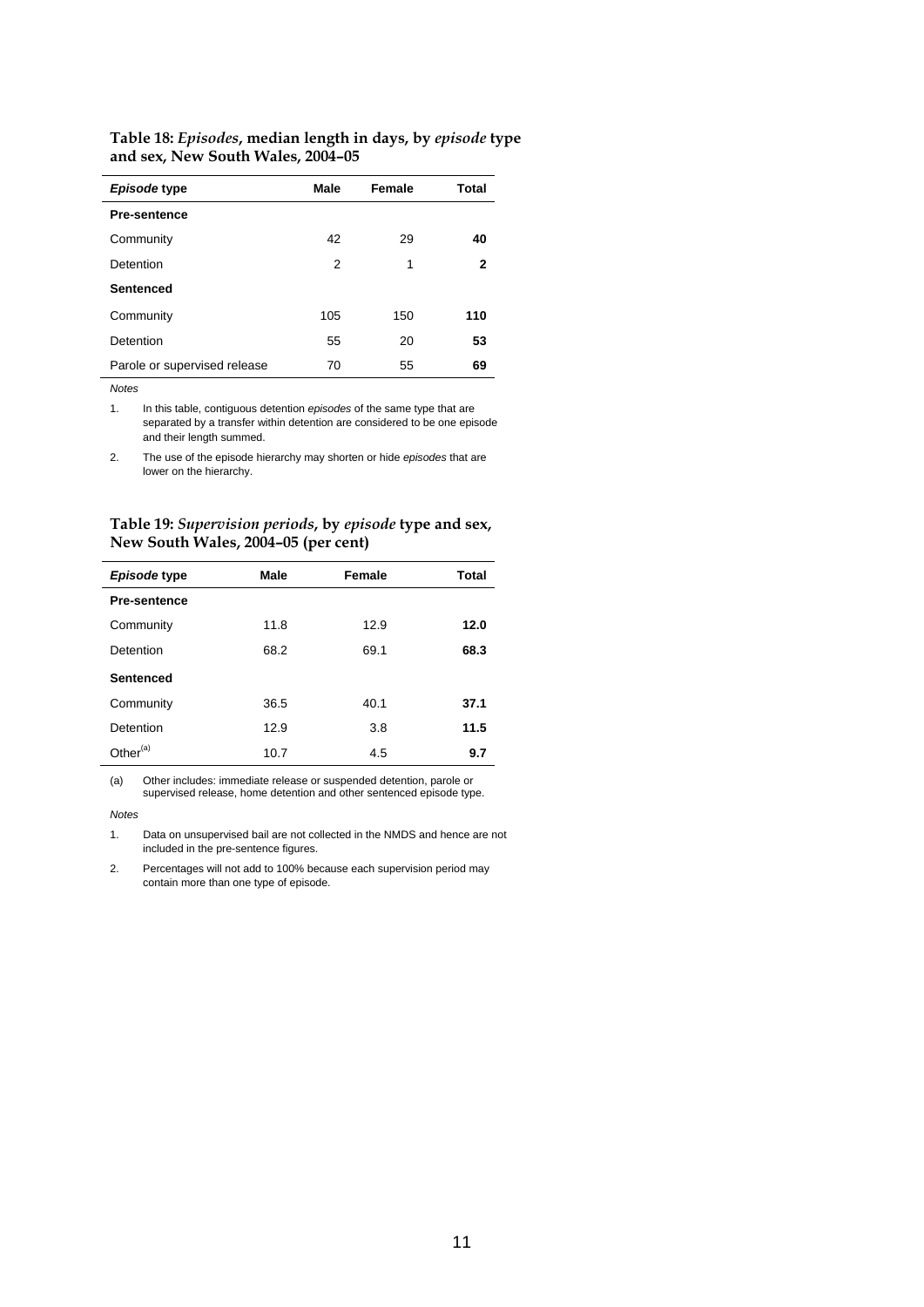**Table 18: *Episodes*, median length in days, by *episode* type and sex, New South Wales, 2004–05**

| *Episode* type | Male | Female | Total |
|---|---|---|---|
| **Pre-sentence** | | | |
| Community | 42 | 29 | **40** |
| Detention | 2 | 1 | **2** |
| **Sentenced** | | | |
| Community | 105 | 150 | **110** |
| Detention | 55 | 20 | **53** |
| Parole or supervised release | 70 | 55 | **69** |

*Notes*

1. In this table, contiguous detention *episodes* of the same type that are separated by a transfer within detention are considered to be one episode and their length summed.
2. The use of the episode hierarchy may shorten or hide *episodes* that are lower on the hierarchy.

**Table 19: *Supervision periods*, by *episode* type and sex, New South Wales, 2004–05 (per cent)**

| *Episode* type | Male | Female | Total |
|---|---|---|---|
| **Pre-sentence** | | | |
| Community | 11.8 | 12.9 | **12.0** |
| Detention | 68.2 | 69.1 | **68.3** |
| **Sentenced** | | | |
| Community | 36.5 | 40.1 | **37.1** |
| Detention | 12.9 | 3.8 | **11.5** |
| Other[(a)] | 10.7 | 4.5 | **9.7** |

(a) Other includes: immediate release or suspended detention, parole or supervised release, home detention and other sentenced episode type.

*Notes*

1. Data on unsupervised bail are not collected in the NMDS and hence are not included in the pre-sentence figures.
2. Percentages will not add to 100% because each supervision period may contain more than one type of episode.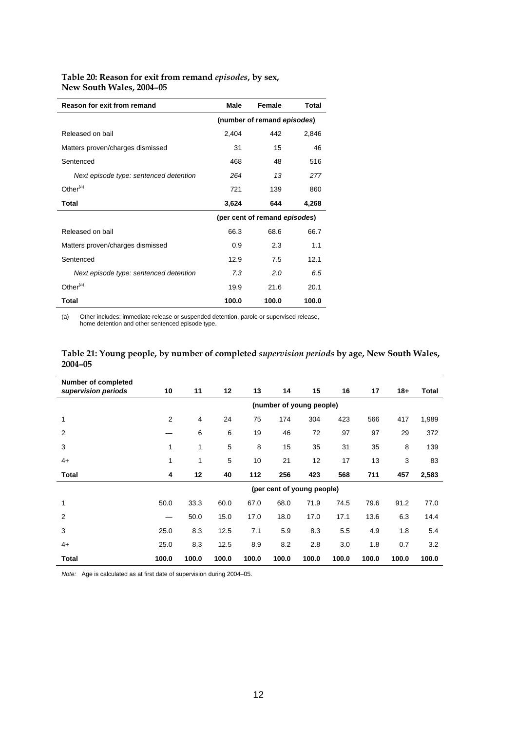**Table 20: Reason for exit from remand *episodes*, by sex, New South Wales, 2004–05**

| Reason for exit from remand | Male | Female | Total |
|---|---|---|---|
| | (number of remand *episodes*) | | |
| Released on bail | 2,404 | 442 | 2,846 |
| Matters proven/charges dismissed | 31 | 15 | 46 |
| Sentenced | 468 | 48 | 516 |
| *Next episode type: sentenced detention* | *264* | *13* | *277* |
| Other[(a)] | 721 | 139 | 860 |
| **Total** | **3,624** | **644** | **4,268** |
| | (per cent of remand *episodes*) | | |
| Released on bail | 66.3 | 68.6 | 66.7 |
| Matters proven/charges dismissed | 0.9 | 2.3 | 1.1 |
| Sentenced | 12.9 | 7.5 | 12.1 |
| *Next episode type: sentenced detention* | *7.3* | *2.0* | *6.5* |
| Other[(a)] | 19.9 | 21.6 | 20.1 |
| **Total** | **100.0** | **100.0** | **100.0** |

(a) Other includes: immediate release or suspended detention, parole or supervised release, home detention and other sentenced episode type.

**Table 21: Young people, by number of completed *supervision periods* by age, New South Wales, 2004–05**

| Number of completed *supervision periods* | 10 | 11 | 12 | 13 | 14 | 15 | 16 | 17 | 18+ | Total |
|---|---|---|---|---|---|---|---|---|---|---|
| | (number of young people) | | | | | | | | | |
| 1 | 2 | 4 | 24 | 75 | 174 | 304 | 423 | 566 | 417 | 1,989 |
| 2 | — | 6 | 6 | 19 | 46 | 72 | 97 | 97 | 29 | 372 |
| 3 | 1 | 1 | 5 | 8 | 15 | 35 | 31 | 35 | 8 | 139 |
| 4+ | 1 | 1 | 5 | 10 | 21 | 12 | 17 | 13 | 3 | 83 |
| **Total** | **4** | **12** | **40** | **112** | **256** | **423** | **568** | **711** | **457** | **2,583** |
| | (per cent of young people) | | | | | | | | | |
| 1 | 50.0 | 33.3 | 60.0 | 67.0 | 68.0 | 71.9 | 74.5 | 79.6 | 91.2 | 77.0 |
| 2 | — | 50.0 | 15.0 | 17.0 | 18.0 | 17.0 | 17.1 | 13.6 | 6.3 | 14.4 |
| 3 | 25.0 | 8.3 | 12.5 | 7.1 | 5.9 | 8.3 | 5.5 | 4.9 | 1.8 | 5.4 |
| 4+ | 25.0 | 8.3 | 12.5 | 8.9 | 8.2 | 2.8 | 3.0 | 1.8 | 0.7 | 3.2 |
| **Total** | **100.0** | **100.0** | **100.0** | **100.0** | **100.0** | **100.0** | **100.0** | **100.0** | **100.0** | **100.0** |

*Note:* Age is calculated as at first date of supervision during 2004–05.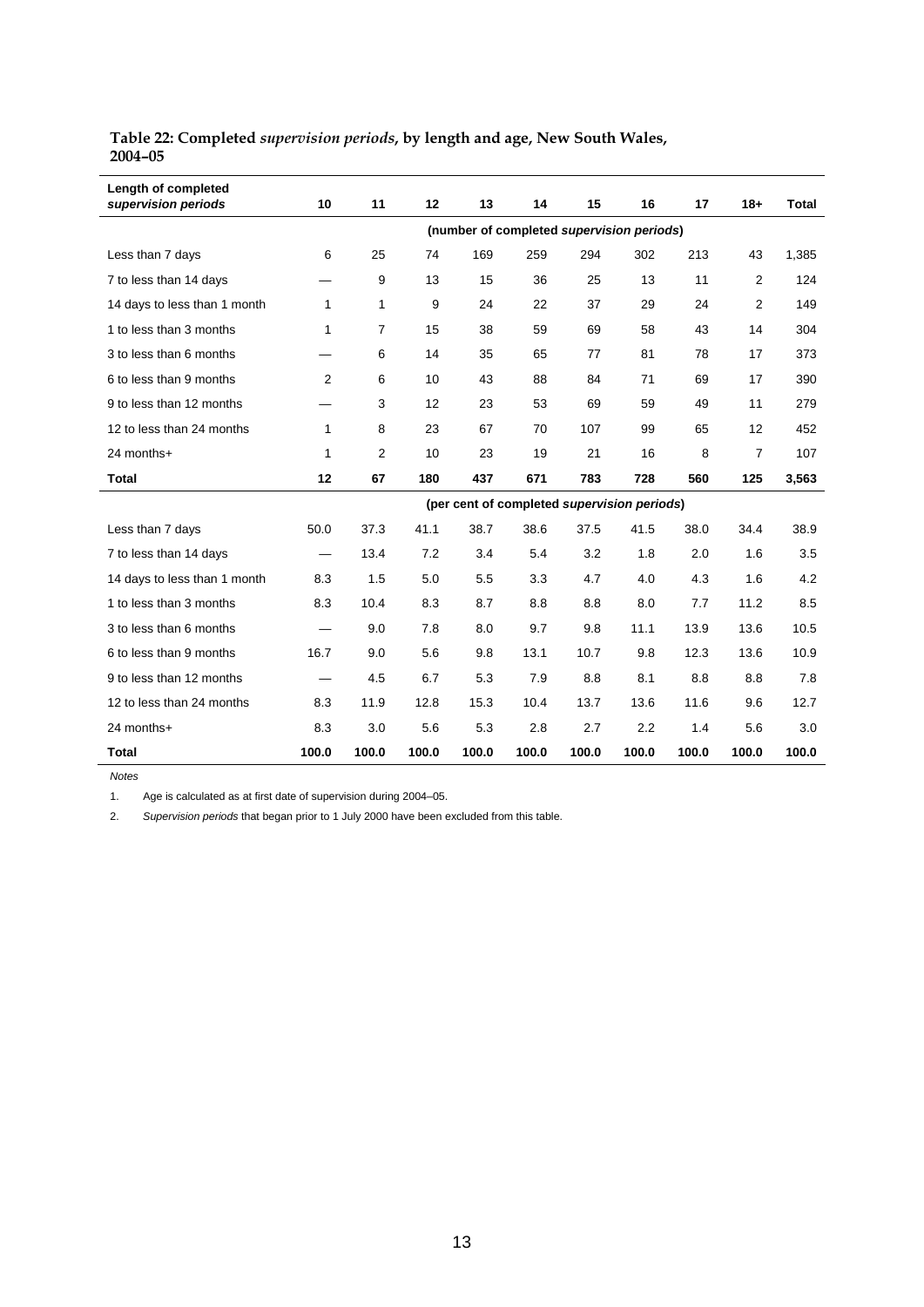**Table 22: Completed *supervision periods*, by length and age, New South Wales, 2004–05**

| Length of completed *supervision periods* | 10 | 11 | 12 | 13 | 14 | 15 | 16 | 17 | 18+ | Total |
|---|---|---|---|---|---|---|---|---|---|---|
| | (number of completed *supervision periods*) | | | | | | | | | |
| Less than 7 days | 6 | 25 | 74 | 169 | 259 | 294 | 302 | 213 | 43 | 1,385 |
| 7 to less than 14 days | — | 9 | 13 | 15 | 36 | 25 | 13 | 11 | 2 | 124 |
| 14 days to less than 1 month | 1 | 1 | 9 | 24 | 22 | 37 | 29 | 24 | 2 | 149 |
| 1 to less than 3 months | 1 | 7 | 15 | 38 | 59 | 69 | 58 | 43 | 14 | 304 |
| 3 to less than 6 months | — | 6 | 14 | 35 | 65 | 77 | 81 | 78 | 17 | 373 |
| 6 to less than 9 months | 2 | 6 | 10 | 43 | 88 | 84 | 71 | 69 | 17 | 390 |
| 9 to less than 12 months | — | 3 | 12 | 23 | 53 | 69 | 59 | 49 | 11 | 279 |
| 12 to less than 24 months | 1 | 8 | 23 | 67 | 70 | 107 | 99 | 65 | 12 | 452 |
| 24 months+ | 1 | 2 | 10 | 23 | 19 | 21 | 16 | 8 | 7 | 107 |
| **Total** | **12** | **67** | **180** | **437** | **671** | **783** | **728** | **560** | **125** | **3,563** |
| | (per cent of completed *supervision periods*) | | | | | | | | | |
| Less than 7 days | 50.0 | 37.3 | 41.1 | 38.7 | 38.6 | 37.5 | 41.5 | 38.0 | 34.4 | 38.9 |
| 7 to less than 14 days | — | 13.4 | 7.2 | 3.4 | 5.4 | 3.2 | 1.8 | 2.0 | 1.6 | 3.5 |
| 14 days to less than 1 month | 8.3 | 1.5 | 5.0 | 5.5 | 3.3 | 4.7 | 4.0 | 4.3 | 1.6 | 4.2 |
| 1 to less than 3 months | 8.3 | 10.4 | 8.3 | 8.7 | 8.8 | 8.8 | 8.0 | 7.7 | 11.2 | 8.5 |
| 3 to less than 6 months | — | 9.0 | 7.8 | 8.0 | 9.7 | 9.8 | 11.1 | 13.9 | 13.6 | 10.5 |
| 6 to less than 9 months | 16.7 | 9.0 | 5.6 | 9.8 | 13.1 | 10.7 | 9.8 | 12.3 | 13.6 | 10.9 |
| 9 to less than 12 months | — | 4.5 | 6.7 | 5.3 | 7.9 | 8.8 | 8.1 | 8.8 | 8.8 | 7.8 |
| 12 to less than 24 months | 8.3 | 11.9 | 12.8 | 15.3 | 10.4 | 13.7 | 13.6 | 11.6 | 9.6 | 12.7 |
| 24 months+ | 8.3 | 3.0 | 5.6 | 5.3 | 2.8 | 2.7 | 2.2 | 1.4 | 5.6 | 3.0 |
| **Total** | **100.0** | **100.0** | **100.0** | **100.0** | **100.0** | **100.0** | **100.0** | **100.0** | **100.0** | **100.0** |

*Notes*

1. Age is calculated as at first date of supervision during 2004–05.
2. *Supervision periods* that began prior to 1 July 2000 have been excluded from this table.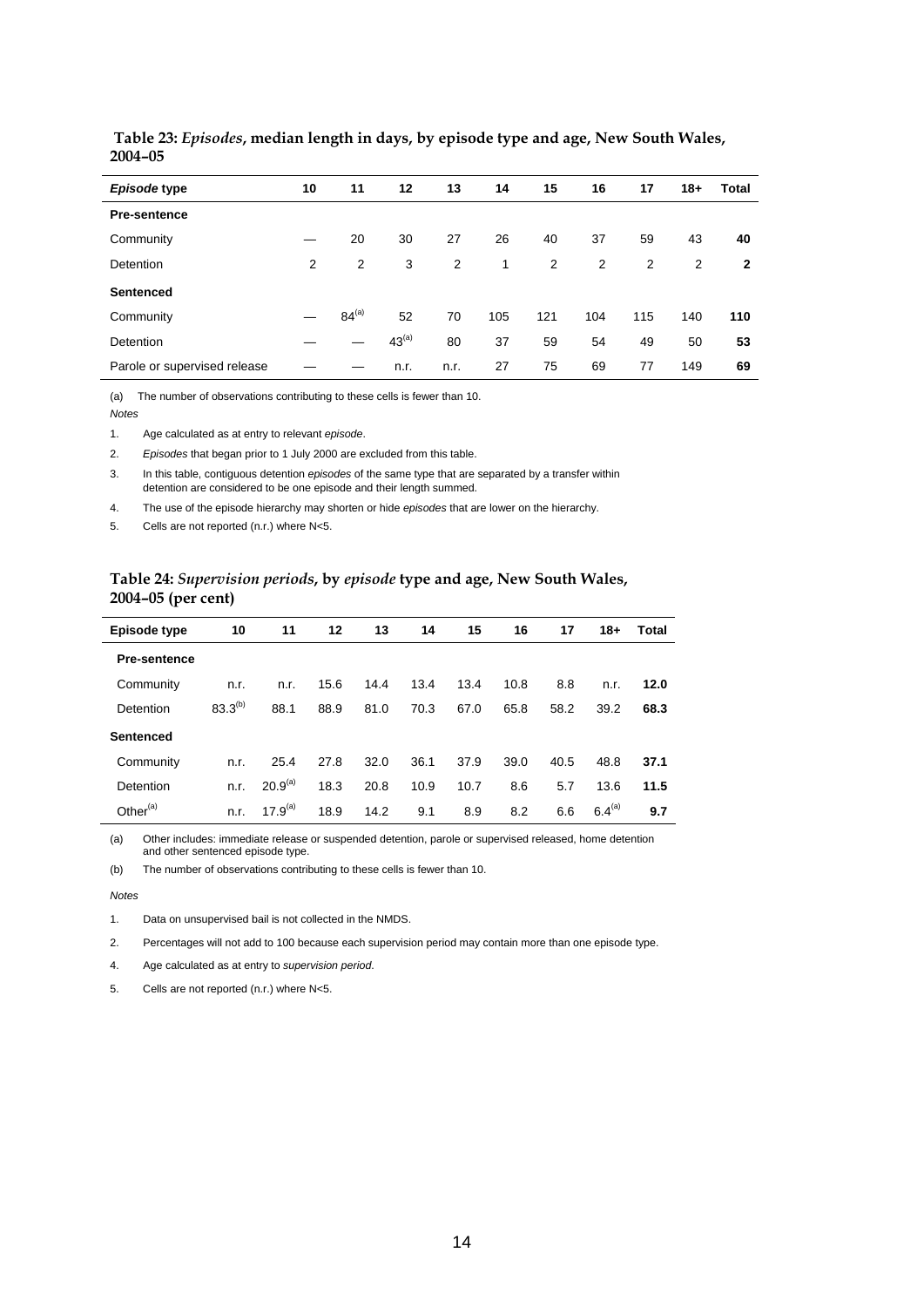**Table 23: *Episodes*, median length in days, by episode type and age, New South Wales, 2004–05**

| *Episode* type | 10 | 11 | 12 | 13 | 14 | 15 | 16 | 17 | 18+ | Total |
|---|---|---|---|---|---|---|---|---|---|---|
| **Pre-sentence** | | | | | | | | | | |
| Community | — | 20 | 30 | 27 | 26 | 40 | 37 | 59 | 43 | **40** |
| Detention | 2 | 2 | 3 | 2 | 1 | 2 | 2 | 2 | 2 | **2** |
| **Sentenced** | | | | | | | | | | |
| Community | — | 84[(a)] | 52 | 70 | 105 | 121 | 104 | 115 | 140 | **110** |
| Detention | — | — | 43[(a)] | 80 | 37 | 59 | 54 | 49 | 50 | **53** |
| Parole or supervised release | — | — | n.r. | n.r. | 27 | 75 | 69 | 77 | 149 | **69** |

(a) The number of observations contributing to these cells is fewer than 10.

*Notes*

1. Age calculated as at entry to relevant *episode*.
2. *Episodes* that began prior to 1 July 2000 are excluded from this table.
3. In this table, contiguous detention *episodes* of the same type that are separated by a transfer within detention are considered to be one episode and their length summed.
4. The use of the episode hierarchy may shorten or hide *episodes* that are lower on the hierarchy.
5. Cells are not reported (n.r.) where N<5.

**Table 24: *Supervision periods*, by *episode* type and age, New South Wales, 2004–05 (per cent)**

| Episode type | 10 | 11 | 12 | 13 | 14 | 15 | 16 | 17 | 18+ | Total |
|---|---|---|---|---|---|---|---|---|---|---|
| **Pre-sentence** | | | | | | | | | | |
| Community | n.r. | n.r. | 15.6 | 14.4 | 13.4 | 13.4 | 10.8 | 8.8 | n.r. | **12.0** |
| Detention | 83.3[(b)] | 88.1 | 88.9 | 81.0 | 70.3 | 67.0 | 65.8 | 58.2 | 39.2 | **68.3** |
| **Sentenced** | | | | | | | | | | |
| Community | n.r. | 25.4 | 27.8 | 32.0 | 36.1 | 37.9 | 39.0 | 40.5 | 48.8 | **37.1** |
| Detention | n.r. | 20.9[(a)] | 18.3 | 20.8 | 10.9 | 10.7 | 8.6 | 5.7 | 13.6 | **11.5** |
| Other[(a)] | n.r. | 17.9[(a)] | 18.9 | 14.2 | 9.1 | 8.9 | 8.2 | 6.6 | 6.4[(a)] | **9.7** |

(a) Other includes: immediate release or suspended detention, parole or supervised released, home detention and other sentenced episode type.

(b) The number of observations contributing to these cells is fewer than 10.

*Notes*

1. Data on unsupervised bail is not collected in the NMDS.
2. Percentages will not add to 100 because each supervision period may contain more than one episode type.
4. Age calculated as at entry to *supervision period*.
5. Cells are not reported (n.r.) where N<5.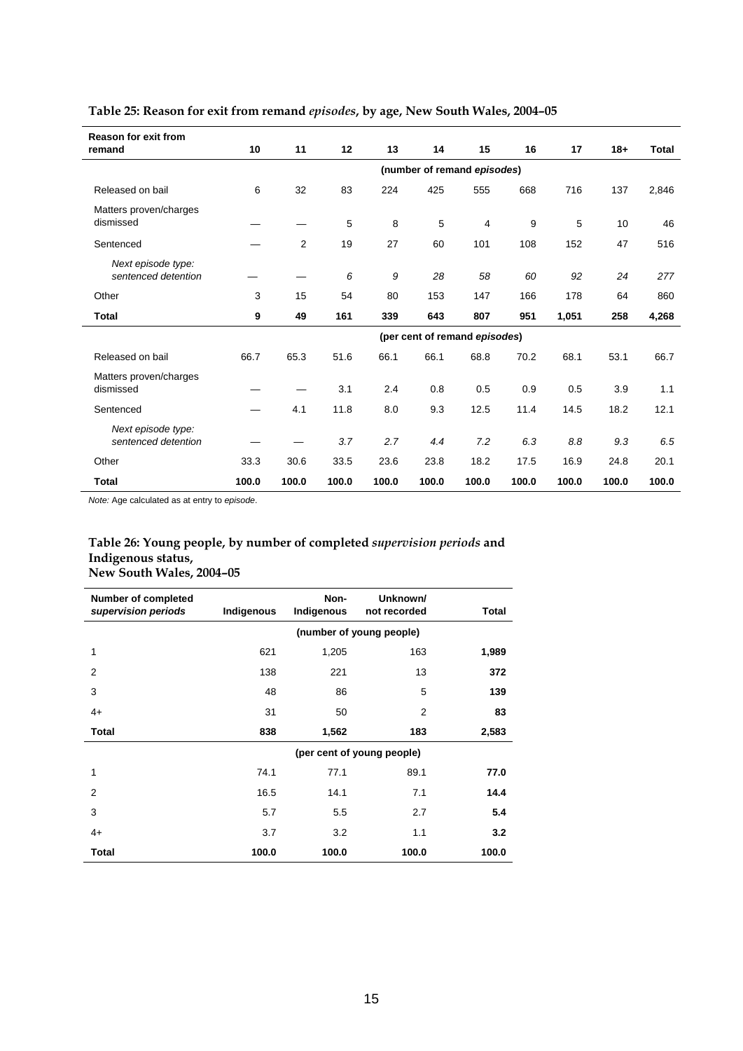**Table 25: Reason for exit from remand *episodes*, by age, New South Wales, 2004–05**

| Reason for exit from remand | 10 | 11 | 12 | 13 | 14 | 15 | 16 | 17 | 18+ | Total |
|---|---|---|---|---|---|---|---|---|---|---|
| | (number of remand *episodes*) | | | | | | | | | |
| Released on bail | 6 | 32 | 83 | 224 | 425 | 555 | 668 | 716 | 137 | 2,846 |
| Matters proven/charges dismissed | — | — | 5 | 8 | 5 | 4 | 9 | 5 | 10 | 46 |
| Sentenced | — | 2 | 19 | 27 | 60 | 101 | 108 | 152 | 47 | 516 |
| *Next episode type: sentenced detention* | — | — | *6* | *9* | *28* | *58* | *60* | *92* | *24* | *277* |
| Other | 3 | 15 | 54 | 80 | 153 | 147 | 166 | 178 | 64 | 860 |
| **Total** | **9** | **49** | **161** | **339** | **643** | **807** | **951** | **1,051** | **258** | **4,268** |
| | (per cent of remand *episodes*) | | | | | | | | | |
| Released on bail | 66.7 | 65.3 | 51.6 | 66.1 | 66.1 | 68.8 | 70.2 | 68.1 | 53.1 | 66.7 |
| Matters proven/charges dismissed | — | — | 3.1 | 2.4 | 0.8 | 0.5 | 0.9 | 0.5 | 3.9 | 1.1 |
| Sentenced | — | 4.1 | 11.8 | 8.0 | 9.3 | 12.5 | 11.4 | 14.5 | 18.2 | 12.1 |
| *Next episode type: sentenced detention* | — | — | *3.7* | *2.7* | *4.4* | *7.2* | *6.3* | *8.8* | *9.3* | *6.5* |
| Other | 33.3 | 30.6 | 33.5 | 23.6 | 23.8 | 18.2 | 17.5 | 16.9 | 24.8 | 20.1 |
| **Total** | **100.0** | **100.0** | **100.0** | **100.0** | **100.0** | **100.0** | **100.0** | **100.0** | **100.0** | **100.0** |

*Note:* Age calculated as at entry to *episode*.

**Table 26: Young people, by number of completed *supervision periods* and Indigenous status, New South Wales, 2004–05**

| Number of completed *supervision periods* | Indigenous | Non-Indigenous | Unknown/ not recorded | Total |
|---|---|---|---|---|
| | (number of young people) | | | |
| 1 | 621 | 1,205 | 163 | **1,989** |
| 2 | 138 | 221 | 13 | **372** |
| 3 | 48 | 86 | 5 | **139** |
| 4+ | 31 | 50 | 2 | **83** |
| **Total** | **838** | **1,562** | **183** | **2,583** |
| | (per cent of young people) | | | |
| 1 | 74.1 | 77.1 | 89.1 | **77.0** |
| 2 | 16.5 | 14.1 | 7.1 | **14.4** |
| 3 | 5.7 | 5.5 | 2.7 | **5.4** |
| 4+ | 3.7 | 3.2 | 1.1 | **3.2** |
| **Total** | **100.0** | **100.0** | **100.0** | **100.0** |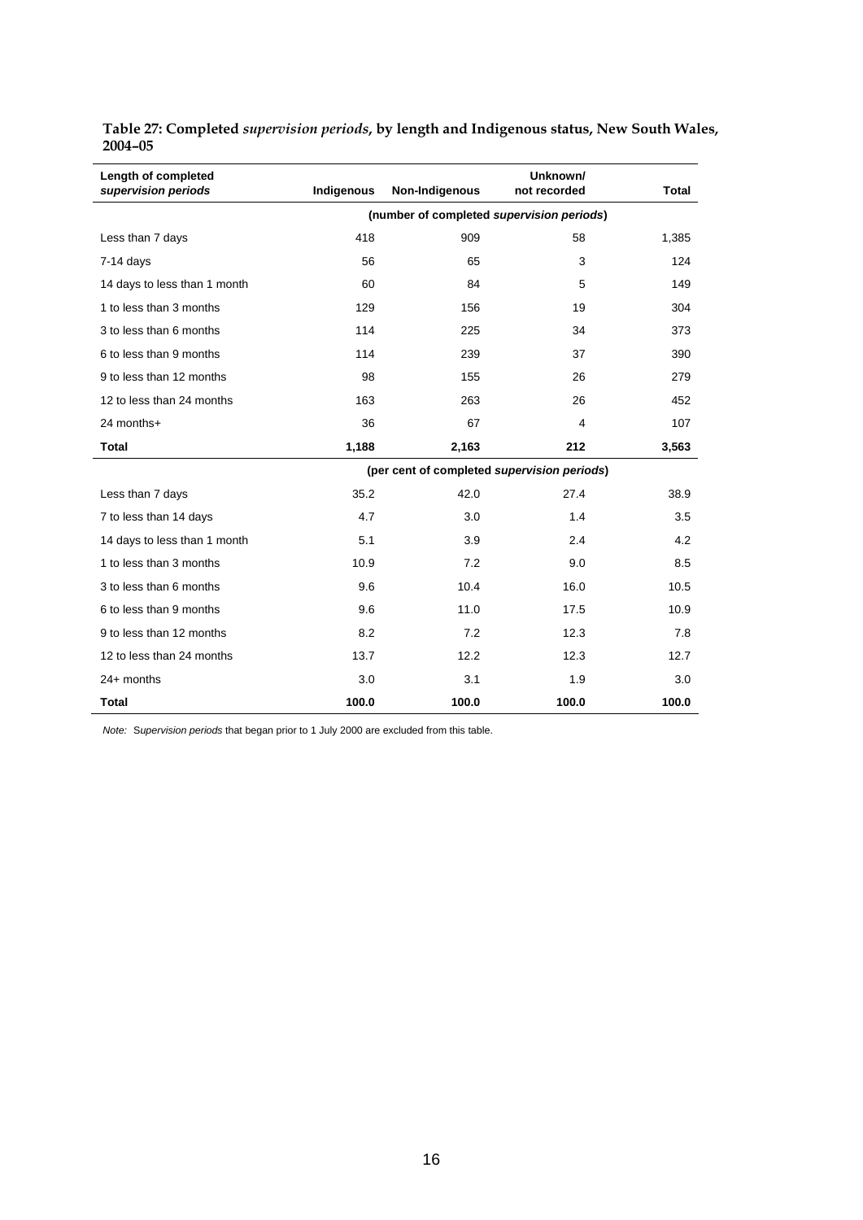**Table 27: Completed *supervision periods*, by length and Indigenous status, New South Wales, 2004–05**

| Length of completed *supervision periods* | Indigenous | Non-Indigenous | Unknown/ not recorded | Total |
|---|---|---|---|---|
| | (number of completed *supervision periods*) | | | |
| Less than 7 days | 418 | 909 | 58 | 1,385 |
| 7-14 days | 56 | 65 | 3 | 124 |
| 14 days to less than 1 month | 60 | 84 | 5 | 149 |
| 1 to less than 3 months | 129 | 156 | 19 | 304 |
| 3 to less than 6 months | 114 | 225 | 34 | 373 |
| 6 to less than 9 months | 114 | 239 | 37 | 390 |
| 9 to less than 12 months | 98 | 155 | 26 | 279 |
| 12 to less than 24 months | 163 | 263 | 26 | 452 |
| 24 months+ | 36 | 67 | 4 | 107 |
| **Total** | **1,188** | **2,163** | **212** | **3,563** |
| | (per cent of completed *supervision periods*) | | | |
| Less than 7 days | 35.2 | 42.0 | 27.4 | 38.9 |
| 7 to less than 14 days | 4.7 | 3.0 | 1.4 | 3.5 |
| 14 days to less than 1 month | 5.1 | 3.9 | 2.4 | 4.2 |
| 1 to less than 3 months | 10.9 | 7.2 | 9.0 | 8.5 |
| 3 to less than 6 months | 9.6 | 10.4 | 16.0 | 10.5 |
| 6 to less than 9 months | 9.6 | 11.0 | 17.5 | 10.9 |
| 9 to less than 12 months | 8.2 | 7.2 | 12.3 | 7.8 |
| 12 to less than 24 months | 13.7 | 12.2 | 12.3 | 12.7 |
| 24+ months | 3.0 | 3.1 | 1.9 | 3.0 |
| **Total** | **100.0** | **100.0** | **100.0** | **100.0** |

*Note:* *Supervision periods* that began prior to 1 July 2000 are excluded from this table.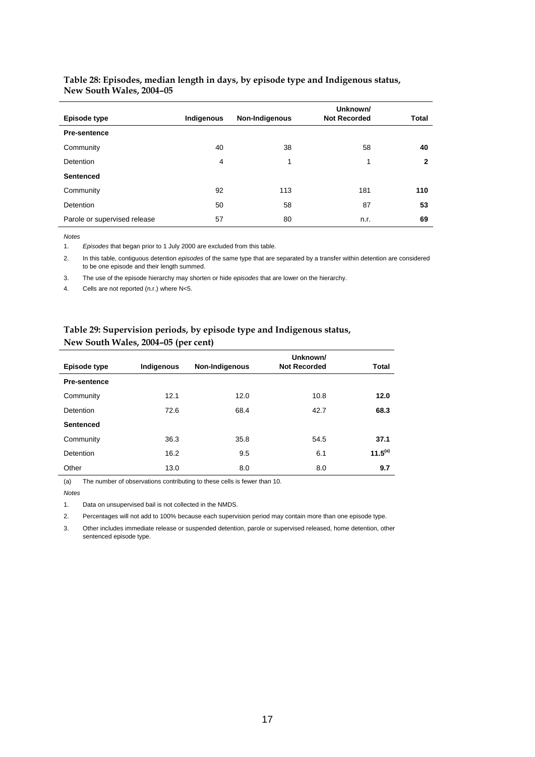**Table 28: Episodes, median length in days, by episode type and Indigenous status, New South Wales, 2004–05**

| Episode type | Indigenous | Non-Indigenous | Unknown/ Not Recorded | Total |
|---|---|---|---|---|
| **Pre-sentence** | | | | |
| Community | 40 | 38 | 58 | **40** |
| Detention | 4 | 1 | 1 | **2** |
| **Sentenced** | | | | |
| Community | 92 | 113 | 181 | **110** |
| Detention | 50 | 58 | 87 | **53** |
| Parole or supervised release | 57 | 80 | n.r. | **69** |

*Notes*

1. *Episodes* that began prior to 1 July 2000 are excluded from this table.
2. In this table, contiguous detention *episodes* of the same type that are separated by a transfer within detention are considered to be one episode and their length summed.
3. The use of the episode hierarchy may shorten or hide *episodes* that are lower on the hierarchy.
4. Cells are not reported (n.r.) where N<5.

**Table 29: Supervision periods, by episode type and Indigenous status, New South Wales, 2004–05 (per cent)**

| Episode type | Indigenous | Non-Indigenous | Unknown/ Not Recorded | Total |
|---|---|---|---|---|
| **Pre-sentence** | | | | |
| Community | 12.1 | 12.0 | 10.8 | **12.0** |
| Detention | 72.6 | 68.4 | 42.7 | **68.3** |
| **Sentenced** | | | | |
| Community | 36.3 | 35.8 | 54.5 | **37.1** |
| Detention | 16.2 | 9.5 | 6.1 | **11.5**[(a)] |
| Other | 13.0 | 8.0 | 8.0 | **9.7** |

(a) The number of observations contributing to these cells is fewer than 10.

*Notes*

1. Data on unsupervised bail is not collected in the NMDS.
2. Percentages will not add to 100% because each supervision period may contain more than one episode type.
3. Other includes immediate release or suspended detention, parole or supervised released, home detention, other sentenced episode type.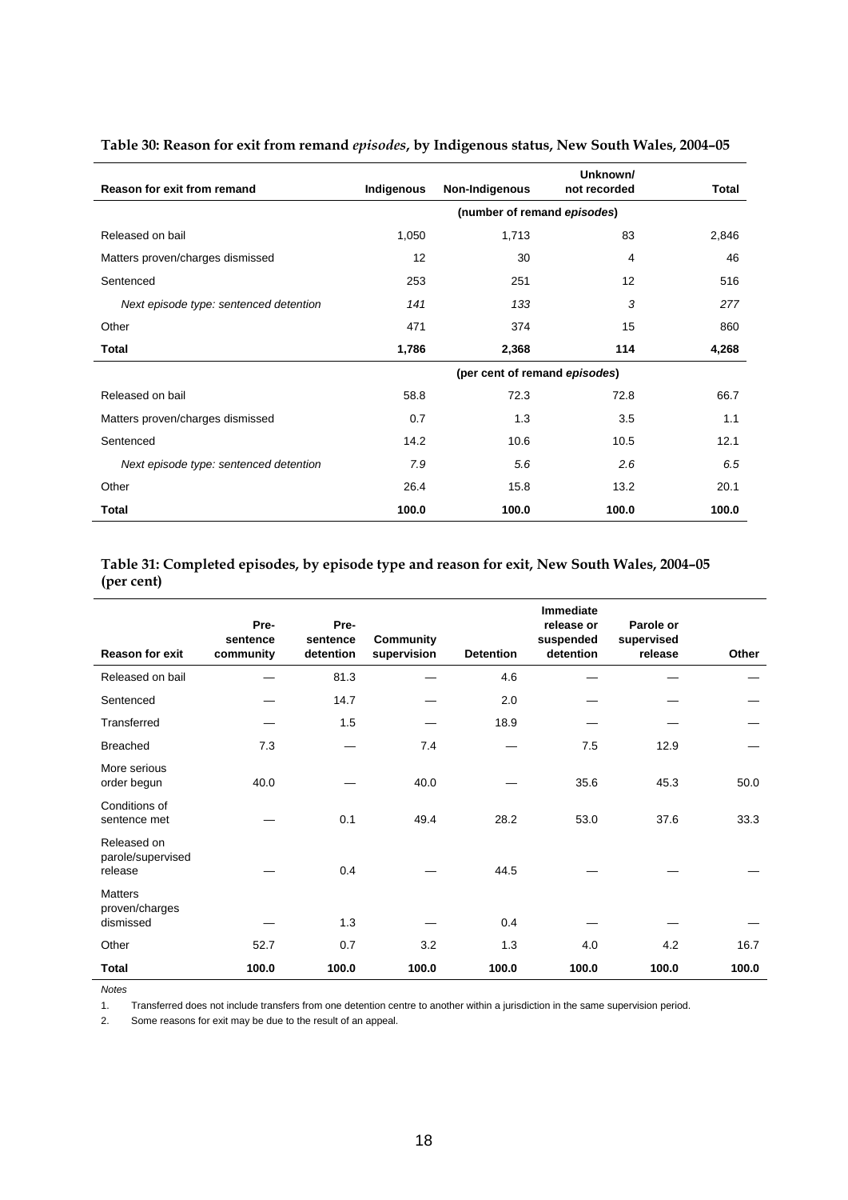**Table 30: Reason for exit from remand *episodes*, by Indigenous status, New South Wales, 2004–05**

| Reason for exit from remand | Indigenous | Non-Indigenous | Unknown/ not recorded | Total |
|---|---|---|---|---|
| | (number of remand *episodes*) | | | |
| Released on bail | 1,050 | 1,713 | 83 | 2,846 |
| Matters proven/charges dismissed | 12 | 30 | 4 | 46 |
| Sentenced | 253 | 251 | 12 | 516 |
| *Next episode type: sentenced detention* | *141* | *133* | *3* | *277* |
| Other | 471 | 374 | 15 | 860 |
| **Total** | **1,786** | **2,368** | **114** | **4,268** |
| | (per cent of remand *episodes*) | | | |
| Released on bail | 58.8 | 72.3 | 72.8 | 66.7 |
| Matters proven/charges dismissed | 0.7 | 1.3 | 3.5 | 1.1 |
| Sentenced | 14.2 | 10.6 | 10.5 | 12.1 |
| *Next episode type: sentenced detention* | *7.9* | *5.6* | *2.6* | *6.5* |
| Other | 26.4 | 15.8 | 13.2 | 20.1 |
| **Total** | **100.0** | **100.0** | **100.0** | **100.0** |

**Table 31: Completed episodes, by episode type and reason for exit, New South Wales, 2004–05 (per cent)**

| Reason for exit | Pre-sentence community | Pre-sentence detention | Community supervision | Detention | Immediate release or suspended detention | Parole or supervised release | Other |
|---|---|---|---|---|---|---|---|
| Released on bail | — | 81.3 | — | 4.6 | — | — | — |
| Sentenced | — | 14.7 | — | 2.0 | — | — | — |
| Transferred | — | 1.5 | — | 18.9 | — | — | — |
| Breached | 7.3 | — | 7.4 | — | 7.5 | 12.9 | — |
| More serious order begun | 40.0 | — | 40.0 | — | 35.6 | 45.3 | 50.0 |
| Conditions of sentence met | — | 0.1 | 49.4 | 28.2 | 53.0 | 37.6 | 33.3 |
| Released on parole/supervised release | — | 0.4 | — | 44.5 | — | — | — |
| Matters proven/charges dismissed | — | 1.3 | — | 0.4 | — | — | — |
| Other | 52.7 | 0.7 | 3.2 | 1.3 | 4.0 | 4.2 | 16.7 |
| **Total** | **100.0** | **100.0** | **100.0** | **100.0** | **100.0** | **100.0** | **100.0** |

*Notes*

1. Transferred does not include transfers from one detention centre to another within a jurisdiction in the same supervision period.
2. Some reasons for exit may be due to the result of an appeal.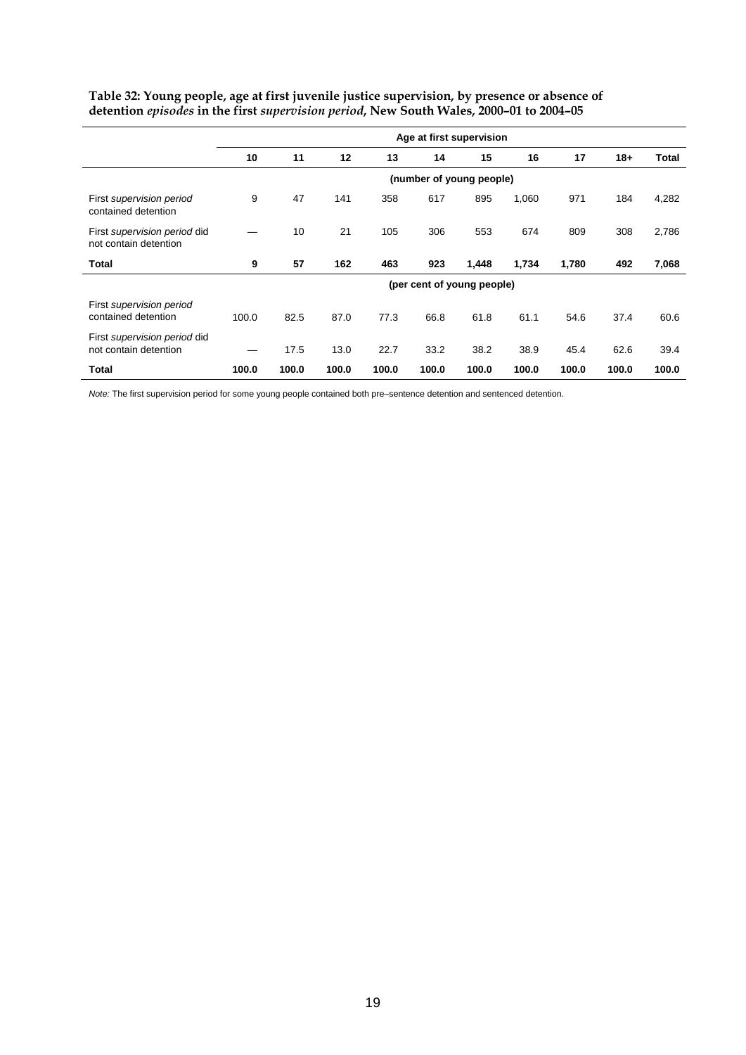**Table 32: Young people, age at first juvenile justice supervision, by presence or absence of detention *episodes* in the first *supervision period*, New South Wales, 2000–01 to 2004–05**

| | Age at first supervision | | | | | | | | | |
|---|---|---|---|---|---|---|---|---|---|---|
| | **10** | **11** | **12** | **13** | **14** | **15** | **16** | **17** | **18+** | **Total** |
| | (number of young people) | | | | | | | | | |
| First *supervision period* contained detention | 9 | 47 | 141 | 358 | 617 | 895 | 1,060 | 971 | 184 | 4,282 |
| First *supervision period* did not contain detention | — | 10 | 21 | 105 | 306 | 553 | 674 | 809 | 308 | 2,786 |
| **Total** | **9** | **57** | **162** | **463** | **923** | **1,448** | **1,734** | **1,780** | **492** | **7,068** |
| | (per cent of young people) | | | | | | | | | |
| First *supervision period* contained detention | 100.0 | 82.5 | 87.0 | 77.3 | 66.8 | 61.8 | 61.1 | 54.6 | 37.4 | 60.6 |
| First *supervision period* did not contain detention | — | 17.5 | 13.0 | 22.7 | 33.2 | 38.2 | 38.9 | 45.4 | 62.6 | 39.4 |
| **Total** | **100.0** | **100.0** | **100.0** | **100.0** | **100.0** | **100.0** | **100.0** | **100.0** | **100.0** | **100.0** |

*Note:* The first supervision period for some young people contained both pre–sentence detention and sentenced detention.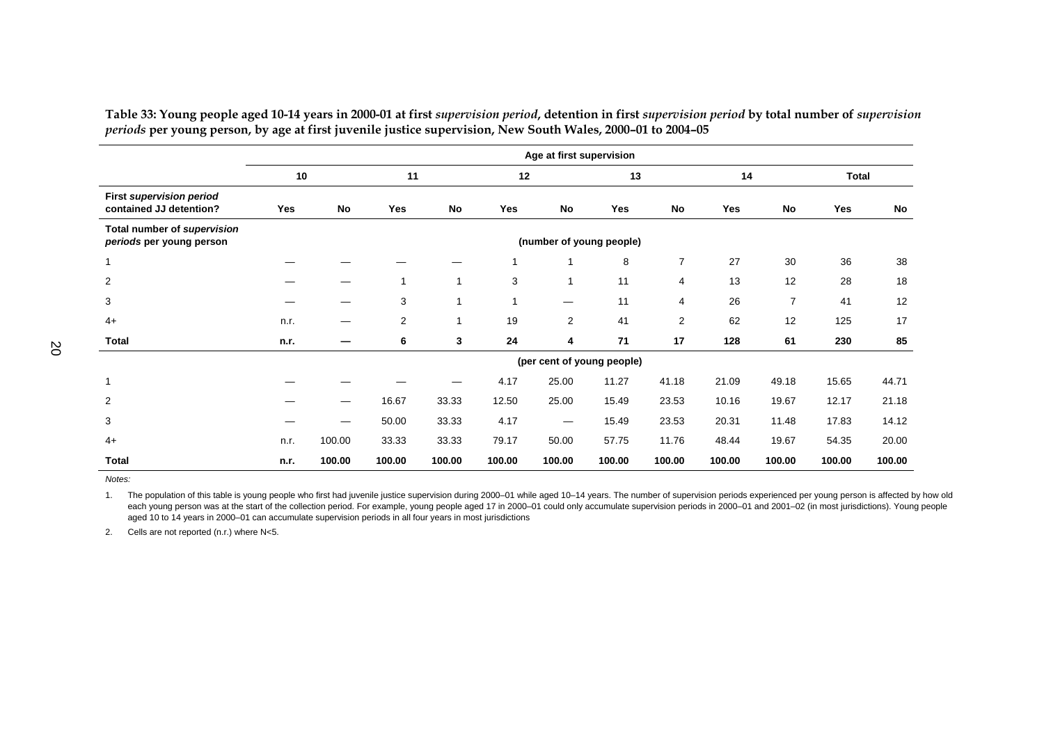**Table 33: Young people aged 10-14 years in 2000-01 at first *supervision period*, detention in first *supervision period* by total number of *supervision periods* per young person, by age at first juvenile justice supervision, New South Wales, 2000–01 to 2004–05**

| | Age at first supervision | | | | | | | | | | | |
|---|---|---|---|---|---|---|---|---|---|---|---|---|
| | 10 | | 11 | | 12 | | 13 | | 14 | | Total | |
| **First *supervision period* contained JJ detention?** | **Yes** | **No** | **Yes** | **No** | **Yes** | **No** | **Yes** | **No** | **Yes** | **No** | **Yes** | **No** |
| **Total number of *supervision periods* per young person** | (number of young people) | | | | | | | | | | | |
| 1 | — | — | — | — | 1 | 1 | 8 | 7 | 27 | 30 | 36 | 38 |
| 2 | — | — | 1 | 1 | 3 | 1 | 11 | 4 | 13 | 12 | 28 | 18 |
| 3 | — | — | 3 | 1 | 1 | — | 11 | 4 | 26 | 7 | 41 | 12 |
| 4+ | n.r. | — | 2 | 1 | 19 | 2 | 41 | 2 | 62 | 12 | 125 | 17 |
| **Total** | **n.r.** | **—** | **6** | **3** | **24** | **4** | **71** | **17** | **128** | **61** | **230** | **85** |
| | (per cent of young people) | | | | | | | | | | | |
| 1 | — | — | — | — | 4.17 | 25.00 | 11.27 | 41.18 | 21.09 | 49.18 | 15.65 | 44.71 |
| 2 | — | — | 16.67 | 33.33 | 12.50 | 25.00 | 15.49 | 23.53 | 10.16 | 19.67 | 12.17 | 21.18 |
| 3 | — | — | 50.00 | 33.33 | 4.17 | — | 15.49 | 23.53 | 20.31 | 11.48 | 17.83 | 14.12 |
| 4+ | n.r. | 100.00 | 33.33 | 33.33 | 79.17 | 50.00 | 57.75 | 11.76 | 48.44 | 19.67 | 54.35 | 20.00 |
| **Total** | **n.r.** | **100.00** | **100.00** | **100.00** | **100.00** | **100.00** | **100.00** | **100.00** | **100.00** | **100.00** | **100.00** | **100.00** |

*Notes:*

1. The population of this table is young people who first had juvenile justice supervision during 2000–01 while aged 10–14 years. The number of supervision periods experienced per young person is affected by how old each young person was at the start of the collection period. For example, young people aged 17 in 2000–01 could only accumulate supervision periods in 2000–01 and 2001–02 (in most jurisdictions). Young people aged 10 to 14 years in 2000–01 can accumulate supervision periods in all four years in most jurisdictions

2. Cells are not reported (n.r.) where N<5.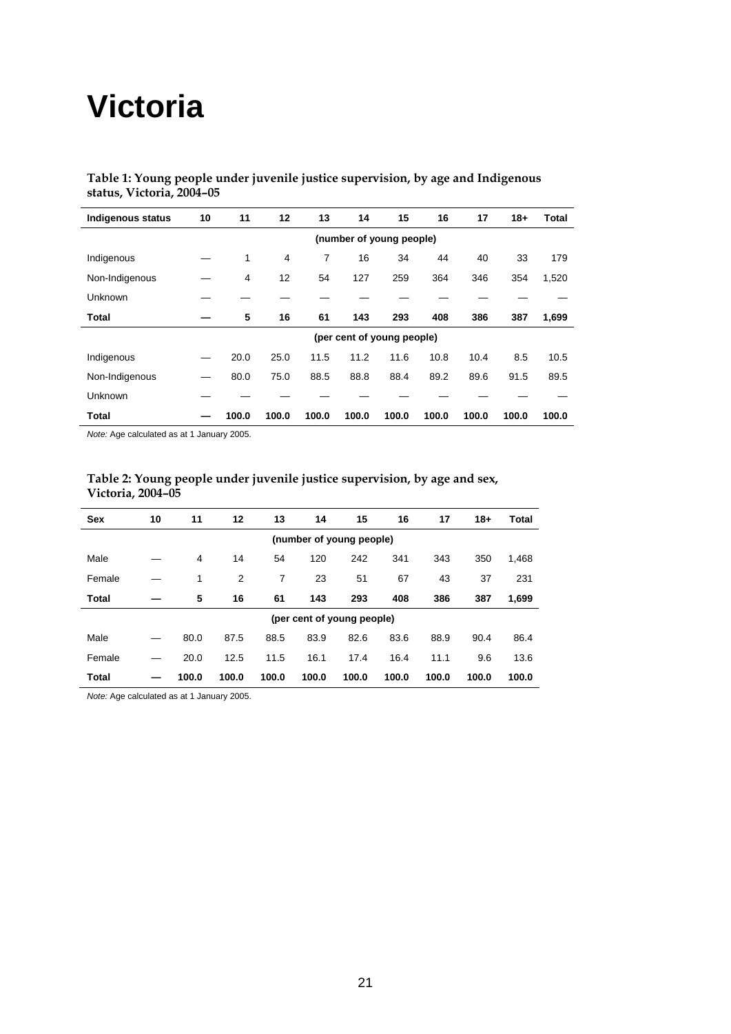# Victoria

**Table 1: Young people under juvenile justice supervision, by age and Indigenous status, Victoria, 2004–05**

| Indigenous status | 10 | 11 | 12 | 13 | 14 | 15 | 16 | 17 | 18+ | Total |
|---|---|---|---|---|---|---|---|---|---|---|
| | | | | | (number of young people) | | | | | |
| Indigenous | — | 1 | 4 | 7 | 16 | 34 | 44 | 40 | 33 | 179 |
| Non-Indigenous | — | 4 | 12 | 54 | 127 | 259 | 364 | 346 | 354 | 1,520 |
| Unknown | — | — | — | — | — | — | — | — | — | — |
| **Total** | **—** | **5** | **16** | **61** | **143** | **293** | **408** | **386** | **387** | **1,699** |
| | | | | | (per cent of young people) | | | | | |
| Indigenous | — | 20.0 | 25.0 | 11.5 | 11.2 | 11.6 | 10.8 | 10.4 | 8.5 | 10.5 |
| Non-Indigenous | — | 80.0 | 75.0 | 88.5 | 88.8 | 88.4 | 89.2 | 89.6 | 91.5 | 89.5 |
| Unknown | — | — | — | — | — | — | — | — | — | — |
| **Total** | **—** | **100.0** | **100.0** | **100.0** | **100.0** | **100.0** | **100.0** | **100.0** | **100.0** | **100.0** |

*Note:* Age calculated as at 1 January 2005.

**Table 2: Young people under juvenile justice supervision, by age and sex, Victoria, 2004–05**

| Sex | 10 | 11 | 12 | 13 | 14 | 15 | 16 | 17 | 18+ | Total |
|---|---|---|---|---|---|---|---|---|---|---|
| | | | | | (number of young people) | | | | | |
| Male | — | 4 | 14 | 54 | 120 | 242 | 341 | 343 | 350 | 1,468 |
| Female | — | 1 | 2 | 7 | 23 | 51 | 67 | 43 | 37 | 231 |
| **Total** | **—** | **5** | **16** | **61** | **143** | **293** | **408** | **386** | **387** | **1,699** |
| | | | | | (per cent of young people) | | | | | |
| Male | — | 80.0 | 87.5 | 88.5 | 83.9 | 82.6 | 83.6 | 88.9 | 90.4 | 86.4 |
| Female | — | 20.0 | 12.5 | 11.5 | 16.1 | 17.4 | 16.4 | 11.1 | 9.6 | 13.6 |
| **Total** | **—** | **100.0** | **100.0** | **100.0** | **100.0** | **100.0** | **100.0** | **100.0** | **100.0** | **100.0** |

*Note:* Age calculated as at 1 January 2005.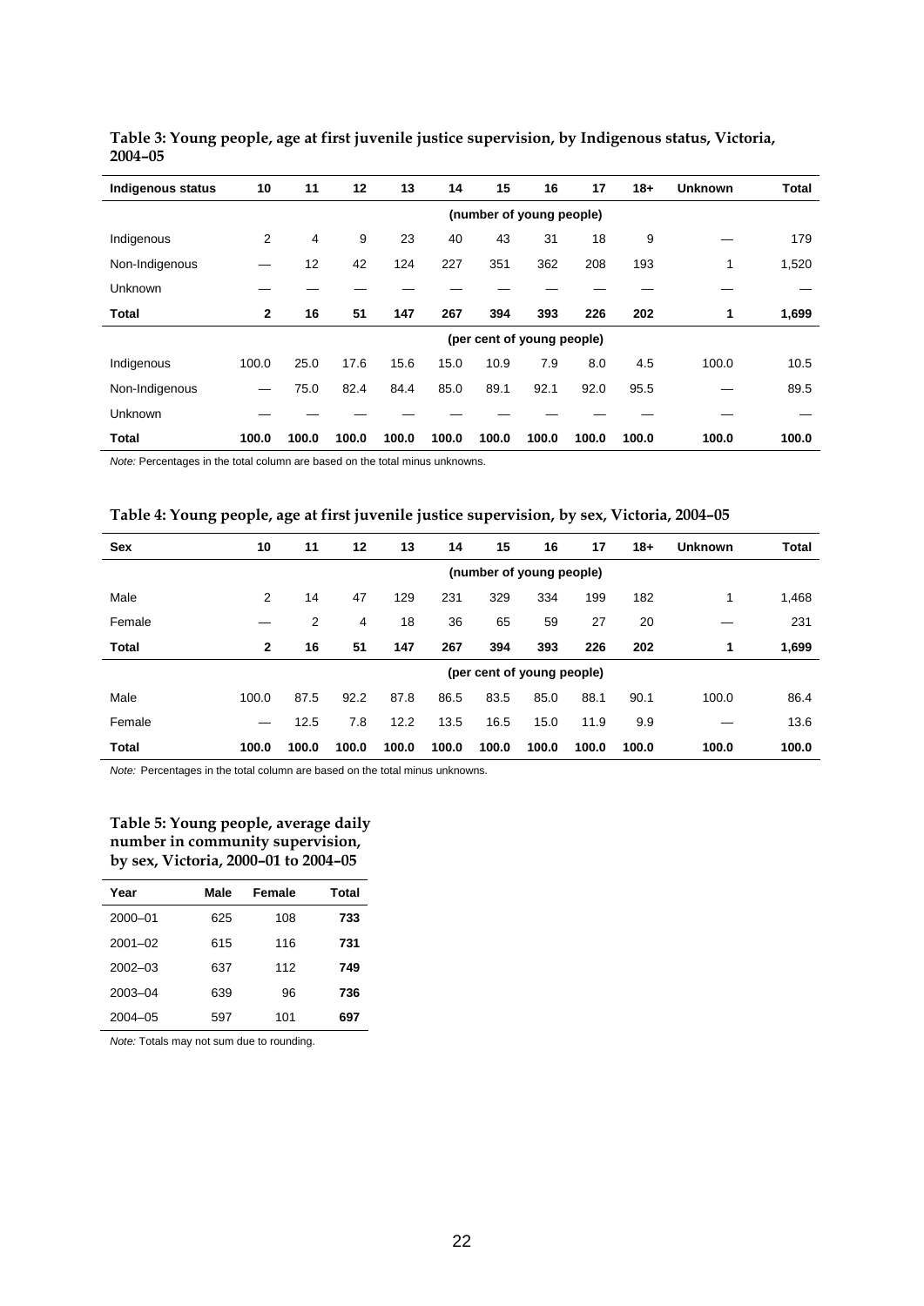**Table 3: Young people, age at first juvenile justice supervision, by Indigenous status, Victoria, 2004–05**

| Indigenous status | 10 | 11 | 12 | 13 | 14 | 15 | 16 | 17 | 18+ | Unknown | Total |
|---|---|---|---|---|---|---|---|---|---|---|---|
| | | | | | | (number of young people) | | | | | |
| Indigenous | 2 | 4 | 9 | 23 | 40 | 43 | 31 | 18 | 9 | — | 179 |
| Non-Indigenous | — | 12 | 42 | 124 | 227 | 351 | 362 | 208 | 193 | 1 | 1,520 |
| Unknown | — | — | — | — | — | — | — | — | — | — | — |
| **Total** | **2** | **16** | **51** | **147** | **267** | **394** | **393** | **226** | **202** | **1** | **1,699** |
| | | | | | | (per cent of young people) | | | | | |
| Indigenous | 100.0 | 25.0 | 17.6 | 15.6 | 15.0 | 10.9 | 7.9 | 8.0 | 4.5 | 100.0 | 10.5 |
| Non-Indigenous | — | 75.0 | 82.4 | 84.4 | 85.0 | 89.1 | 92.1 | 92.0 | 95.5 | — | 89.5 |
| Unknown | — | — | — | — | — | — | — | — | — | — | — |
| **Total** | **100.0** | **100.0** | **100.0** | **100.0** | **100.0** | **100.0** | **100.0** | **100.0** | **100.0** | **100.0** | **100.0** |

*Note:* Percentages in the total column are based on the total minus unknowns.

**Table 4: Young people, age at first juvenile justice supervision, by sex, Victoria, 2004–05**

| Sex | 10 | 11 | 12 | 13 | 14 | 15 | 16 | 17 | 18+ | Unknown | Total |
|---|---|---|---|---|---|---|---|---|---|---|---|
| | | | | | | (number of young people) | | | | | |
| Male | 2 | 14 | 47 | 129 | 231 | 329 | 334 | 199 | 182 | 1 | 1,468 |
| Female | — | 2 | 4 | 18 | 36 | 65 | 59 | 27 | 20 | — | 231 |
| **Total** | **2** | **16** | **51** | **147** | **267** | **394** | **393** | **226** | **202** | **1** | **1,699** |
| | | | | | | (per cent of young people) | | | | | |
| Male | 100.0 | 87.5 | 92.2 | 87.8 | 86.5 | 83.5 | 85.0 | 88.1 | 90.1 | 100.0 | 86.4 |
| Female | — | 12.5 | 7.8 | 12.2 | 13.5 | 16.5 | 15.0 | 11.9 | 9.9 | — | 13.6 |
| **Total** | **100.0** | **100.0** | **100.0** | **100.0** | **100.0** | **100.0** | **100.0** | **100.0** | **100.0** | **100.0** | **100.0** |

*Note:* Percentages in the total column are based on the total minus unknowns.

**Table 5: Young people, average daily number in community supervision, by sex, Victoria, 2000–01 to 2004–05**

| Year | Male | Female | Total |
|---|---|---|---|
| 2000–01 | 625 | 108 | **733** |
| 2001–02 | 615 | 116 | **731** |
| 2002–03 | 637 | 112 | **749** |
| 2003–04 | 639 | 96 | **736** |
| 2004–05 | 597 | 101 | **697** |

*Note:* Totals may not sum due to rounding.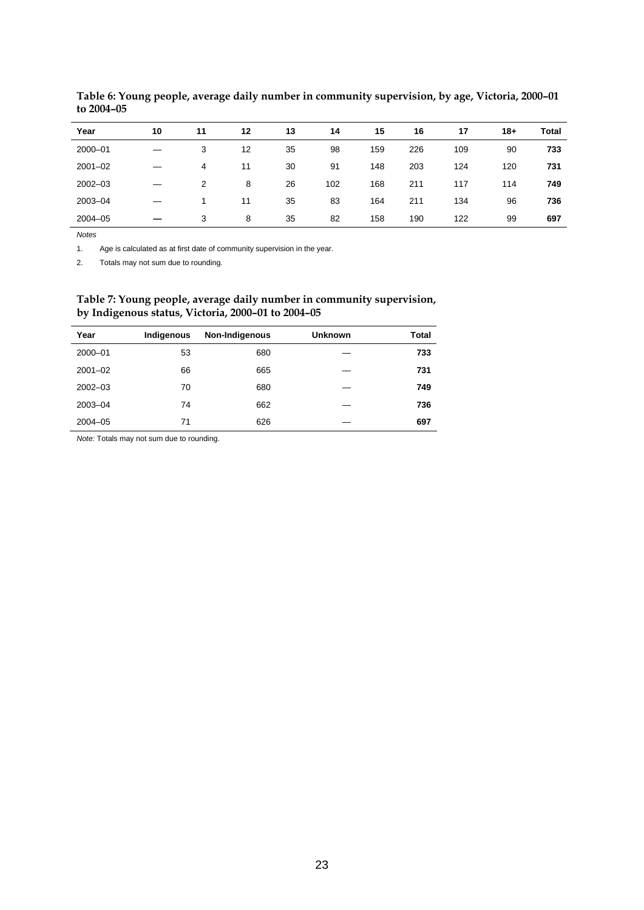**Table 6: Young people, average daily number in community supervision, by age, Victoria, 2000–01 to 2004–05**

| Year | 10 | 11 | 12 | 13 | 14 | 15 | 16 | 17 | 18+ | Total |
|---|---|---|---|---|---|---|---|---|---|---|
| 2000–01 | — | 3 | 12 | 35 | 98 | 159 | 226 | 109 | 90 | **733** |
| 2001–02 | — | 4 | 11 | 30 | 91 | 148 | 203 | 124 | 120 | **731** |
| 2002–03 | — | 2 | 8 | 26 | 102 | 168 | 211 | 117 | 114 | **749** |
| 2003–04 | — | 1 | 11 | 35 | 83 | 164 | 211 | 134 | 96 | **736** |
| 2004–05 | **—** | 3 | 8 | 35 | 82 | 158 | 190 | 122 | 99 | **697** |

*Notes*

1. Age is calculated as at first date of community supervision in the year.
2. Totals may not sum due to rounding.

**Table 7: Young people, average daily number in community supervision, by Indigenous status, Victoria, 2000–01 to 2004–05**

| Year | Indigenous | Non-Indigenous | Unknown | Total |
|---|---|---|---|---|
| 2000–01 | 53 | 680 | — | **733** |
| 2001–02 | 66 | 665 | — | **731** |
| 2002–03 | 70 | 680 | — | **749** |
| 2003–04 | 74 | 662 | — | **736** |
| 2004–05 | 71 | 626 | — | **697** |

*Note:* Totals may not sum due to rounding.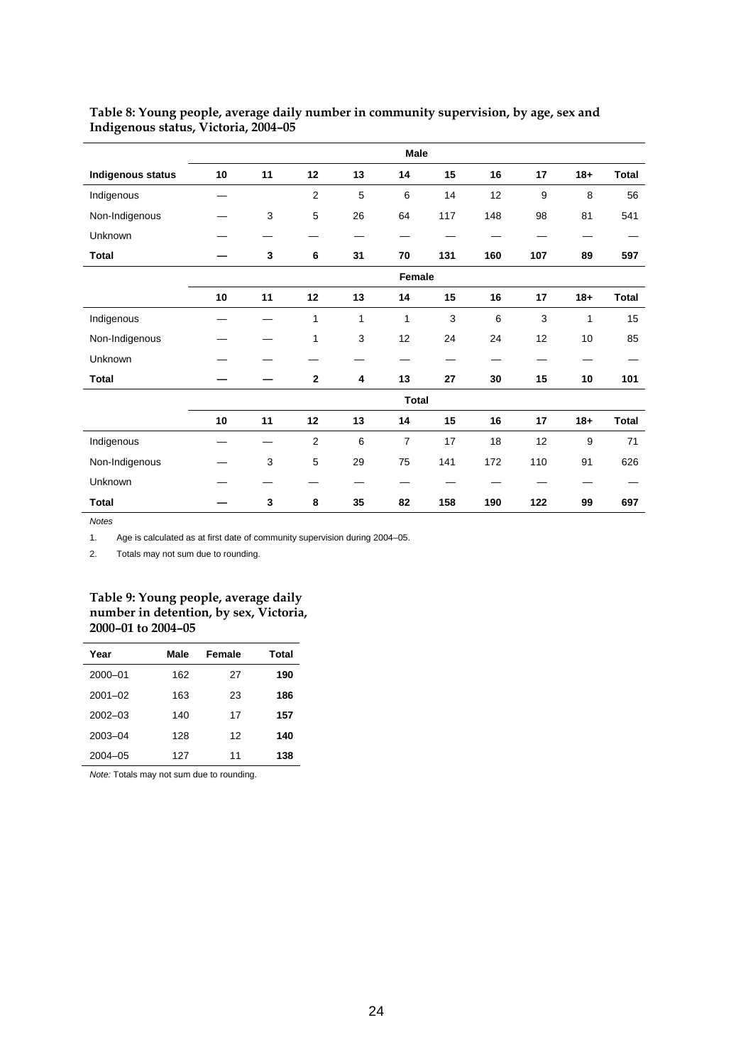**Table 8: Young people, average daily number in community supervision, by age, sex and Indigenous status, Victoria, 2004–05**

| | Male | | | | | | | | | |
|---|---|---|---|---|---|---|---|---|---|---|
| **Indigenous status** | **10** | **11** | **12** | **13** | **14** | **15** | **16** | **17** | **18+** | **Total** |
| Indigenous | — | | 2 | 5 | 6 | 14 | 12 | 9 | 8 | 56 |
| Non-Indigenous | — | 3 | 5 | 26 | 64 | 117 | 148 | 98 | 81 | 541 |
| Unknown | — | — | — | — | — | — | — | — | — | — |
| **Total** | **—** | **3** | **6** | **31** | **70** | **131** | **160** | **107** | **89** | **597** |
| | **Female** | | | | | | | | | |
| | **10** | **11** | **12** | **13** | **14** | **15** | **16** | **17** | **18+** | **Total** |
| Indigenous | — | — | 1 | 1 | 1 | 3 | 6 | 3 | 1 | 15 |
| Non-Indigenous | — | — | 1 | 3 | 12 | 24 | 24 | 12 | 10 | 85 |
| Unknown | — | — | — | — | — | — | — | — | — | — |
| **Total** | **—** | **—** | **2** | **4** | **13** | **27** | **30** | **15** | **10** | **101** |
| | **Total** | | | | | | | | | |
| | **10** | **11** | **12** | **13** | **14** | **15** | **16** | **17** | **18+** | **Total** |
| Indigenous | — | — | 2 | 6 | 7 | 17 | 18 | 12 | 9 | 71 |
| Non-Indigenous | — | 3 | 5 | 29 | 75 | 141 | 172 | 110 | 91 | 626 |
| Unknown | — | — | — | — | — | — | — | — | — | — |
| **Total** | **—** | **3** | **8** | **35** | **82** | **158** | **190** | **122** | **99** | **697** |

*Notes*

1. Age is calculated as at first date of community supervision during 2004–05.
2. Totals may not sum due to rounding.

**Table 9: Young people, average daily number in detention, by sex, Victoria, 2000–01 to 2004–05**

| Year | Male | Female | Total |
|---|---|---|---|
| 2000–01 | 162 | 27 | **190** |
| 2001–02 | 163 | 23 | **186** |
| 2002–03 | 140 | 17 | **157** |
| 2003–04 | 128 | 12 | **140** |
| 2004–05 | 127 | 11 | **138** |

*Note:* Totals may not sum due to rounding.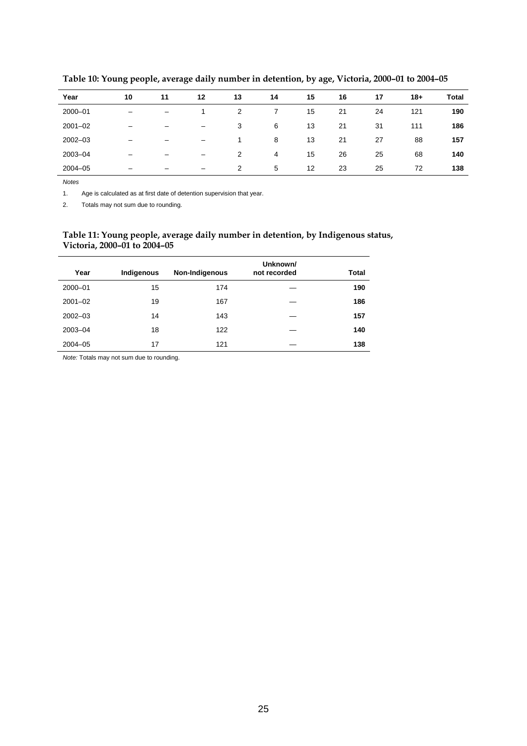**Table 10: Young people, average daily number in detention, by age, Victoria, 2000–01 to 2004–05**

| Year | 10 | 11 | 12 | 13 | 14 | 15 | 16 | 17 | 18+ | Total |
|---|---|---|---|---|---|---|---|---|---|---|
| 2000–01 | – | – | 1 | 2 | 7 | 15 | 21 | 24 | 121 | **190** |
| 2001–02 | – | – | – | 3 | 6 | 13 | 21 | 31 | 111 | **186** |
| 2002–03 | – | – | – | 1 | 8 | 13 | 21 | 27 | 88 | **157** |
| 2003–04 | – | – | – | 2 | 4 | 15 | 26 | 25 | 68 | **140** |
| 2004–05 | – | – | – | 2 | 5 | 12 | 23 | 25 | 72 | **138** |

*Notes*

1. Age is calculated as at first date of detention supervision that year.
2. Totals may not sum due to rounding.

**Table 11: Young people, average daily number in detention, by Indigenous status, Victoria, 2000–01 to 2004–05**

| Year | Indigenous | Non-Indigenous | Unknown/ not recorded | Total |
|---|---|---|---|---|
| 2000–01 | 15 | 174 | — | **190** |
| 2001–02 | 19 | 167 | — | **186** |
| 2002–03 | 14 | 143 | — | **157** |
| 2003–04 | 18 | 122 | — | **140** |
| 2004–05 | 17 | 121 | — | **138** |

*Note:* Totals may not sum due to rounding.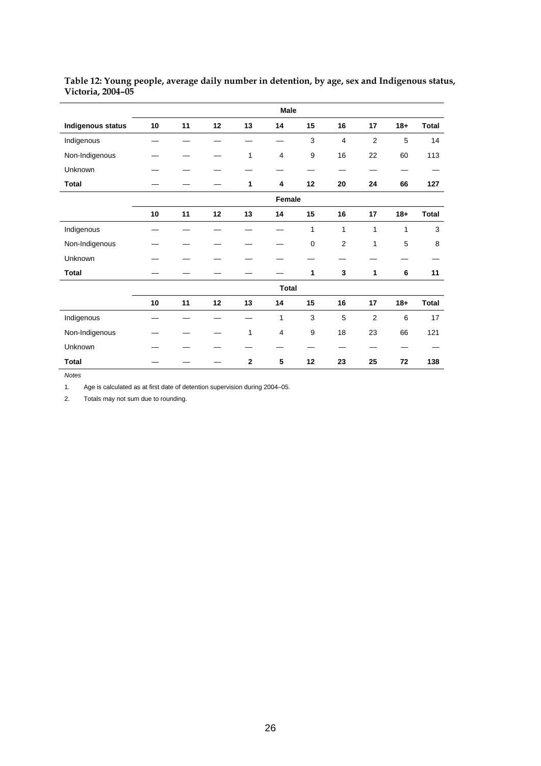**Table 12: Young people, average daily number in detention, by age, sex and Indigenous status, Victoria, 2004–05**

| | Male | | | | | | | | | |
|---|---|---|---|---|---|---|---|---|---|---|
| **Indigenous status** | **10** | **11** | **12** | **13** | **14** | **15** | **16** | **17** | **18+** | **Total** |
| Indigenous | — | — | — | — | — | 3 | 4 | 2 | 5 | 14 |
| Non-Indigenous | — | — | — | 1 | 4 | 9 | 16 | 22 | 60 | 113 |
| Unknown | — | — | — | — | — | — | — | — | — | — |
| **Total** | — | — | — | **1** | **4** | **12** | **20** | **24** | **66** | **127** |
| | Female | | | | | | | | | |
| | **10** | **11** | **12** | **13** | **14** | **15** | **16** | **17** | **18+** | **Total** |
| Indigenous | — | — | — | — | — | 1 | 1 | 1 | 1 | 3 |
| Non-Indigenous | — | — | — | — | — | 0 | 2 | 1 | 5 | 8 |
| Unknown | — | — | — | — | — | — | — | — | — | — |
| **Total** | — | — | — | — | — | **1** | **3** | **1** | **6** | **11** |
| | Total | | | | | | | | | |
| | **10** | **11** | **12** | **13** | **14** | **15** | **16** | **17** | **18+** | **Total** |
| Indigenous | — | — | — | — | 1 | 3 | 5 | 2 | 6 | 17 |
| Non-Indigenous | — | — | — | 1 | 4 | 9 | 18 | 23 | 66 | 121 |
| Unknown | — | — | — | — | — | — | — | — | — | — |
| **Total** | — | — | — | **2** | **5** | **12** | **23** | **25** | **72** | **138** |

*Notes*

1. Age is calculated as at first date of detention supervision during 2004–05.
2. Totals may not sum due to rounding.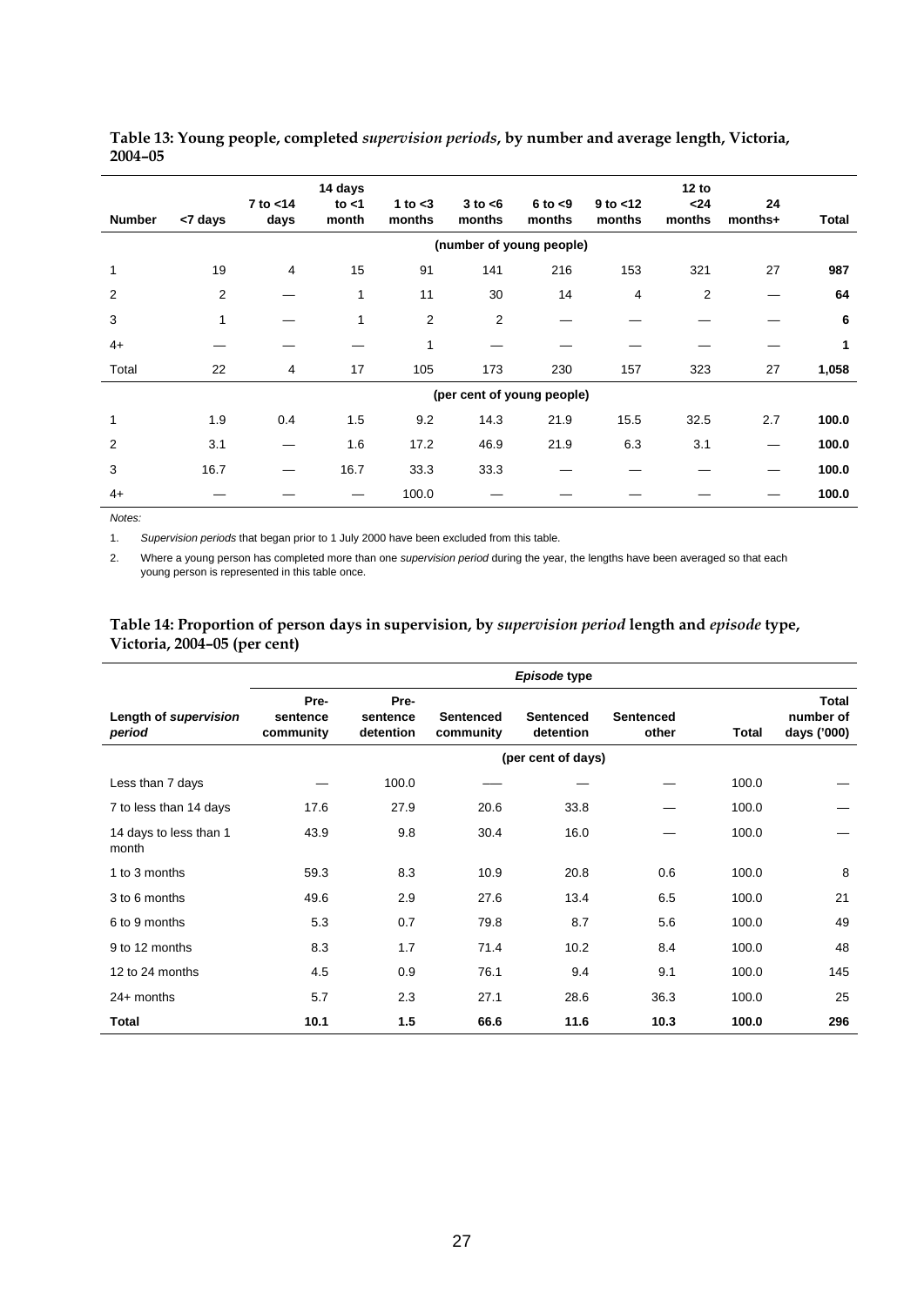**Table 13: Young people, completed *supervision periods*, by number and average length, Victoria, 2004–05**

| Number | <7 days | 7 to <14 days | 14 days to <1 month | 1 to <3 months | 3 to <6 months | 6 to <9 months | 9 to <12 months | 12 to <24 months | 24 months+ | Total |
|---|---|---|---|---|---|---|---|---|---|---|
| | (number of young people) | | | | | | | | | |
| 1 | 19 | 4 | 15 | 91 | 141 | 216 | 153 | 321 | 27 | **987** |
| 2 | 2 | — | 1 | 11 | 30 | 14 | 4 | 2 | — | **64** |
| 3 | 1 | — | 1 | 2 | 2 | — | — | — | — | **6** |
| 4+ | — | — | — | 1 | — | — | — | — | — | **1** |
| Total | 22 | 4 | 17 | 105 | 173 | 230 | 157 | 323 | 27 | **1,058** |
| | (per cent of young people) | | | | | | | | | |
| 1 | 1.9 | 0.4 | 1.5 | 9.2 | 14.3 | 21.9 | 15.5 | 32.5 | 2.7 | **100.0** |
| 2 | 3.1 | — | 1.6 | 17.2 | 46.9 | 21.9 | 6.3 | 3.1 | — | **100.0** |
| 3 | 16.7 | — | 16.7 | 33.3 | 33.3 | — | — | — | — | **100.0** |
| 4+ | — | — | — | 100.0 | — | — | — | — | — | **100.0** |

*Notes:*

1. *Supervision periods* that began prior to 1 July 2000 have been excluded from this table.
2. Where a young person has completed more than one *supervision period* during the year, the lengths have been averaged so that each young person is represented in this table once.

**Table 14: Proportion of person days in supervision, by *supervision period* length and *episode* type, Victoria, 2004–05 (per cent)**

| | *Episode* type | | | | | | |
|---|---|---|---|---|---|---|---|
| Length of *supervision period* | Pre-sentence community | Pre-sentence detention | Sentenced community | Sentenced detention | Sentenced other | Total | Total number of days ('000) |
| | (per cent of days) | | | | | | |
| Less than 7 days | — | 100.0 | — | — | — | 100.0 | — |
| 7 to less than 14 days | 17.6 | 27.9 | 20.6 | 33.8 | — | 100.0 | — |
| 14 days to less than 1 month | 43.9 | 9.8 | 30.4 | 16.0 | — | 100.0 | — |
| 1 to 3 months | 59.3 | 8.3 | 10.9 | 20.8 | 0.6 | 100.0 | 8 |
| 3 to 6 months | 49.6 | 2.9 | 27.6 | 13.4 | 6.5 | 100.0 | 21 |
| 6 to 9 months | 5.3 | 0.7 | 79.8 | 8.7 | 5.6 | 100.0 | 49 |
| 9 to 12 months | 8.3 | 1.7 | 71.4 | 10.2 | 8.4 | 100.0 | 48 |
| 12 to 24 months | 4.5 | 0.9 | 76.1 | 9.4 | 9.1 | 100.0 | 145 |
| 24+ months | 5.7 | 2.3 | 27.1 | 28.6 | 36.3 | 100.0 | 25 |
| **Total** | **10.1** | **1.5** | **66.6** | **11.6** | **10.3** | **100.0** | **296** |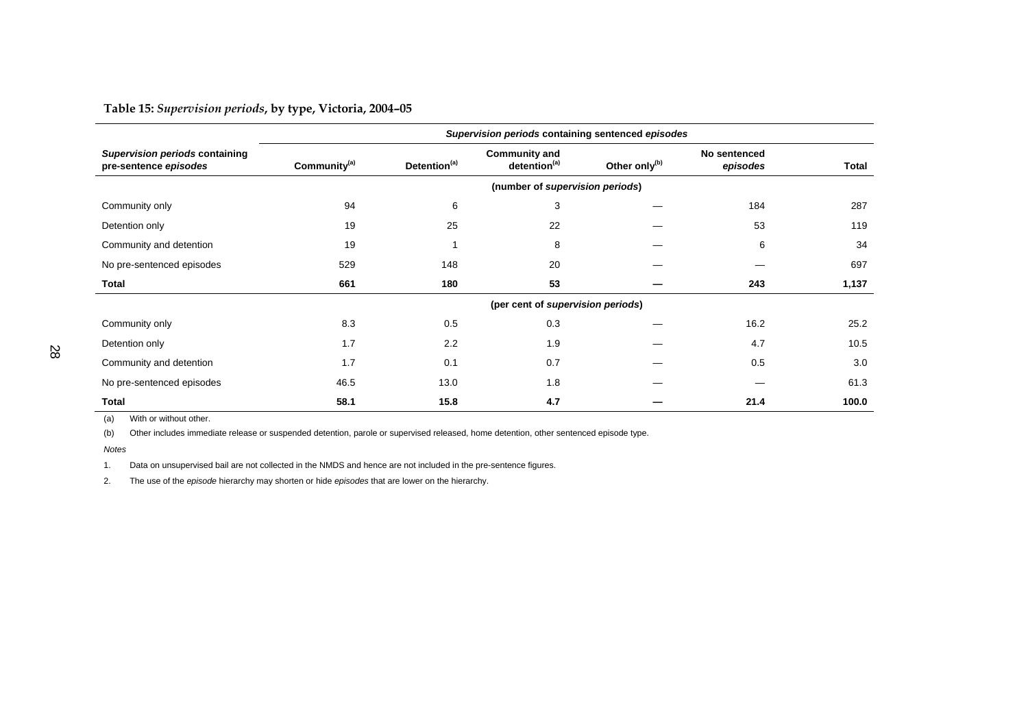**Table 15:** ***Supervision periods*****, by type, Victoria, 2004–05**

| *Supervision periods* containing pre-sentence *episodes* | *Supervision periods* containing sentenced *episodes* | | | | | |
|---|---|---|---|---|---|---|
| | Community[(a)] | Detention[(a)] | Community and detention[(a)] | Other only[(b)] | No sentenced *episodes* | Total |
| | (number of *supervision periods*) | | | | | |
| Community only | 94 | 6 | 3 | — | 184 | 287 |
| Detention only | 19 | 25 | 22 | — | 53 | 119 |
| Community and detention | 19 | 1 | 8 | — | 6 | 34 |
| No pre-sentenced episodes | 529 | 148 | 20 | — | — | 697 |
| **Total** | **661** | **180** | **53** | **—** | **243** | **1,137** |
| | (per cent of *supervision periods*) | | | | | |
| Community only | 8.3 | 0.5 | 0.3 | — | 16.2 | 25.2 |
| Detention only | 1.7 | 2.2 | 1.9 | — | 4.7 | 10.5 |
| Community and detention | 1.7 | 0.1 | 0.7 | — | 0.5 | 3.0 |
| No pre-sentenced episodes | 46.5 | 13.0 | 1.8 | — | — | 61.3 |
| **Total** | **58.1** | **15.8** | **4.7** | **—** | **21.4** | **100.0** |

(a) With or without other.

(b) Other includes immediate release or suspended detention, parole or supervised released, home detention, other sentenced episode type.

*Notes*

1. Data on unsupervised bail are not collected in the NMDS and hence are not included in the pre-sentence figures.

2. The use of the *episode* hierarchy may shorten or hide *episodes* that are lower on the hierarchy.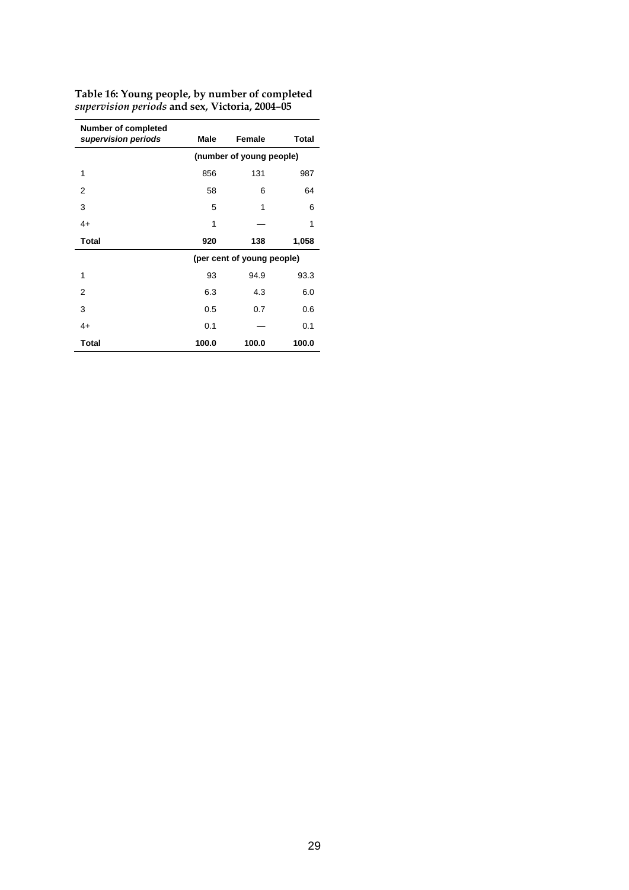**Table 16: Young people, by number of completed *supervision periods* and sex, Victoria, 2004–05**

| Number of completed *supervision periods* | Male | Female | Total |
|---|---|---|---|
| | (number of young people) | | |
| 1 | 856 | 131 | 987 |
| 2 | 58 | 6 | 64 |
| 3 | 5 | 1 | 6 |
| 4+ | 1 | — | 1 |
| **Total** | **920** | **138** | **1,058** |
| | (per cent of young people) | | |
| 1 | 93 | 94.9 | 93.3 |
| 2 | 6.3 | 4.3 | 6.0 |
| 3 | 0.5 | 0.7 | 0.6 |
| 4+ | 0.1 | — | 0.1 |
| **Total** | **100.0** | **100.0** | **100.0** |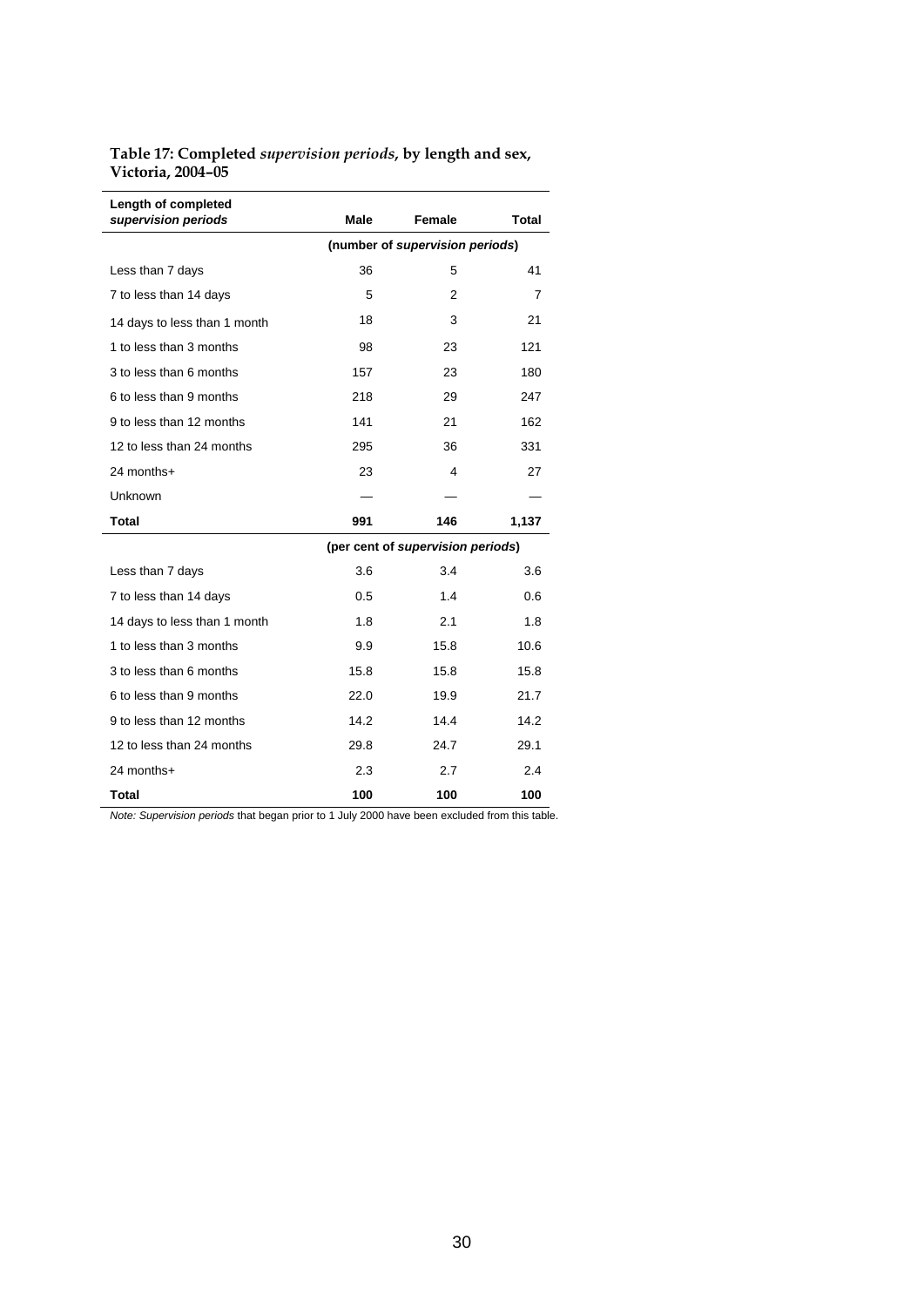**Table 17: Completed *supervision periods*, by length and sex, Victoria, 2004–05**

| Length of completed *supervision periods* | Male | Female | Total |
|---|---|---|---|
| | (number of *supervision periods*) | | |
| Less than 7 days | 36 | 5 | 41 |
| 7 to less than 14 days | 5 | 2 | 7 |
| 14 days to less than 1 month | 18 | 3 | 21 |
| 1 to less than 3 months | 98 | 23 | 121 |
| 3 to less than 6 months | 157 | 23 | 180 |
| 6 to less than 9 months | 218 | 29 | 247 |
| 9 to less than 12 months | 141 | 21 | 162 |
| 12 to less than 24 months | 295 | 36 | 331 |
| 24 months+ | 23 | 4 | 27 |
| Unknown | — | — | — |
| **Total** | **991** | **146** | **1,137** |
| | (per cent of *supervision periods*) | | |
| Less than 7 days | 3.6 | 3.4 | 3.6 |
| 7 to less than 14 days | 0.5 | 1.4 | 0.6 |
| 14 days to less than 1 month | 1.8 | 2.1 | 1.8 |
| 1 to less than 3 months | 9.9 | 15.8 | 10.6 |
| 3 to less than 6 months | 15.8 | 15.8 | 15.8 |
| 6 to less than 9 months | 22.0 | 19.9 | 21.7 |
| 9 to less than 12 months | 14.2 | 14.4 | 14.2 |
| 12 to less than 24 months | 29.8 | 24.7 | 29.1 |
| 24 months+ | 2.3 | 2.7 | 2.4 |
| **Total** | **100** | **100** | **100** |

*Note: Supervision periods* that began prior to 1 July 2000 have been excluded from this table.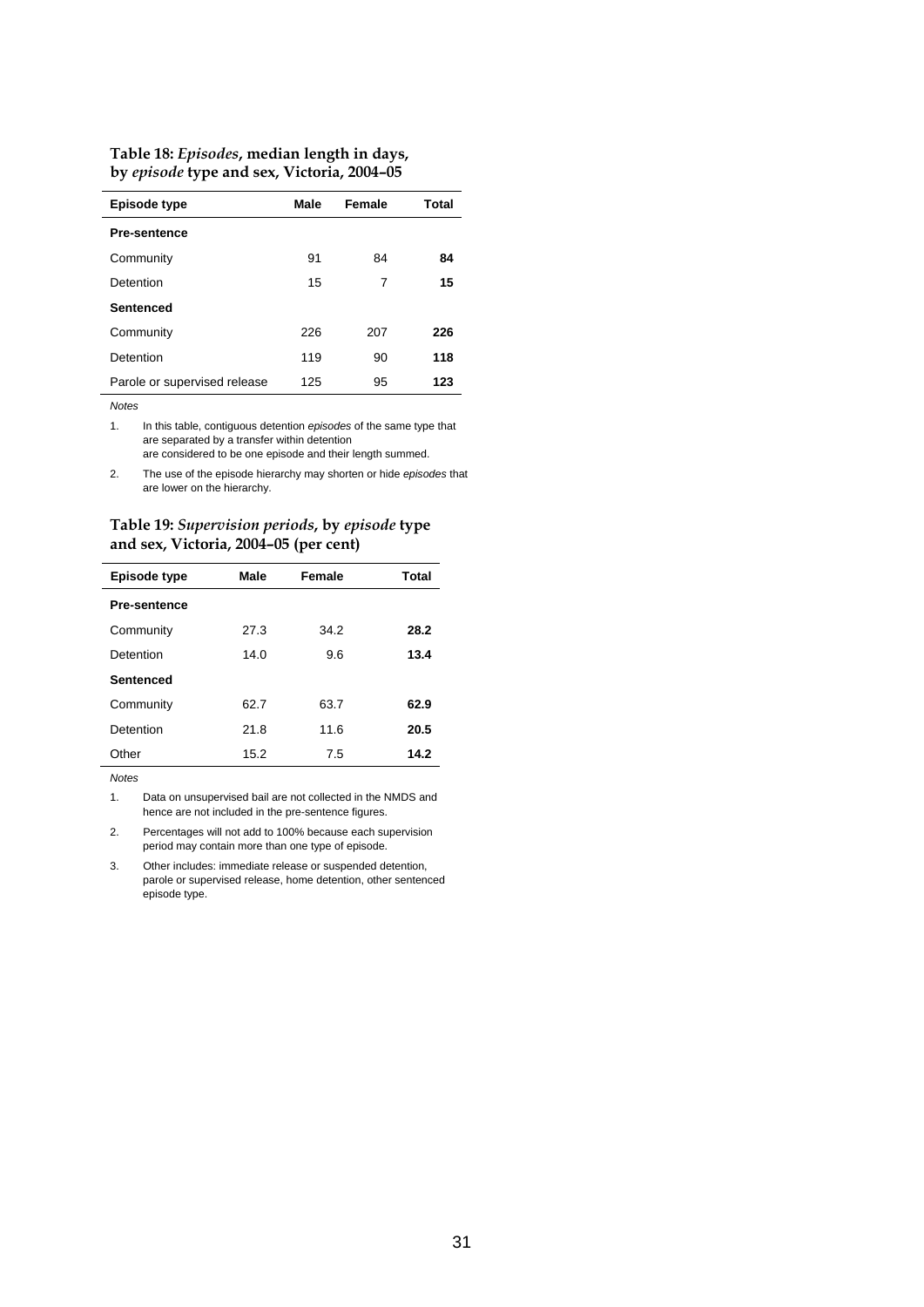**Table 18: *Episodes*, median length in days, by *episode* type and sex, Victoria, 2004–05**

| Episode type | Male | Female | Total |
|---|---|---|---|
| **Pre-sentence** | | | |
| Community | 91 | 84 | **84** |
| Detention | 15 | 7 | **15** |
| **Sentenced** | | | |
| Community | 226 | 207 | **226** |
| Detention | 119 | 90 | **118** |
| Parole or supervised release | 125 | 95 | **123** |

*Notes*

1. In this table, contiguous detention *episodes* of the same type that are separated by a transfer within detention are considered to be one episode and their length summed.
2. The use of the episode hierarchy may shorten or hide *episodes* that are lower on the hierarchy.

**Table 19: *Supervision periods*, by *episode* type and sex, Victoria, 2004–05 (per cent)**

| Episode type | Male | Female | Total |
|---|---|---|---|
| **Pre-sentence** | | | |
| Community | 27.3 | 34.2 | **28.2** |
| Detention | 14.0 | 9.6 | **13.4** |
| **Sentenced** | | | |
| Community | 62.7 | 63.7 | **62.9** |
| Detention | 21.8 | 11.6 | **20.5** |
| Other | 15.2 | 7.5 | **14.2** |

*Notes*

1. Data on unsupervised bail are not collected in the NMDS and hence are not included in the pre-sentence figures.
2. Percentages will not add to 100% because each supervision period may contain more than one type of episode.
3. Other includes: immediate release or suspended detention, parole or supervised release, home detention, other sentenced episode type.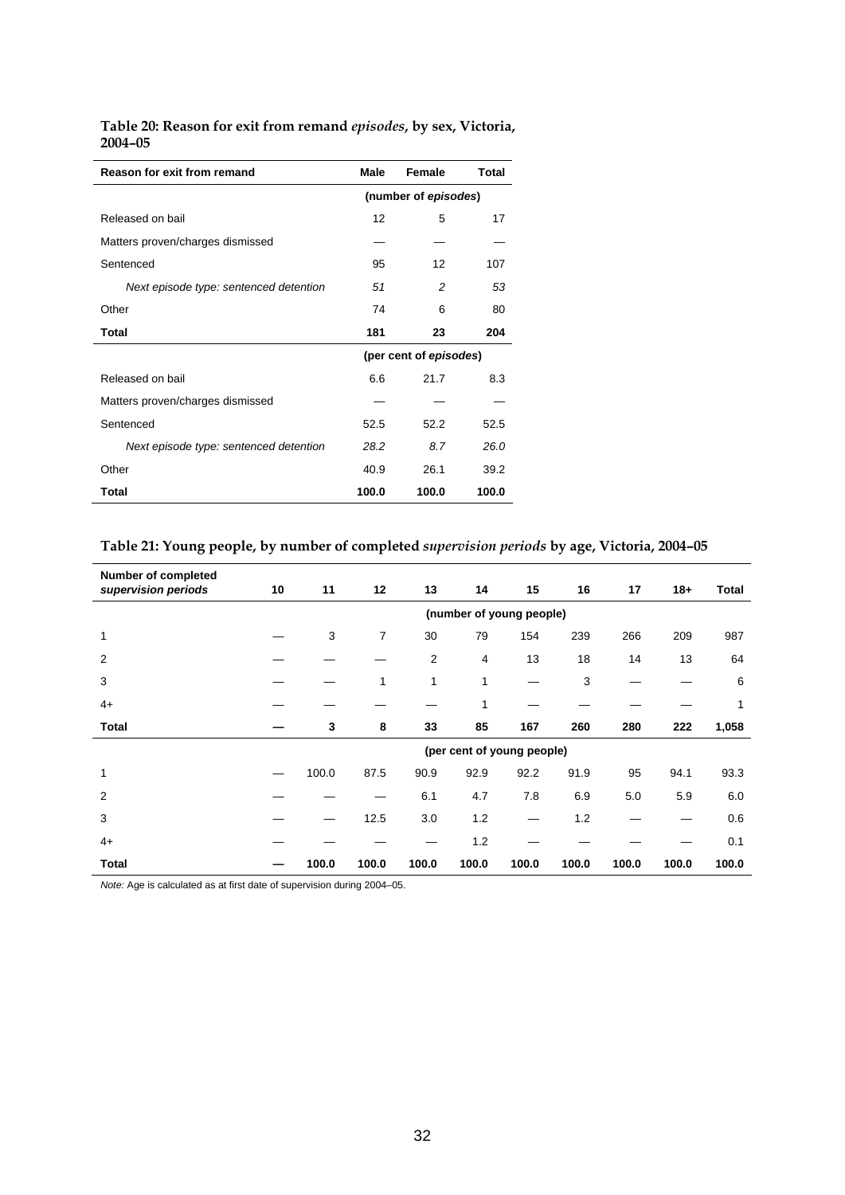**Table 20: Reason for exit from remand *episodes*, by sex, Victoria, 2004–05**

| Reason for exit from remand | Male | Female | Total |
|---|---|---|---|
| | (number of *episodes*) | | |
| Released on bail | 12 | 5 | 17 |
| Matters proven/charges dismissed | — | — | — |
| Sentenced | 95 | 12 | 107 |
| *Next episode type: sentenced detention* | *51* | *2* | *53* |
| Other | 74 | 6 | 80 |
| **Total** | **181** | **23** | **204** |
| | (per cent of *episodes*) | | |
| Released on bail | 6.6 | 21.7 | 8.3 |
| Matters proven/charges dismissed | — | — | — |
| Sentenced | 52.5 | 52.2 | 52.5 |
| *Next episode type: sentenced detention* | *28.2* | *8.7* | *26.0* |
| Other | 40.9 | 26.1 | 39.2 |
| **Total** | **100.0** | **100.0** | **100.0** |

**Table 21: Young people, by number of completed *supervision periods* by age, Victoria, 2004–05**

| Number of completed *supervision periods* | 10 | 11 | 12 | 13 | 14 | 15 | 16 | 17 | 18+ | Total |
|---|---|---|---|---|---|---|---|---|---|---|
| | (number of young people) | | | | | | | | | |
| 1 | — | 3 | 7 | 30 | 79 | 154 | 239 | 266 | 209 | 987 |
| 2 | — | — | — | 2 | 4 | 13 | 18 | 14 | 13 | 64 |
| 3 | — | — | 1 | 1 | 1 | — | 3 | — | — | 6 |
| 4+ | — | — | — | — | 1 | — | — | — | — | 1 |
| **Total** | **—** | **3** | **8** | **33** | **85** | **167** | **260** | **280** | **222** | **1,058** |
| | (per cent of young people) | | | | | | | | | |
| 1 | — | 100.0 | 87.5 | 90.9 | 92.9 | 92.2 | 91.9 | 95 | 94.1 | 93.3 |
| 2 | — | — | — | 6.1 | 4.7 | 7.8 | 6.9 | 5.0 | 5.9 | 6.0 |
| 3 | — | — | 12.5 | 3.0 | 1.2 | — | 1.2 | — | — | 0.6 |
| 4+ | — | — | — | — | 1.2 | — | — | — | — | 0.1 |
| **Total** | **—** | **100.0** | **100.0** | **100.0** | **100.0** | **100.0** | **100.0** | **100.0** | **100.0** | **100.0** |

*Note:* Age is calculated as at first date of supervision during 2004–05.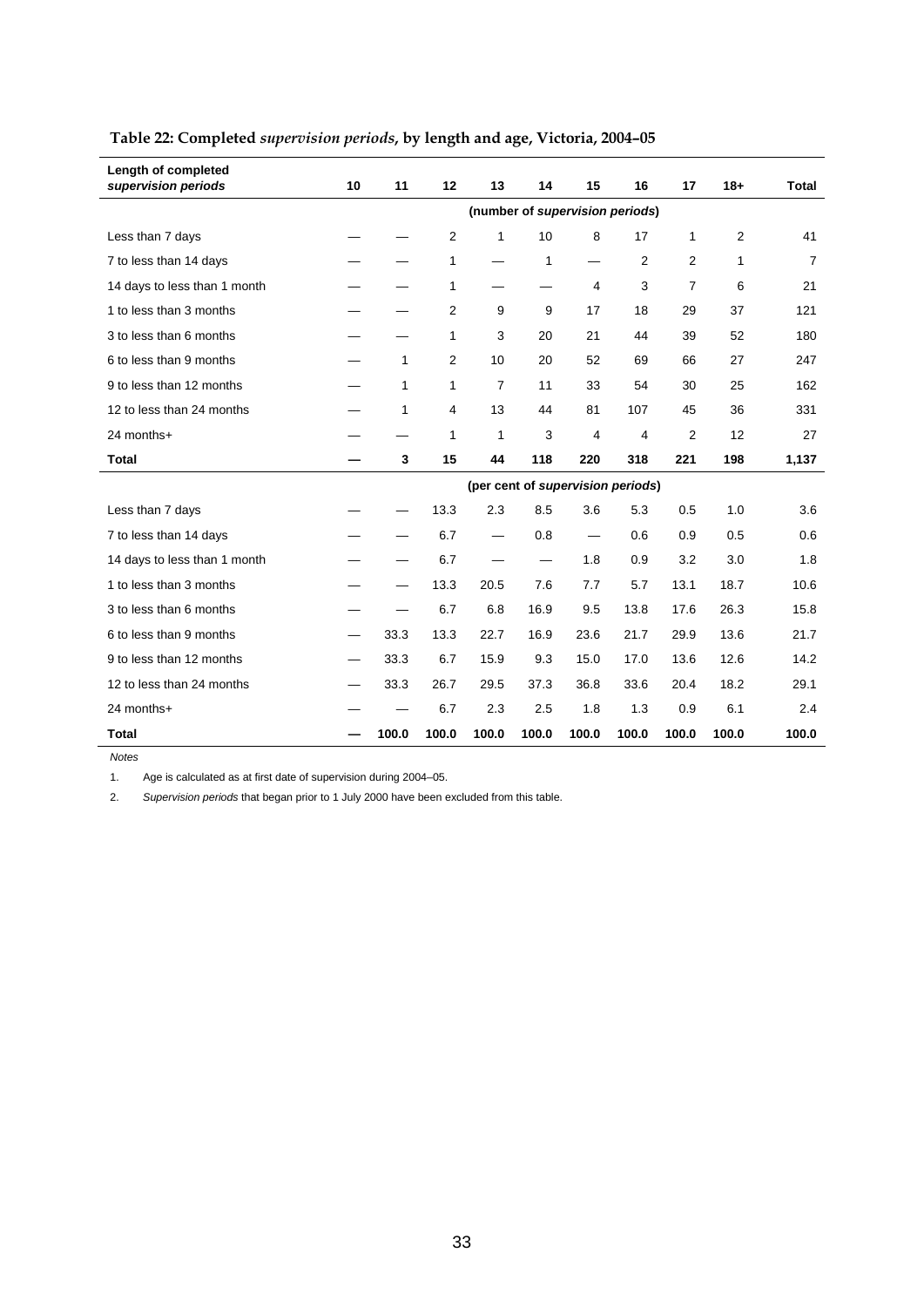**Table 22: Completed *supervision periods*, by length and age, Victoria, 2004–05**

| Length of completed *supervision periods* | 10 | 11 | 12 | 13 | 14 | 15 | 16 | 17 | 18+ | Total |
|---|---|---|---|---|---|---|---|---|---|---|
| | | | | (number of *supervision periods*) | | | | | | |
| Less than 7 days | — | — | 2 | 1 | 10 | 8 | 17 | 1 | 2 | 41 |
| 7 to less than 14 days | — | — | 1 | — | 1 | — | 2 | 2 | 1 | 7 |
| 14 days to less than 1 month | — | — | 1 | — | — | 4 | 3 | 7 | 6 | 21 |
| 1 to less than 3 months | — | — | 2 | 9 | 9 | 17 | 18 | 29 | 37 | 121 |
| 3 to less than 6 months | — | — | 1 | 3 | 20 | 21 | 44 | 39 | 52 | 180 |
| 6 to less than 9 months | — | 1 | 2 | 10 | 20 | 52 | 69 | 66 | 27 | 247 |
| 9 to less than 12 months | — | 1 | 1 | 7 | 11 | 33 | 54 | 30 | 25 | 162 |
| 12 to less than 24 months | — | 1 | 4 | 13 | 44 | 81 | 107 | 45 | 36 | 331 |
| 24 months+ | — | — | 1 | 1 | 3 | 4 | 4 | 2 | 12 | 27 |
| **Total** | **—** | **3** | **15** | **44** | **118** | **220** | **318** | **221** | **198** | **1,137** |
| | | | | (per cent of *supervision periods*) | | | | | | |
| Less than 7 days | — | — | 13.3 | 2.3 | 8.5 | 3.6 | 5.3 | 0.5 | 1.0 | 3.6 |
| 7 to less than 14 days | — | — | 6.7 | — | 0.8 | — | 0.6 | 0.9 | 0.5 | 0.6 |
| 14 days to less than 1 month | — | — | 6.7 | — | — | 1.8 | 0.9 | 3.2 | 3.0 | 1.8 |
| 1 to less than 3 months | — | — | 13.3 | 20.5 | 7.6 | 7.7 | 5.7 | 13.1 | 18.7 | 10.6 |
| 3 to less than 6 months | — | — | 6.7 | 6.8 | 16.9 | 9.5 | 13.8 | 17.6 | 26.3 | 15.8 |
| 6 to less than 9 months | — | 33.3 | 13.3 | 22.7 | 16.9 | 23.6 | 21.7 | 29.9 | 13.6 | 21.7 |
| 9 to less than 12 months | — | 33.3 | 6.7 | 15.9 | 9.3 | 15.0 | 17.0 | 13.6 | 12.6 | 14.2 |
| 12 to less than 24 months | — | 33.3 | 26.7 | 29.5 | 37.3 | 36.8 | 33.6 | 20.4 | 18.2 | 29.1 |
| 24 months+ | — | — | 6.7 | 2.3 | 2.5 | 1.8 | 1.3 | 0.9 | 6.1 | 2.4 |
| **Total** | **—** | **100.0** | **100.0** | **100.0** | **100.0** | **100.0** | **100.0** | **100.0** | **100.0** | **100.0** |

*Notes*

1. Age is calculated as at first date of supervision during 2004–05.
2. *Supervision periods* that began prior to 1 July 2000 have been excluded from this table.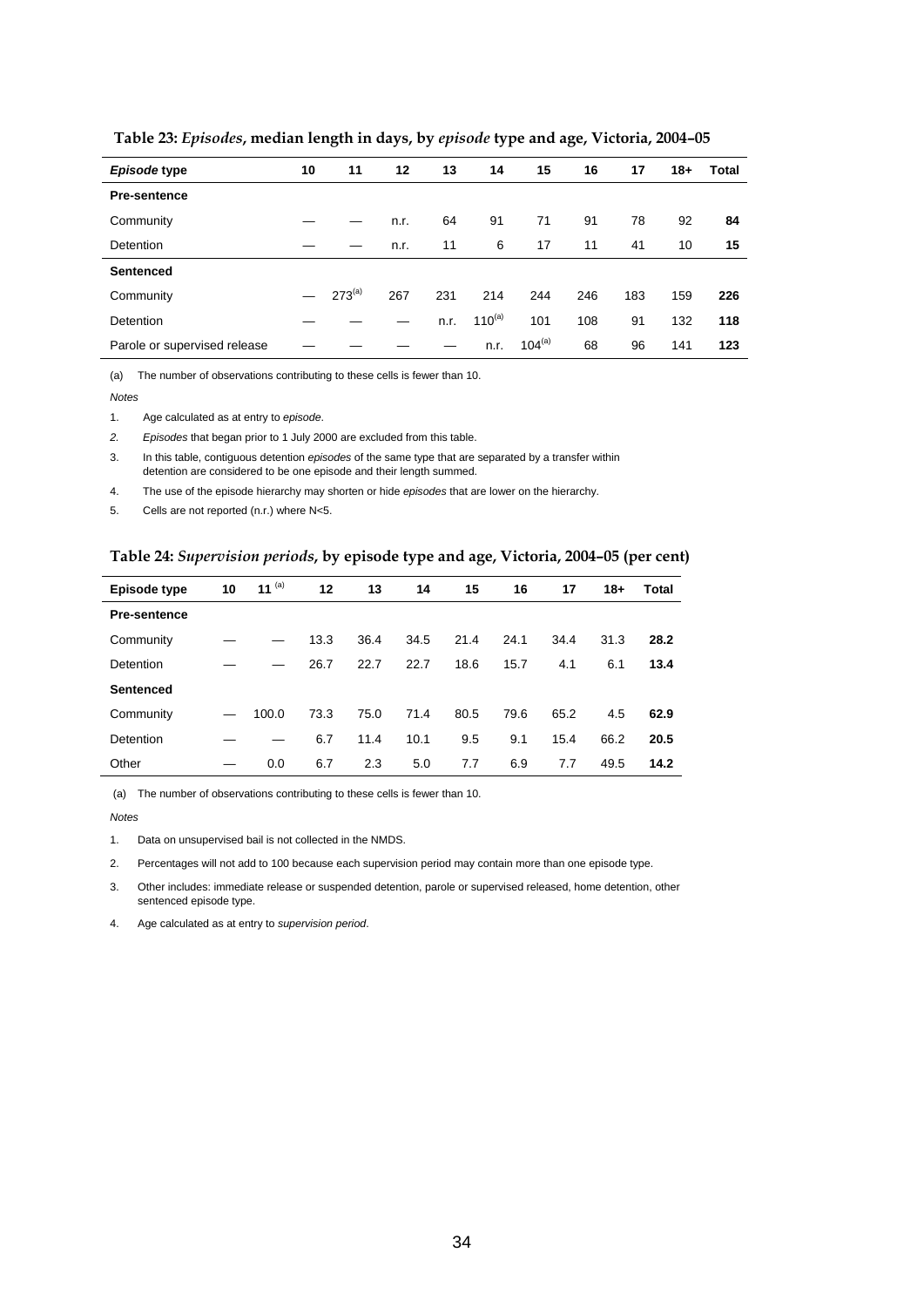**Table 23: *Episodes*, median length in days, by *episode* type and age, Victoria, 2004–05**

| *Episode* type | 10 | 11 | 12 | 13 | 14 | 15 | 16 | 17 | 18+ | Total |
|---|---|---|---|---|---|---|---|---|---|---|
| **Pre-sentence** | | | | | | | | | | |
| Community | — | — | n.r. | 64 | 91 | 71 | 91 | 78 | 92 | **84** |
| Detention | — | — | n.r. | 11 | 6 | 17 | 11 | 41 | 10 | **15** |
| **Sentenced** | | | | | | | | | | |
| Community | — | 273(a) | 267 | 231 | 214 | 244 | 246 | 183 | 159 | **226** |
| Detention | — | — | — | n.r. | 110(a) | 101 | 108 | 91 | 132 | **118** |
| Parole or supervised release | — | — | — | — | n.r. | 104(a) | 68 | 96 | 141 | **123** |

(a) The number of observations contributing to these cells is fewer than 10.

*Notes*

1. Age calculated as at entry to *episode*.
2. *Episodes* that began prior to 1 July 2000 are excluded from this table.
3. In this table, contiguous detention *episodes* of the same type that are separated by a transfer within detention are considered to be one episode and their length summed.
4. The use of the episode hierarchy may shorten or hide *episodes* that are lower on the hierarchy.
5. Cells are not reported (n.r.) where N<5.

**Table 24: *Supervision periods*, by episode type and age, Victoria, 2004–05 (per cent)**

| Episode type | 10 | 11 (a) | 12 | 13 | 14 | 15 | 16 | 17 | 18+ | Total |
|---|---|---|---|---|---|---|---|---|---|---|
| **Pre-sentence** | | | | | | | | | | |
| Community | — | — | 13.3 | 36.4 | 34.5 | 21.4 | 24.1 | 34.4 | 31.3 | **28.2** |
| Detention | — | — | 26.7 | 22.7 | 22.7 | 18.6 | 15.7 | 4.1 | 6.1 | **13.4** |
| **Sentenced** | | | | | | | | | | |
| Community | — | 100.0 | 73.3 | 75.0 | 71.4 | 80.5 | 79.6 | 65.2 | 4.5 | **62.9** |
| Detention | — | — | 6.7 | 11.4 | 10.1 | 9.5 | 9.1 | 15.4 | 66.2 | **20.5** |
| Other | — | 0.0 | 6.7 | 2.3 | 5.0 | 7.7 | 6.9 | 7.7 | 49.5 | **14.2** |

(a) The number of observations contributing to these cells is fewer than 10.

*Notes*

1. Data on unsupervised bail is not collected in the NMDS.
2. Percentages will not add to 100 because each supervision period may contain more than one episode type.
3. Other includes: immediate release or suspended detention, parole or supervised released, home detention, other sentenced episode type.
4. Age calculated as at entry to *supervision period*.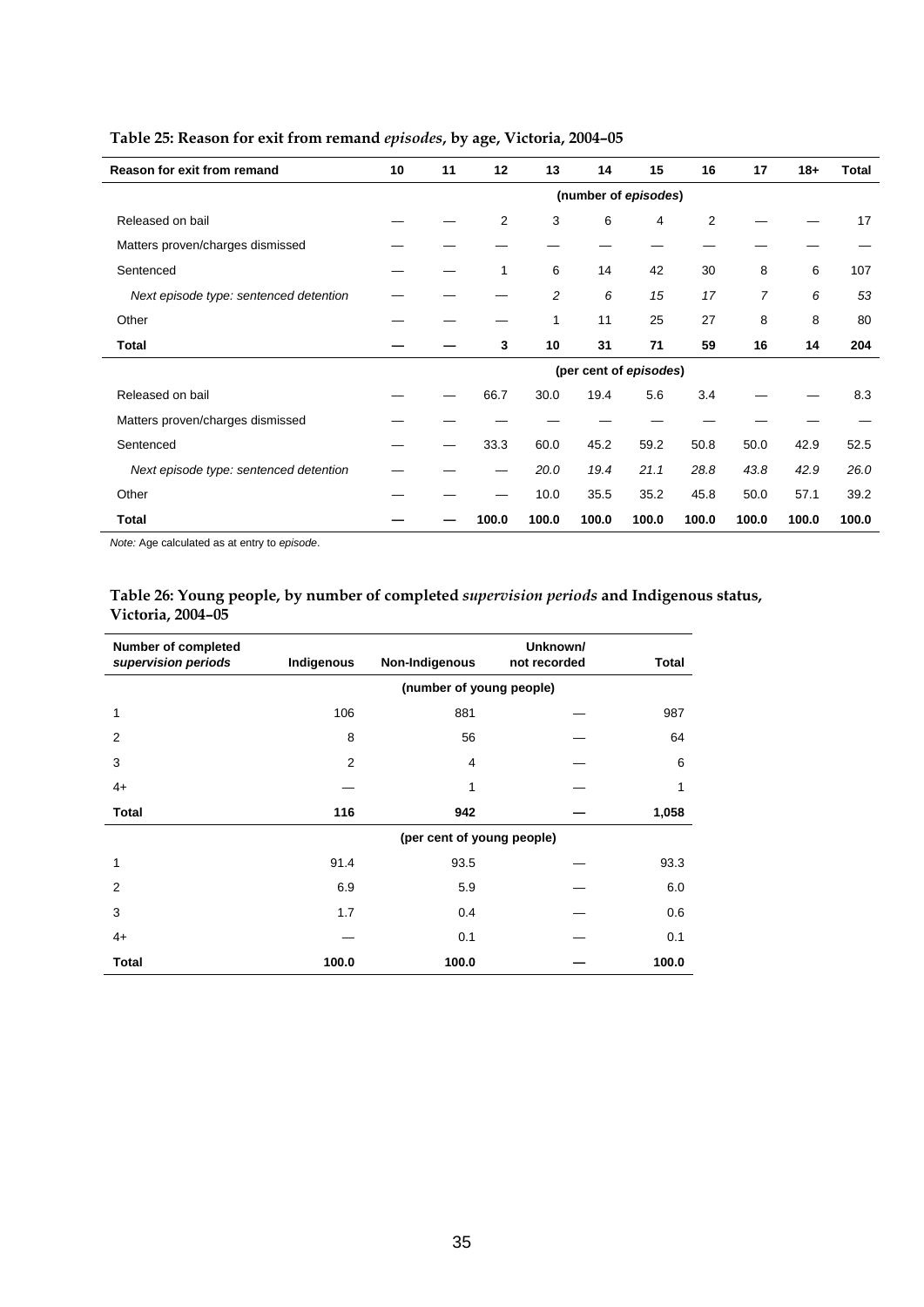**Table 25: Reason for exit from remand *episodes*, by age, Victoria, 2004–05**

| Reason for exit from remand | 10 | 11 | 12 | 13 | 14 | 15 | 16 | 17 | 18+ | Total |
|---|---|---|---|---|---|---|---|---|---|---|
| | (number of *episodes*) | | | | | | | | | |
| Released on bail | — | — | 2 | 3 | 6 | 4 | 2 | — | — | 17 |
| Matters proven/charges dismissed | — | — | — | — | — | — | — | — | — | — |
| Sentenced | — | — | 1 | 6 | 14 | 42 | 30 | 8 | 6 | 107 |
| *Next episode type: sentenced detention* | — | — | — | *2* | *6* | *15* | *17* | *7* | *6* | *53* |
| Other | — | — | — | 1 | 11 | 25 | 27 | 8 | 8 | 80 |
| **Total** | **—** | **—** | **3** | **10** | **31** | **71** | **59** | **16** | **14** | **204** |
| | (per cent of *episodes*) | | | | | | | | | |
| Released on bail | — | — | 66.7 | 30.0 | 19.4 | 5.6 | 3.4 | — | — | 8.3 |
| Matters proven/charges dismissed | — | — | — | — | — | — | — | — | — | — |
| Sentenced | — | — | 33.3 | 60.0 | 45.2 | 59.2 | 50.8 | 50.0 | 42.9 | 52.5 |
| *Next episode type: sentenced detention* | — | — | — | *20.0* | *19.4* | *21.1* | *28.8* | *43.8* | *42.9* | *26.0* |
| Other | — | — | — | 10.0 | 35.5 | 35.2 | 45.8 | 50.0 | 57.1 | 39.2 |
| **Total** | **—** | **—** | **100.0** | **100.0** | **100.0** | **100.0** | **100.0** | **100.0** | **100.0** | **100.0** |

*Note:* Age calculated as at entry to *episode*.

**Table 26: Young people, by number of completed *supervision periods* and Indigenous status, Victoria, 2004–05**

| Number of completed *supervision periods* | Indigenous | Non-Indigenous | Unknown/ not recorded | Total |
|---|---|---|---|---|
| | (number of young people) | | | |
| 1 | 106 | 881 | — | 987 |
| 2 | 8 | 56 | — | 64 |
| 3 | 2 | 4 | — | 6 |
| 4+ | — | 1 | — | 1 |
| **Total** | **116** | **942** | **—** | **1,058** |
| | (per cent of young people) | | | |
| 1 | 91.4 | 93.5 | — | 93.3 |
| 2 | 6.9 | 5.9 | — | 6.0 |
| 3 | 1.7 | 0.4 | — | 0.6 |
| 4+ | — | 0.1 | — | 0.1 |
| **Total** | **100.0** | **100.0** | **—** | **100.0** |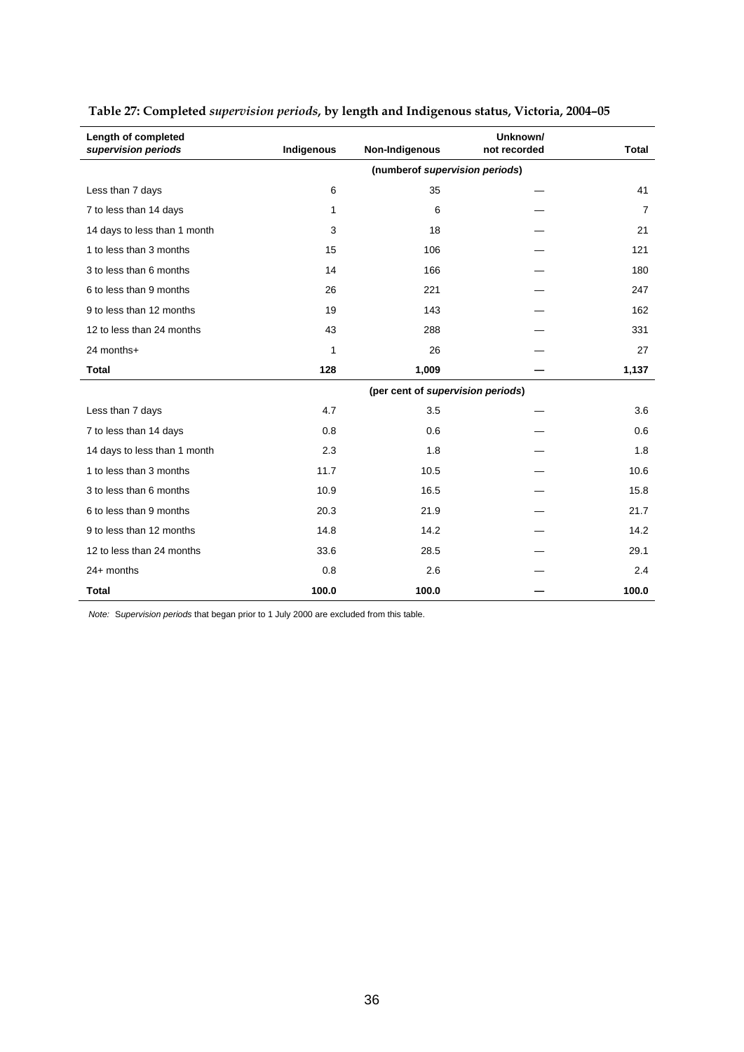**Table 27: Completed *supervision periods*, by length and Indigenous status, Victoria, 2004–05**

| Length of completed *supervision periods* | Indigenous | Non-Indigenous | Unknown/ not recorded | Total |
|---|---|---|---|---|
| | | (numberof *supervision periods*) | | |
| Less than 7 days | 6 | 35 | — | 41 |
| 7 to less than 14 days | 1 | 6 | — | 7 |
| 14 days to less than 1 month | 3 | 18 | — | 21 |
| 1 to less than 3 months | 15 | 106 | — | 121 |
| 3 to less than 6 months | 14 | 166 | — | 180 |
| 6 to less than 9 months | 26 | 221 | — | 247 |
| 9 to less than 12 months | 19 | 143 | — | 162 |
| 12 to less than 24 months | 43 | 288 | — | 331 |
| 24 months+ | 1 | 26 | — | 27 |
| **Total** | **128** | **1,009** | **—** | **1,137** |
| | | (per cent of *supervision periods*) | | |
| Less than 7 days | 4.7 | 3.5 | — | 3.6 |
| 7 to less than 14 days | 0.8 | 0.6 | — | 0.6 |
| 14 days to less than 1 month | 2.3 | 1.8 | — | 1.8 |
| 1 to less than 3 months | 11.7 | 10.5 | — | 10.6 |
| 3 to less than 6 months | 10.9 | 16.5 | — | 15.8 |
| 6 to less than 9 months | 20.3 | 21.9 | — | 21.7 |
| 9 to less than 12 months | 14.8 | 14.2 | — | 14.2 |
| 12 to less than 24 months | 33.6 | 28.5 | — | 29.1 |
| 24+ months | 0.8 | 2.6 | — | 2.4 |
| **Total** | **100.0** | **100.0** | **—** | **100.0** |

*Note:* *Supervision periods* that began prior to 1 July 2000 are excluded from this table.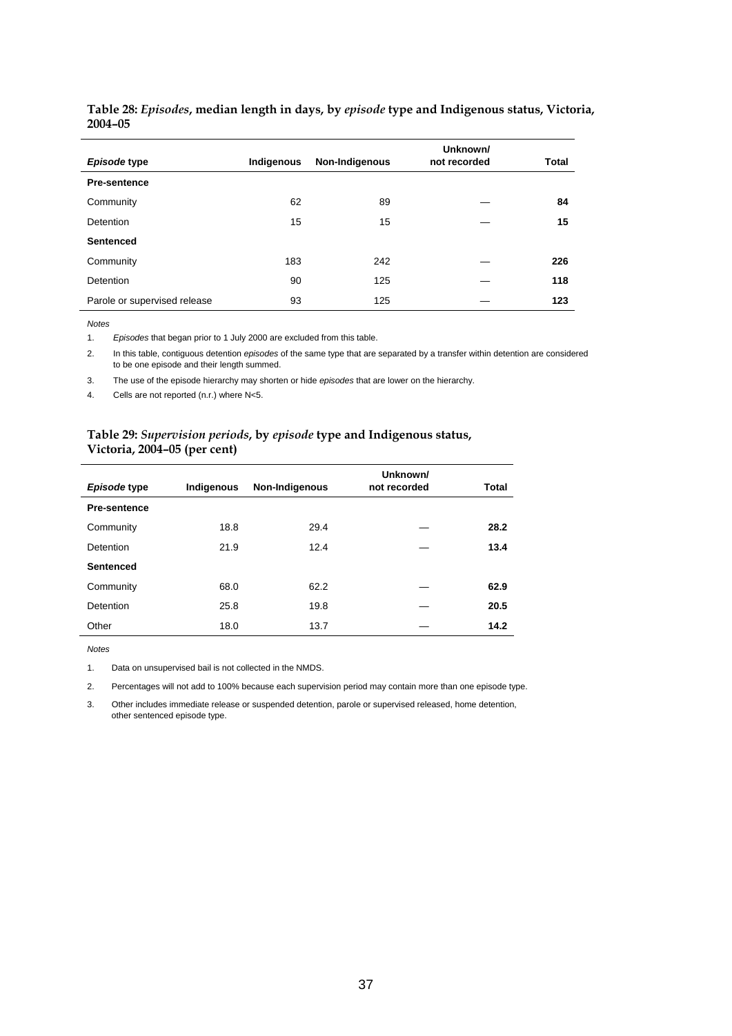**Table 28:** ***Episodes*****, median length in days, by** ***episode*** **type and Indigenous status, Victoria, 2004–05**

| *Episode* type | Indigenous | Non-Indigenous | Unknown/ not recorded | Total |
|---|---|---|---|---|
| **Pre-sentence** | | | | |
| Community | 62 | 89 | — | **84** |
| Detention | 15 | 15 | — | **15** |
| **Sentenced** | | | | |
| Community | 183 | 242 | — | **226** |
| Detention | 90 | 125 | — | **118** |
| Parole or supervised release | 93 | 125 | — | **123** |

*Notes*

1. *Episodes* that began prior to 1 July 2000 are excluded from this table.
2. In this table, contiguous detention *episodes* of the same type that are separated by a transfer within detention are considered to be one episode and their length summed.
3. The use of the episode hierarchy may shorten or hide *episodes* that are lower on the hierarchy.
4. Cells are not reported (n.r.) where N<5.

**Table 29:** ***Supervision periods*****, by** ***episode*** **type and Indigenous status, Victoria, 2004–05 (per cent)**

| *Episode* type | Indigenous | Non-Indigenous | Unknown/ not recorded | Total |
|---|---|---|---|---|
| **Pre-sentence** | | | | |
| Community | 18.8 | 29.4 | — | **28.2** |
| Detention | 21.9 | 12.4 | — | **13.4** |
| **Sentenced** | | | | |
| Community | 68.0 | 62.2 | — | **62.9** |
| Detention | 25.8 | 19.8 | — | **20.5** |
| Other | 18.0 | 13.7 | — | **14.2** |

*Notes*

1. Data on unsupervised bail is not collected in the NMDS.
2. Percentages will not add to 100% because each supervision period may contain more than one episode type.
3. Other includes immediate release or suspended detention, parole or supervised released, home detention, other sentenced episode type.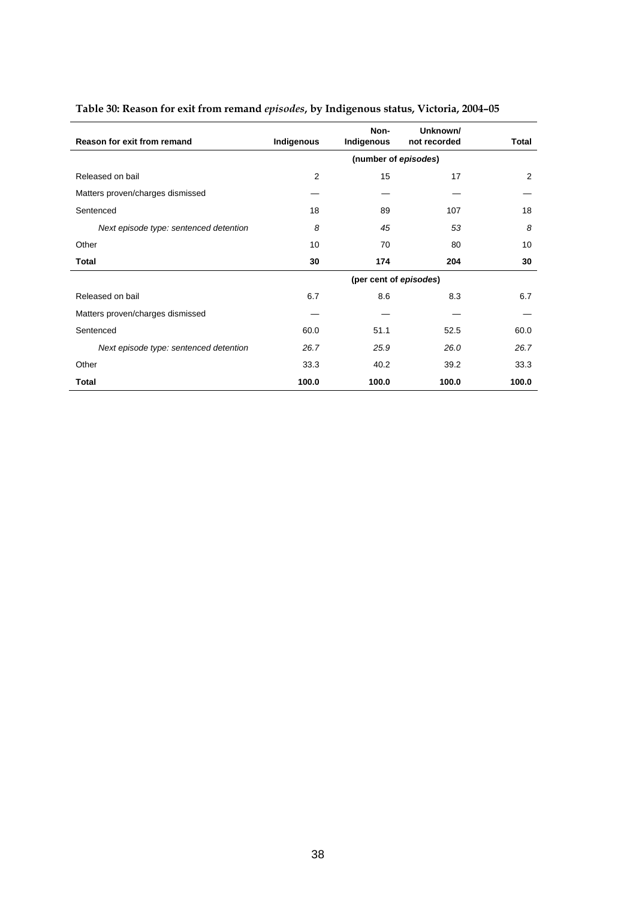**Table 30: Reason for exit from remand *episodes*, by Indigenous status, Victoria, 2004–05**

| Reason for exit from remand | Indigenous | Non-Indigenous | Unknown/ not recorded | Total |
|---|---|---|---|---|
| | (number of *episodes*) | | | |
| Released on bail | 2 | 15 | 17 | 2 |
| Matters proven/charges dismissed | — | — | — | — |
| Sentenced | 18 | 89 | 107 | 18 |
| *Next episode type: sentenced detention* | *8* | *45* | *53* | *8* |
| Other | 10 | 70 | 80 | 10 |
| **Total** | **30** | **174** | **204** | **30** |
| | (per cent of *episodes*) | | | |
| Released on bail | 6.7 | 8.6 | 8.3 | 6.7 |
| Matters proven/charges dismissed | — | — | — | — |
| Sentenced | 60.0 | 51.1 | 52.5 | 60.0 |
| *Next episode type: sentenced detention* | *26.7* | *25.9* | *26.0* | *26.7* |
| Other | 33.3 | 40.2 | 39.2 | 33.3 |
| **Total** | **100.0** | **100.0** | **100.0** | **100.0** |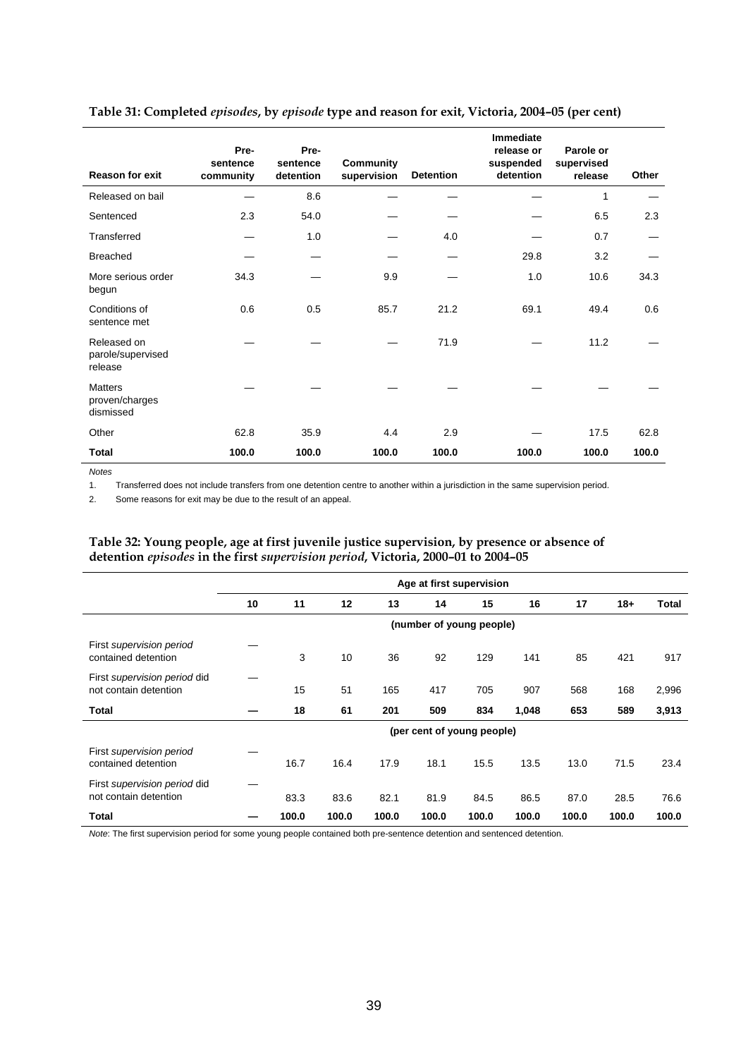**Table 31: Completed *episodes*, by *episode* type and reason for exit, Victoria, 2004–05 (per cent)**

| Reason for exit | Pre-sentence community | Pre-sentence detention | Community supervision | Detention | Immediate release or suspended detention | Parole or supervised release | Other |
|---|---|---|---|---|---|---|---|
| Released on bail | — | 8.6 | — | — | — | 1 | — |
| Sentenced | 2.3 | 54.0 | — | — | — | 6.5 | 2.3 |
| Transferred | — | 1.0 | — | 4.0 | — | 0.7 | — |
| Breached | — | — | — | — | 29.8 | 3.2 | — |
| More serious order begun | 34.3 | — | 9.9 | — | 1.0 | 10.6 | 34.3 |
| Conditions of sentence met | 0.6 | 0.5 | 85.7 | 21.2 | 69.1 | 49.4 | 0.6 |
| Released on parole/supervised release | — | — | — | 71.9 | — | 11.2 | — |
| Matters proven/charges dismissed | — | — | — | — | — | — | — |
| Other | 62.8 | 35.9 | 4.4 | 2.9 | — | 17.5 | 62.8 |
| **Total** | **100.0** | **100.0** | **100.0** | **100.0** | **100.0** | **100.0** | **100.0** |

*Notes*

1. Transferred does not include transfers from one detention centre to another within a jurisdiction in the same supervision period.
2. Some reasons for exit may be due to the result of an appeal.

**Table 32: Young people, age at first juvenile justice supervision, by presence or absence of detention *episodes* in the first *supervision period*, Victoria, 2000–01 to 2004–05**

| | Age at first supervision | | | | | | | | | |
|---|---|---|---|---|---|---|---|---|---|---|
| | 10 | 11 | 12 | 13 | 14 | 15 | 16 | 17 | 18+ | Total |
| | (number of young people) | | | | | | | | | |
| First *supervision period* contained detention | — | 3 | 10 | 36 | 92 | 129 | 141 | 85 | 421 | 917 |
| First *supervision period* did not contain detention | — | 15 | 51 | 165 | 417 | 705 | 907 | 568 | 168 | 2,996 |
| **Total** | **—** | **18** | **61** | **201** | **509** | **834** | **1,048** | **653** | **589** | **3,913** |
| | (per cent of young people) | | | | | | | | | |
| First *supervision period* contained detention | — | 16.7 | 16.4 | 17.9 | 18.1 | 15.5 | 13.5 | 13.0 | 71.5 | 23.4 |
| First *supervision period* did not contain detention | — | 83.3 | 83.6 | 82.1 | 81.9 | 84.5 | 86.5 | 87.0 | 28.5 | 76.6 |
| **Total** | **—** | **100.0** | **100.0** | **100.0** | **100.0** | **100.0** | **100.0** | **100.0** | **100.0** | **100.0** |

*Note*: The first supervision period for some young people contained both pre-sentence detention and sentenced detention.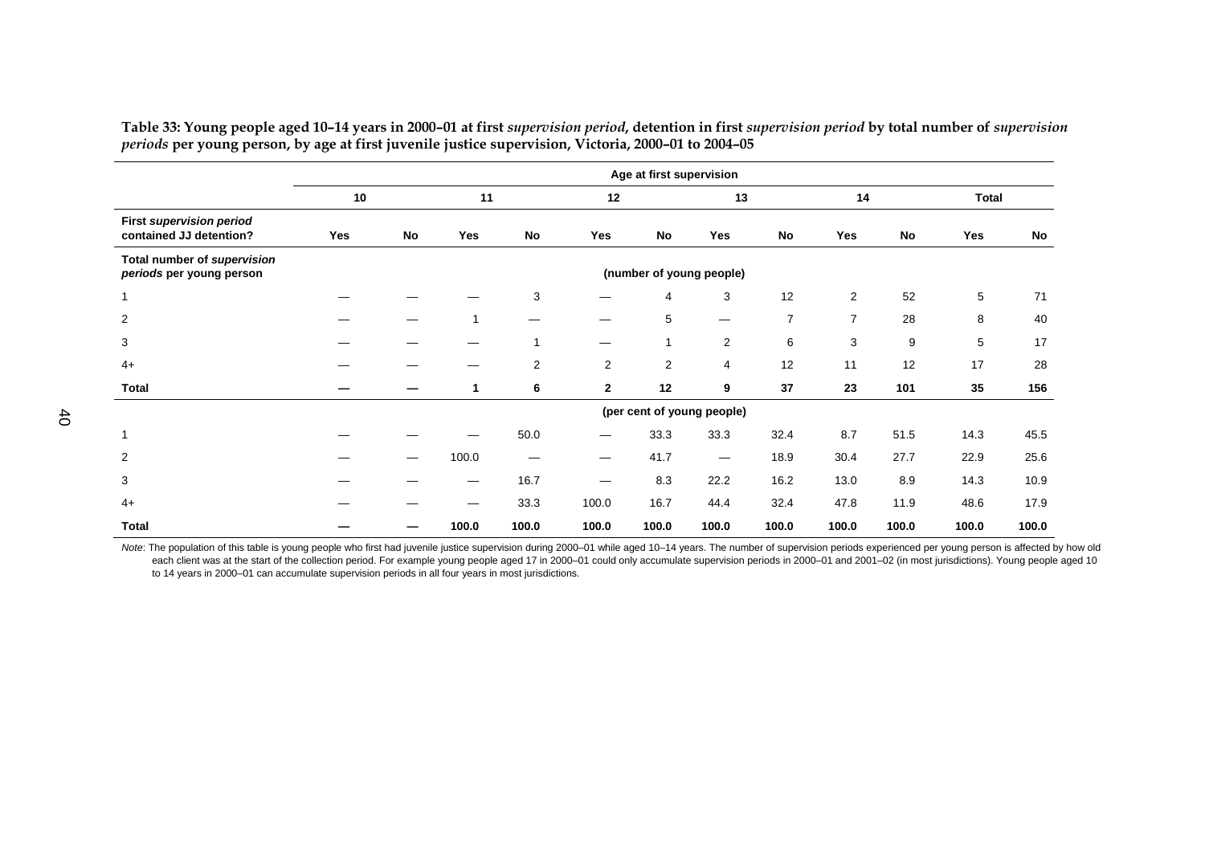**Table 33: Young people aged 10–14 years in 2000–01 at first *supervision period*, detention in first *supervision period* by total number of *supervision periods* per young person, by age at first juvenile justice supervision, Victoria, 2000–01 to 2004–05**

| | Age at first supervision | | | | | | | | | | | |
|---|---|---|---|---|---|---|---|---|---|---|---|---|
| | 10 | | 11 | | 12 | | 13 | | 14 | | Total | |
| **First *supervision period* contained JJ detention?** | **Yes** | **No** | **Yes** | **No** | **Yes** | **No** | **Yes** | **No** | **Yes** | **No** | **Yes** | **No** |
| **Total number of *supervision periods* per young person** | (number of young people) | | | | | | | | | | | |
| 1 | — | — | — | 3 | — | 4 | 3 | 12 | 2 | 52 | 5 | 71 |
| 2 | — | — | 1 | — | — | 5 | — | 7 | 7 | 28 | 8 | 40 |
| 3 | — | — | — | 1 | — | 1 | 2 | 6 | 3 | 9 | 5 | 17 |
| 4+ | — | — | — | 2 | 2 | 2 | 4 | 12 | 11 | 12 | 17 | 28 |
| **Total** | **—** | **—** | **1** | **6** | **2** | **12** | **9** | **37** | **23** | **101** | **35** | **156** |
| | (per cent of young people) | | | | | | | | | | | |
| 1 | — | — | — | 50.0 | — | 33.3 | 33.3 | 32.4 | 8.7 | 51.5 | 14.3 | 45.5 |
| 2 | — | — | 100.0 | — | — | 41.7 | — | 18.9 | 30.4 | 27.7 | 22.9 | 25.6 |
| 3 | — | — | — | 16.7 | — | 8.3 | 22.2 | 16.2 | 13.0 | 8.9 | 14.3 | 10.9 |
| 4+ | — | — | — | 33.3 | 100.0 | 16.7 | 44.4 | 32.4 | 47.8 | 11.9 | 48.6 | 17.9 |
| **Total** | **—** | **—** | **100.0** | **100.0** | **100.0** | **100.0** | **100.0** | **100.0** | **100.0** | **100.0** | **100.0** | **100.0** |

*Note*: The population of this table is young people who first had juvenile justice supervision during 2000–01 while aged 10–14 years. The number of supervision periods experienced per young person is affected by how old each client was at the start of the collection period. For example young people aged 17 in 2000–01 could only accumulate supervision periods in 2000–01 and 2001–02 (in most jurisdictions). Young people aged 10 to 14 years in 2000–01 can accumulate supervision periods in all four years in most jurisdictions.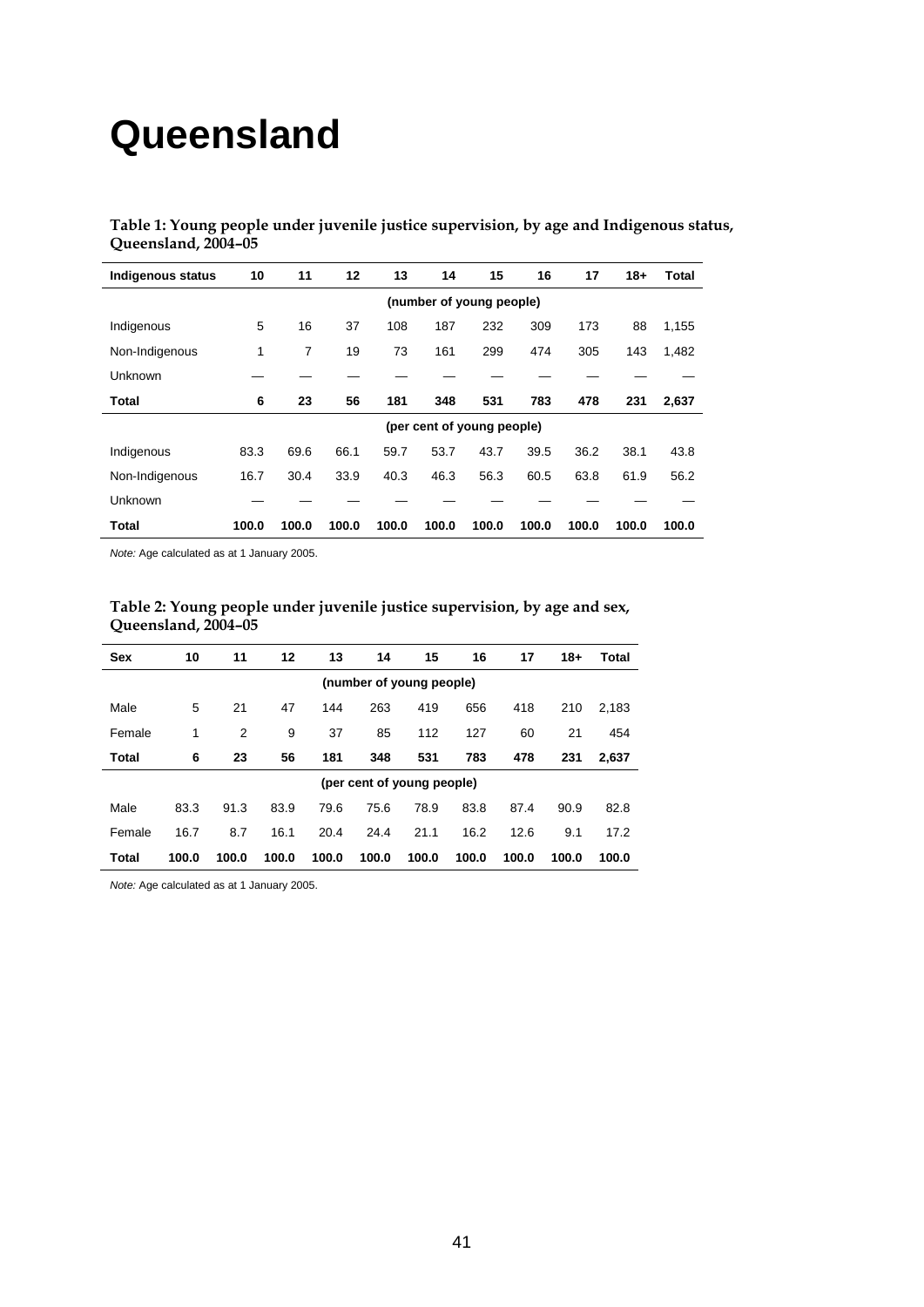# Queensland

**Table 1: Young people under juvenile justice supervision, by age and Indigenous status, Queensland, 2004–05**

| Indigenous status | 10 | 11 | 12 | 13 | 14 | 15 | 16 | 17 | 18+ | Total |
|---|---|---|---|---|---|---|---|---|---|---|
| | (number of young people) | | | | | | | | | |
| Indigenous | 5 | 16 | 37 | 108 | 187 | 232 | 309 | 173 | 88 | 1,155 |
| Non-Indigenous | 1 | 7 | 19 | 73 | 161 | 299 | 474 | 305 | 143 | 1,482 |
| Unknown | — | — | — | — | — | — | — | — | — | — |
| **Total** | **6** | **23** | **56** | **181** | **348** | **531** | **783** | **478** | **231** | **2,637** |
| | (per cent of young people) | | | | | | | | | |
| Indigenous | 83.3 | 69.6 | 66.1 | 59.7 | 53.7 | 43.7 | 39.5 | 36.2 | 38.1 | 43.8 |
| Non-Indigenous | 16.7 | 30.4 | 33.9 | 40.3 | 46.3 | 56.3 | 60.5 | 63.8 | 61.9 | 56.2 |
| Unknown | — | — | — | — | — | — | — | — | — | — |
| **Total** | **100.0** | **100.0** | **100.0** | **100.0** | **100.0** | **100.0** | **100.0** | **100.0** | **100.0** | **100.0** |

*Note:* Age calculated as at 1 January 2005.

**Table 2: Young people under juvenile justice supervision, by age and sex, Queensland, 2004–05**

| Sex | 10 | 11 | 12 | 13 | 14 | 15 | 16 | 17 | 18+ | Total |
|---|---|---|---|---|---|---|---|---|---|---|
| | (number of young people) | | | | | | | | | |
| Male | 5 | 21 | 47 | 144 | 263 | 419 | 656 | 418 | 210 | 2,183 |
| Female | 1 | 2 | 9 | 37 | 85 | 112 | 127 | 60 | 21 | 454 |
| **Total** | **6** | **23** | **56** | **181** | **348** | **531** | **783** | **478** | **231** | **2,637** |
| | (per cent of young people) | | | | | | | | | |
| Male | 83.3 | 91.3 | 83.9 | 79.6 | 75.6 | 78.9 | 83.8 | 87.4 | 90.9 | 82.8 |
| Female | 16.7 | 8.7 | 16.1 | 20.4 | 24.4 | 21.1 | 16.2 | 12.6 | 9.1 | 17.2 |
| **Total** | **100.0** | **100.0** | **100.0** | **100.0** | **100.0** | **100.0** | **100.0** | **100.0** | **100.0** | **100.0** |

*Note:* Age calculated as at 1 January 2005.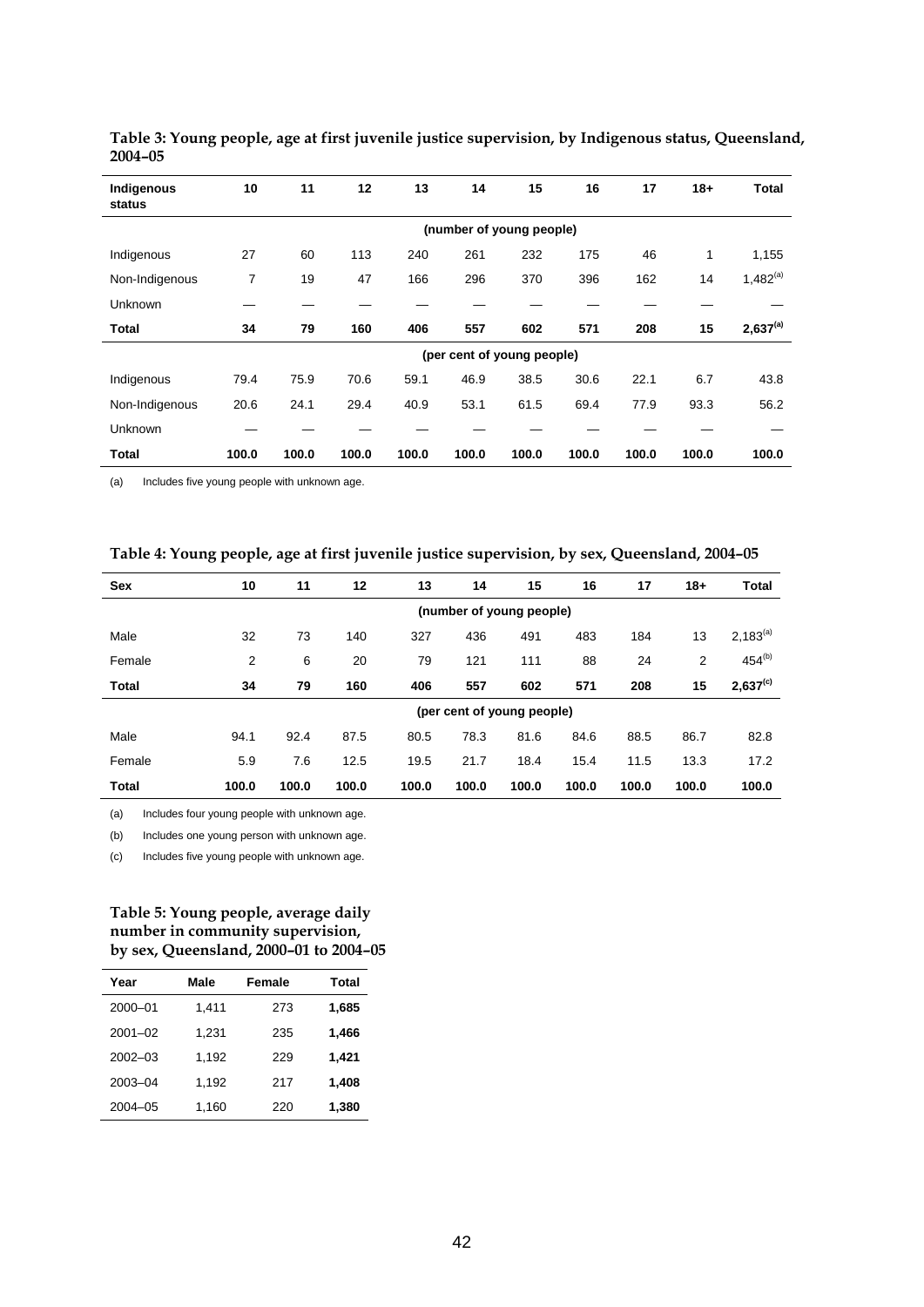**Table 3: Young people, age at first juvenile justice supervision, by Indigenous status, Queensland, 2004–05**

| Indigenous status | 10 | 11 | 12 | 13 | 14 | 15 | 16 | 17 | 18+ | Total |
|---|---|---|---|---|---|---|---|---|---|---|
| | | | | | (number of young people) | | | | | |
| Indigenous | 27 | 60 | 113 | 240 | 261 | 232 | 175 | 46 | 1 | 1,155 |
| Non-Indigenous | 7 | 19 | 47 | 166 | 296 | 370 | 396 | 162 | 14 | 1,482[(a)] |
| Unknown | — | — | — | — | — | — | — | — | — | — |
| **Total** | **34** | **79** | **160** | **406** | **557** | **602** | **571** | **208** | **15** | **2,637[(a)]** |
| | | | | | (per cent of young people) | | | | | |
| Indigenous | 79.4 | 75.9 | 70.6 | 59.1 | 46.9 | 38.5 | 30.6 | 22.1 | 6.7 | 43.8 |
| Non-Indigenous | 20.6 | 24.1 | 29.4 | 40.9 | 53.1 | 61.5 | 69.4 | 77.9 | 93.3 | 56.2 |
| Unknown | — | — | — | — | — | — | — | — | — | — |
| **Total** | **100.0** | **100.0** | **100.0** | **100.0** | **100.0** | **100.0** | **100.0** | **100.0** | **100.0** | **100.0** |

(a) Includes five young people with unknown age.

**Table 4: Young people, age at first juvenile justice supervision, by sex, Queensland, 2004–05**

| Sex | 10 | 11 | 12 | 13 | 14 | 15 | 16 | 17 | 18+ | Total |
|---|---|---|---|---|---|---|---|---|---|---|
| | | | | | (number of young people) | | | | | |
| Male | 32 | 73 | 140 | 327 | 436 | 491 | 483 | 184 | 13 | 2,183[(a)] |
| Female | 2 | 6 | 20 | 79 | 121 | 111 | 88 | 24 | 2 | 454[(b)] |
| **Total** | **34** | **79** | **160** | **406** | **557** | **602** | **571** | **208** | **15** | **2,637[(c)]** |
| | | | | | (per cent of young people) | | | | | |
| Male | 94.1 | 92.4 | 87.5 | 80.5 | 78.3 | 81.6 | 84.6 | 88.5 | 86.7 | 82.8 |
| Female | 5.9 | 7.6 | 12.5 | 19.5 | 21.7 | 18.4 | 15.4 | 11.5 | 13.3 | 17.2 |
| **Total** | **100.0** | **100.0** | **100.0** | **100.0** | **100.0** | **100.0** | **100.0** | **100.0** | **100.0** | **100.0** |

(a) Includes four young people with unknown age.

(b) Includes one young person with unknown age.

(c) Includes five young people with unknown age.

**Table 5: Young people, average daily number in community supervision, by sex, Queensland, 2000–01 to 2004–05**

| Year | Male | Female | Total |
|---|---|---|---|
| 2000–01 | 1,411 | 273 | **1,685** |
| 2001–02 | 1,231 | 235 | **1,466** |
| 2002–03 | 1,192 | 229 | **1,421** |
| 2003–04 | 1,192 | 217 | **1,408** |
| 2004–05 | 1,160 | 220 | **1,380** |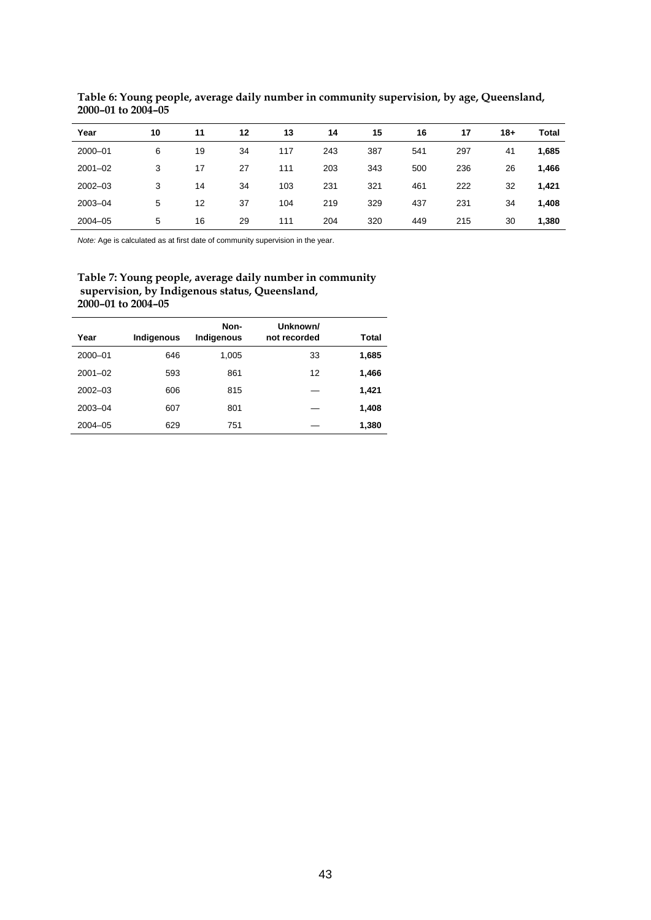**Table 6: Young people, average daily number in community supervision, by age, Queensland, 2000–01 to 2004–05**

| Year | 10 | 11 | 12 | 13 | 14 | 15 | 16 | 17 | 18+ | Total |
|---|---|---|---|---|---|---|---|---|---|---|
| 2000–01 | 6 | 19 | 34 | 117 | 243 | 387 | 541 | 297 | 41 | **1,685** |
| 2001–02 | 3 | 17 | 27 | 111 | 203 | 343 | 500 | 236 | 26 | **1,466** |
| 2002–03 | 3 | 14 | 34 | 103 | 231 | 321 | 461 | 222 | 32 | **1,421** |
| 2003–04 | 5 | 12 | 37 | 104 | 219 | 329 | 437 | 231 | 34 | **1,408** |
| 2004–05 | 5 | 16 | 29 | 111 | 204 | 320 | 449 | 215 | 30 | **1,380** |

*Note:* Age is calculated as at first date of community supervision in the year.

**Table 7: Young people, average daily number in community supervision, by Indigenous status, Queensland, 2000–01 to 2004–05**

| Year | Indigenous | Non-Indigenous | Unknown/ not recorded | Total |
|---|---|---|---|---|
| 2000–01 | 646 | 1,005 | 33 | **1,685** |
| 2001–02 | 593 | 861 | 12 | **1,466** |
| 2002–03 | 606 | 815 | — | **1,421** |
| 2003–04 | 607 | 801 | — | **1,408** |
| 2004–05 | 629 | 751 | — | **1,380** |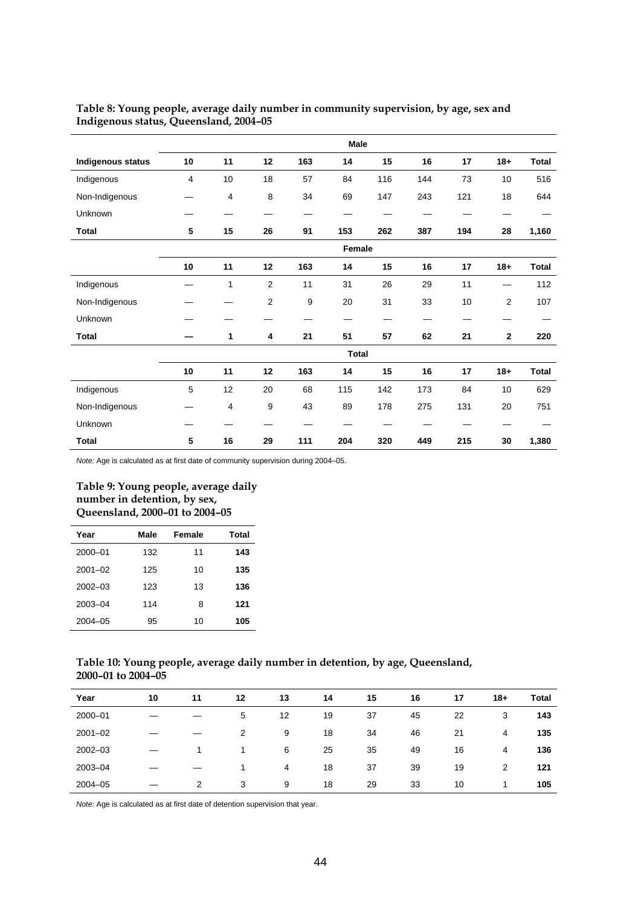**Table 8: Young people, average daily number in community supervision, by age, sex and Indigenous status, Queensland, 2004–05**

| | Male | | | | | | | | | |
|---|---|---|---|---|---|---|---|---|---|---|
| **Indigenous status** | **10** | **11** | **12** | **163** | **14** | **15** | **16** | **17** | **18+** | **Total** |
| Indigenous | 4 | 10 | 18 | 57 | 84 | 116 | 144 | 73 | 10 | 516 |
| Non-Indigenous | — | 4 | 8 | 34 | 69 | 147 | 243 | 121 | 18 | 644 |
| Unknown | — | — | — | — | — | — | — | — | — | — |
| **Total** | **5** | **15** | **26** | **91** | **153** | **262** | **387** | **194** | **28** | **1,160** |
| | Female | | | | | | | | | |
| | **10** | **11** | **12** | **163** | **14** | **15** | **16** | **17** | **18+** | **Total** |
| Indigenous | — | 1 | 2 | 11 | 31 | 26 | 29 | 11 | — | 112 |
| Non-Indigenous | — | — | 2 | 9 | 20 | 31 | 33 | 10 | 2 | 107 |
| Unknown | — | — | — | — | — | — | — | — | — | — |
| **Total** | **—** | **1** | **4** | **21** | **51** | **57** | **62** | **21** | **2** | **220** |
| | Total | | | | | | | | | |
| | **10** | **11** | **12** | **163** | **14** | **15** | **16** | **17** | **18+** | **Total** |
| Indigenous | 5 | 12 | 20 | 68 | 115 | 142 | 173 | 84 | 10 | 629 |
| Non-Indigenous | — | 4 | 9 | 43 | 89 | 178 | 275 | 131 | 20 | 751 |
| Unknown | — | — | — | — | — | — | — | — | — | — |
| **Total** | **5** | **16** | **29** | **111** | **204** | **320** | **449** | **215** | **30** | **1,380** |

*Note:* Age is calculated as at first date of community supervision during 2004–05.

**Table 9: Young people, average daily number in detention, by sex, Queensland, 2000–01 to 2004–05**

| Year | Male | Female | Total |
|---|---|---|---|
| 2000–01 | 132 | 11 | **143** |
| 2001–02 | 125 | 10 | **135** |
| 2002–03 | 123 | 13 | **136** |
| 2003–04 | 114 | 8 | **121** |
| 2004–05 | 95 | 10 | **105** |

**Table 10: Young people, average daily number in detention, by age, Queensland, 2000–01 to 2004–05**

| Year | 10 | 11 | 12 | 13 | 14 | 15 | 16 | 17 | 18+ | Total |
|---|---|---|---|---|---|---|---|---|---|---|
| 2000–01 | — | — | 5 | 12 | 19 | 37 | 45 | 22 | 3 | **143** |
| 2001–02 | — | — | 2 | 9 | 18 | 34 | 46 | 21 | 4 | **135** |
| 2002–03 | — | 1 | 1 | 6 | 25 | 35 | 49 | 16 | 4 | **136** |
| 2003–04 | — | — | 1 | 4 | 18 | 37 | 39 | 19 | 2 | **121** |
| 2004–05 | — | 2 | 3 | 9 | 18 | 29 | 33 | 10 | 1 | **105** |

*Note:* Age is calculated as at first date of detention supervision that year.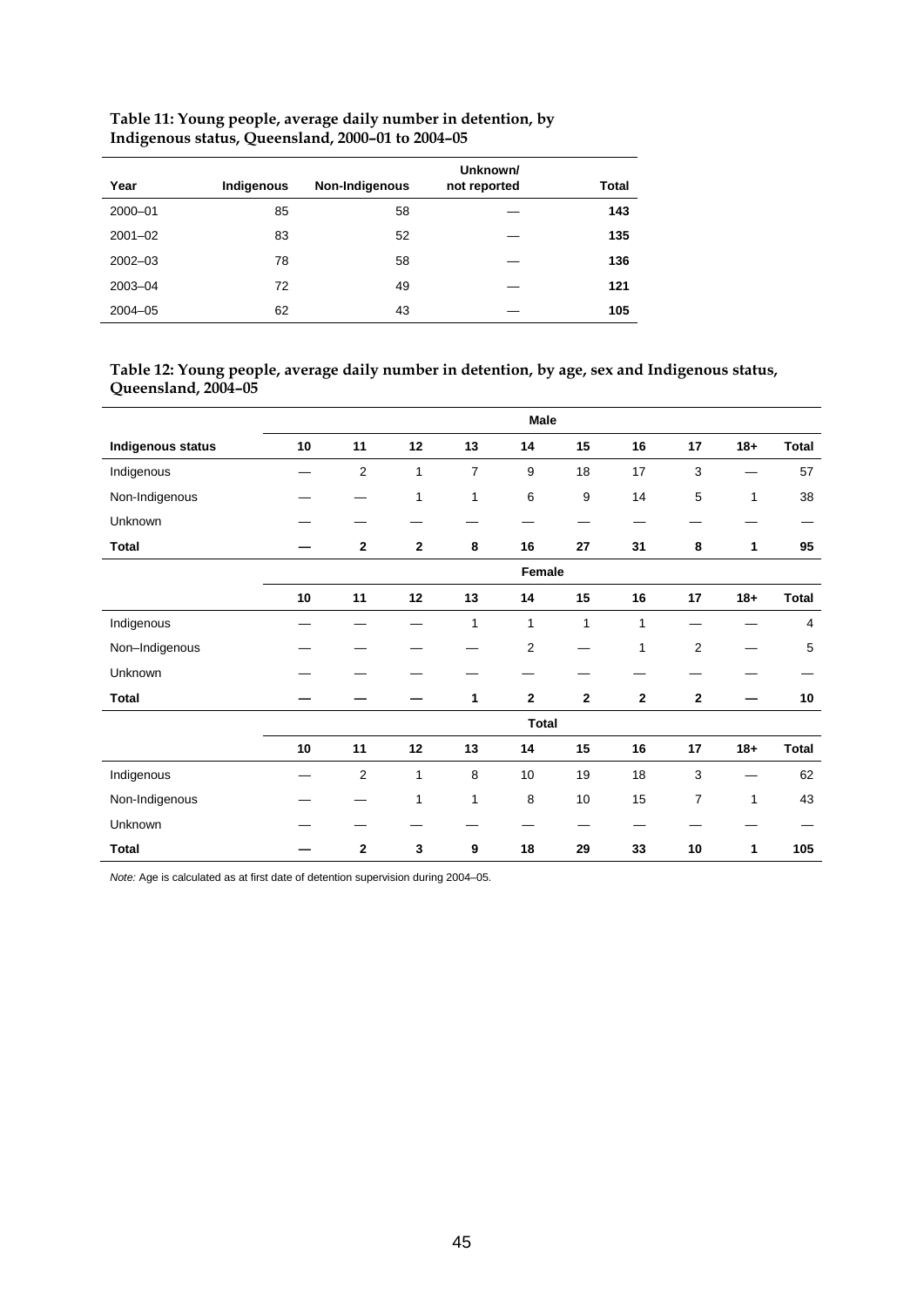**Table 11: Young people, average daily number in detention, by Indigenous status, Queensland, 2000–01 to 2004–05**

| Year | Indigenous | Non-Indigenous | Unknown/ not reported | Total |
|---|---|---|---|---|
| 2000–01 | 85 | 58 | — | **143** |
| 2001–02 | 83 | 52 | — | **135** |
| 2002–03 | 78 | 58 | — | **136** |
| 2003–04 | 72 | 49 | — | **121** |
| 2004–05 | 62 | 43 | — | **105** |

**Table 12: Young people, average daily number in detention, by age, sex and Indigenous status, Queensland, 2004–05**

| | | | | | Male | | | | | |
|---|---|---|---|---|---|---|---|---|---|---|
| **Indigenous status** | **10** | **11** | **12** | **13** | **14** | **15** | **16** | **17** | **18+** | **Total** |
| Indigenous | — | 2 | 1 | 7 | 9 | 18 | 17 | 3 | — | 57 |
| Non-Indigenous | — | — | 1 | 1 | 6 | 9 | 14 | 5 | 1 | 38 |
| Unknown | — | — | — | — | — | — | — | — | — | — |
| **Total** | **—** | **2** | **2** | **8** | **16** | **27** | **31** | **8** | **1** | **95** |
| | | | | | **Female** | | | | | |
| | **10** | **11** | **12** | **13** | **14** | **15** | **16** | **17** | **18+** | **Total** |
| Indigenous | — | — | — | 1 | 1 | 1 | 1 | — | — | 4 |
| Non–Indigenous | — | — | — | — | 2 | — | 1 | 2 | — | 5 |
| Unknown | — | — | — | — | — | — | — | — | — | — |
| **Total** | **—** | **—** | **—** | **1** | **2** | **2** | **2** | **2** | **—** | **10** |
| | | | | | **Total** | | | | | |
| | **10** | **11** | **12** | **13** | **14** | **15** | **16** | **17** | **18+** | **Total** |
| Indigenous | — | 2 | 1 | 8 | 10 | 19 | 18 | 3 | — | 62 |
| Non-Indigenous | — | — | 1 | 1 | 8 | 10 | 15 | 7 | 1 | 43 |
| Unknown | — | — | — | — | — | — | — | — | — | — |
| **Total** | **—** | **2** | **3** | **9** | **18** | **29** | **33** | **10** | **1** | **105** |

*Note:* Age is calculated as at first date of detention supervision during 2004–05.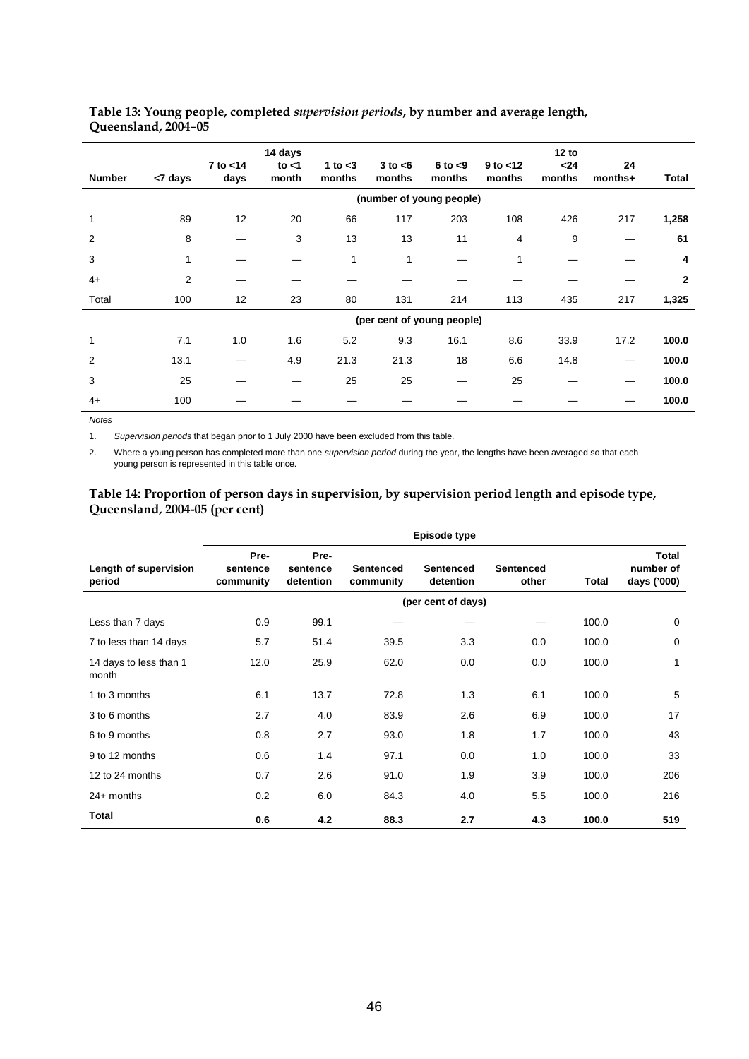**Table 13: Young people, completed *supervision periods*, by number and average length, Queensland, 2004–05**

| Number | <7 days | 7 to <14 days | 14 days to <1 month | 1 to <3 months | 3 to <6 months | 6 to <9 months | 9 to <12 months | 12 to <24 months | 24 months+ | Total |
|---|---|---|---|---|---|---|---|---|---|---|
| | (number of young people) | | | | | | | | | |
| 1 | 89 | 12 | 20 | 66 | 117 | 203 | 108 | 426 | 217 | **1,258** |
| 2 | 8 | — | 3 | 13 | 13 | 11 | 4 | 9 | — | **61** |
| 3 | 1 | — | — | 1 | 1 | — | 1 | — | — | **4** |
| 4+ | 2 | — | — | — | — | — | — | — | — | **2** |
| Total | 100 | 12 | 23 | 80 | 131 | 214 | 113 | 435 | 217 | **1,325** |
| | (per cent of young people) | | | | | | | | | |
| 1 | 7.1 | 1.0 | 1.6 | 5.2 | 9.3 | 16.1 | 8.6 | 33.9 | 17.2 | **100.0** |
| 2 | 13.1 | — | 4.9 | 21.3 | 21.3 | 18 | 6.6 | 14.8 | — | **100.0** |
| 3 | 25 | — | — | 25 | 25 | — | 25 | — | — | **100.0** |
| 4+ | 100 | — | — | — | — | — | — | — | — | **100.0** |

*Notes*

1. *Supervision periods* that began prior to 1 July 2000 have been excluded from this table.
2. Where a young person has completed more than one *supervision period* during the year, the lengths have been averaged so that each young person is represented in this table once.

**Table 14: Proportion of person days in supervision, by supervision period length and episode type, Queensland, 2004-05 (per cent)**

| | Episode type | | | | | | |
|---|---|---|---|---|---|---|---|
| Length of supervision period | Pre-sentence community | Pre-sentence detention | Sentenced community | Sentenced detention | Sentenced other | Total | Total number of days ('000) |
| | (per cent of days) | | | | | | |
| Less than 7 days | 0.9 | 99.1 | — | — | — | 100.0 | 0 |
| 7 to less than 14 days | 5.7 | 51.4 | 39.5 | 3.3 | 0.0 | 100.0 | 0 |
| 14 days to less than 1 month | 12.0 | 25.9 | 62.0 | 0.0 | 0.0 | 100.0 | 1 |
| 1 to 3 months | 6.1 | 13.7 | 72.8 | 1.3 | 6.1 | 100.0 | 5 |
| 3 to 6 months | 2.7 | 4.0 | 83.9 | 2.6 | 6.9 | 100.0 | 17 |
| 6 to 9 months | 0.8 | 2.7 | 93.0 | 1.8 | 1.7 | 100.0 | 43 |
| 9 to 12 months | 0.6 | 1.4 | 97.1 | 0.0 | 1.0 | 100.0 | 33 |
| 12 to 24 months | 0.7 | 2.6 | 91.0 | 1.9 | 3.9 | 100.0 | 206 |
| 24+ months | 0.2 | 6.0 | 84.3 | 4.0 | 5.5 | 100.0 | 216 |
| **Total** | **0.6** | **4.2** | **88.3** | **2.7** | **4.3** | **100.0** | **519** |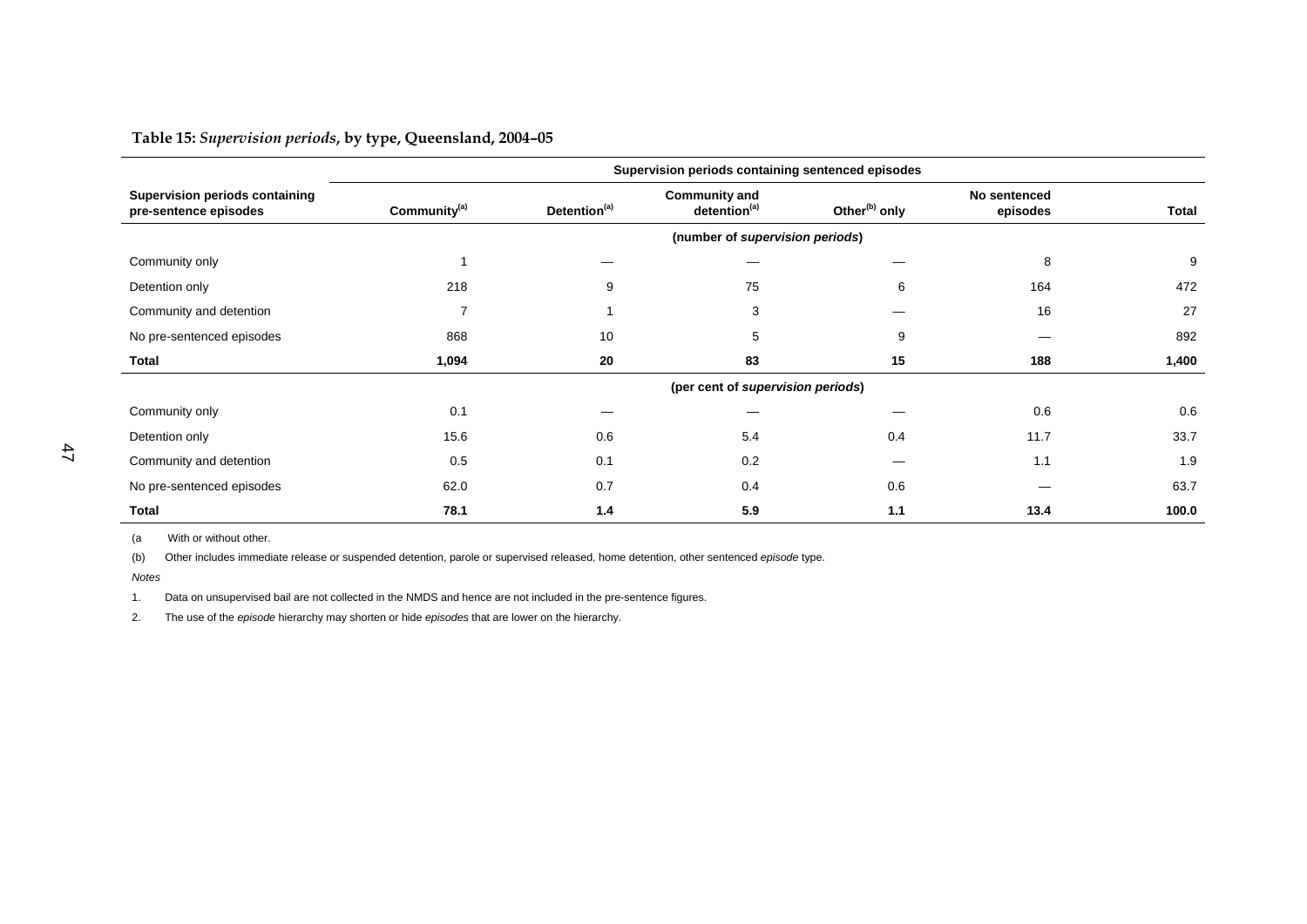**Table 15:** *Supervision periods*, **by type, Queensland, 2004–05**

| Supervision periods containing pre-sentence episodes | Supervision periods containing sentenced episodes | | | | | |
|---|---|---|---|---|---|---|
| | Community[(a)] | Detention[(a)] | Community and detention[(a)] | Other[(b)] only | No sentenced episodes | Total |
| | (number of *supervision periods*) | | | | | |
| Community only | 1 | — | — | — | 8 | 9 |
| Detention only | 218 | 9 | 75 | 6 | 164 | 472 |
| Community and detention | 7 | 1 | 3 | — | 16 | 27 |
| No pre-sentenced episodes | 868 | 10 | 5 | 9 | — | 892 |
| **Total** | **1,094** | **20** | **83** | **15** | **188** | **1,400** |
| | (per cent of *supervision periods*) | | | | | |
| Community only | 0.1 | — | — | — | 0.6 | 0.6 |
| Detention only | 15.6 | 0.6 | 5.4 | 0.4 | 11.7 | 33.7 |
| Community and detention | 0.5 | 0.1 | 0.2 | — | 1.1 | 1.9 |
| No pre-sentenced episodes | 62.0 | 0.7 | 0.4 | 0.6 | — | 63.7 |
| **Total** | **78.1** | **1.4** | **5.9** | **1.1** | **13.4** | **100.0** |

(a) With or without other.

(b) Other includes immediate release or suspended detention, parole or supervised released, home detention, other sentenced *episode* type.

*Notes*

1. Data on unsupervised bail are not collected in the NMDS and hence are not included in the pre-sentence figures.

2. The use of the *episode* hierarchy may shorten or hide *episodes* that are lower on the hierarchy.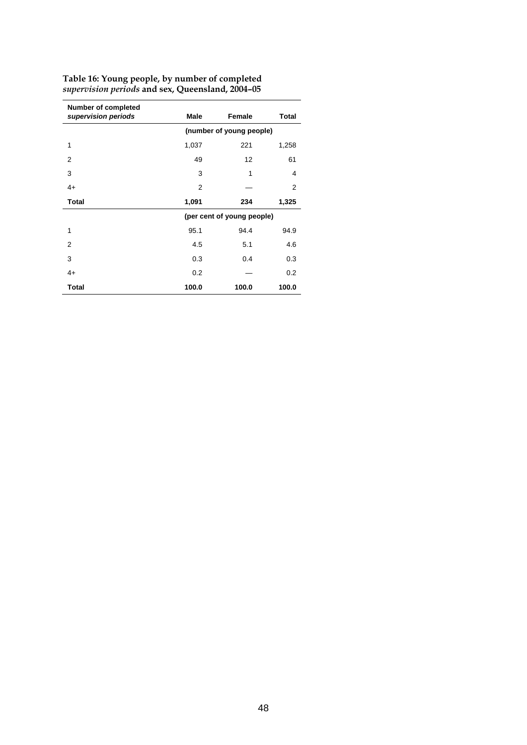**Table 16: Young people, by number of completed *supervision periods* and sex, Queensland, 2004–05**

| Number of completed *supervision periods* | Male | Female | Total |
|---|---|---|---|
| | (number of young people) | | |
| 1 | 1,037 | 221 | 1,258 |
| 2 | 49 | 12 | 61 |
| 3 | 3 | 1 | 4 |
| 4+ | 2 | — | 2 |
| **Total** | **1,091** | **234** | **1,325** |
| | (per cent of young people) | | |
| 1 | 95.1 | 94.4 | 94.9 |
| 2 | 4.5 | 5.1 | 4.6 |
| 3 | 0.3 | 0.4 | 0.3 |
| 4+ | 0.2 | — | 0.2 |
| **Total** | **100.0** | **100.0** | **100.0** |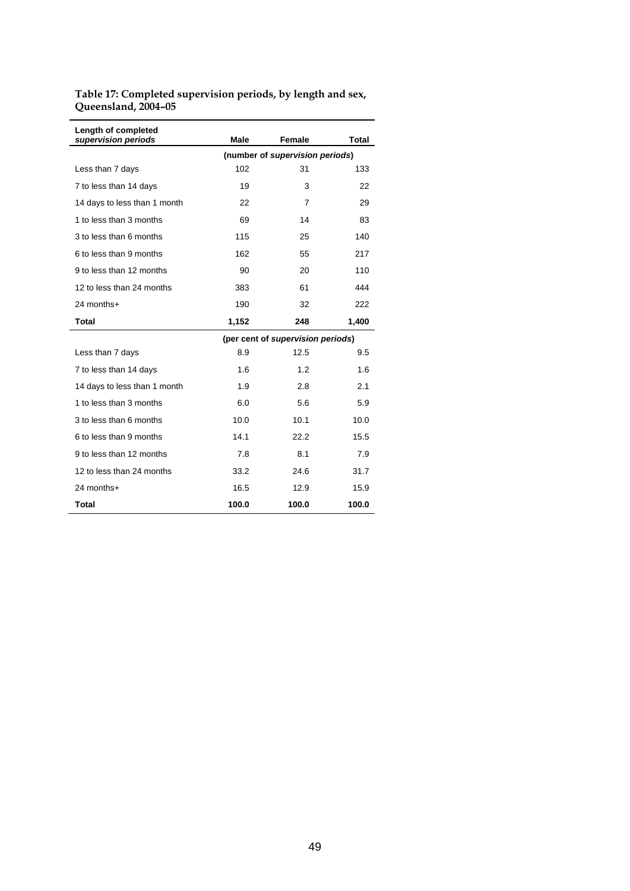**Table 17: Completed supervision periods, by length and sex, Queensland, 2004–05**

| Length of completed *supervision periods* | Male | Female | Total |
|---|---|---|---|
| | (number of *supervision periods*) | | |
| Less than 7 days | 102 | 31 | 133 |
| 7 to less than 14 days | 19 | 3 | 22 |
| 14 days to less than 1 month | 22 | 7 | 29 |
| 1 to less than 3 months | 69 | 14 | 83 |
| 3 to less than 6 months | 115 | 25 | 140 |
| 6 to less than 9 months | 162 | 55 | 217 |
| 9 to less than 12 months | 90 | 20 | 110 |
| 12 to less than 24 months | 383 | 61 | 444 |
| 24 months+ | 190 | 32 | 222 |
| **Total** | **1,152** | **248** | **1,400** |
| | (per cent of *supervision periods*) | | |
| Less than 7 days | 8.9 | 12.5 | 9.5 |
| 7 to less than 14 days | 1.6 | 1.2 | 1.6 |
| 14 days to less than 1 month | 1.9 | 2.8 | 2.1 |
| 1 to less than 3 months | 6.0 | 5.6 | 5.9 |
| 3 to less than 6 months | 10.0 | 10.1 | 10.0 |
| 6 to less than 9 months | 14.1 | 22.2 | 15.5 |
| 9 to less than 12 months | 7.8 | 8.1 | 7.9 |
| 12 to less than 24 months | 33.2 | 24.6 | 31.7 |
| 24 months+ | 16.5 | 12.9 | 15.9 |
| **Total** | **100.0** | **100.0** | **100.0** |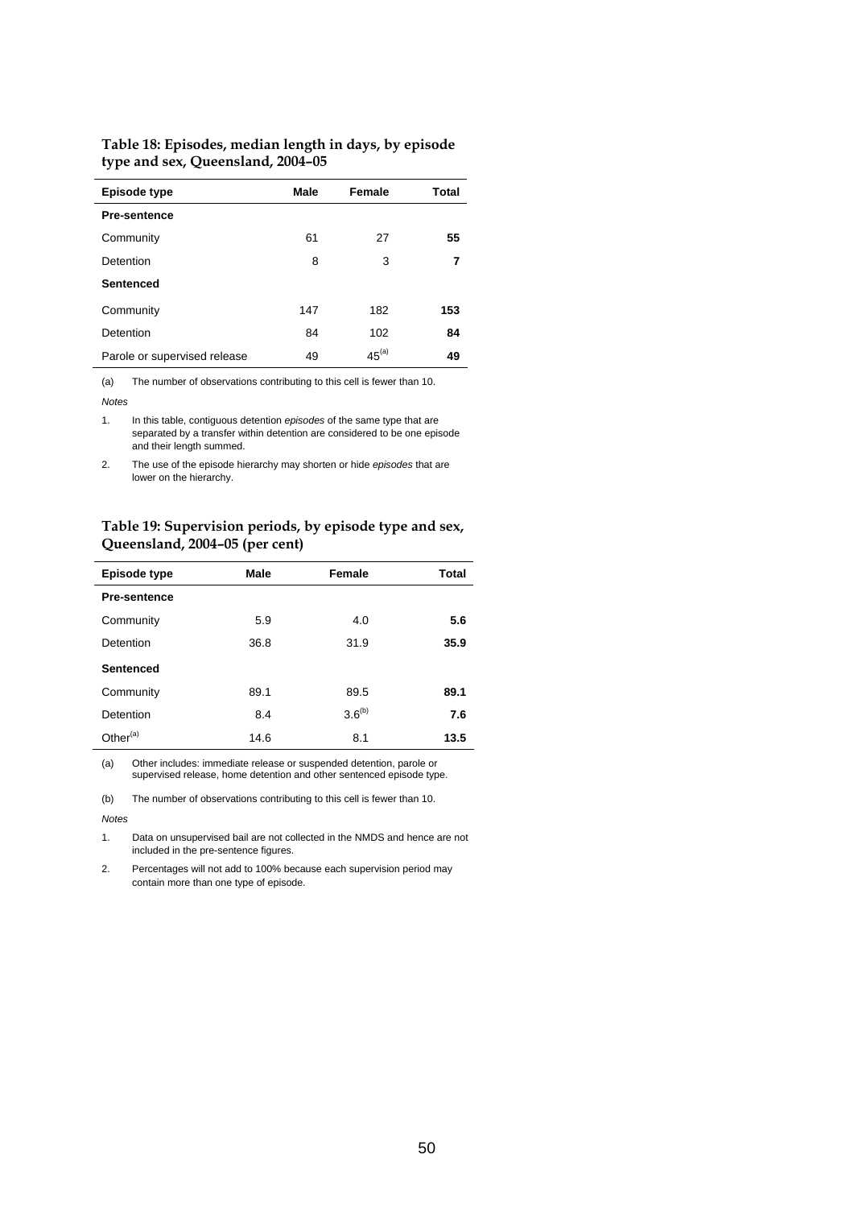**Table 18: Episodes, median length in days, by episode type and sex, Queensland, 2004–05**

| Episode type | Male | Female | Total |
|---|---|---|---|
| **Pre-sentence** | | | |
| Community | 61 | 27 | **55** |
| Detention | 8 | 3 | **7** |
| **Sentenced** | | | |
| Community | 147 | 182 | **153** |
| Detention | 84 | 102 | **84** |
| Parole or supervised release | 49 | 45[(a)] | **49** |

(a) The number of observations contributing to this cell is fewer than 10.

*Notes*

1. In this table, contiguous detention *episodes* of the same type that are separated by a transfer within detention are considered to be one episode and their length summed.
2. The use of the episode hierarchy may shorten or hide *episodes* that are lower on the hierarchy.

**Table 19: Supervision periods, by episode type and sex, Queensland, 2004–05 (per cent)**

| Episode type | Male | Female | Total |
|---|---|---|---|
| **Pre-sentence** | | | |
| Community | 5.9 | 4.0 | **5.6** |
| Detention | 36.8 | 31.9 | **35.9** |
| **Sentenced** | | | |
| Community | 89.1 | 89.5 | **89.1** |
| Detention | 8.4 | 3.6[(b)] | **7.6** |
| Other[(a)] | 14.6 | 8.1 | **13.5** |

(a) Other includes: immediate release or suspended detention, parole or supervised release, home detention and other sentenced episode type.

(b) The number of observations contributing to this cell is fewer than 10.

*Notes*

1. Data on unsupervised bail are not collected in the NMDS and hence are not included in the pre-sentence figures.
2. Percentages will not add to 100% because each supervision period may contain more than one type of episode.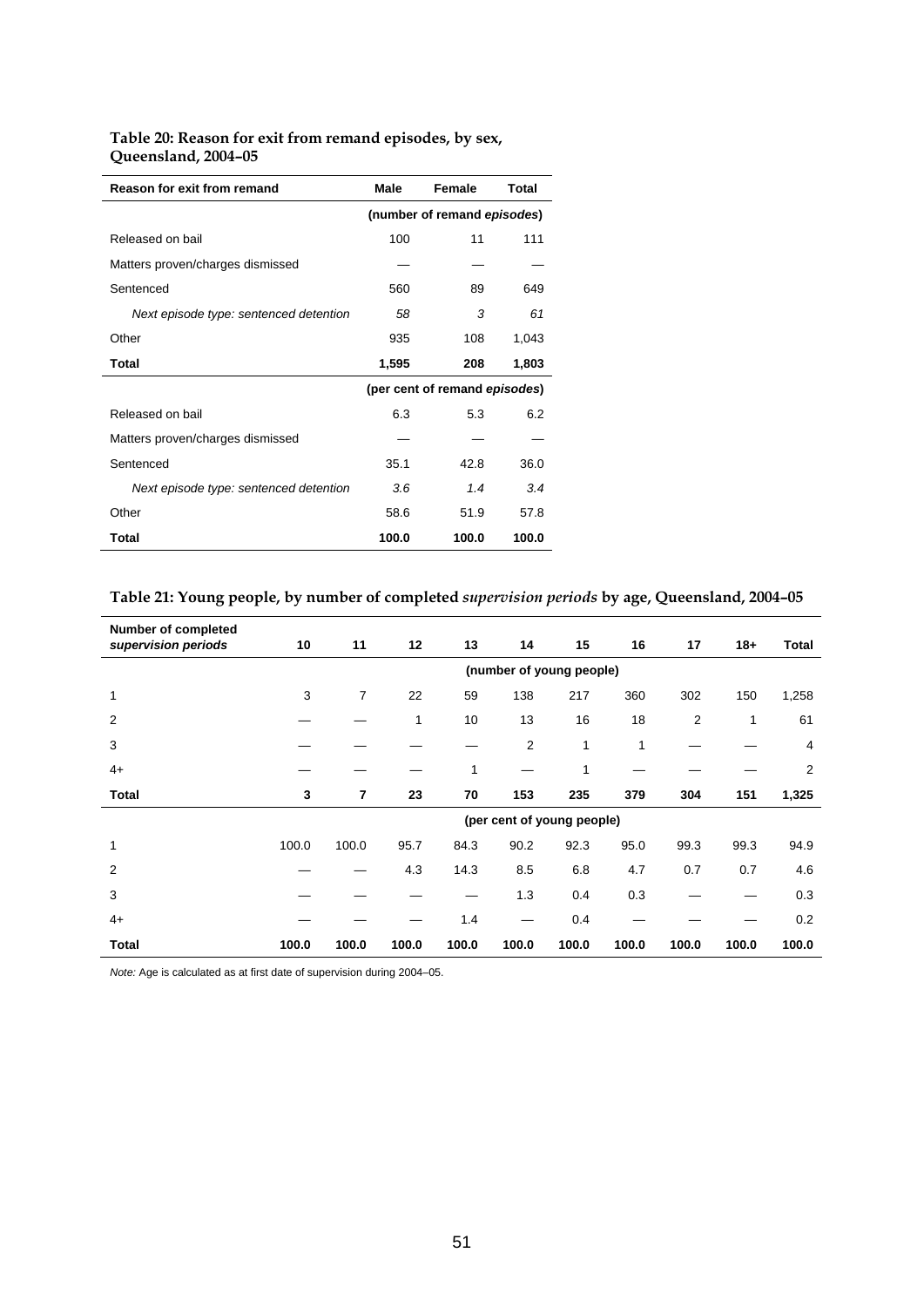**Table 20: Reason for exit from remand episodes, by sex, Queensland, 2004–05**

| Reason for exit from remand | Male | Female | Total |
|---|---|---|---|
| | (number of remand *episodes*) | | |
| Released on bail | 100 | 11 | 111 |
| Matters proven/charges dismissed | — | — | — |
| Sentenced | 560 | 89 | 649 |
| *Next episode type: sentenced detention* | *58* | *3* | *61* |
| Other | 935 | 108 | 1,043 |
| **Total** | **1,595** | **208** | **1,803** |
| | (per cent of remand *episodes*) | | |
| Released on bail | 6.3 | 5.3 | 6.2 |
| Matters proven/charges dismissed | — | — | — |
| Sentenced | 35.1 | 42.8 | 36.0 |
| *Next episode type: sentenced detention* | *3.6* | *1.4* | *3.4* |
| Other | 58.6 | 51.9 | 57.8 |
| **Total** | **100.0** | **100.0** | **100.0** |

**Table 21: Young people, by number of completed *supervision periods* by age, Queensland, 2004–05**

| Number of completed *supervision periods* | 10 | 11 | 12 | 13 | 14 | 15 | 16 | 17 | 18+ | Total |
|---|---|---|---|---|---|---|---|---|---|---|
| | (number of young people) | | | | | | | | | |
| 1 | 3 | 7 | 22 | 59 | 138 | 217 | 360 | 302 | 150 | 1,258 |
| 2 | — | — | 1 | 10 | 13 | 16 | 18 | 2 | 1 | 61 |
| 3 | — | — | — | — | 2 | 1 | 1 | — | — | 4 |
| 4+ | — | — | — | 1 | — | 1 | — | — | — | 2 |
| **Total** | **3** | **7** | **23** | **70** | **153** | **235** | **379** | **304** | **151** | **1,325** |
| | (per cent of young people) | | | | | | | | | |
| 1 | 100.0 | 100.0 | 95.7 | 84.3 | 90.2 | 92.3 | 95.0 | 99.3 | 99.3 | 94.9 |
| 2 | — | — | 4.3 | 14.3 | 8.5 | 6.8 | 4.7 | 0.7 | 0.7 | 4.6 |
| 3 | — | — | — | — | 1.3 | 0.4 | 0.3 | — | — | 0.3 |
| 4+ | — | — | — | 1.4 | — | 0.4 | — | — | — | 0.2 |
| **Total** | **100.0** | **100.0** | **100.0** | **100.0** | **100.0** | **100.0** | **100.0** | **100.0** | **100.0** | **100.0** |

*Note:* Age is calculated as at first date of supervision during 2004–05.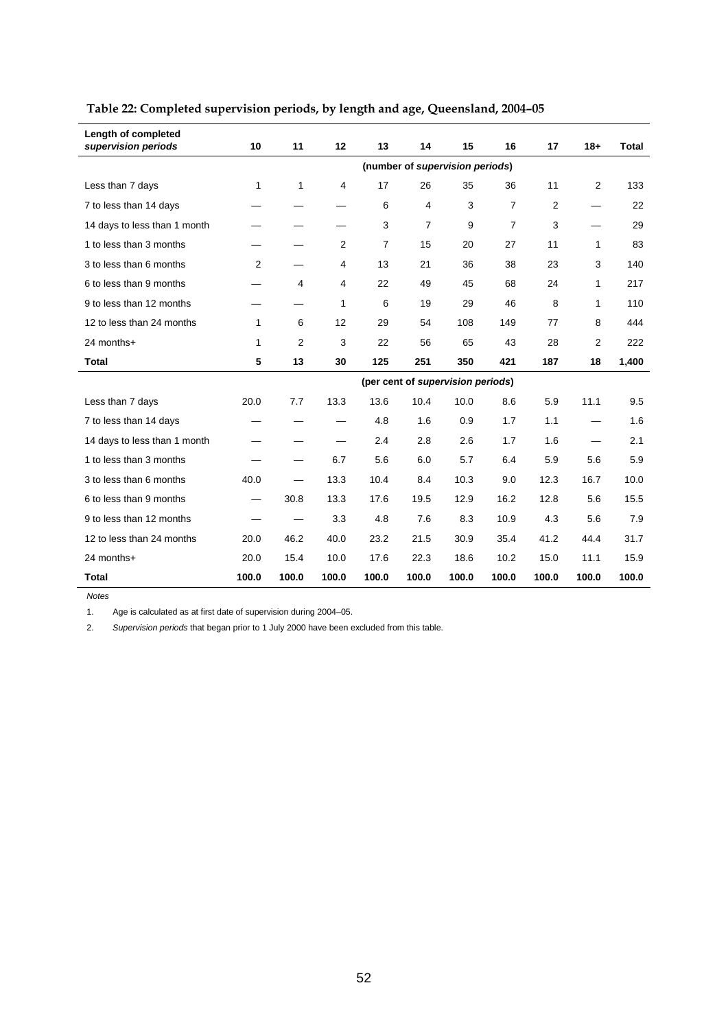**Table 22: Completed supervision periods, by length and age, Queensland, 2004–05**

| Length of completed *supervision periods* | 10 | 11 | 12 | 13 | 14 | 15 | 16 | 17 | 18+ | Total |
|---|---|---|---|---|---|---|---|---|---|---|
| | | | | (number of *supervision periods*) | | | | | | |
| Less than 7 days | 1 | 1 | 4 | 17 | 26 | 35 | 36 | 11 | 2 | 133 |
| 7 to less than 14 days | — | — | — | 6 | 4 | 3 | 7 | 2 | — | 22 |
| 14 days to less than 1 month | — | — | — | 3 | 7 | 9 | 7 | 3 | — | 29 |
| 1 to less than 3 months | — | — | 2 | 7 | 15 | 20 | 27 | 11 | 1 | 83 |
| 3 to less than 6 months | 2 | — | 4 | 13 | 21 | 36 | 38 | 23 | 3 | 140 |
| 6 to less than 9 months | — | 4 | 4 | 22 | 49 | 45 | 68 | 24 | 1 | 217 |
| 9 to less than 12 months | — | — | 1 | 6 | 19 | 29 | 46 | 8 | 1 | 110 |
| 12 to less than 24 months | 1 | 6 | 12 | 29 | 54 | 108 | 149 | 77 | 8 | 444 |
| 24 months+ | 1 | 2 | 3 | 22 | 56 | 65 | 43 | 28 | 2 | 222 |
| **Total** | **5** | **13** | **30** | **125** | **251** | **350** | **421** | **187** | **18** | **1,400** |
| | | | | (per cent of *supervision periods*) | | | | | | |
| Less than 7 days | 20.0 | 7.7 | 13.3 | 13.6 | 10.4 | 10.0 | 8.6 | 5.9 | 11.1 | 9.5 |
| 7 to less than 14 days | — | — | — | 4.8 | 1.6 | 0.9 | 1.7 | 1.1 | — | 1.6 |
| 14 days to less than 1 month | — | — | — | 2.4 | 2.8 | 2.6 | 1.7 | 1.6 | — | 2.1 |
| 1 to less than 3 months | — | — | 6.7 | 5.6 | 6.0 | 5.7 | 6.4 | 5.9 | 5.6 | 5.9 |
| 3 to less than 6 months | 40.0 | — | 13.3 | 10.4 | 8.4 | 10.3 | 9.0 | 12.3 | 16.7 | 10.0 |
| 6 to less than 9 months | — | 30.8 | 13.3 | 17.6 | 19.5 | 12.9 | 16.2 | 12.8 | 5.6 | 15.5 |
| 9 to less than 12 months | — | — | 3.3 | 4.8 | 7.6 | 8.3 | 10.9 | 4.3 | 5.6 | 7.9 |
| 12 to less than 24 months | 20.0 | 46.2 | 40.0 | 23.2 | 21.5 | 30.9 | 35.4 | 41.2 | 44.4 | 31.7 |
| 24 months+ | 20.0 | 15.4 | 10.0 | 17.6 | 22.3 | 18.6 | 10.2 | 15.0 | 11.1 | 15.9 |
| **Total** | **100.0** | **100.0** | **100.0** | **100.0** | **100.0** | **100.0** | **100.0** | **100.0** | **100.0** | **100.0** |

*Notes*

1. Age is calculated as at first date of supervision during 2004–05.
2. *Supervision periods* that began prior to 1 July 2000 have been excluded from this table.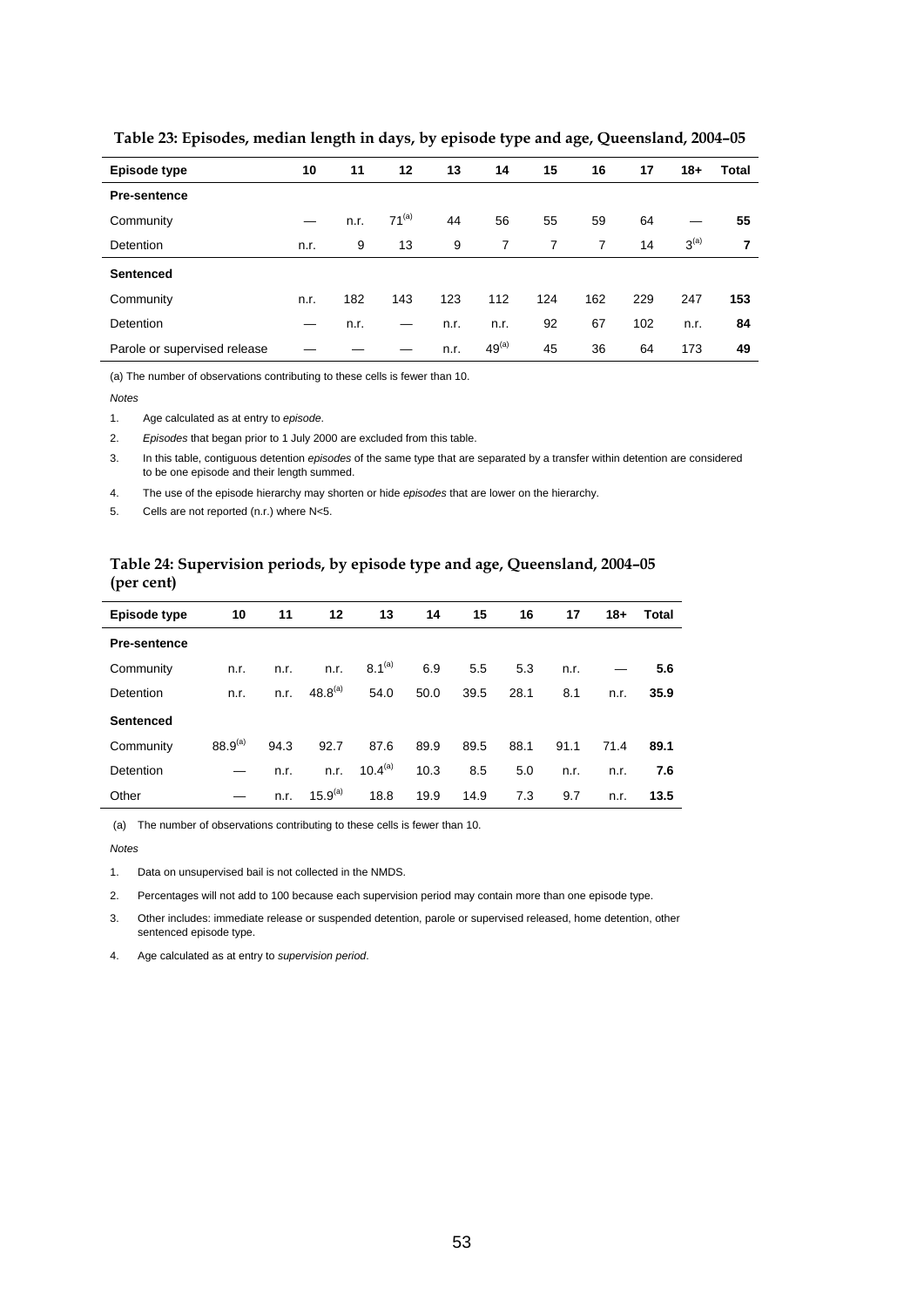**Table 23: Episodes, median length in days, by episode type and age, Queensland, 2004–05**

| Episode type | 10 | 11 | 12 | 13 | 14 | 15 | 16 | 17 | 18+ | Total |
|---|---|---|---|---|---|---|---|---|---|---|
| **Pre-sentence** | | | | | | | | | | |
| Community | — | n.r. | 71(a) | 44 | 56 | 55 | 59 | 64 | — | **55** |
| Detention | n.r. | 9 | 13 | 9 | 7 | 7 | 7 | 14 | 3(a) | **7** |
| **Sentenced** | | | | | | | | | | |
| Community | n.r. | 182 | 143 | 123 | 112 | 124 | 162 | 229 | 247 | **153** |
| Detention | — | n.r. | — | n.r. | n.r. | 92 | 67 | 102 | n.r. | **84** |
| Parole or supervised release | — | — | — | n.r. | 49(a) | 45 | 36 | 64 | 173 | **49** |

(a) The number of observations contributing to these cells is fewer than 10.

*Notes*

1. Age calculated as at entry to *episode*.
2. *Episodes* that began prior to 1 July 2000 are excluded from this table.
3. In this table, contiguous detention *episodes* of the same type that are separated by a transfer within detention are considered to be one episode and their length summed.
4. The use of the episode hierarchy may shorten or hide *episodes* that are lower on the hierarchy.
5. Cells are not reported (n.r.) where N<5.

**Table 24: Supervision periods, by episode type and age, Queensland, 2004–05 (per cent)**

| Episode type | 10 | 11 | 12 | 13 | 14 | 15 | 16 | 17 | 18+ | Total |
|---|---|---|---|---|---|---|---|---|---|---|
| **Pre-sentence** | | | | | | | | | | |
| Community | n.r. | n.r. | n.r. | 8.1(a) | 6.9 | 5.5 | 5.3 | n.r. | — | **5.6** |
| Detention | n.r. | n.r. | 48.8(a) | 54.0 | 50.0 | 39.5 | 28.1 | 8.1 | n.r. | **35.9** |
| **Sentenced** | | | | | | | | | | |
| Community | 88.9(a) | 94.3 | 92.7 | 87.6 | 89.9 | 89.5 | 88.1 | 91.1 | 71.4 | **89.1** |
| Detention | — | n.r. | n.r. | 10.4(a) | 10.3 | 8.5 | 5.0 | n.r. | n.r. | **7.6** |
| Other | — | n.r. | 15.9(a) | 18.8 | 19.9 | 14.9 | 7.3 | 9.7 | n.r. | **13.5** |

(a) The number of observations contributing to these cells is fewer than 10.

*Notes*

1. Data on unsupervised bail is not collected in the NMDS.
2. Percentages will not add to 100 because each supervision period may contain more than one episode type.
3. Other includes: immediate release or suspended detention, parole or supervised released, home detention, other sentenced episode type.
4. Age calculated as at entry to *supervision period*.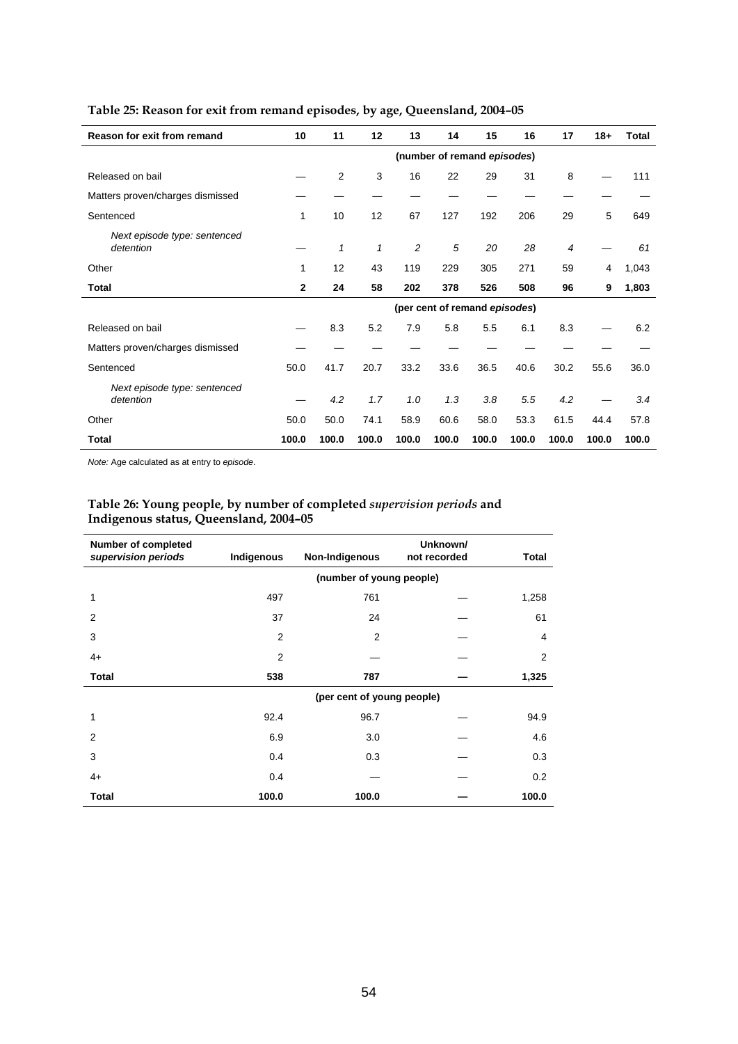**Table 25: Reason for exit from remand episodes, by age, Queensland, 2004–05**

| Reason for exit from remand | 10 | 11 | 12 | 13 | 14 | 15 | 16 | 17 | 18+ | Total |
|---|---|---|---|---|---|---|---|---|---|---|
| | | | | (number of remand *episodes*) | | | | | | |
| Released on bail | — | 2 | 3 | 16 | 22 | 29 | 31 | 8 | — | 111 |
| Matters proven/charges dismissed | — | — | — | — | — | — | — | — | — | — |
| Sentenced | 1 | 10 | 12 | 67 | 127 | 192 | 206 | 29 | 5 | 649 |
| *Next episode type: sentenced detention* | *—* | *1* | *1* | *2* | *5* | *20* | *28* | *4* | *—* | *61* |
| Other | 1 | 12 | 43 | 119 | 229 | 305 | 271 | 59 | 4 | 1,043 |
| **Total** | **2** | **24** | **58** | **202** | **378** | **526** | **508** | **96** | **9** | **1,803** |
| | | | | (per cent of remand *episodes*) | | | | | | |
| Released on bail | — | 8.3 | 5.2 | 7.9 | 5.8 | 5.5 | 6.1 | 8.3 | — | 6.2 |
| Matters proven/charges dismissed | — | — | — | — | — | — | — | — | — | — |
| Sentenced | 50.0 | 41.7 | 20.7 | 33.2 | 33.6 | 36.5 | 40.6 | 30.2 | 55.6 | 36.0 |
| *Next episode type: sentenced detention* | *—* | *4.2* | *1.7* | *1.0* | *1.3* | *3.8* | *5.5* | *4.2* | *—* | *3.4* |
| Other | 50.0 | 50.0 | 74.1 | 58.9 | 60.6 | 58.0 | 53.3 | 61.5 | 44.4 | 57.8 |
| **Total** | **100.0** | **100.0** | **100.0** | **100.0** | **100.0** | **100.0** | **100.0** | **100.0** | **100.0** | **100.0** |

*Note:* Age calculated as at entry to *episode*.

**Table 26: Young people, by number of completed *supervision periods* and Indigenous status, Queensland, 2004–05**

| Number of completed *supervision periods* | Indigenous | Non-Indigenous | Unknown/ not recorded | Total |
|---|---|---|---|---|
| | | (number of young people) | | |
| 1 | 497 | 761 | — | 1,258 |
| 2 | 37 | 24 | — | 61 |
| 3 | 2 | 2 | — | 4 |
| 4+ | 2 | — | — | 2 |
| **Total** | **538** | **787** | **—** | **1,325** |
| | | (per cent of young people) | | |
| 1 | 92.4 | 96.7 | — | 94.9 |
| 2 | 6.9 | 3.0 | — | 4.6 |
| 3 | 0.4 | 0.3 | — | 0.3 |
| 4+ | 0.4 | — | — | 0.2 |
| **Total** | **100.0** | **100.0** | **—** | **100.0** |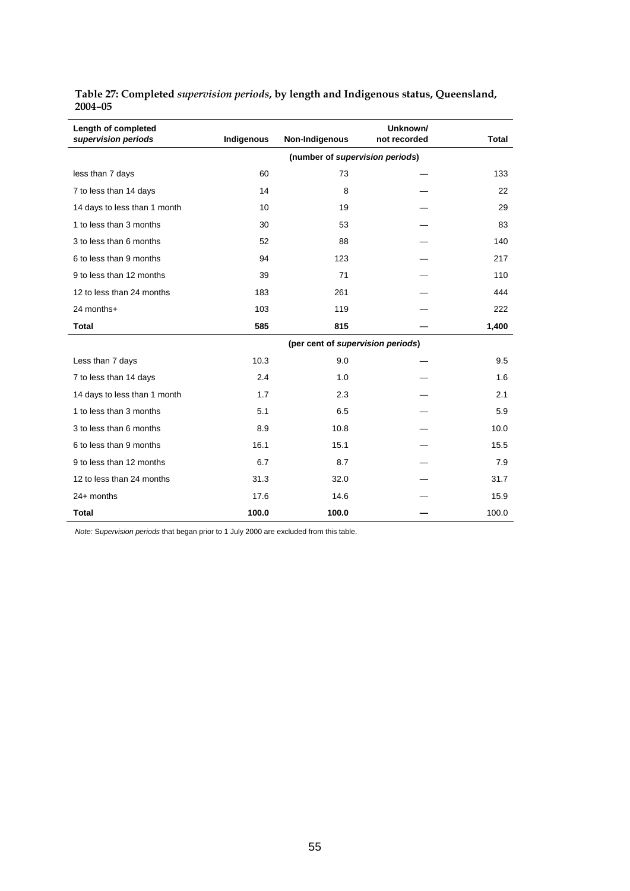**Table 27: Completed *supervision periods*, by length and Indigenous status, Queensland, 2004–05**

| Length of completed *supervision periods* | Indigenous | Non-Indigenous | Unknown/ not recorded | Total |
|---|---|---|---|---|
| | (number of *supervision periods*) | | | |
| less than 7 days | 60 | 73 | — | 133 |
| 7 to less than 14 days | 14 | 8 | — | 22 |
| 14 days to less than 1 month | 10 | 19 | — | 29 |
| 1 to less than 3 months | 30 | 53 | — | 83 |
| 3 to less than 6 months | 52 | 88 | — | 140 |
| 6 to less than 9 months | 94 | 123 | — | 217 |
| 9 to less than 12 months | 39 | 71 | — | 110 |
| 12 to less than 24 months | 183 | 261 | — | 444 |
| 24 months+ | 103 | 119 | — | 222 |
| **Total** | **585** | **815** | **—** | **1,400** |
| | (per cent of *supervision periods*) | | | |
| Less than 7 days | 10.3 | 9.0 | — | 9.5 |
| 7 to less than 14 days | 2.4 | 1.0 | — | 1.6 |
| 14 days to less than 1 month | 1.7 | 2.3 | — | 2.1 |
| 1 to less than 3 months | 5.1 | 6.5 | — | 5.9 |
| 3 to less than 6 months | 8.9 | 10.8 | — | 10.0 |
| 6 to less than 9 months | 16.1 | 15.1 | — | 15.5 |
| 9 to less than 12 months | 6.7 | 8.7 | — | 7.9 |
| 12 to less than 24 months | 31.3 | 32.0 | — | 31.7 |
| 24+ months | 17.6 | 14.6 | — | 15.9 |
| **Total** | **100.0** | **100.0** | **—** | 100.0 |

*Note: Supervision periods* that began prior to 1 July 2000 are excluded from this table.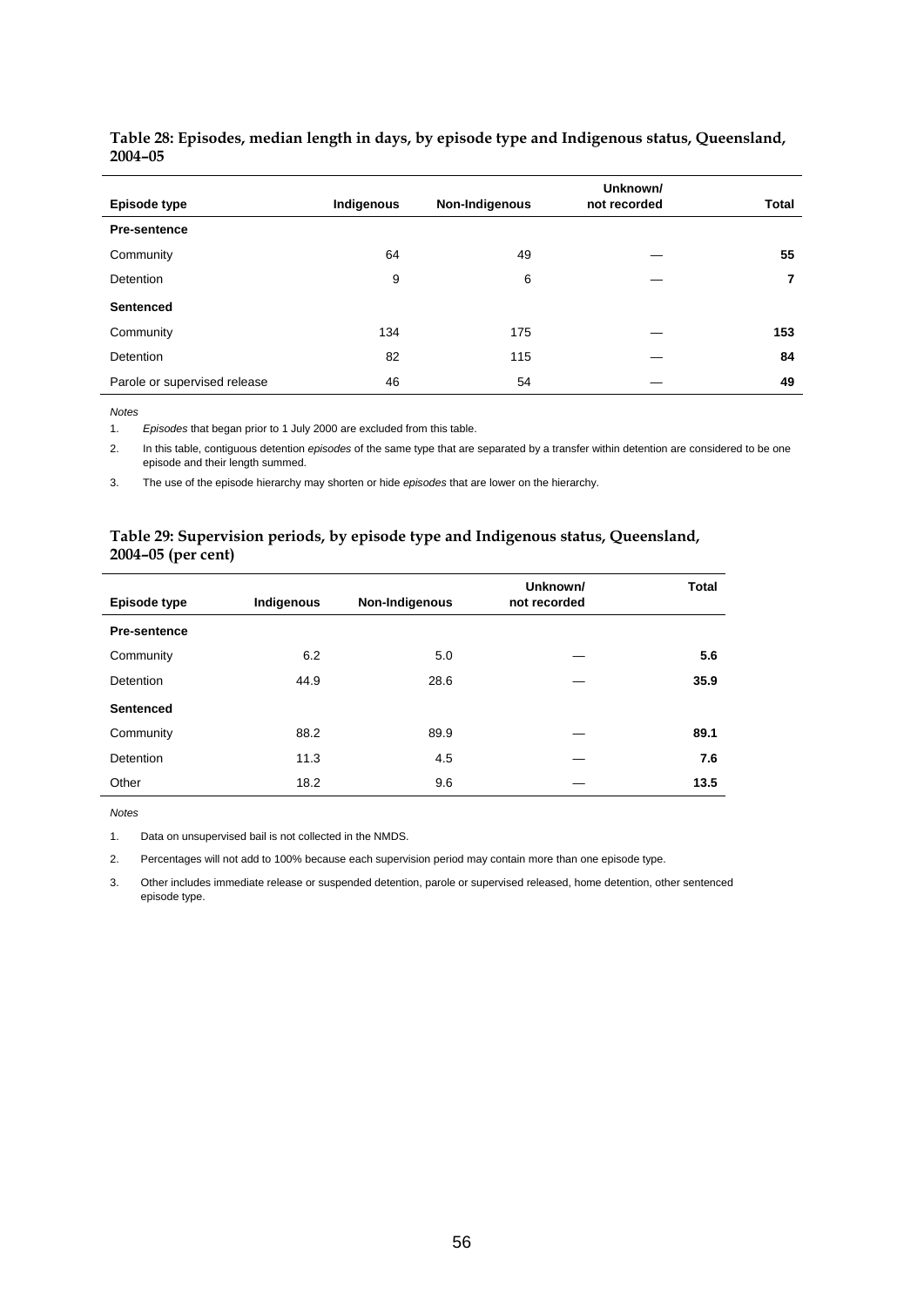**Table 28: Episodes, median length in days, by episode type and Indigenous status, Queensland, 2004–05**

| Episode type | Indigenous | Non-Indigenous | Unknown/ not recorded | Total |
|---|---|---|---|---|
| **Pre-sentence** | | | | |
| Community | 64 | 49 | — | **55** |
| Detention | 9 | 6 | — | **7** |
| **Sentenced** | | | | |
| Community | 134 | 175 | — | **153** |
| Detention | 82 | 115 | — | **84** |
| Parole or supervised release | 46 | 54 | — | **49** |

*Notes*

1. *Episodes* that began prior to 1 July 2000 are excluded from this table.
2. In this table, contiguous detention *episodes* of the same type that are separated by a transfer within detention are considered to be one episode and their length summed.
3. The use of the episode hierarchy may shorten or hide *episodes* that are lower on the hierarchy.

**Table 29: Supervision periods, by episode type and Indigenous status, Queensland, 2004–05 (per cent)**

| Episode type | Indigenous | Non-Indigenous | Unknown/ not recorded | Total |
|---|---|---|---|---|
| **Pre-sentence** | | | | |
| Community | 6.2 | 5.0 | — | **5.6** |
| Detention | 44.9 | 28.6 | — | **35.9** |
| **Sentenced** | | | | |
| Community | 88.2 | 89.9 | — | **89.1** |
| Detention | 11.3 | 4.5 | — | **7.6** |
| Other | 18.2 | 9.6 | — | **13.5** |

*Notes*

1. Data on unsupervised bail is not collected in the NMDS.
2. Percentages will not add to 100% because each supervision period may contain more than one episode type.
3. Other includes immediate release or suspended detention, parole or supervised released, home detention, other sentenced episode type.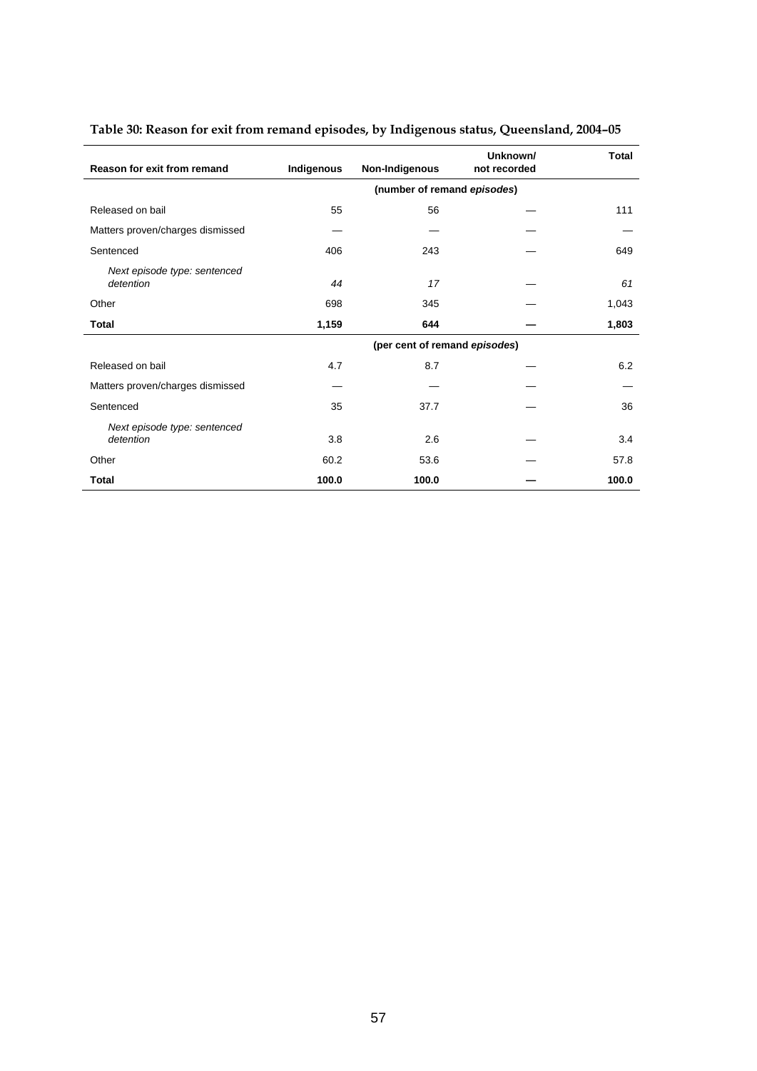**Table 30: Reason for exit from remand episodes, by Indigenous status, Queensland, 2004–05**

| Reason for exit from remand | Indigenous | Non-Indigenous | Unknown/ not recorded | Total |
|---|---|---|---|---|
| | (number of remand *episodes*) | | | |
| Released on bail | 55 | 56 | — | 111 |
| Matters proven/charges dismissed | — | — | — | — |
| Sentenced | 406 | 243 | — | 649 |
| *Next episode type: sentenced detention* | *44* | *17* | — | *61* |
| Other | 698 | 345 | — | 1,043 |
| **Total** | **1,159** | **644** | **—** | **1,803** |
| | (per cent of remand *episodes*) | | | |
| Released on bail | 4.7 | 8.7 | — | 6.2 |
| Matters proven/charges dismissed | — | — | — | — |
| Sentenced | 35 | 37.7 | — | 36 |
| *Next episode type: sentenced detention* | 3.8 | 2.6 | — | 3.4 |
| Other | 60.2 | 53.6 | — | 57.8 |
| **Total** | **100.0** | **100.0** | **—** | **100.0** |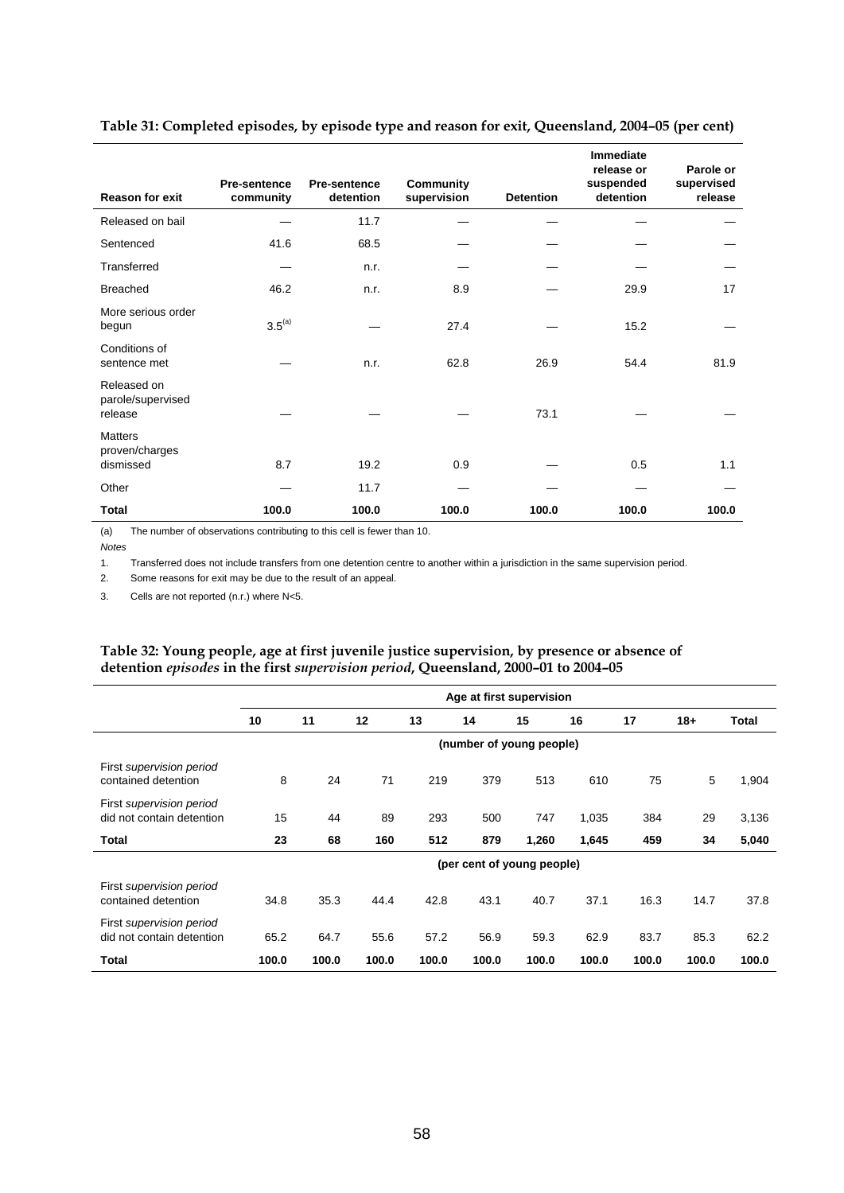**Table 31: Completed episodes, by episode type and reason for exit, Queensland, 2004–05 (per cent)**

| Reason for exit | Pre-sentence community | Pre-sentence detention | Community supervision | Detention | Immediate release or suspended detention | Parole or supervised release |
|---|---|---|---|---|---|---|
| Released on bail | — | 11.7 | — | — | — | — |
| Sentenced | 41.6 | 68.5 | — | — | — | — |
| Transferred | — | n.r. | — | — | — | — |
| Breached | 46.2 | n.r. | 8.9 | — | 29.9 | 17 |
| More serious order begun | 3.5[(a)] | — | 27.4 | — | 15.2 | — |
| Conditions of sentence met | — | n.r. | 62.8 | 26.9 | 54.4 | 81.9 |
| Released on parole/supervised release | — | — | — | 73.1 | — | — |
| Matters proven/charges dismissed | 8.7 | 19.2 | 0.9 | — | 0.5 | 1.1 |
| Other | — | 11.7 | — | — | — | — |
| **Total** | **100.0** | **100.0** | **100.0** | **100.0** | **100.0** | **100.0** |

(a) The number of observations contributing to this cell is fewer than 10.

*Notes*

1. Transferred does not include transfers from one detention centre to another within a jurisdiction in the same supervision period.
2. Some reasons for exit may be due to the result of an appeal.
3. Cells are not reported (n.r.) where N<5.

**Table 32: Young people, age at first juvenile justice supervision, by presence or absence of detention *episodes* in the first *supervision period*, Queensland, 2000–01 to 2004–05**

| | Age at first supervision | | | | | | | | | |
|---|---|---|---|---|---|---|---|---|---|---|
| | 10 | 11 | 12 | 13 | 14 | 15 | 16 | 17 | 18+ | Total |
| | (number of young people) | | | | | | | | | |
| First *supervision period* contained detention | 8 | 24 | 71 | 219 | 379 | 513 | 610 | 75 | 5 | 1,904 |
| First *supervision period* did not contain detention | 15 | 44 | 89 | 293 | 500 | 747 | 1,035 | 384 | 29 | 3,136 |
| **Total** | **23** | **68** | **160** | **512** | **879** | **1,260** | **1,645** | **459** | **34** | **5,040** |
| | (per cent of young people) | | | | | | | | | |
| First *supervision period* contained detention | 34.8 | 35.3 | 44.4 | 42.8 | 43.1 | 40.7 | 37.1 | 16.3 | 14.7 | 37.8 |
| First *supervision period* did not contain detention | 65.2 | 64.7 | 55.6 | 57.2 | 56.9 | 59.3 | 62.9 | 83.7 | 85.3 | 62.2 |
| **Total** | **100.0** | **100.0** | **100.0** | **100.0** | **100.0** | **100.0** | **100.0** | **100.0** | **100.0** | **100.0** |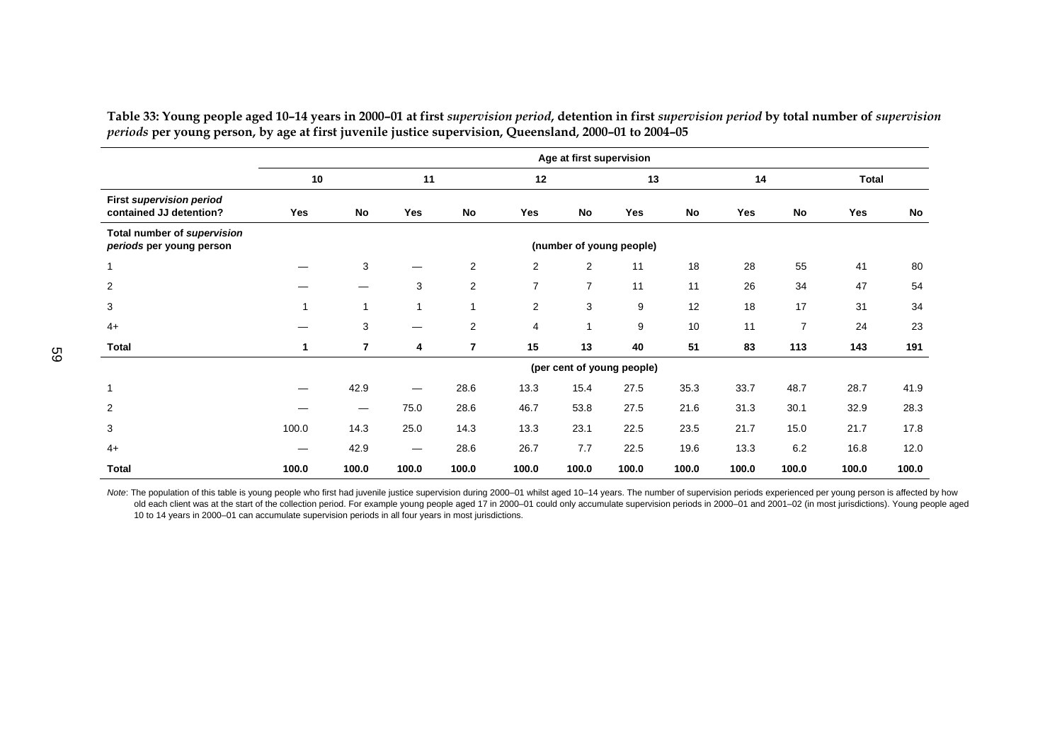**Table 33: Young people aged 10–14 years in 2000–01 at first *supervision period*, detention in first *supervision period* by total number of *supervision periods* per young person, by age at first juvenile justice supervision, Queensland, 2000–01 to 2004–05**

| | Age at first supervision | | | | | | | | | | | |
|---|---|---|---|---|---|---|---|---|---|---|---|---|
| | 10 | | 11 | | 12 | | 13 | | 14 | | Total | |
| **First *supervision period* contained JJ detention?** | **Yes** | **No** | **Yes** | **No** | **Yes** | **No** | **Yes** | **No** | **Yes** | **No** | **Yes** | **No** |
| **Total number of *supervision periods* per young person** | (number of young people) | | | | | | | | | | | |
| 1 | — | 3 | — | 2 | 2 | 2 | 11 | 18 | 28 | 55 | 41 | 80 |
| 2 | — | — | 3 | 2 | 7 | 7 | 11 | 11 | 26 | 34 | 47 | 54 |
| 3 | 1 | 1 | 1 | 1 | 2 | 3 | 9 | 12 | 18 | 17 | 31 | 34 |
| 4+ | — | 3 | — | 2 | 4 | 1 | 9 | 10 | 11 | 7 | 24 | 23 |
| **Total** | **1** | **7** | **4** | **7** | **15** | **13** | **40** | **51** | **83** | **113** | **143** | **191** |
| | (per cent of young people) | | | | | | | | | | | |
| 1 | — | 42.9 | — | 28.6 | 13.3 | 15.4 | 27.5 | 35.3 | 33.7 | 48.7 | 28.7 | 41.9 |
| 2 | — | — | 75.0 | 28.6 | 46.7 | 53.8 | 27.5 | 21.6 | 31.3 | 30.1 | 32.9 | 28.3 |
| 3 | 100.0 | 14.3 | 25.0 | 14.3 | 13.3 | 23.1 | 22.5 | 23.5 | 21.7 | 15.0 | 21.7 | 17.8 |
| 4+ | — | 42.9 | — | 28.6 | 26.7 | 7.7 | 22.5 | 19.6 | 13.3 | 6.2 | 16.8 | 12.0 |
| **Total** | **100.0** | **100.0** | **100.0** | **100.0** | **100.0** | **100.0** | **100.0** | **100.0** | **100.0** | **100.0** | **100.0** | **100.0** |

*Note*: The population of this table is young people who first had juvenile justice supervision during 2000–01 whilst aged 10–14 years. The number of supervision periods experienced per young person is affected by how old each client was at the start of the collection period. For example young people aged 17 in 2000–01 could only accumulate supervision periods in 2000–01 and 2001–02 (in most jurisdictions). Young people aged 10 to 14 years in 2000–01 can accumulate supervision periods in all four years in most jurisdictions.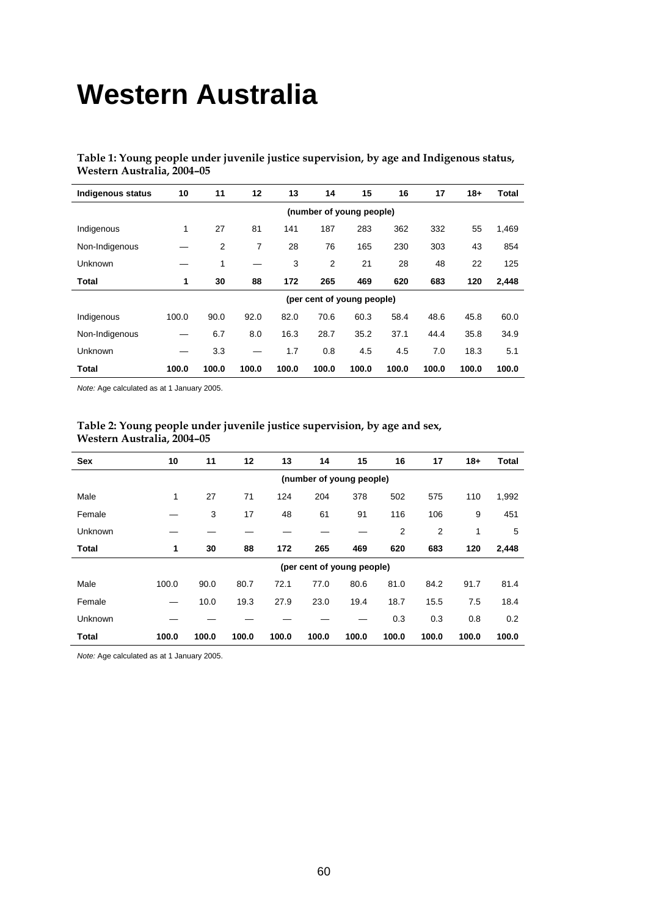# Western Australia

**Table 1: Young people under juvenile justice supervision, by age and Indigenous status, Western Australia, 2004–05**

| Indigenous status | 10 | 11 | 12 | 13 | 14 | 15 | 16 | 17 | 18+ | Total |
|---|---|---|---|---|---|---|---|---|---|---|
| | | | | | (number of young people) | | | | | |
| Indigenous | 1 | 27 | 81 | 141 | 187 | 283 | 362 | 332 | 55 | 1,469 |
| Non-Indigenous | — | 2 | 7 | 28 | 76 | 165 | 230 | 303 | 43 | 854 |
| Unknown | — | 1 | — | 3 | 2 | 21 | 28 | 48 | 22 | 125 |
| **Total** | **1** | **30** | **88** | **172** | **265** | **469** | **620** | **683** | **120** | **2,448** |
| | | | | | (per cent of young people) | | | | | |
| Indigenous | 100.0 | 90.0 | 92.0 | 82.0 | 70.6 | 60.3 | 58.4 | 48.6 | 45.8 | 60.0 |
| Non-Indigenous | — | 6.7 | 8.0 | 16.3 | 28.7 | 35.2 | 37.1 | 44.4 | 35.8 | 34.9 |
| Unknown | — | 3.3 | — | 1.7 | 0.8 | 4.5 | 4.5 | 7.0 | 18.3 | 5.1 |
| **Total** | **100.0** | **100.0** | **100.0** | **100.0** | **100.0** | **100.0** | **100.0** | **100.0** | **100.0** | **100.0** |

*Note:* Age calculated as at 1 January 2005.

**Table 2: Young people under juvenile justice supervision, by age and sex, Western Australia, 2004–05**

| Sex | 10 | 11 | 12 | 13 | 14 | 15 | 16 | 17 | 18+ | Total |
|---|---|---|---|---|---|---|---|---|---|---|
| | | | | | (number of young people) | | | | | |
| Male | 1 | 27 | 71 | 124 | 204 | 378 | 502 | 575 | 110 | 1,992 |
| Female | — | 3 | 17 | 48 | 61 | 91 | 116 | 106 | 9 | 451 |
| Unknown | — | — | — | — | — | — | 2 | 2 | 1 | 5 |
| **Total** | **1** | **30** | **88** | **172** | **265** | **469** | **620** | **683** | **120** | **2,448** |
| | | | | | (per cent of young people) | | | | | |
| Male | 100.0 | 90.0 | 80.7 | 72.1 | 77.0 | 80.6 | 81.0 | 84.2 | 91.7 | 81.4 |
| Female | — | 10.0 | 19.3 | 27.9 | 23.0 | 19.4 | 18.7 | 15.5 | 7.5 | 18.4 |
| Unknown | — | — | — | — | — | — | 0.3 | 0.3 | 0.8 | 0.2 |
| **Total** | **100.0** | **100.0** | **100.0** | **100.0** | **100.0** | **100.0** | **100.0** | **100.0** | **100.0** | **100.0** |

*Note:* Age calculated as at 1 January 2005.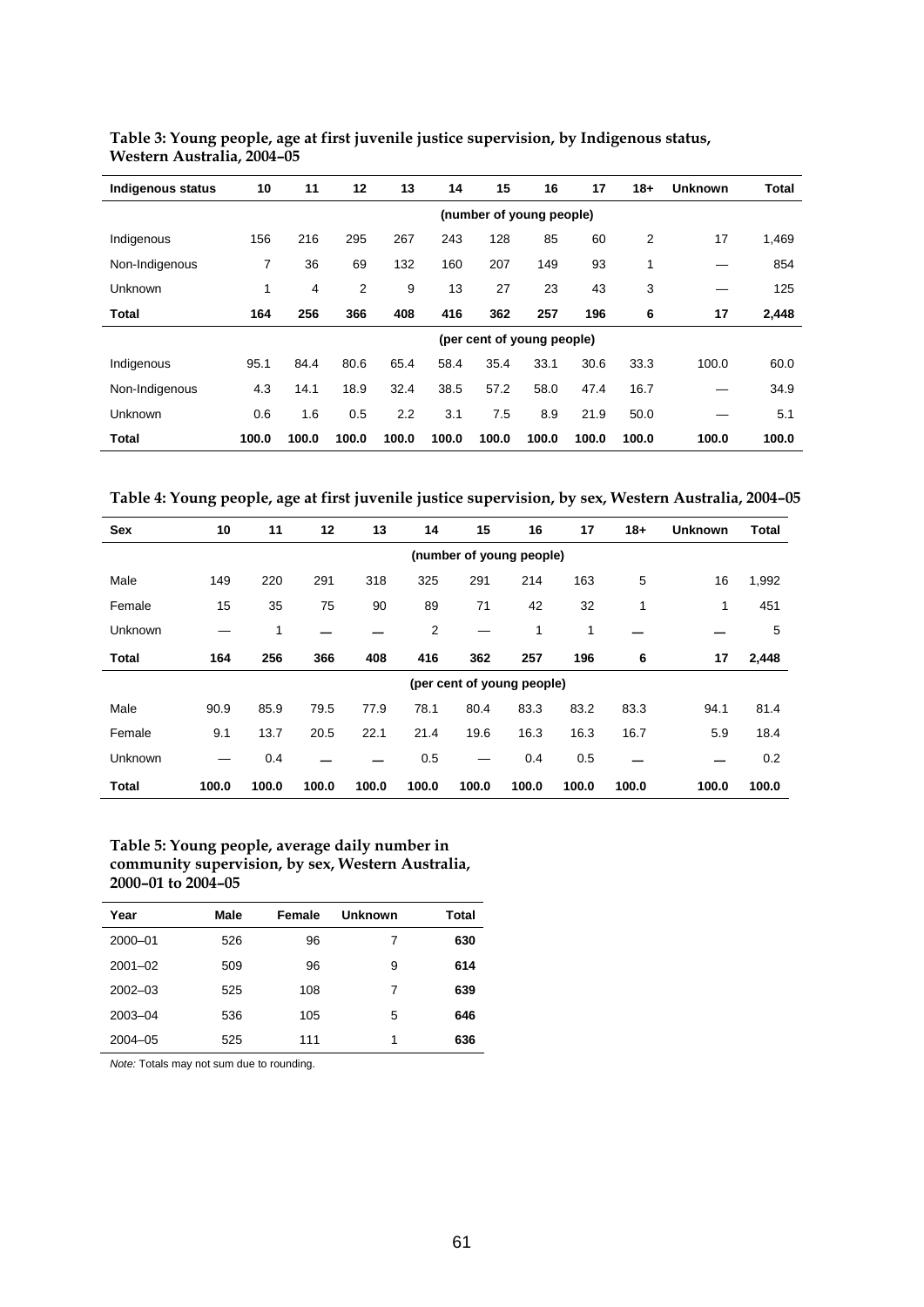**Table 3: Young people, age at first juvenile justice supervision, by Indigenous status, Western Australia, 2004–05**

| Indigenous status | 10 | 11 | 12 | 13 | 14 | 15 | 16 | 17 | 18+ | Unknown | Total |
|---|---|---|---|---|---|---|---|---|---|---|---|
| | | | | | | (number of young people) | | | | | |
| Indigenous | 156 | 216 | 295 | 267 | 243 | 128 | 85 | 60 | 2 | 17 | 1,469 |
| Non-Indigenous | 7 | 36 | 69 | 132 | 160 | 207 | 149 | 93 | 1 | — | 854 |
| Unknown | 1 | 4 | 2 | 9 | 13 | 27 | 23 | 43 | 3 | — | 125 |
| **Total** | **164** | **256** | **366** | **408** | **416** | **362** | **257** | **196** | **6** | **17** | **2,448** |
| | | | | | | (per cent of young people) | | | | | |
| Indigenous | 95.1 | 84.4 | 80.6 | 65.4 | 58.4 | 35.4 | 33.1 | 30.6 | 33.3 | 100.0 | 60.0 |
| Non-Indigenous | 4.3 | 14.1 | 18.9 | 32.4 | 38.5 | 57.2 | 58.0 | 47.4 | 16.7 | — | 34.9 |
| Unknown | 0.6 | 1.6 | 0.5 | 2.2 | 3.1 | 7.5 | 8.9 | 21.9 | 50.0 | — | 5.1 |
| **Total** | **100.0** | **100.0** | **100.0** | **100.0** | **100.0** | **100.0** | **100.0** | **100.0** | **100.0** | **100.0** | **100.0** |

**Table 4: Young people, age at first juvenile justice supervision, by sex, Western Australia, 2004–05**

| Sex | 10 | 11 | 12 | 13 | 14 | 15 | 16 | 17 | 18+ | Unknown | Total |
|---|---|---|---|---|---|---|---|---|---|---|---|
| | | | | | | (number of young people) | | | | | |
| Male | 149 | 220 | 291 | 318 | 325 | 291 | 214 | 163 | 5 | 16 | 1,992 |
| Female | 15 | 35 | 75 | 90 | 89 | 71 | 42 | 32 | 1 | 1 | 451 |
| Unknown | — | 1 | — | — | 2 | — | 1 | 1 | — | — | 5 |
| **Total** | **164** | **256** | **366** | **408** | **416** | **362** | **257** | **196** | **6** | **17** | **2,448** |
| | | | | | | (per cent of young people) | | | | | |
| Male | 90.9 | 85.9 | 79.5 | 77.9 | 78.1 | 80.4 | 83.3 | 83.2 | 83.3 | 94.1 | 81.4 |
| Female | 9.1 | 13.7 | 20.5 | 22.1 | 21.4 | 19.6 | 16.3 | 16.3 | 16.7 | 5.9 | 18.4 |
| Unknown | — | 0.4 | — | — | 0.5 | — | 0.4 | 0.5 | — | — | 0.2 |
| **Total** | **100.0** | **100.0** | **100.0** | **100.0** | **100.0** | **100.0** | **100.0** | **100.0** | **100.0** | **100.0** | **100.0** |

**Table 5: Young people, average daily number in community supervision, by sex, Western Australia, 2000–01 to 2004–05**

| Year | Male | Female | Unknown | Total |
|---|---|---|---|---|
| 2000–01 | 526 | 96 | 7 | **630** |
| 2001–02 | 509 | 96 | 9 | **614** |
| 2002–03 | 525 | 108 | 7 | **639** |
| 2003–04 | 536 | 105 | 5 | **646** |
| 2004–05 | 525 | 111 | 1 | **636** |

*Note:* Totals may not sum due to rounding.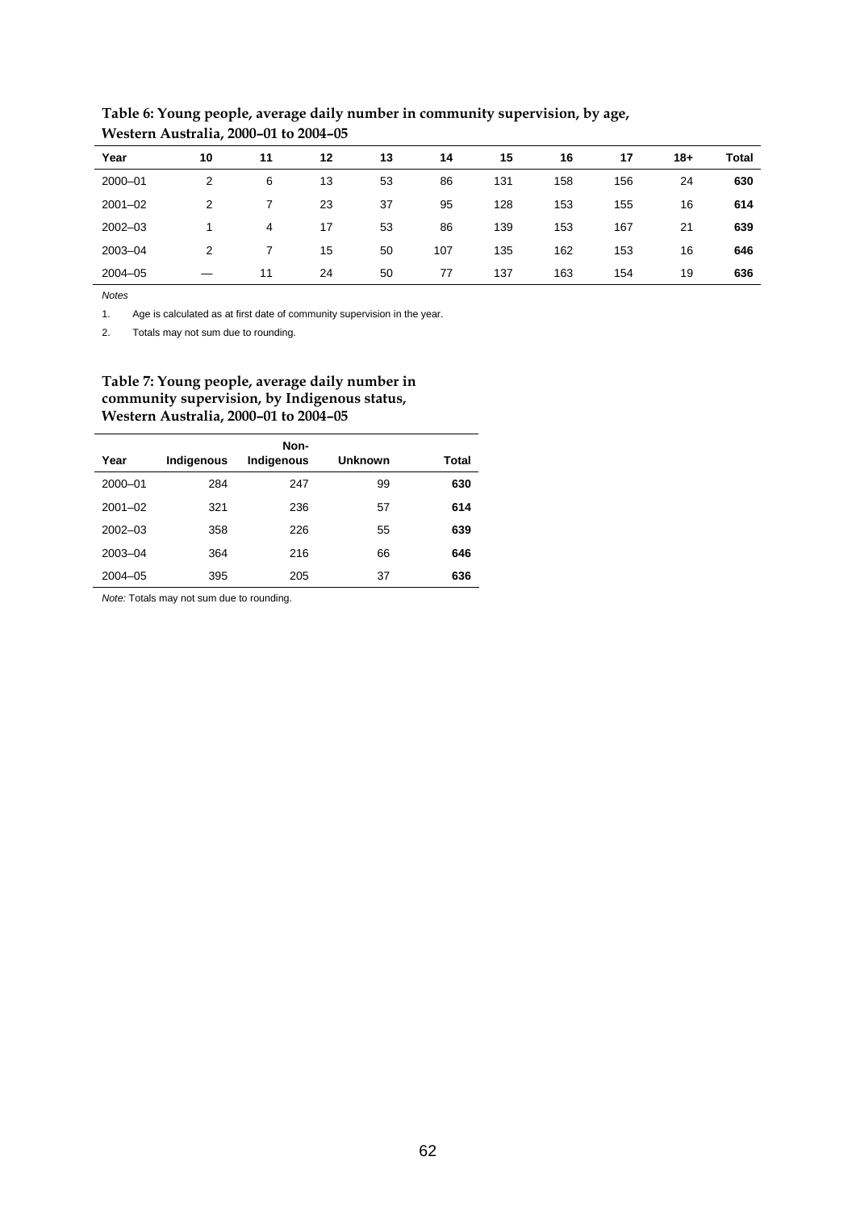**Table 6: Young people, average daily number in community supervision, by age, Western Australia, 2000–01 to 2004–05**

| Year | 10 | 11 | 12 | 13 | 14 | 15 | 16 | 17 | 18+ | Total |
|---|---|---|---|---|---|---|---|---|---|---|
| 2000–01 | 2 | 6 | 13 | 53 | 86 | 131 | 158 | 156 | 24 | **630** |
| 2001–02 | 2 | 7 | 23 | 37 | 95 | 128 | 153 | 155 | 16 | **614** |
| 2002–03 | 1 | 4 | 17 | 53 | 86 | 139 | 153 | 167 | 21 | **639** |
| 2003–04 | 2 | 7 | 15 | 50 | 107 | 135 | 162 | 153 | 16 | **646** |
| 2004–05 | — | 11 | 24 | 50 | 77 | 137 | 163 | 154 | 19 | **636** |

*Notes*

1. Age is calculated as at first date of community supervision in the year.
2. Totals may not sum due to rounding.

**Table 7: Young people, average daily number in community supervision, by Indigenous status, Western Australia, 2000–01 to 2004–05**

| Year | Indigenous | Non-Indigenous | Unknown | Total |
|---|---|---|---|---|
| 2000–01 | 284 | 247 | 99 | **630** |
| 2001–02 | 321 | 236 | 57 | **614** |
| 2002–03 | 358 | 226 | 55 | **639** |
| 2003–04 | 364 | 216 | 66 | **646** |
| 2004–05 | 395 | 205 | 37 | **636** |

*Note:* Totals may not sum due to rounding.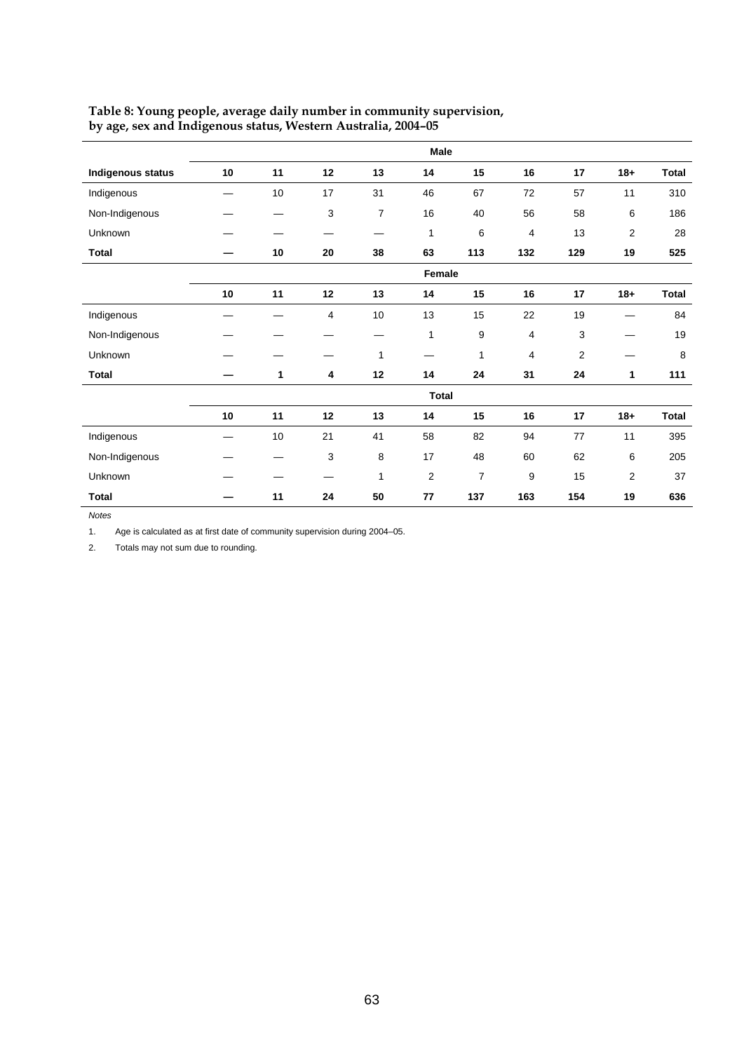**Table 8: Young people, average daily number in community supervision, by age, sex and Indigenous status, Western Australia, 2004–05**

| | Male | | | | | | | | | |
|---|---|---|---|---|---|---|---|---|---|---|
| **Indigenous status** | **10** | **11** | **12** | **13** | **14** | **15** | **16** | **17** | **18+** | **Total** |
| Indigenous | — | 10 | 17 | 31 | 46 | 67 | 72 | 57 | 11 | 310 |
| Non-Indigenous | — | — | 3 | 7 | 16 | 40 | 56 | 58 | 6 | 186 |
| Unknown | — | — | — | — | 1 | 6 | 4 | 13 | 2 | 28 |
| **Total** | **—** | **10** | **20** | **38** | **63** | **113** | **132** | **129** | **19** | **525** |
| | **Female** | | | | | | | | | |
| | **10** | **11** | **12** | **13** | **14** | **15** | **16** | **17** | **18+** | **Total** |
| Indigenous | — | — | 4 | 10 | 13 | 15 | 22 | 19 | — | 84 |
| Non-Indigenous | — | — | — | — | 1 | 9 | 4 | 3 | — | 19 |
| Unknown | — | — | — | 1 | — | 1 | 4 | 2 | — | 8 |
| **Total** | **—** | **1** | **4** | **12** | **14** | **24** | **31** | **24** | **1** | **111** |
| | **Total** | | | | | | | | | |
| | **10** | **11** | **12** | **13** | **14** | **15** | **16** | **17** | **18+** | **Total** |
| Indigenous | — | 10 | 21 | 41 | 58 | 82 | 94 | 77 | 11 | 395 |
| Non-Indigenous | — | — | 3 | 8 | 17 | 48 | 60 | 62 | 6 | 205 |
| Unknown | — | — | — | 1 | 2 | 7 | 9 | 15 | 2 | 37 |
| **Total** | **—** | **11** | **24** | **50** | **77** | **137** | **163** | **154** | **19** | **636** |

*Notes*

1. Age is calculated as at first date of community supervision during 2004–05.
2. Totals may not sum due to rounding.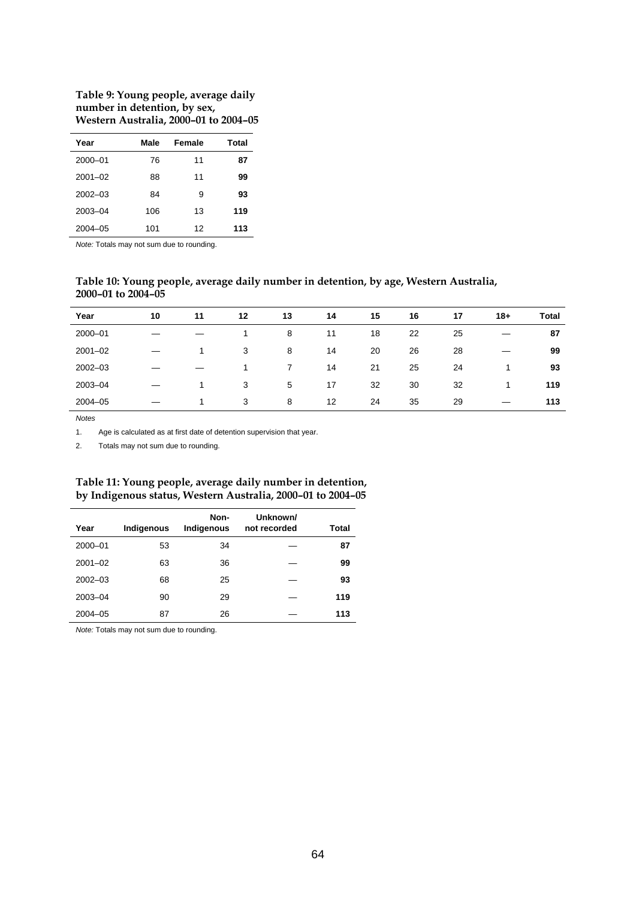**Table 9: Young people, average daily number in detention, by sex, Western Australia, 2000–01 to 2004–05**

| Year | Male | Female | Total |
|---|---|---|---|
| 2000–01 | 76 | 11 | **87** |
| 2001–02 | 88 | 11 | **99** |
| 2002–03 | 84 | 9 | **93** |
| 2003–04 | 106 | 13 | **119** |
| 2004–05 | 101 | 12 | **113** |

*Note:* Totals may not sum due to rounding.

**Table 10: Young people, average daily number in detention, by age, Western Australia, 2000–01 to 2004–05**

| Year | 10 | 11 | 12 | 13 | 14 | 15 | 16 | 17 | 18+ | Total |
|---|---|---|---|---|---|---|---|---|---|---|
| 2000–01 | — | — | 1 | 8 | 11 | 18 | 22 | 25 | — | **87** |
| 2001–02 | — | 1 | 3 | 8 | 14 | 20 | 26 | 28 | — | **99** |
| 2002–03 | — | — | 1 | 7 | 14 | 21 | 25 | 24 | 1 | **93** |
| 2003–04 | — | 1 | 3 | 5 | 17 | 32 | 30 | 32 | 1 | **119** |
| 2004–05 | — | 1 | 3 | 8 | 12 | 24 | 35 | 29 | — | **113** |

*Notes*

1. Age is calculated as at first date of detention supervision that year.
2. Totals may not sum due to rounding.

**Table 11: Young people, average daily number in detention, by Indigenous status, Western Australia, 2000–01 to 2004–05**

| Year | Indigenous | Non-Indigenous | Unknown/ not recorded | Total |
|---|---|---|---|---|
| 2000–01 | 53 | 34 | — | **87** |
| 2001–02 | 63 | 36 | — | **99** |
| 2002–03 | 68 | 25 | — | **93** |
| 2003–04 | 90 | 29 | — | **119** |
| 2004–05 | 87 | 26 | — | **113** |

*Note:* Totals may not sum due to rounding.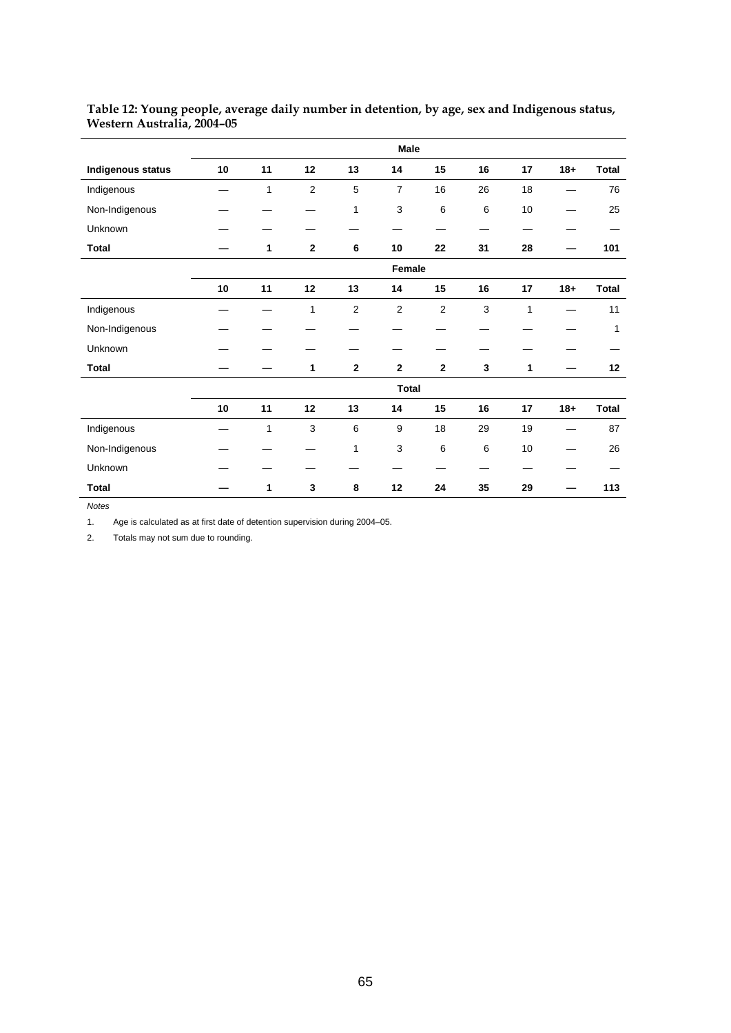**Table 12: Young people, average daily number in detention, by age, sex and Indigenous status, Western Australia, 2004–05**

| | Male | | | | | | | | | |
|---|---|---|---|---|---|---|---|---|---|---|
| **Indigenous status** | **10** | **11** | **12** | **13** | **14** | **15** | **16** | **17** | **18+** | **Total** |
| Indigenous | — | 1 | 2 | 5 | 7 | 16 | 26 | 18 | — | 76 |
| Non-Indigenous | — | — | — | 1 | 3 | 6 | 6 | 10 | — | 25 |
| Unknown | — | — | — | — | — | — | — | — | — | — |
| **Total** | **—** | **1** | **2** | **6** | **10** | **22** | **31** | **28** | **—** | **101** |
| | **Female** | | | | | | | | | |
| | **10** | **11** | **12** | **13** | **14** | **15** | **16** | **17** | **18+** | **Total** |
| Indigenous | — | — | 1 | 2 | 2 | 2 | 3 | 1 | — | 11 |
| Non-Indigenous | — | — | — | — | — | — | — | — | — | 1 |
| Unknown | — | — | — | — | — | — | — | — | — | — |
| **Total** | **—** | **—** | **1** | **2** | **2** | **2** | **3** | **1** | **—** | **12** |
| | **Total** | | | | | | | | | |
| | **10** | **11** | **12** | **13** | **14** | **15** | **16** | **17** | **18+** | **Total** |
| Indigenous | — | 1 | 3 | 6 | 9 | 18 | 29 | 19 | — | 87 |
| Non-Indigenous | — | — | — | 1 | 3 | 6 | 6 | 10 | — | 26 |
| Unknown | — | — | — | — | — | — | — | — | — | — |
| **Total** | **—** | **1** | **3** | **8** | **12** | **24** | **35** | **29** | **—** | **113** |

*Notes*

1. Age is calculated as at first date of detention supervision during 2004–05.
2. Totals may not sum due to rounding.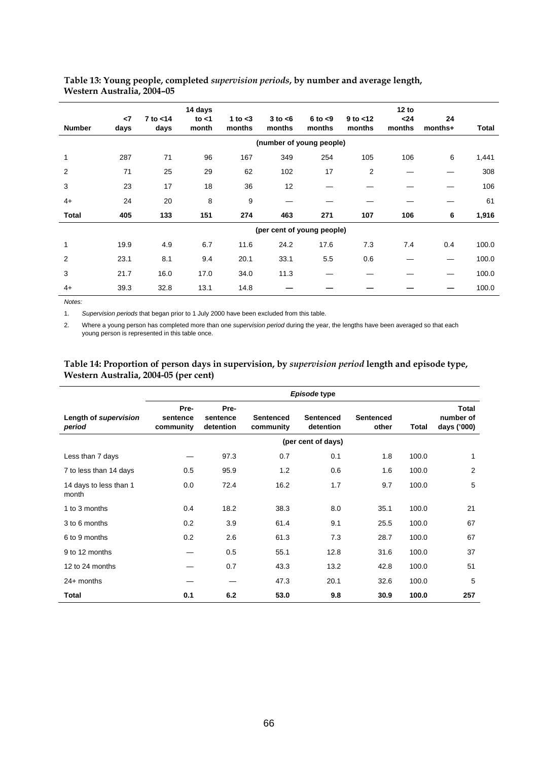**Table 13: Young people, completed *supervision periods*, by number and average length, Western Australia, 2004–05**

| Number | <7 days | 7 to <14 days | 14 days to <1 month | 1 to <3 months | 3 to <6 months | 6 to <9 months | 9 to <12 months | 12 to <24 months | 24 months+ | Total |
|---|---|---|---|---|---|---|---|---|---|---|
| | | | | | (number of young people) | | | | | |
| 1 | 287 | 71 | 96 | 167 | 349 | 254 | 105 | 106 | 6 | 1,441 |
| 2 | 71 | 25 | 29 | 62 | 102 | 17 | 2 | — | — | 308 |
| 3 | 23 | 17 | 18 | 36 | 12 | — | — | — | — | 106 |
| 4+ | 24 | 20 | 8 | 9 | — | — | — | — | — | 61 |
| **Total** | **405** | **133** | **151** | **274** | **463** | **271** | **107** | **106** | **6** | **1,916** |
| | | | | | (per cent of young people) | | | | | |
| 1 | 19.9 | 4.9 | 6.7 | 11.6 | 24.2 | 17.6 | 7.3 | 7.4 | 0.4 | 100.0 |
| 2 | 23.1 | 8.1 | 9.4 | 20.1 | 33.1 | 5.5 | 0.6 | — | — | 100.0 |
| 3 | 21.7 | 16.0 | 17.0 | 34.0 | 11.3 | — | — | — | — | 100.0 |
| 4+ | 39.3 | 32.8 | 13.1 | 14.8 | — | — | — | — | — | 100.0 |

*Notes:*

1. *Supervision periods* that began prior to 1 July 2000 have been excluded from this table.

2. Where a young person has completed more than one *supervision period* during the year, the lengths have been averaged so that each young person is represented in this table once.

**Table 14: Proportion of person days in supervision, by *supervision period* length and episode type, Western Australia, 2004-05 (per cent)**

| | *Episode* type | | | | | | |
|---|---|---|---|---|---|---|---|
| Length of *supervision period* | Pre-sentence community | Pre-sentence detention | Sentenced community | Sentenced detention | Sentenced other | Total | Total number of days ('000) |
| | | | | (per cent of days) | | | |
| Less than 7 days | — | 97.3 | 0.7 | 0.1 | 1.8 | 100.0 | 1 |
| 7 to less than 14 days | 0.5 | 95.9 | 1.2 | 0.6 | 1.6 | 100.0 | 2 |
| 14 days to less than 1 month | 0.0 | 72.4 | 16.2 | 1.7 | 9.7 | 100.0 | 5 |
| 1 to 3 months | 0.4 | 18.2 | 38.3 | 8.0 | 35.1 | 100.0 | 21 |
| 3 to 6 months | 0.2 | 3.9 | 61.4 | 9.1 | 25.5 | 100.0 | 67 |
| 6 to 9 months | 0.2 | 2.6 | 61.3 | 7.3 | 28.7 | 100.0 | 67 |
| 9 to 12 months | — | 0.5 | 55.1 | 12.8 | 31.6 | 100.0 | 37 |
| 12 to 24 months | — | 0.7 | 43.3 | 13.2 | 42.8 | 100.0 | 51 |
| 24+ months | — | — | 47.3 | 20.1 | 32.6 | 100.0 | 5 |
| **Total** | **0.1** | **6.2** | **53.0** | **9.8** | **30.9** | **100.0** | **257** |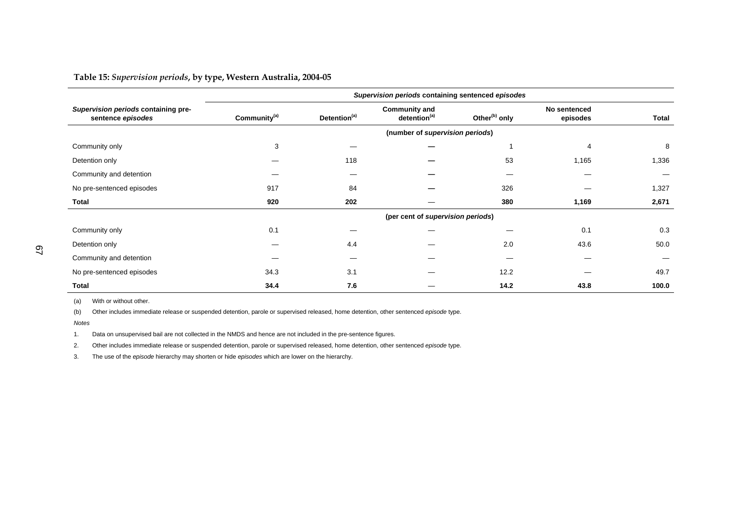**Table 15:** ***Supervision periods*****, by type, Western Australia, 2004-05**

| *Supervision periods* containing pre-sentence *episodes* | *Supervision periods* containing sentenced *episodes* | | | | | |
|---|---|---|---|---|---|---|
| | Community[(a)] | Detention[(a)] | Community and detention[(a)] | Other[(b)] only | No sentenced episodes | Total |
| | (number of *supervision periods*) | | | | | |
| Community only | 3 | — | — | 1 | 4 | 8 |
| Detention only | — | 118 | — | 53 | 1,165 | 1,336 |
| Community and detention | — | — | — | — | — | — |
| No pre-sentenced episodes | 917 | 84 | — | 326 | — | 1,327 |
| **Total** | **920** | **202** | — | **380** | **1,169** | **2,671** |
| | (per cent of *supervision periods*) | | | | | |
| Community only | 0.1 | — | — | — | 0.1 | 0.3 |
| Detention only | — | 4.4 | — | 2.0 | 43.6 | 50.0 |
| Community and detention | — | — | — | — | — | — |
| No pre-sentenced episodes | 34.3 | 3.1 | — | 12.2 | — | 49.7 |
| **Total** | **34.4** | **7.6** | — | **14.2** | **43.8** | **100.0** |

(a) With or without other.

(b) Other includes immediate release or suspended detention, parole or supervised released, home detention, other sentenced *episode* type.

*Notes*

1. Data on unsupervised bail are not collected in the NMDS and hence are not included in the pre-sentence figures.

2. Other includes immediate release or suspended detention, parole or supervised released, home detention, other sentenced *episode* type.

3. The use of the *episode* hierarchy may shorten or hide *episodes* which are lower on the hierarchy.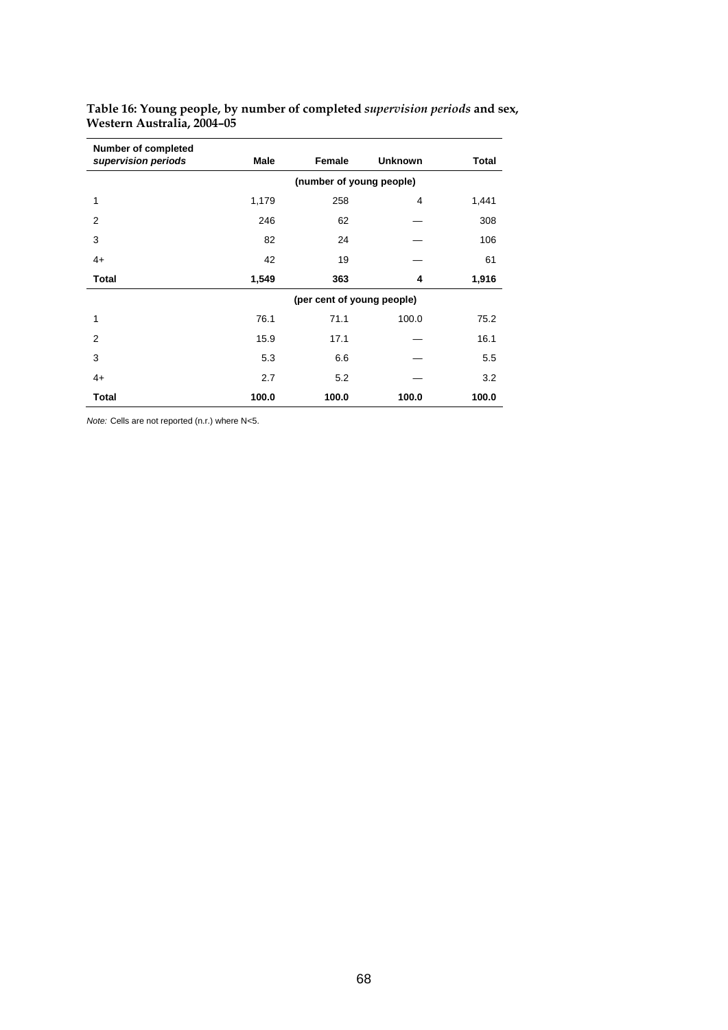**Table 16: Young people, by number of completed *supervision periods* and sex, Western Australia, 2004–05**

| Number of completed *supervision periods* | Male | Female | Unknown | Total |
|---|---|---|---|---|
| | | (number of young people) | | |
| 1 | 1,179 | 258 | 4 | 1,441 |
| 2 | 246 | 62 | — | 308 |
| 3 | 82 | 24 | — | 106 |
| 4+ | 42 | 19 | — | 61 |
| **Total** | **1,549** | **363** | **4** | **1,916** |
| | | (per cent of young people) | | |
| 1 | 76.1 | 71.1 | 100.0 | 75.2 |
| 2 | 15.9 | 17.1 | — | 16.1 |
| 3 | 5.3 | 6.6 | — | 5.5 |
| 4+ | 2.7 | 5.2 | — | 3.2 |
| **Total** | **100.0** | **100.0** | **100.0** | **100.0** |

*Note:* Cells are not reported (n.r.) where N<5.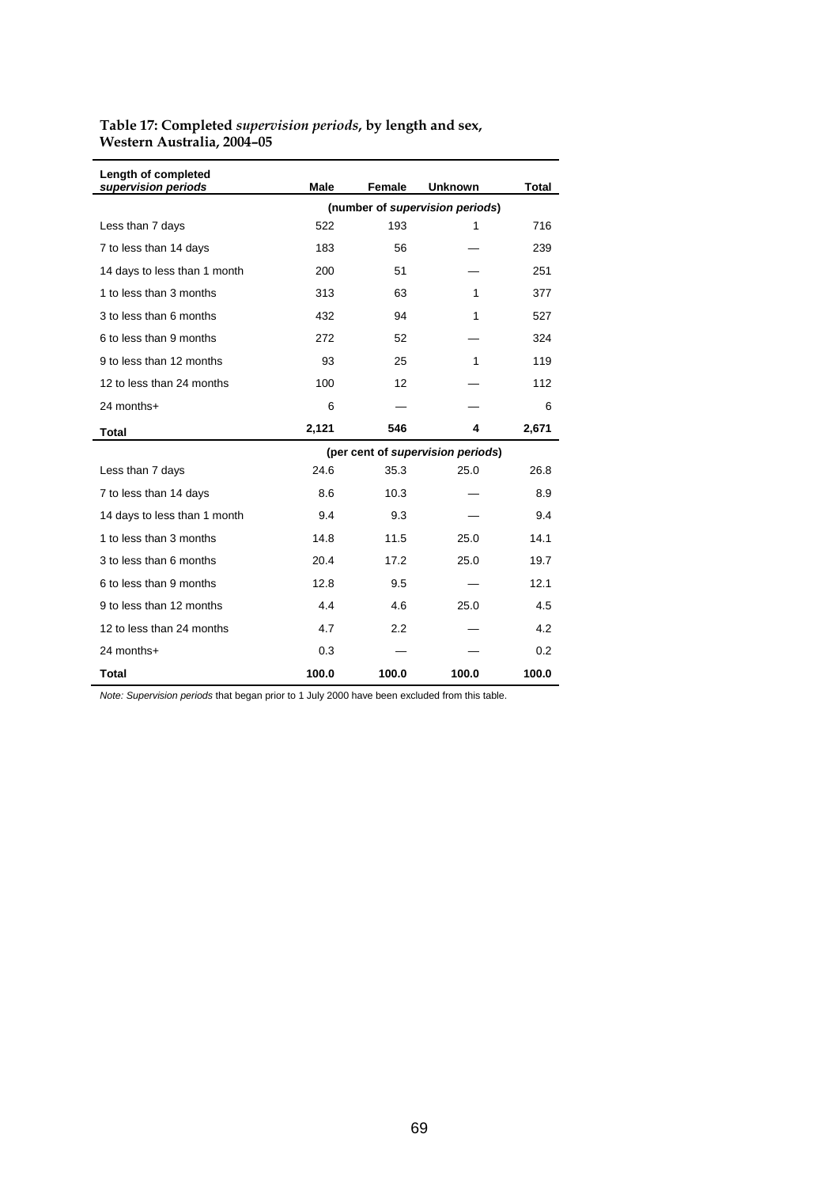**Table 17: Completed *supervision periods*, by length and sex, Western Australia, 2004–05**

| Length of completed *supervision periods* | Male | Female | Unknown | Total |
|---|---|---|---|---|
| | (number of *supervision periods*) | | | |
| Less than 7 days | 522 | 193 | 1 | 716 |
| 7 to less than 14 days | 183 | 56 | — | 239 |
| 14 days to less than 1 month | 200 | 51 | — | 251 |
| 1 to less than 3 months | 313 | 63 | 1 | 377 |
| 3 to less than 6 months | 432 | 94 | 1 | 527 |
| 6 to less than 9 months | 272 | 52 | — | 324 |
| 9 to less than 12 months | 93 | 25 | 1 | 119 |
| 12 to less than 24 months | 100 | 12 | — | 112 |
| 24 months+ | 6 | — | — | 6 |
| **Total** | **2,121** | **546** | **4** | **2,671** |
| | (per cent of *supervision periods*) | | | |
| Less than 7 days | 24.6 | 35.3 | 25.0 | 26.8 |
| 7 to less than 14 days | 8.6 | 10.3 | — | 8.9 |
| 14 days to less than 1 month | 9.4 | 9.3 | — | 9.4 |
| 1 to less than 3 months | 14.8 | 11.5 | 25.0 | 14.1 |
| 3 to less than 6 months | 20.4 | 17.2 | 25.0 | 19.7 |
| 6 to less than 9 months | 12.8 | 9.5 | — | 12.1 |
| 9 to less than 12 months | 4.4 | 4.6 | 25.0 | 4.5 |
| 12 to less than 24 months | 4.7 | 2.2 | — | 4.2 |
| 24 months+ | 0.3 | — | — | 0.2 |
| **Total** | **100.0** | **100.0** | **100.0** | **100.0** |

*Note: Supervision periods* that began prior to 1 July 2000 have been excluded from this table.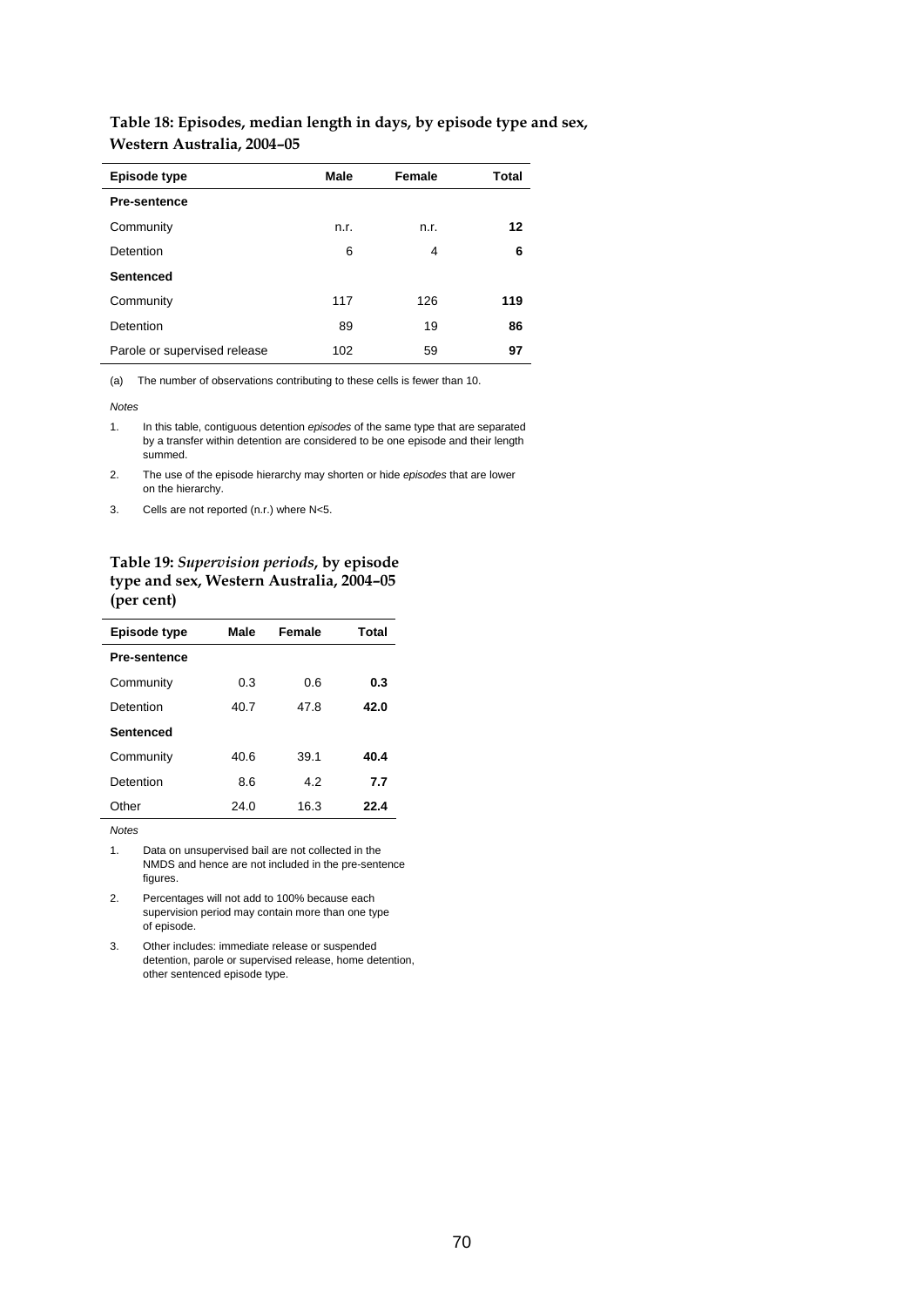**Table 18: Episodes, median length in days, by episode type and sex, Western Australia, 2004–05**

| Episode type | Male | Female | Total |
|---|---|---|---|
| **Pre-sentence** | | | |
| Community | n.r. | n.r. | **12** |
| Detention | 6 | 4 | **6** |
| **Sentenced** | | | |
| Community | 117 | 126 | **119** |
| Detention | 89 | 19 | **86** |
| Parole or supervised release | 102 | 59 | **97** |

(a) The number of observations contributing to these cells is fewer than 10.

*Notes*

1. In this table, contiguous detention *episodes* of the same type that are separated by a transfer within detention are considered to be one episode and their length summed.
2. The use of the episode hierarchy may shorten or hide *episodes* that are lower on the hierarchy.
3. Cells are not reported (n.r.) where N<5.

**Table 19:** ***Supervision periods*****, by episode type and sex, Western Australia, 2004–05 (per cent)**

| Episode type | Male | Female | Total |
|---|---|---|---|
| **Pre-sentence** | | | |
| Community | 0.3 | 0.6 | **0.3** |
| Detention | 40.7 | 47.8 | **42.0** |
| **Sentenced** | | | |
| Community | 40.6 | 39.1 | **40.4** |
| Detention | 8.6 | 4.2 | **7.7** |
| Other | 24.0 | 16.3 | **22.4** |

*Notes*

1. Data on unsupervised bail are not collected in the NMDS and hence are not included in the pre-sentence figures.
2. Percentages will not add to 100% because each supervision period may contain more than one type of episode.
3. Other includes: immediate release or suspended detention, parole or supervised release, home detention, other sentenced episode type.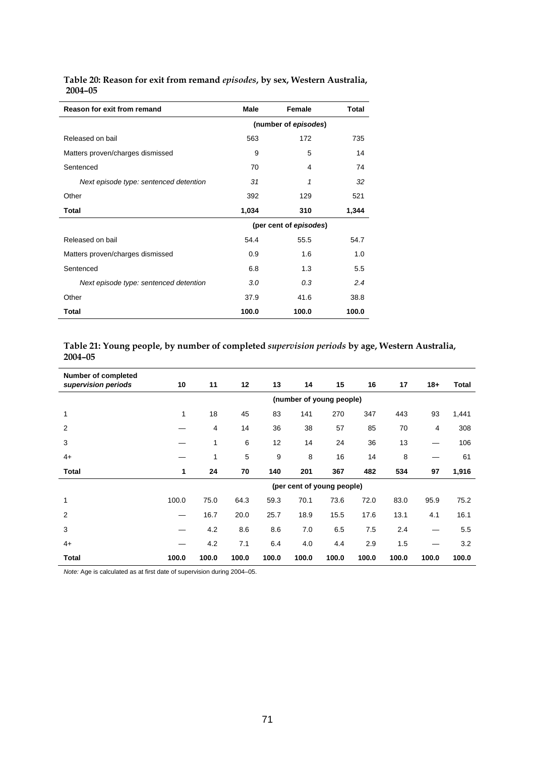**Table 20: Reason for exit from remand *episodes*, by sex, Western Australia, 2004–05**

| Reason for exit from remand | Male | Female | Total |
|---|---|---|---|
| | (number of *episodes*) | | |
| Released on bail | 563 | 172 | 735 |
| Matters proven/charges dismissed | 9 | 5 | 14 |
| Sentenced | 70 | 4 | 74 |
| *Next episode type: sentenced detention* | *31* | *1* | *32* |
| Other | 392 | 129 | 521 |
| **Total** | **1,034** | **310** | **1,344** |
| | (per cent of *episodes*) | | |
| Released on bail | 54.4 | 55.5 | 54.7 |
| Matters proven/charges dismissed | 0.9 | 1.6 | 1.0 |
| Sentenced | 6.8 | 1.3 | 5.5 |
| *Next episode type: sentenced detention* | *3.0* | *0.3* | *2.4* |
| Other | 37.9 | 41.6 | 38.8 |
| **Total** | **100.0** | **100.0** | **100.0** |

**Table 21: Young people, by number of completed *supervision periods* by age, Western Australia, 2004–05**

| Number of completed *supervision periods* | 10 | 11 | 12 | 13 | 14 | 15 | 16 | 17 | 18+ | Total |
|---|---|---|---|---|---|---|---|---|---|---|
| | (number of young people) | | | | | | | | | |
| 1 | 1 | 18 | 45 | 83 | 141 | 270 | 347 | 443 | 93 | 1,441 |
| 2 | — | 4 | 14 | 36 | 38 | 57 | 85 | 70 | 4 | 308 |
| 3 | — | 1 | 6 | 12 | 14 | 24 | 36 | 13 | — | 106 |
| 4+ | — | 1 | 5 | 9 | 8 | 16 | 14 | 8 | — | 61 |
| **Total** | **1** | **24** | **70** | **140** | **201** | **367** | **482** | **534** | **97** | **1,916** |
| | (per cent of young people) | | | | | | | | | |
| 1 | 100.0 | 75.0 | 64.3 | 59.3 | 70.1 | 73.6 | 72.0 | 83.0 | 95.9 | 75.2 |
| 2 | — | 16.7 | 20.0 | 25.7 | 18.9 | 15.5 | 17.6 | 13.1 | 4.1 | 16.1 |
| 3 | — | 4.2 | 8.6 | 8.6 | 7.0 | 6.5 | 7.5 | 2.4 | — | 5.5 |
| 4+ | — | 4.2 | 7.1 | 6.4 | 4.0 | 4.4 | 2.9 | 1.5 | — | 3.2 |
| **Total** | **100.0** | **100.0** | **100.0** | **100.0** | **100.0** | **100.0** | **100.0** | **100.0** | **100.0** | **100.0** |

*Note:* Age is calculated as at first date of supervision during 2004–05.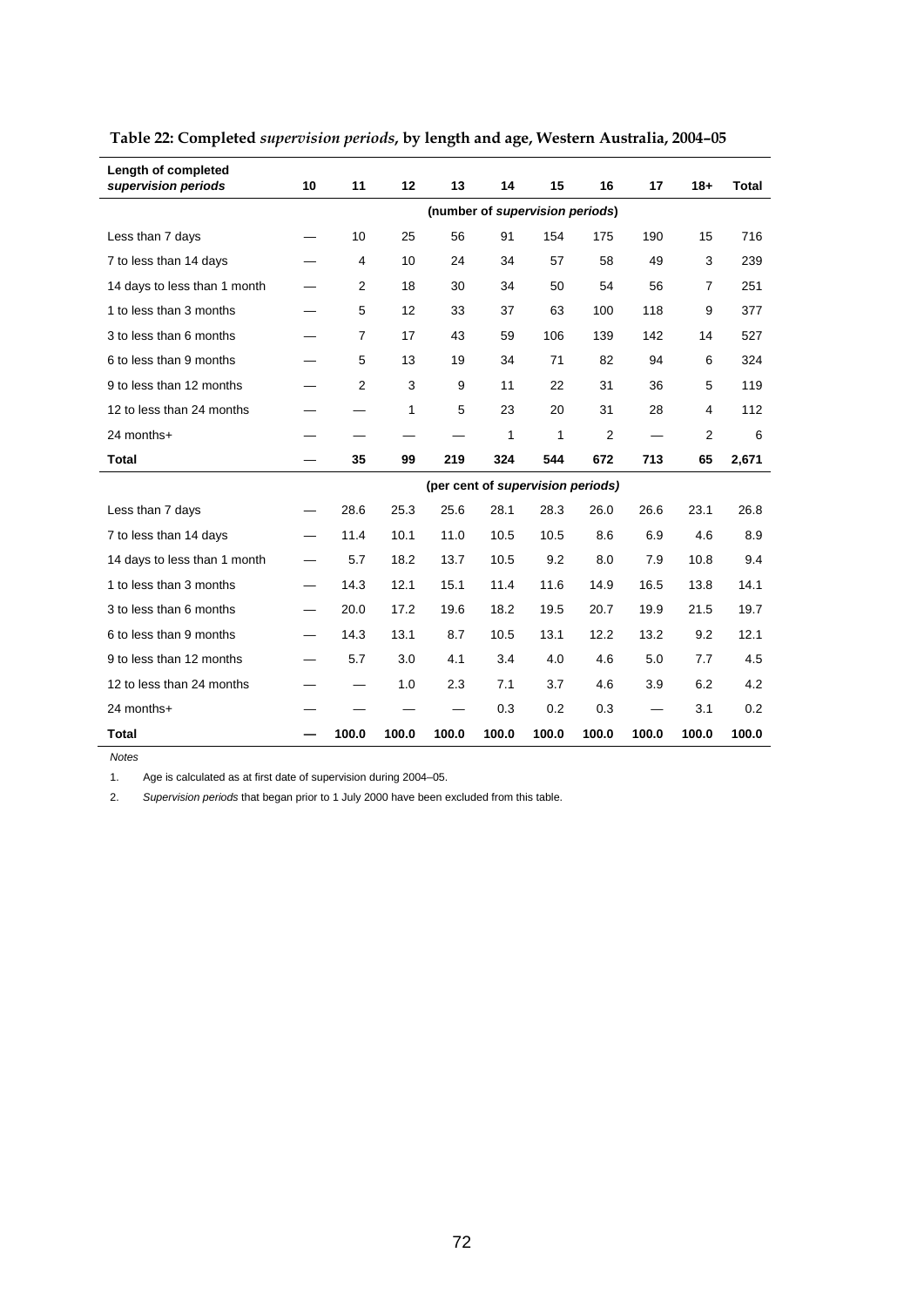**Table 22: Completed *supervision periods*, by length and age, Western Australia, 2004–05**

| Length of completed *supervision periods* | 10 | 11 | 12 | 13 | 14 | 15 | 16 | 17 | 18+ | Total |
|---|---|---|---|---|---|---|---|---|---|---|
| | (number of *supervision periods*) | | | | | | | | | |
| Less than 7 days | — | 10 | 25 | 56 | 91 | 154 | 175 | 190 | 15 | 716 |
| 7 to less than 14 days | — | 4 | 10 | 24 | 34 | 57 | 58 | 49 | 3 | 239 |
| 14 days to less than 1 month | — | 2 | 18 | 30 | 34 | 50 | 54 | 56 | 7 | 251 |
| 1 to less than 3 months | — | 5 | 12 | 33 | 37 | 63 | 100 | 118 | 9 | 377 |
| 3 to less than 6 months | — | 7 | 17 | 43 | 59 | 106 | 139 | 142 | 14 | 527 |
| 6 to less than 9 months | — | 5 | 13 | 19 | 34 | 71 | 82 | 94 | 6 | 324 |
| 9 to less than 12 months | — | 2 | 3 | 9 | 11 | 22 | 31 | 36 | 5 | 119 |
| 12 to less than 24 months | — | — | 1 | 5 | 23 | 20 | 31 | 28 | 4 | 112 |
| 24 months+ | — | — | — | — | 1 | 1 | 2 | — | 2 | 6 |
| **Total** | **—** | **35** | **99** | **219** | **324** | **544** | **672** | **713** | **65** | **2,671** |
| | (per cent of *supervision periods*) | | | | | | | | | |
| Less than 7 days | — | 28.6 | 25.3 | 25.6 | 28.1 | 28.3 | 26.0 | 26.6 | 23.1 | 26.8 |
| 7 to less than 14 days | — | 11.4 | 10.1 | 11.0 | 10.5 | 10.5 | 8.6 | 6.9 | 4.6 | 8.9 |
| 14 days to less than 1 month | — | 5.7 | 18.2 | 13.7 | 10.5 | 9.2 | 8.0 | 7.9 | 10.8 | 9.4 |
| 1 to less than 3 months | — | 14.3 | 12.1 | 15.1 | 11.4 | 11.6 | 14.9 | 16.5 | 13.8 | 14.1 |
| 3 to less than 6 months | — | 20.0 | 17.2 | 19.6 | 18.2 | 19.5 | 20.7 | 19.9 | 21.5 | 19.7 |
| 6 to less than 9 months | — | 14.3 | 13.1 | 8.7 | 10.5 | 13.1 | 12.2 | 13.2 | 9.2 | 12.1 |
| 9 to less than 12 months | — | 5.7 | 3.0 | 4.1 | 3.4 | 4.0 | 4.6 | 5.0 | 7.7 | 4.5 |
| 12 to less than 24 months | — | — | 1.0 | 2.3 | 7.1 | 3.7 | 4.6 | 3.9 | 6.2 | 4.2 |
| 24 months+ | — | — | — | — | 0.3 | 0.2 | 0.3 | — | 3.1 | 0.2 |
| **Total** | **—** | **100.0** | **100.0** | **100.0** | **100.0** | **100.0** | **100.0** | **100.0** | **100.0** | **100.0** |

*Notes*

1. Age is calculated as at first date of supervision during 2004–05.

2. *Supervision periods* that began prior to 1 July 2000 have been excluded from this table.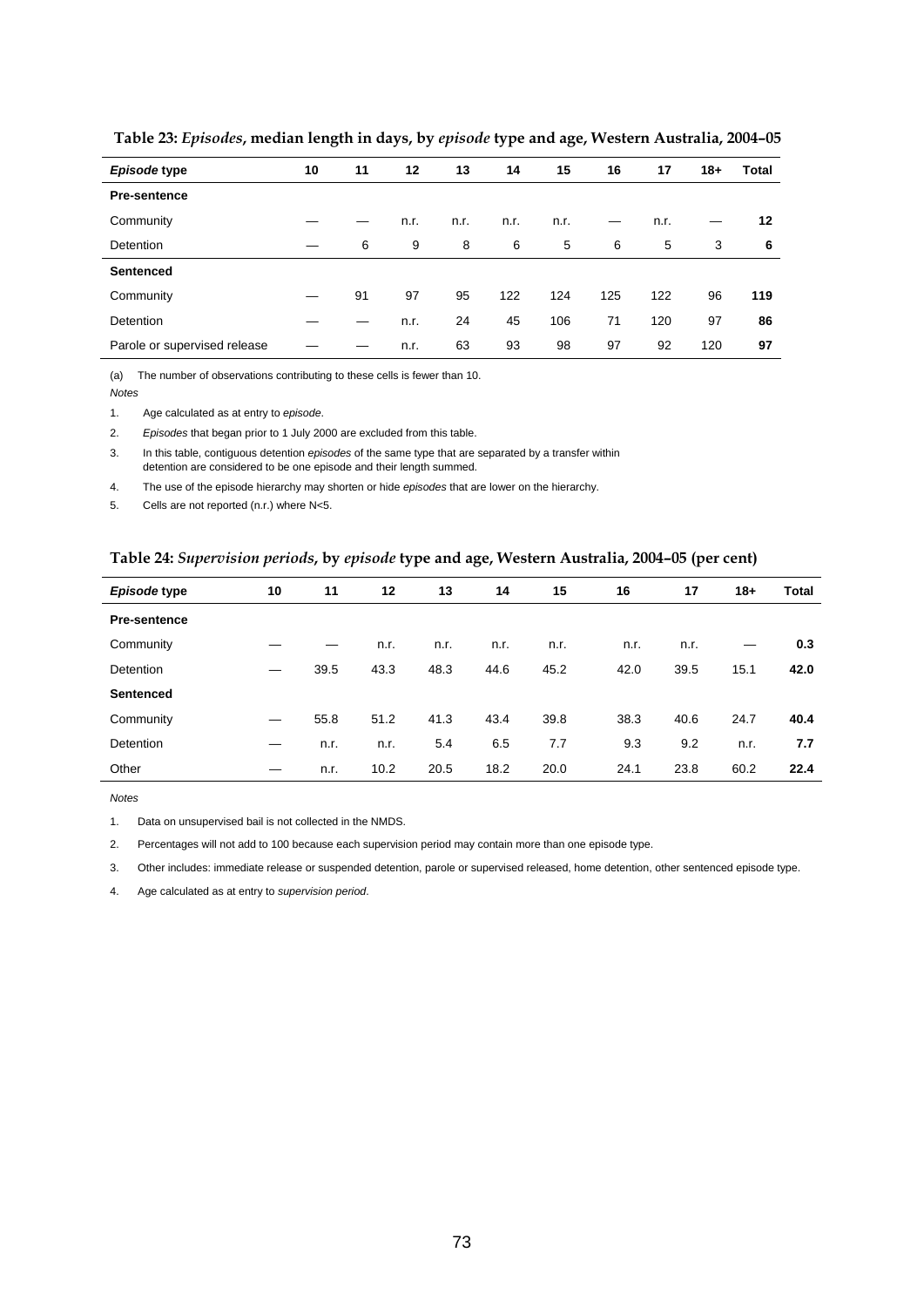**Table 23: *Episodes*, median length in days, by *episode* type and age, Western Australia, 2004–05**

| *Episode* type | 10 | 11 | 12 | 13 | 14 | 15 | 16 | 17 | 18+ | Total |
|---|---|---|---|---|---|---|---|---|---|---|
| **Pre-sentence** | | | | | | | | | | |
| Community | — | — | n.r. | n.r. | n.r. | n.r. | — | n.r. | — | **12** |
| Detention | — | 6 | 9 | 8 | 6 | 5 | 6 | 5 | 3 | **6** |
| **Sentenced** | | | | | | | | | | |
| Community | — | 91 | 97 | 95 | 122 | 124 | 125 | 122 | 96 | **119** |
| Detention | — | — | n.r. | 24 | 45 | 106 | 71 | 120 | 97 | **86** |
| Parole or supervised release | — | — | n.r. | 63 | 93 | 98 | 97 | 92 | 120 | **97** |

(a) The number of observations contributing to these cells is fewer than 10.

*Notes*

1. Age calculated as at entry to *episode*.
2. *Episodes* that began prior to 1 July 2000 are excluded from this table.
3. In this table, contiguous detention *episodes* of the same type that are separated by a transfer within detention are considered to be one episode and their length summed.
4. The use of the episode hierarchy may shorten or hide *episodes* that are lower on the hierarchy.
5. Cells are not reported (n.r.) where N<5.

**Table 24: *Supervision periods*, by *episode* type and age, Western Australia, 2004–05 (per cent)**

| *Episode* type | 10 | 11 | 12 | 13 | 14 | 15 | 16 | 17 | 18+ | Total |
|---|---|---|---|---|---|---|---|---|---|---|
| **Pre-sentence** | | | | | | | | | | |
| Community | — | — | n.r. | n.r. | n.r. | n.r. | n.r. | n.r. | — | **0.3** |
| Detention | — | 39.5 | 43.3 | 48.3 | 44.6 | 45.2 | 42.0 | 39.5 | 15.1 | **42.0** |
| **Sentenced** | | | | | | | | | | |
| Community | — | 55.8 | 51.2 | 41.3 | 43.4 | 39.8 | 38.3 | 40.6 | 24.7 | **40.4** |
| Detention | — | n.r. | n.r. | 5.4 | 6.5 | 7.7 | 9.3 | 9.2 | n.r. | **7.7** |
| Other | — | n.r. | 10.2 | 20.5 | 18.2 | 20.0 | 24.1 | 23.8 | 60.2 | **22.4** |

*Notes*

1. Data on unsupervised bail is not collected in the NMDS.
2. Percentages will not add to 100 because each supervision period may contain more than one episode type.
3. Other includes: immediate release or suspended detention, parole or supervised released, home detention, other sentenced episode type.
4. Age calculated as at entry to *supervision period*.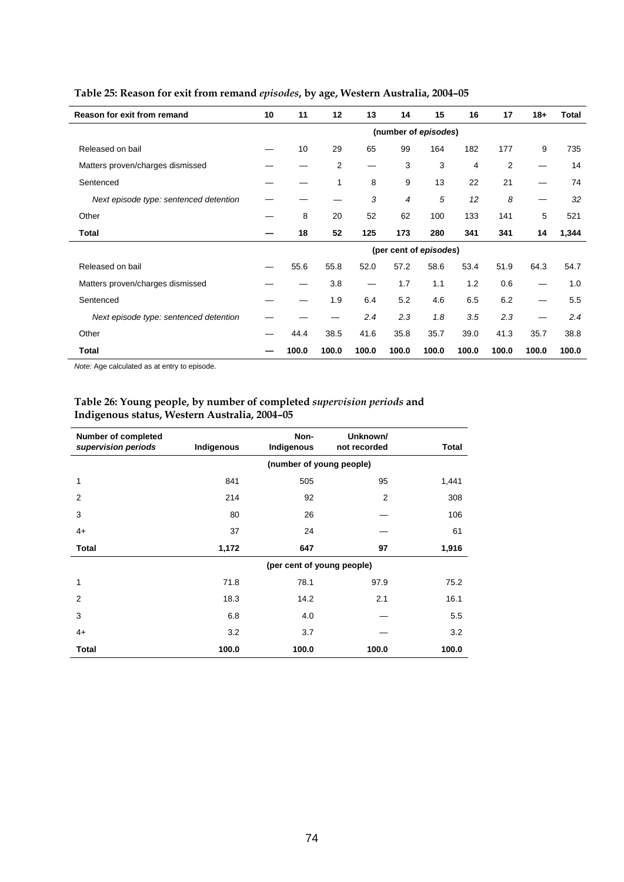**Table 25: Reason for exit from remand *episodes*, by age, Western Australia, 2004–05**

| Reason for exit from remand | 10 | 11 | 12 | 13 | 14 | 15 | 16 | 17 | 18+ | Total |
|---|---|---|---|---|---|---|---|---|---|---|
| | (number of *episodes*) | | | | | | | | | |
| Released on bail | — | 10 | 29 | 65 | 99 | 164 | 182 | 177 | 9 | 735 |
| Matters proven/charges dismissed | — | — | 2 | — | 3 | 3 | 4 | 2 | — | 14 |
| Sentenced | — | — | 1 | 8 | 9 | 13 | 22 | 21 | — | 74 |
| *Next episode type: sentenced detention* | — | — | — | *3* | *4* | *5* | *12* | *8* | — | *32* |
| Other | — | 8 | 20 | 52 | 62 | 100 | 133 | 141 | 5 | 521 |
| **Total** | **—** | **18** | **52** | **125** | **173** | **280** | **341** | **341** | **14** | **1,344** |
| | (per cent of *episodes*) | | | | | | | | | |
| Released on bail | — | 55.6 | 55.8 | 52.0 | 57.2 | 58.6 | 53.4 | 51.9 | 64.3 | 54.7 |
| Matters proven/charges dismissed | — | — | 3.8 | — | 1.7 | 1.1 | 1.2 | 0.6 | — | 1.0 |
| Sentenced | — | — | 1.9 | 6.4 | 5.2 | 4.6 | 6.5 | 6.2 | — | 5.5 |
| *Next episode type: sentenced detention* | — | — | — | *2.4* | *2.3* | *1.8* | *3.5* | *2.3* | — | *2.4* |
| Other | — | 44.4 | 38.5 | 41.6 | 35.8 | 35.7 | 39.0 | 41.3 | 35.7 | 38.8 |
| **Total** | **—** | **100.0** | **100.0** | **100.0** | **100.0** | **100.0** | **100.0** | **100.0** | **100.0** | **100.0** |

*Note:* Age calculated as at entry to episode.

**Table 26: Young people, by number of completed *supervision periods* and Indigenous status, Western Australia, 2004–05**

| Number of completed *supervision periods* | Indigenous | Non-Indigenous | Unknown/ not recorded | Total |
|---|---|---|---|---|
| | (number of young people) | | | |
| 1 | 841 | 505 | 95 | 1,441 |
| 2 | 214 | 92 | 2 | 308 |
| 3 | 80 | 26 | — | 106 |
| 4+ | 37 | 24 | — | 61 |
| **Total** | **1,172** | **647** | **97** | **1,916** |
| | (per cent of young people) | | | |
| 1 | 71.8 | 78.1 | 97.9 | 75.2 |
| 2 | 18.3 | 14.2 | 2.1 | 16.1 |
| 3 | 6.8 | 4.0 | — | 5.5 |
| 4+ | 3.2 | 3.7 | — | 3.2 |
| **Total** | **100.0** | **100.0** | **100.0** | **100.0** |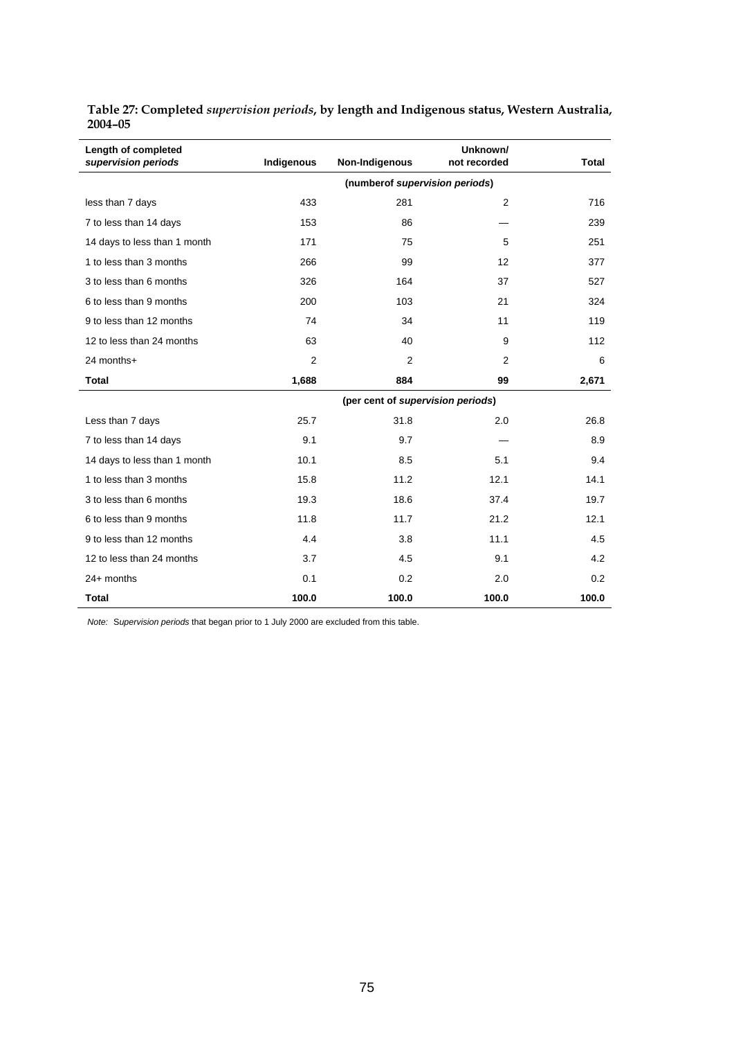**Table 27: Completed *supervision periods*, by length and Indigenous status, Western Australia, 2004–05**

| Length of completed *supervision periods* | Indigenous | Non-Indigenous | Unknown/ not recorded | Total |
|---|---|---|---|---|
| | | (numberof *supervision periods*) | | |
| less than 7 days | 433 | 281 | 2 | 716 |
| 7 to less than 14 days | 153 | 86 | — | 239 |
| 14 days to less than 1 month | 171 | 75 | 5 | 251 |
| 1 to less than 3 months | 266 | 99 | 12 | 377 |
| 3 to less than 6 months | 326 | 164 | 37 | 527 |
| 6 to less than 9 months | 200 | 103 | 21 | 324 |
| 9 to less than 12 months | 74 | 34 | 11 | 119 |
| 12 to less than 24 months | 63 | 40 | 9 | 112 |
| 24 months+ | 2 | 2 | 2 | 6 |
| **Total** | **1,688** | **884** | **99** | **2,671** |
| | | (per cent of *supervision periods*) | | |
| Less than 7 days | 25.7 | 31.8 | 2.0 | 26.8 |
| 7 to less than 14 days | 9.1 | 9.7 | — | 8.9 |
| 14 days to less than 1 month | 10.1 | 8.5 | 5.1 | 9.4 |
| 1 to less than 3 months | 15.8 | 11.2 | 12.1 | 14.1 |
| 3 to less than 6 months | 19.3 | 18.6 | 37.4 | 19.7 |
| 6 to less than 9 months | 11.8 | 11.7 | 21.2 | 12.1 |
| 9 to less than 12 months | 4.4 | 3.8 | 11.1 | 4.5 |
| 12 to less than 24 months | 3.7 | 4.5 | 9.1 | 4.2 |
| 24+ months | 0.1 | 0.2 | 2.0 | 0.2 |
| **Total** | **100.0** | **100.0** | **100.0** | **100.0** |

*Note:* *Supervision periods* that began prior to 1 July 2000 are excluded from this table.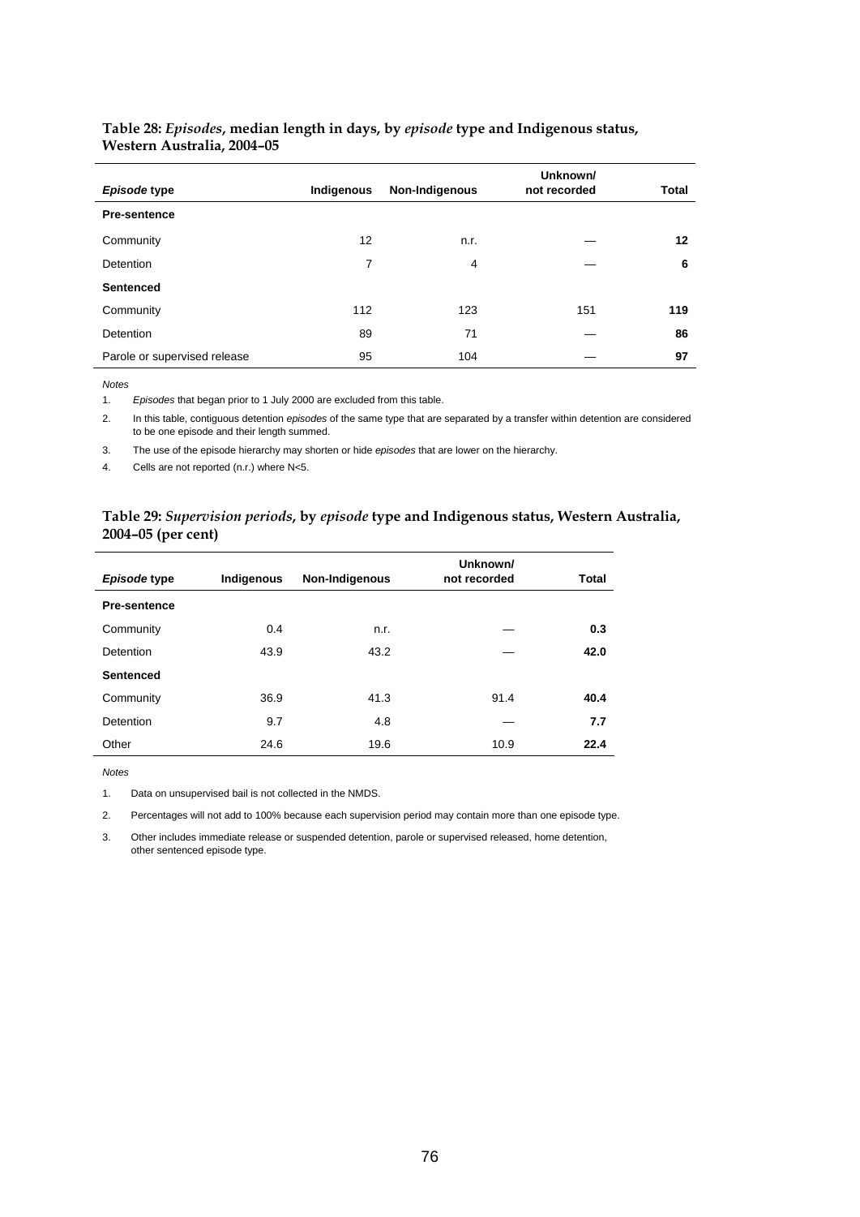**Table 28: *Episodes*, median length in days, by *episode* type and Indigenous status, Western Australia, 2004–05**

| *Episode* type | Indigenous | Non-Indigenous | Unknown/ not recorded | Total |
|---|---|---|---|---|
| **Pre-sentence** | | | | |
| Community | 12 | n.r. | — | **12** |
| Detention | 7 | 4 | — | **6** |
| **Sentenced** | | | | |
| Community | 112 | 123 | 151 | **119** |
| Detention | 89 | 71 | — | **86** |
| Parole or supervised release | 95 | 104 | — | **97** |

*Notes*

1. *Episodes* that began prior to 1 July 2000 are excluded from this table.
2. In this table, contiguous detention *episodes* of the same type that are separated by a transfer within detention are considered to be one episode and their length summed.
3. The use of the episode hierarchy may shorten or hide *episodes* that are lower on the hierarchy.
4. Cells are not reported (n.r.) where N<5.

**Table 29: *Supervision periods*, by *episode* type and Indigenous status, Western Australia, 2004–05 (per cent)**

| *Episode* type | Indigenous | Non-Indigenous | Unknown/ not recorded | Total |
|---|---|---|---|---|
| **Pre-sentence** | | | | |
| Community | 0.4 | n.r. | — | **0.3** |
| Detention | 43.9 | 43.2 | — | **42.0** |
| **Sentenced** | | | | |
| Community | 36.9 | 41.3 | 91.4 | **40.4** |
| Detention | 9.7 | 4.8 | — | **7.7** |
| Other | 24.6 | 19.6 | 10.9 | **22.4** |

*Notes*

1. Data on unsupervised bail is not collected in the NMDS.
2. Percentages will not add to 100% because each supervision period may contain more than one episode type.
3. Other includes immediate release or suspended detention, parole or supervised released, home detention, other sentenced episode type.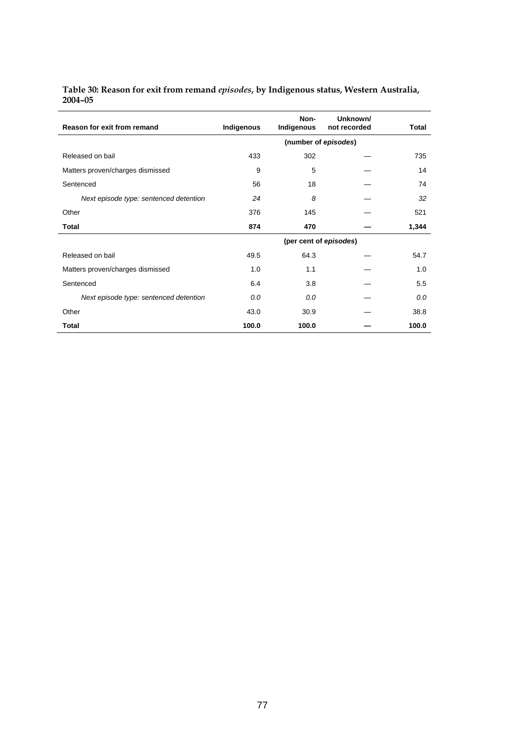**Table 30: Reason for exit from remand *episodes*, by Indigenous status, Western Australia, 2004–05**

| Reason for exit from remand | Indigenous | Non-Indigenous | Unknown/not recorded | Total |
|---|---|---|---|---|
| | | (number of *episodes*) | | |
| Released on bail | 433 | 302 | — | 735 |
| Matters proven/charges dismissed | 9 | 5 | — | 14 |
| Sentenced | 56 | 18 | — | 74 |
| *Next episode type: sentenced detention* | *24* | *8* | — | *32* |
| Other | 376 | 145 | — | 521 |
| **Total** | **874** | **470** | **—** | **1,344** |
| | | (per cent of *episodes*) | | |
| Released on bail | 49.5 | 64.3 | — | 54.7 |
| Matters proven/charges dismissed | 1.0 | 1.1 | — | 1.0 |
| Sentenced | 6.4 | 3.8 | — | 5.5 |
| *Next episode type: sentenced detention* | *0.0* | *0.0* | — | *0.0* |
| Other | 43.0 | 30.9 | — | 38.8 |
| **Total** | **100.0** | **100.0** | **—** | **100.0** |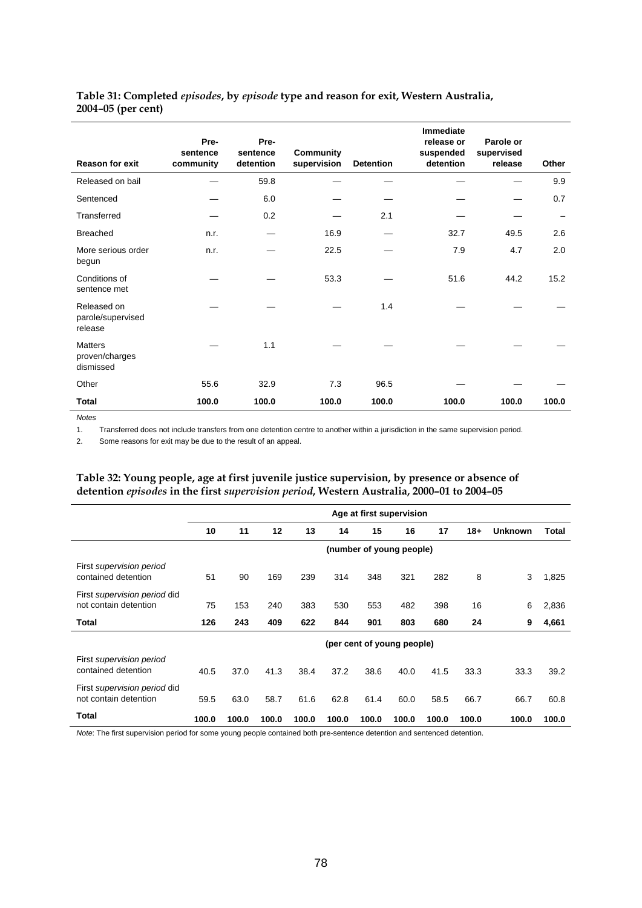**Table 31: Completed *episodes*, by *episode* type and reason for exit, Western Australia, 2004–05 (per cent)**

| Reason for exit | Pre-sentence community | Pre-sentence detention | Community supervision | Detention | Immediate release or suspended detention | Parole or supervised release | Other |
|---|---|---|---|---|---|---|---|
| Released on bail | — | 59.8 | — | — | — | — | 9.9 |
| Sentenced | — | 6.0 | — | — | — | — | 0.7 |
| Transferred | — | 0.2 | — | 2.1 | — | — | – |
| Breached | n.r. | — | 16.9 | — | 32.7 | 49.5 | 2.6 |
| More serious order begun | n.r. | — | 22.5 | — | 7.9 | 4.7 | 2.0 |
| Conditions of sentence met | — | — | 53.3 | — | 51.6 | 44.2 | 15.2 |
| Released on parole/supervised release | — | — | — | 1.4 | — | — | — |
| Matters proven/charges dismissed | — | 1.1 | — | — | — | — | — |
| Other | 55.6 | 32.9 | 7.3 | 96.5 | — | — | — |
| **Total** | **100.0** | **100.0** | **100.0** | **100.0** | **100.0** | **100.0** | **100.0** |

*Notes*

1. Transferred does not include transfers from one detention centre to another within a jurisdiction in the same supervision period.
2. Some reasons for exit may be due to the result of an appeal.

**Table 32: Young people, age at first juvenile justice supervision, by presence or absence of detention *episodes* in the first *supervision period*, Western Australia, 2000–01 to 2004–05**

| | Age at first supervision | | | | | | | | | | |
|---|---|---|---|---|---|---|---|---|---|---|---|
| | 10 | 11 | 12 | 13 | 14 | 15 | 16 | 17 | 18+ | Unknown | Total |
| | (number of young people) | | | | | | | | | | |
| First *supervision period* contained detention | 51 | 90 | 169 | 239 | 314 | 348 | 321 | 282 | 8 | 3 | 1,825 |
| First *supervision period* did not contain detention | 75 | 153 | 240 | 383 | 530 | 553 | 482 | 398 | 16 | 6 | 2,836 |
| **Total** | **126** | **243** | **409** | **622** | **844** | **901** | **803** | **680** | **24** | **9** | **4,661** |
| | (per cent of young people) | | | | | | | | | | |
| First *supervision period* contained detention | 40.5 | 37.0 | 41.3 | 38.4 | 37.2 | 38.6 | 40.0 | 41.5 | 33.3 | 33.3 | 39.2 |
| First *supervision period* did not contain detention | 59.5 | 63.0 | 58.7 | 61.6 | 62.8 | 61.4 | 60.0 | 58.5 | 66.7 | 66.7 | 60.8 |
| **Total** | **100.0** | **100.0** | **100.0** | **100.0** | **100.0** | **100.0** | **100.0** | **100.0** | **100.0** | **100.0** | **100.0** |

*Note*: The first supervision period for some young people contained both pre-sentence detention and sentenced detention.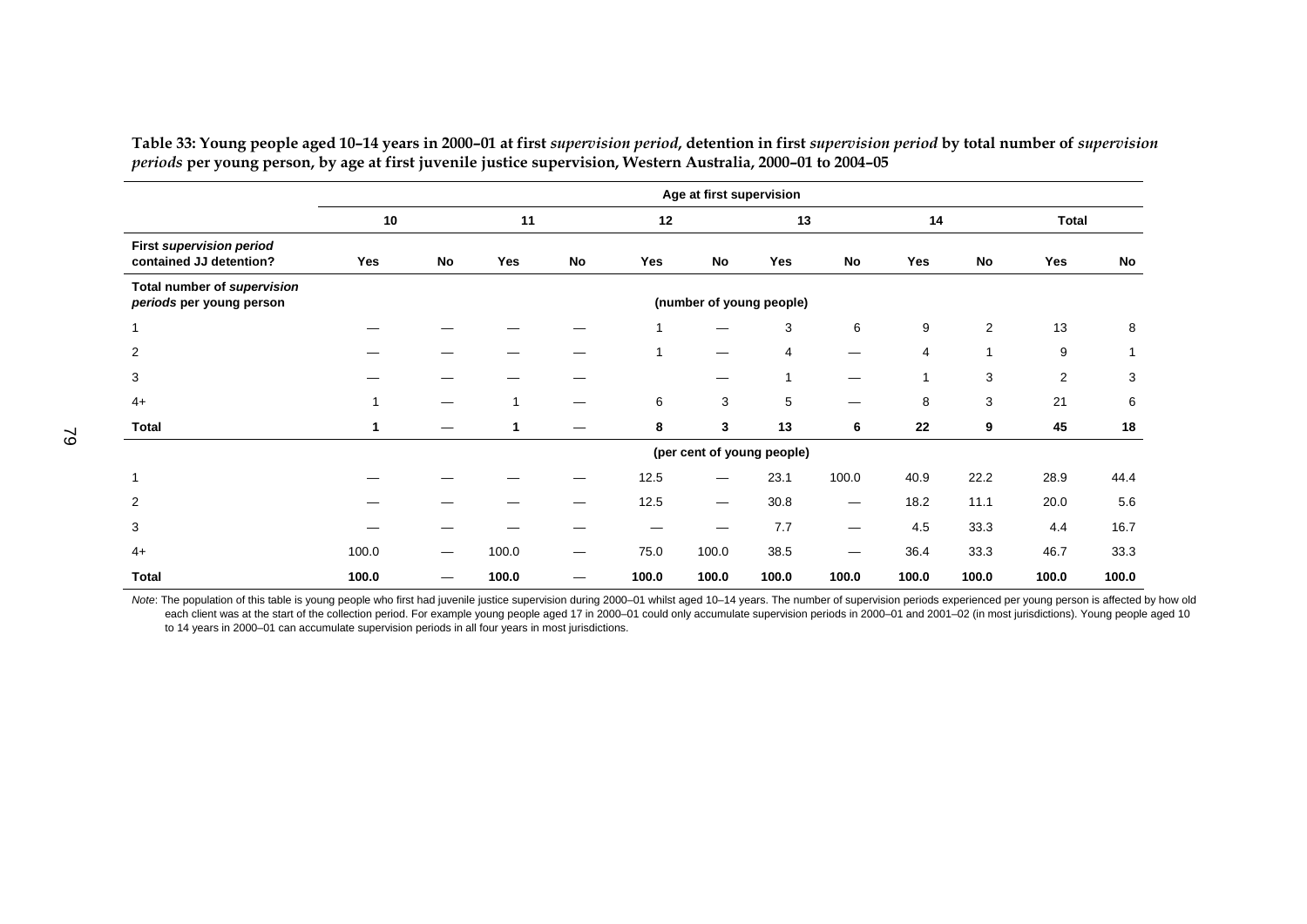**Table 33: Young people aged 10–14 years in 2000–01 at first *supervision period*, detention in first *supervision period* by total number of *supervision periods* per young person, by age at first juvenile justice supervision, Western Australia, 2000–01 to 2004–05**

| | Age at first supervision | | | | | | | | | | | |
|---|---|---|---|---|---|---|---|---|---|---|---|---|
| | 10 | | 11 | | 12 | | 13 | | 14 | | Total | |
| **First *supervision period* contained JJ detention?** | **Yes** | **No** | **Yes** | **No** | **Yes** | **No** | **Yes** | **No** | **Yes** | **No** | **Yes** | **No** |
| **Total number of *supervision periods* per young person** | (number of young people) | | | | | | | | | | | |
| 1 | — | — | — | — | 1 | — | 3 | 6 | 9 | 2 | 13 | 8 |
| 2 | — | — | — | — | 1 | — | 4 | — | 4 | 1 | 9 | 1 |
| 3 | — | — | — | — | | — | 1 | — | 1 | 3 | 2 | 3 |
| 4+ | 1 | — | 1 | — | 6 | 3 | 5 | — | 8 | 3 | 21 | 6 |
| **Total** | **1** | — | **1** | — | **8** | **3** | **13** | **6** | **22** | **9** | **45** | **18** |
| | (per cent of young people) | | | | | | | | | | | |
| 1 | — | — | — | — | 12.5 | — | 23.1 | 100.0 | 40.9 | 22.2 | 28.9 | 44.4 |
| 2 | — | — | — | — | 12.5 | — | 30.8 | — | 18.2 | 11.1 | 20.0 | 5.6 |
| 3 | — | — | — | — | — | — | 7.7 | — | 4.5 | 33.3 | 4.4 | 16.7 |
| 4+ | 100.0 | — | 100.0 | — | 75.0 | 100.0 | 38.5 | — | 36.4 | 33.3 | 46.7 | 33.3 |
| **Total** | **100.0** | — | **100.0** | — | **100.0** | **100.0** | **100.0** | **100.0** | **100.0** | **100.0** | **100.0** | **100.0** |

*Note*: The population of this table is young people who first had juvenile justice supervision during 2000–01 whilst aged 10–14 years. The number of supervision periods experienced per young person is affected by how old each client was at the start of the collection period. For example young people aged 17 in 2000–01 could only accumulate supervision periods in 2000–01 and 2001–02 (in most jurisdictions). Young people aged 10 to 14 years in 2000–01 can accumulate supervision periods in all four years in most jurisdictions.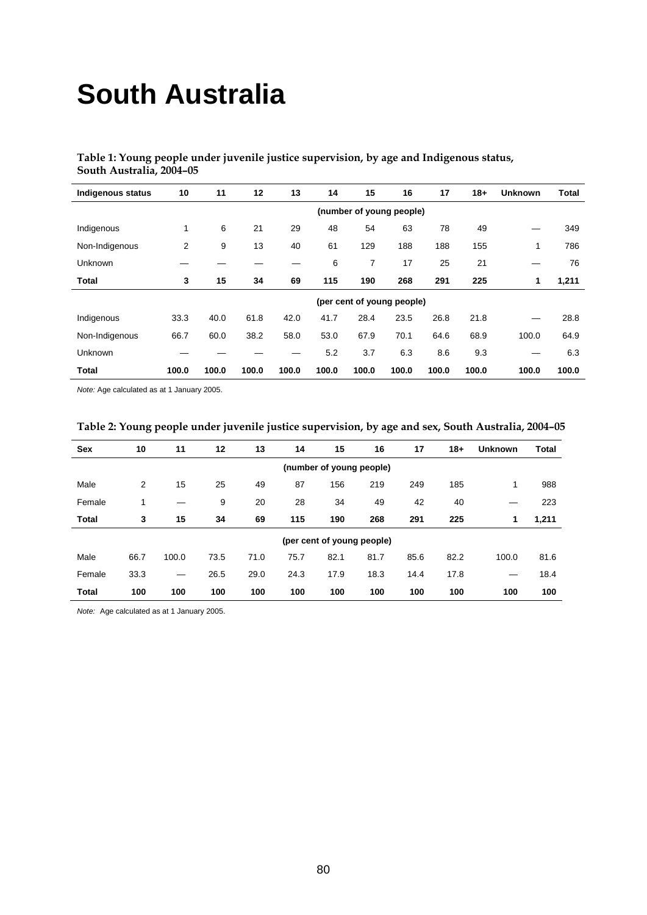# South Australia

**Table 1: Young people under juvenile justice supervision, by age and Indigenous status, South Australia, 2004–05**

| Indigenous status | 10 | 11 | 12 | 13 | 14 | 15 | 16 | 17 | 18+ | Unknown | Total |
|---|---|---|---|---|---|---|---|---|---|---|---|
| | | | | | (number of young people) | | | | | | |
| Indigenous | 1 | 6 | 21 | 29 | 48 | 54 | 63 | 78 | 49 | — | 349 |
| Non-Indigenous | 2 | 9 | 13 | 40 | 61 | 129 | 188 | 188 | 155 | 1 | 786 |
| Unknown | — | — | — | — | 6 | 7 | 17 | 25 | 21 | — | 76 |
| **Total** | **3** | **15** | **34** | **69** | **115** | **190** | **268** | **291** | **225** | **1** | **1,211** |
| | | | | | (per cent of young people) | | | | | | |
| Indigenous | 33.3 | 40.0 | 61.8 | 42.0 | 41.7 | 28.4 | 23.5 | 26.8 | 21.8 | — | 28.8 |
| Non-Indigenous | 66.7 | 60.0 | 38.2 | 58.0 | 53.0 | 67.9 | 70.1 | 64.6 | 68.9 | 100.0 | 64.9 |
| Unknown | — | — | — | — | 5.2 | 3.7 | 6.3 | 8.6 | 9.3 | — | 6.3 |
| **Total** | **100.0** | **100.0** | **100.0** | **100.0** | **100.0** | **100.0** | **100.0** | **100.0** | **100.0** | **100.0** | **100.0** |

*Note:* Age calculated as at 1 January 2005.

**Table 2: Young people under juvenile justice supervision, by age and sex, South Australia, 2004–05**

| Sex | 10 | 11 | 12 | 13 | 14 | 15 | 16 | 17 | 18+ | Unknown | Total |
|---|---|---|---|---|---|---|---|---|---|---|---|
| | | | | | (number of young people) | | | | | | |
| Male | 2 | 15 | 25 | 49 | 87 | 156 | 219 | 249 | 185 | 1 | 988 |
| Female | 1 | — | 9 | 20 | 28 | 34 | 49 | 42 | 40 | — | 223 |
| **Total** | **3** | **15** | **34** | **69** | **115** | **190** | **268** | **291** | **225** | **1** | **1,211** |
| | | | | | (per cent of young people) | | | | | | |
| Male | 66.7 | 100.0 | 73.5 | 71.0 | 75.7 | 82.1 | 81.7 | 85.6 | 82.2 | 100.0 | 81.6 |
| Female | 33.3 | — | 26.5 | 29.0 | 24.3 | 17.9 | 18.3 | 14.4 | 17.8 | — | 18.4 |
| **Total** | **100** | **100** | **100** | **100** | **100** | **100** | **100** | **100** | **100** | **100** | **100** |

*Note:* Age calculated as at 1 January 2005.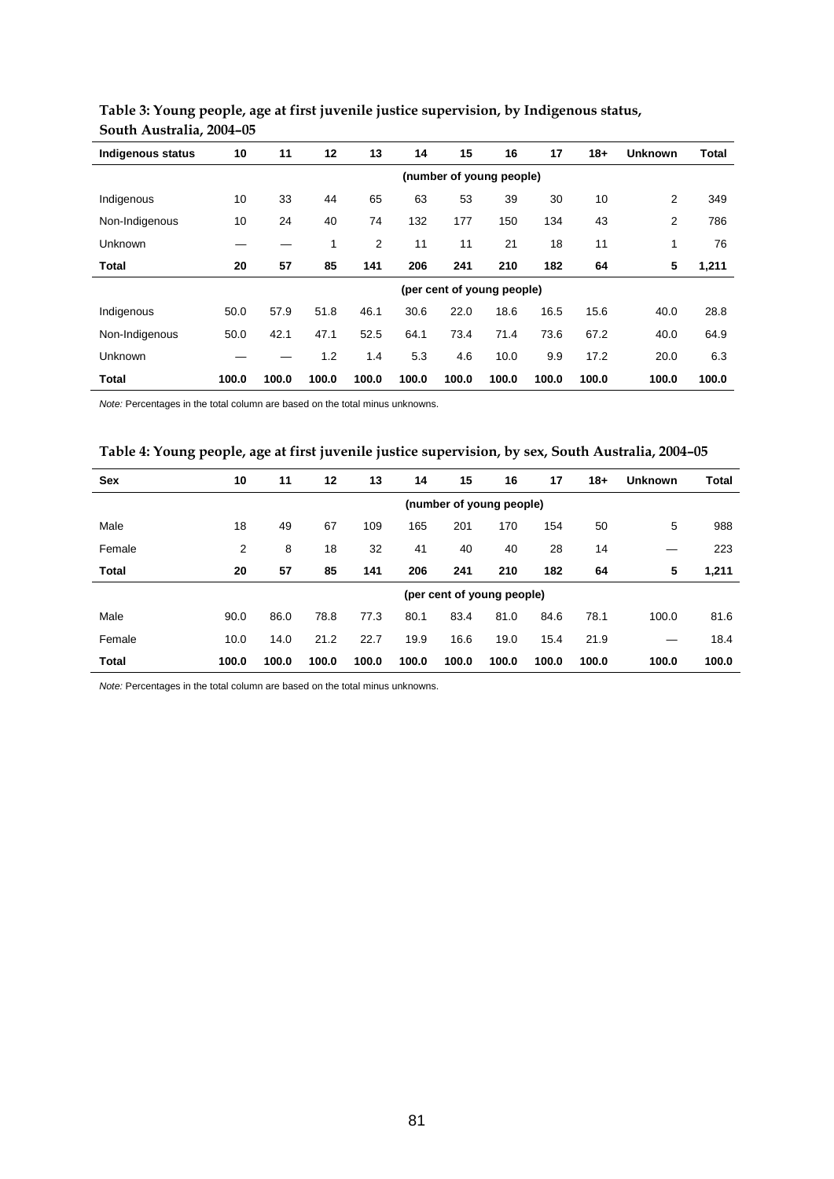**Table 3: Young people, age at first juvenile justice supervision, by Indigenous status, South Australia, 2004–05**

| Indigenous status | 10 | 11 | 12 | 13 | 14 | 15 | 16 | 17 | 18+ | Unknown | Total |
|---|---|---|---|---|---|---|---|---|---|---|---|
| | | | | | (number of young people) | | | | | | |
| Indigenous | 10 | 33 | 44 | 65 | 63 | 53 | 39 | 30 | 10 | 2 | 349 |
| Non-Indigenous | 10 | 24 | 40 | 74 | 132 | 177 | 150 | 134 | 43 | 2 | 786 |
| Unknown | — | — | 1 | 2 | 11 | 11 | 21 | 18 | 11 | 1 | 76 |
| **Total** | **20** | **57** | **85** | **141** | **206** | **241** | **210** | **182** | **64** | **5** | **1,211** |
| | | | | | (per cent of young people) | | | | | | |
| Indigenous | 50.0 | 57.9 | 51.8 | 46.1 | 30.6 | 22.0 | 18.6 | 16.5 | 15.6 | 40.0 | 28.8 |
| Non-Indigenous | 50.0 | 42.1 | 47.1 | 52.5 | 64.1 | 73.4 | 71.4 | 73.6 | 67.2 | 40.0 | 64.9 |
| Unknown | — | — | 1.2 | 1.4 | 5.3 | 4.6 | 10.0 | 9.9 | 17.2 | 20.0 | 6.3 |
| **Total** | **100.0** | **100.0** | **100.0** | **100.0** | **100.0** | **100.0** | **100.0** | **100.0** | **100.0** | **100.0** | **100.0** |

*Note:* Percentages in the total column are based on the total minus unknowns.

**Table 4: Young people, age at first juvenile justice supervision, by sex, South Australia, 2004–05**

| Sex | 10 | 11 | 12 | 13 | 14 | 15 | 16 | 17 | 18+ | Unknown | Total |
|---|---|---|---|---|---|---|---|---|---|---|---|
| | | | | | (number of young people) | | | | | | |
| Male | 18 | 49 | 67 | 109 | 165 | 201 | 170 | 154 | 50 | 5 | 988 |
| Female | 2 | 8 | 18 | 32 | 41 | 40 | 40 | 28 | 14 | — | 223 |
| **Total** | **20** | **57** | **85** | **141** | **206** | **241** | **210** | **182** | **64** | **5** | **1,211** |
| | | | | | (per cent of young people) | | | | | | |
| Male | 90.0 | 86.0 | 78.8 | 77.3 | 80.1 | 83.4 | 81.0 | 84.6 | 78.1 | 100.0 | 81.6 |
| Female | 10.0 | 14.0 | 21.2 | 22.7 | 19.9 | 16.6 | 19.0 | 15.4 | 21.9 | — | 18.4 |
| **Total** | **100.0** | **100.0** | **100.0** | **100.0** | **100.0** | **100.0** | **100.0** | **100.0** | **100.0** | **100.0** | **100.0** |

*Note:* Percentages in the total column are based on the total minus unknowns.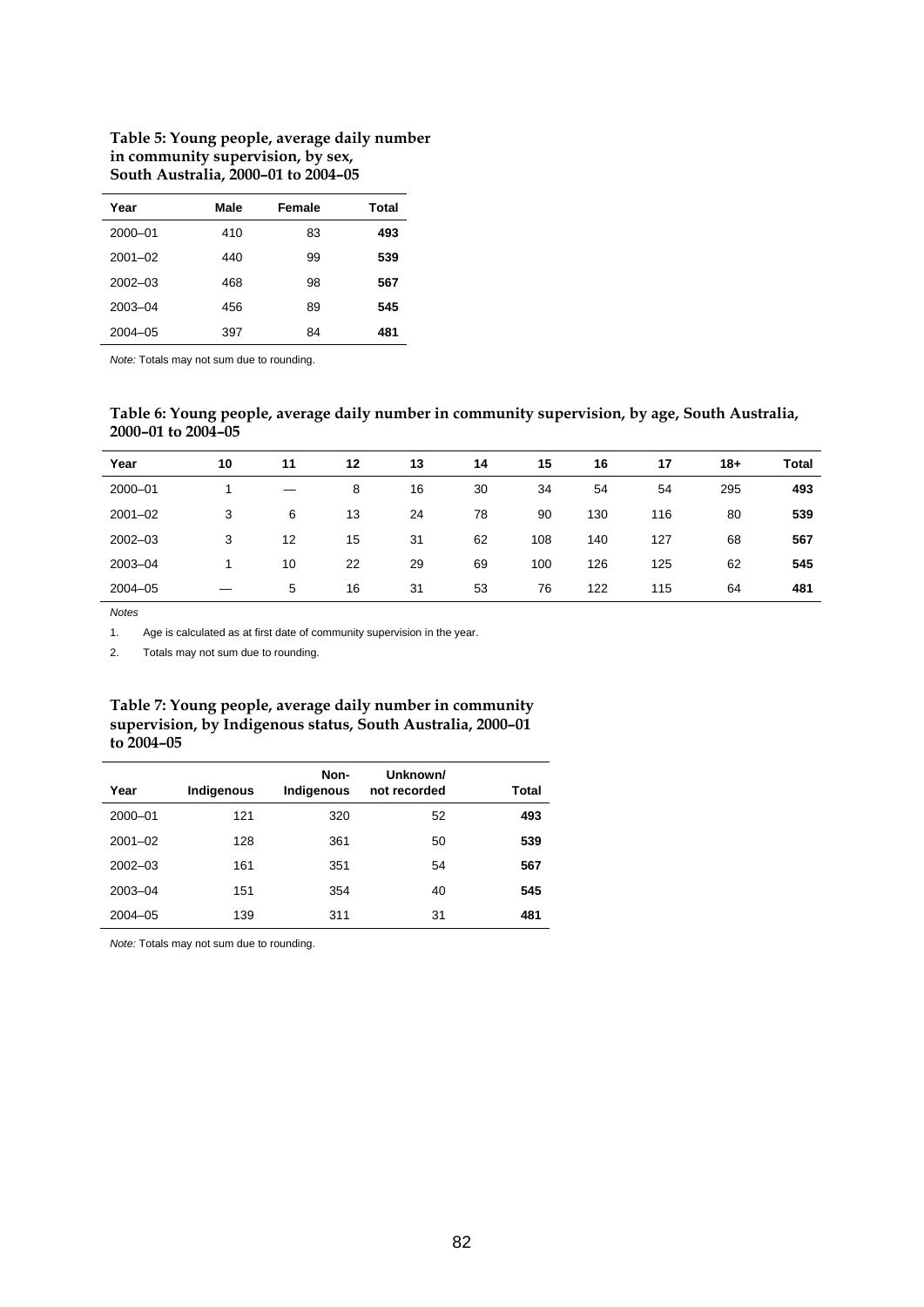**Table 5: Young people, average daily number in community supervision, by sex, South Australia, 2000–01 to 2004–05**

| Year | Male | Female | Total |
|---|---|---|---|
| 2000–01 | 410 | 83 | **493** |
| 2001–02 | 440 | 99 | **539** |
| 2002–03 | 468 | 98 | **567** |
| 2003–04 | 456 | 89 | **545** |
| 2004–05 | 397 | 84 | **481** |

*Note:* Totals may not sum due to rounding.

**Table 6: Young people, average daily number in community supervision, by age, South Australia, 2000–01 to 2004–05**

| Year | 10 | 11 | 12 | 13 | 14 | 15 | 16 | 17 | 18+ | Total |
|---|---|---|---|---|---|---|---|---|---|---|
| 2000–01 | 1 | — | 8 | 16 | 30 | 34 | 54 | 54 | 295 | **493** |
| 2001–02 | 3 | 6 | 13 | 24 | 78 | 90 | 130 | 116 | 80 | **539** |
| 2002–03 | 3 | 12 | 15 | 31 | 62 | 108 | 140 | 127 | 68 | **567** |
| 2003–04 | 1 | 10 | 22 | 29 | 69 | 100 | 126 | 125 | 62 | **545** |
| 2004–05 | — | 5 | 16 | 31 | 53 | 76 | 122 | 115 | 64 | **481** |

*Notes*

1. Age is calculated as at first date of community supervision in the year.
2. Totals may not sum due to rounding.

**Table 7: Young people, average daily number in community supervision, by Indigenous status, South Australia, 2000–01 to 2004–05**

| Year | Indigenous | Non-Indigenous | Unknown/ not recorded | Total |
|---|---|---|---|---|
| 2000–01 | 121 | 320 | 52 | **493** |
| 2001–02 | 128 | 361 | 50 | **539** |
| 2002–03 | 161 | 351 | 54 | **567** |
| 2003–04 | 151 | 354 | 40 | **545** |
| 2004–05 | 139 | 311 | 31 | **481** |

*Note:* Totals may not sum due to rounding.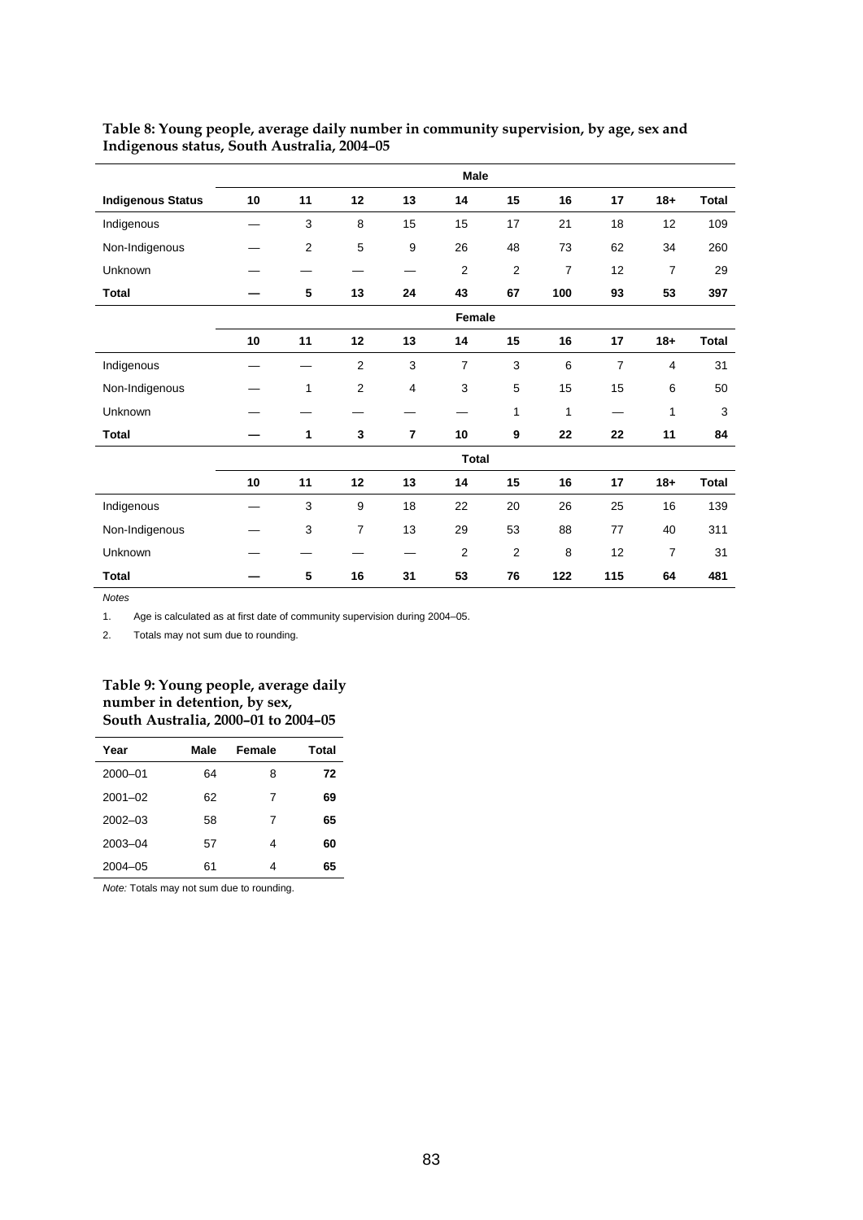**Table 8: Young people, average daily number in community supervision, by age, sex and Indigenous status, South Australia, 2004–05**

| | Male | | | | | | | | | |
|---|---|---|---|---|---|---|---|---|---|---|
| **Indigenous Status** | **10** | **11** | **12** | **13** | **14** | **15** | **16** | **17** | **18+** | **Total** |
| Indigenous | — | 3 | 8 | 15 | 15 | 17 | 21 | 18 | 12 | 109 |
| Non-Indigenous | — | 2 | 5 | 9 | 26 | 48 | 73 | 62 | 34 | 260 |
| Unknown | — | — | — | — | 2 | 2 | 7 | 12 | 7 | 29 |
| **Total** | **—** | **5** | **13** | **24** | **43** | **67** | **100** | **93** | **53** | **397** |
| | **Female** | | | | | | | | | |
| | **10** | **11** | **12** | **13** | **14** | **15** | **16** | **17** | **18+** | **Total** |
| Indigenous | — | — | 2 | 3 | 7 | 3 | 6 | 7 | 4 | 31 |
| Non-Indigenous | — | 1 | 2 | 4 | 3 | 5 | 15 | 15 | 6 | 50 |
| Unknown | — | — | — | — | — | 1 | 1 | — | 1 | 3 |
| **Total** | **—** | **1** | **3** | **7** | **10** | **9** | **22** | **22** | **11** | **84** |
| | **Total** | | | | | | | | | |
| | **10** | **11** | **12** | **13** | **14** | **15** | **16** | **17** | **18+** | **Total** |
| Indigenous | — | 3 | 9 | 18 | 22 | 20 | 26 | 25 | 16 | 139 |
| Non-Indigenous | — | 3 | 7 | 13 | 29 | 53 | 88 | 77 | 40 | 311 |
| Unknown | — | — | — | — | 2 | 2 | 8 | 12 | 7 | 31 |
| **Total** | **—** | **5** | **16** | **31** | **53** | **76** | **122** | **115** | **64** | **481** |

*Notes*

1. Age is calculated as at first date of community supervision during 2004–05.
2. Totals may not sum due to rounding.

**Table 9: Young people, average daily number in detention, by sex, South Australia, 2000–01 to 2004–05**

| Year | Male | Female | Total |
|---|---|---|---|
| 2000–01 | 64 | 8 | **72** |
| 2001–02 | 62 | 7 | **69** |
| 2002–03 | 58 | 7 | **65** |
| 2003–04 | 57 | 4 | **60** |
| 2004–05 | 61 | 4 | **65** |

*Note:* Totals may not sum due to rounding.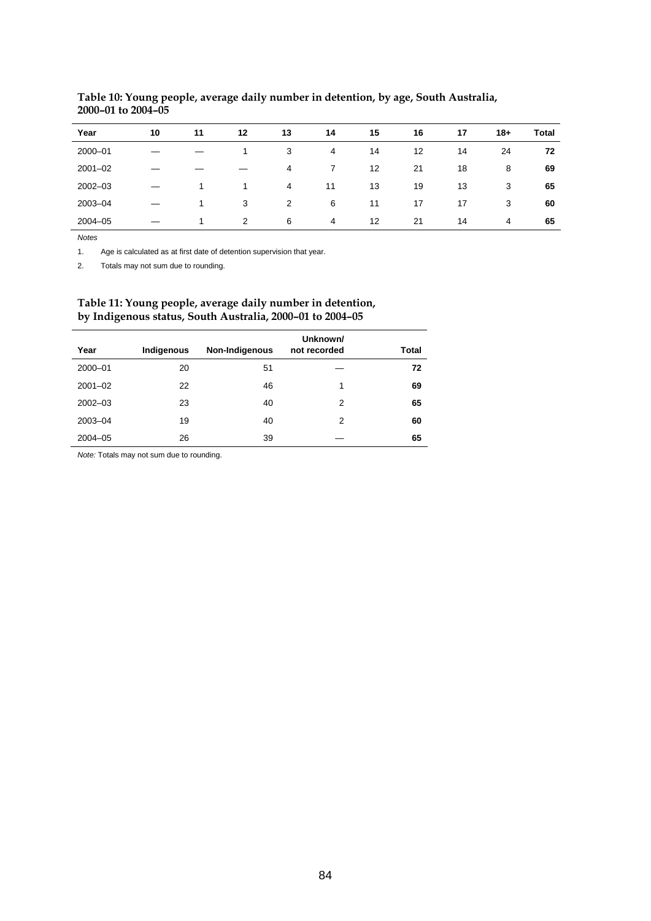**Table 10: Young people, average daily number in detention, by age, South Australia, 2000–01 to 2004–05**

| Year | 10 | 11 | 12 | 13 | 14 | 15 | 16 | 17 | 18+ | Total |
|---|---|---|---|---|---|---|---|---|---|---|
| 2000–01 | — | — | 1 | 3 | 4 | 14 | 12 | 14 | 24 | **72** |
| 2001–02 | — | — | — | 4 | 7 | 12 | 21 | 18 | 8 | **69** |
| 2002–03 | — | 1 | 1 | 4 | 11 | 13 | 19 | 13 | 3 | **65** |
| 2003–04 | — | 1 | 3 | 2 | 6 | 11 | 17 | 17 | 3 | **60** |
| 2004–05 | — | 1 | 2 | 6 | 4 | 12 | 21 | 14 | 4 | **65** |

*Notes*

1. Age is calculated as at first date of detention supervision that year.
2. Totals may not sum due to rounding.

**Table 11: Young people, average daily number in detention, by Indigenous status, South Australia, 2000–01 to 2004–05**

| Year | Indigenous | Non-Indigenous | Unknown/ not recorded | Total |
|---|---|---|---|---|
| 2000–01 | 20 | 51 | — | **72** |
| 2001–02 | 22 | 46 | 1 | **69** |
| 2002–03 | 23 | 40 | 2 | **65** |
| 2003–04 | 19 | 40 | 2 | **60** |
| 2004–05 | 26 | 39 | — | **65** |

*Note:* Totals may not sum due to rounding.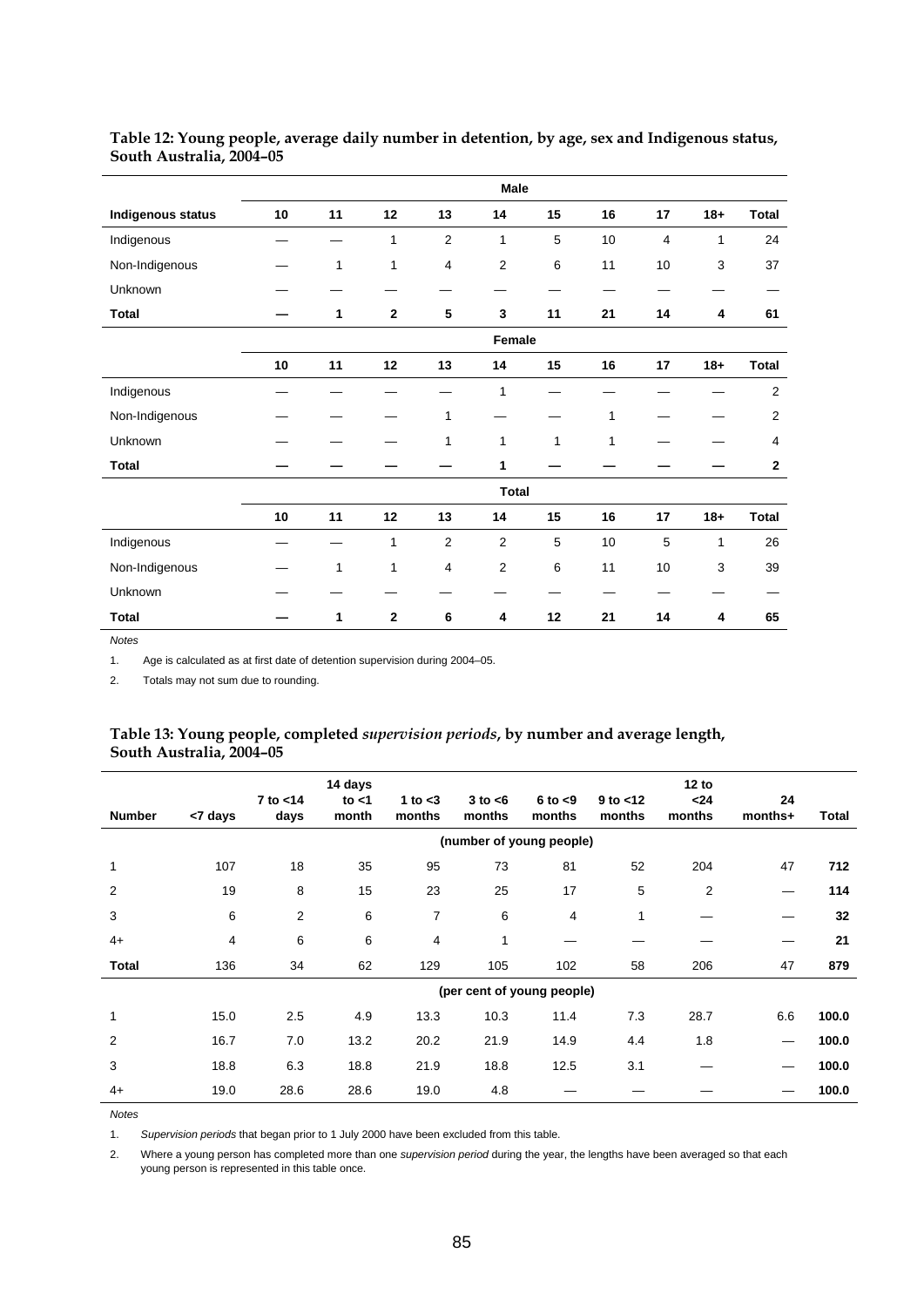**Table 12: Young people, average daily number in detention, by age, sex and Indigenous status, South Australia, 2004–05**

| | Male | | | | | | | | | |
|---|---|---|---|---|---|---|---|---|---|---|
| **Indigenous status** | **10** | **11** | **12** | **13** | **14** | **15** | **16** | **17** | **18+** | **Total** |
| Indigenous | — | — | 1 | 2 | 1 | 5 | 10 | 4 | 1 | 24 |
| Non-Indigenous | — | 1 | 1 | 4 | 2 | 6 | 11 | 10 | 3 | 37 |
| Unknown | — | — | — | — | — | — | — | — | — | — |
| **Total** | **—** | **1** | **2** | **5** | **3** | **11** | **21** | **14** | **4** | **61** |
| | **Female** | | | | | | | | | |
| | **10** | **11** | **12** | **13** | **14** | **15** | **16** | **17** | **18+** | **Total** |
| Indigenous | — | — | — | — | 1 | — | — | — | — | 2 |
| Non-Indigenous | — | — | — | 1 | — | — | 1 | — | — | 2 |
| Unknown | — | — | — | 1 | 1 | 1 | 1 | — | — | 4 |
| **Total** | **—** | **—** | **—** | **—** | **1** | **—** | **—** | **—** | **—** | **2** |
| | **Total** | | | | | | | | | |
| | **10** | **11** | **12** | **13** | **14** | **15** | **16** | **17** | **18+** | **Total** |
| Indigenous | — | — | 1 | 2 | 2 | 5 | 10 | 5 | 1 | 26 |
| Non-Indigenous | — | 1 | 1 | 4 | 2 | 6 | 11 | 10 | 3 | 39 |
| Unknown | — | — | — | — | — | — | — | — | — | — |
| **Total** | **—** | **1** | **2** | **6** | **4** | **12** | **21** | **14** | **4** | **65** |

*Notes*

1. Age is calculated as at first date of detention supervision during 2004–05.
2. Totals may not sum due to rounding.

**Table 13: Young people, completed *supervision periods*, by number and average length, South Australia, 2004–05**

| Number | <7 days | 7 to <14 days | 14 days to <1 month | 1 to <3 months | 3 to <6 months | 6 to <9 months | 9 to <12 months | 12 to <24 months | 24 months+ | Total |
|---|---|---|---|---|---|---|---|---|---|---|
| | | | | | (number of young people) | | | | | |
| 1 | 107 | 18 | 35 | 95 | 73 | 81 | 52 | 204 | 47 | **712** |
| 2 | 19 | 8 | 15 | 23 | 25 | 17 | 5 | 2 | — | **114** |
| 3 | 6 | 2 | 6 | 7 | 6 | 4 | 1 | — | — | **32** |
| 4+ | 4 | 6 | 6 | 4 | 1 | — | — | — | — | **21** |
| **Total** | 136 | 34 | 62 | 129 | 105 | 102 | 58 | 206 | 47 | **879** |
| | | | | | (per cent of young people) | | | | | |
| 1 | 15.0 | 2.5 | 4.9 | 13.3 | 10.3 | 11.4 | 7.3 | 28.7 | 6.6 | **100.0** |
| 2 | 16.7 | 7.0 | 13.2 | 20.2 | 21.9 | 14.9 | 4.4 | 1.8 | — | **100.0** |
| 3 | 18.8 | 6.3 | 18.8 | 21.9 | 18.8 | 12.5 | 3.1 | — | — | **100.0** |
| 4+ | 19.0 | 28.6 | 28.6 | 19.0 | 4.8 | — | — | — | — | **100.0** |

*Notes*

1. *Supervision periods* that began prior to 1 July 2000 have been excluded from this table.
2. Where a young person has completed more than one *supervision period* during the year, the lengths have been averaged so that each young person is represented in this table once.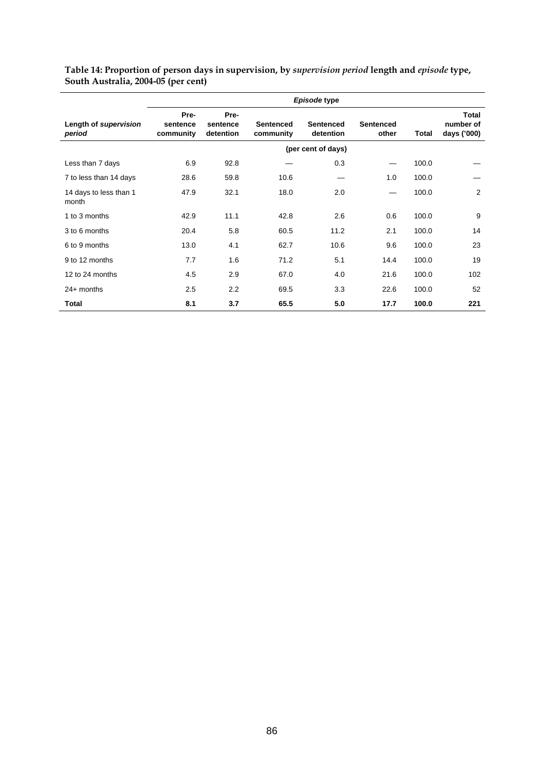**Table 14: Proportion of person days in supervision, by *supervision period* length and *episode* type, South Australia, 2004-05 (per cent)**

| | *Episode* type | | | | | | |
|---|---|---|---|---|---|---|---|
| Length of *supervision period* | Pre-sentence community | Pre-sentence detention | Sentenced community | Sentenced detention | Sentenced other | Total | Total number of days ('000) |
| | (per cent of days) | | | | | | |
| Less than 7 days | 6.9 | 92.8 | — | 0.3 | — | 100.0 | — |
| 7 to less than 14 days | 28.6 | 59.8 | 10.6 | — | 1.0 | 100.0 | — |
| 14 days to less than 1 month | 47.9 | 32.1 | 18.0 | 2.0 | — | 100.0 | 2 |
| 1 to 3 months | 42.9 | 11.1 | 42.8 | 2.6 | 0.6 | 100.0 | 9 |
| 3 to 6 months | 20.4 | 5.8 | 60.5 | 11.2 | 2.1 | 100.0 | 14 |
| 6 to 9 months | 13.0 | 4.1 | 62.7 | 10.6 | 9.6 | 100.0 | 23 |
| 9 to 12 months | 7.7 | 1.6 | 71.2 | 5.1 | 14.4 | 100.0 | 19 |
| 12 to 24 months | 4.5 | 2.9 | 67.0 | 4.0 | 21.6 | 100.0 | 102 |
| 24+ months | 2.5 | 2.2 | 69.5 | 3.3 | 22.6 | 100.0 | 52 |
| **Total** | **8.1** | **3.7** | **65.5** | **5.0** | **17.7** | **100.0** | **221** |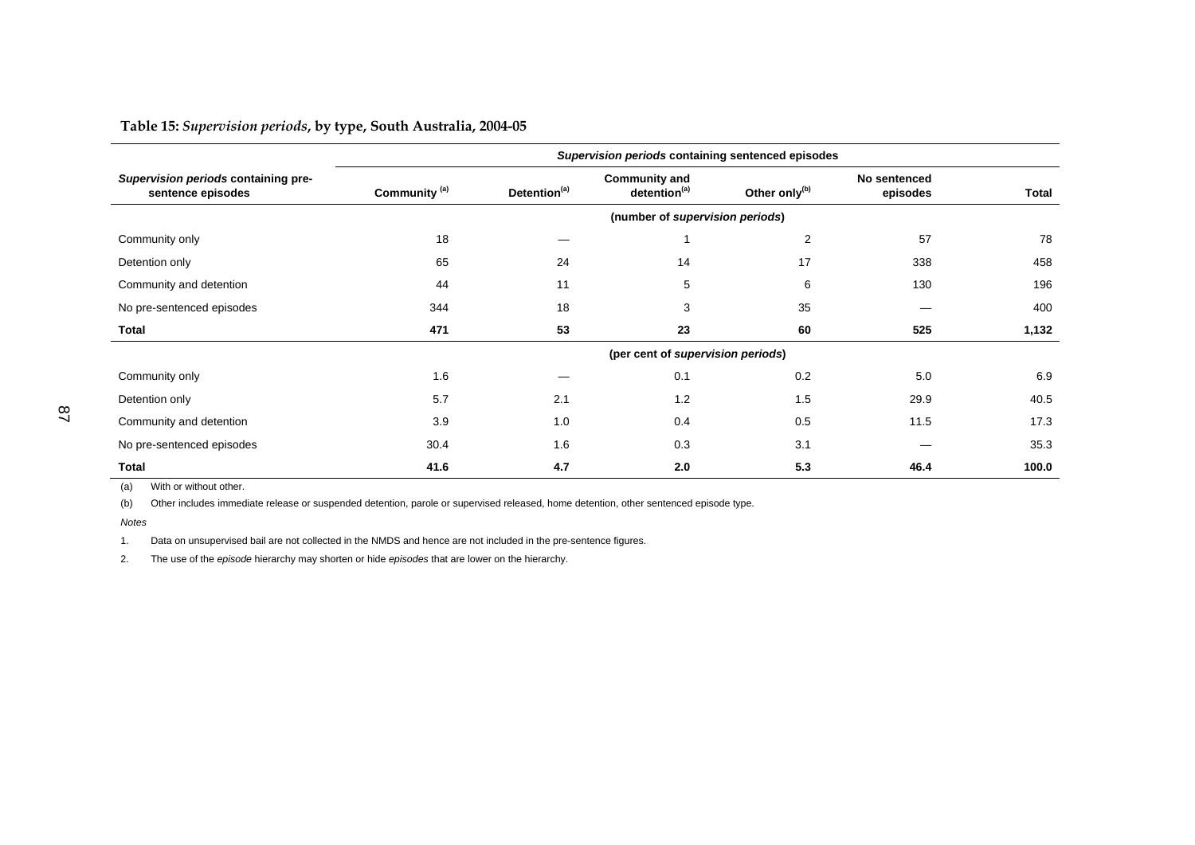**Table 15:** ***Supervision periods*****, by type, South Australia, 2004-05**

| *Supervision periods* containing pre-sentence episodes | *Supervision periods* containing sentenced episodes | | | | | |
|---|---|---|---|---|---|---|
| | Community [(a)] | Detention[(a)] | Community and detention[(a)] | Other only[(b)] | No sentenced episodes | Total |
| | (number of *supervision periods*) | | | | | |
| Community only | 18 | — | 1 | 2 | 57 | 78 |
| Detention only | 65 | 24 | 14 | 17 | 338 | 458 |
| Community and detention | 44 | 11 | 5 | 6 | 130 | 196 |
| No pre-sentenced episodes | 344 | 18 | 3 | 35 | — | 400 |
| **Total** | **471** | **53** | **23** | **60** | **525** | **1,132** |
| | (per cent of *supervision periods*) | | | | | |
| Community only | 1.6 | — | 0.1 | 0.2 | 5.0 | 6.9 |
| Detention only | 5.7 | 2.1 | 1.2 | 1.5 | 29.9 | 40.5 |
| Community and detention | 3.9 | 1.0 | 0.4 | 0.5 | 11.5 | 17.3 |
| No pre-sentenced episodes | 30.4 | 1.6 | 0.3 | 3.1 | — | 35.3 |
| **Total** | **41.6** | **4.7** | **2.0** | **5.3** | **46.4** | **100.0** |

(a) With or without other.

(b) Other includes immediate release or suspended detention, parole or supervised released, home detention, other sentenced episode type.

*Notes*

1. Data on unsupervised bail are not collected in the NMDS and hence are not included in the pre-sentence figures.

2. The use of the *episode* hierarchy may shorten or hide *episodes* that are lower on the hierarchy.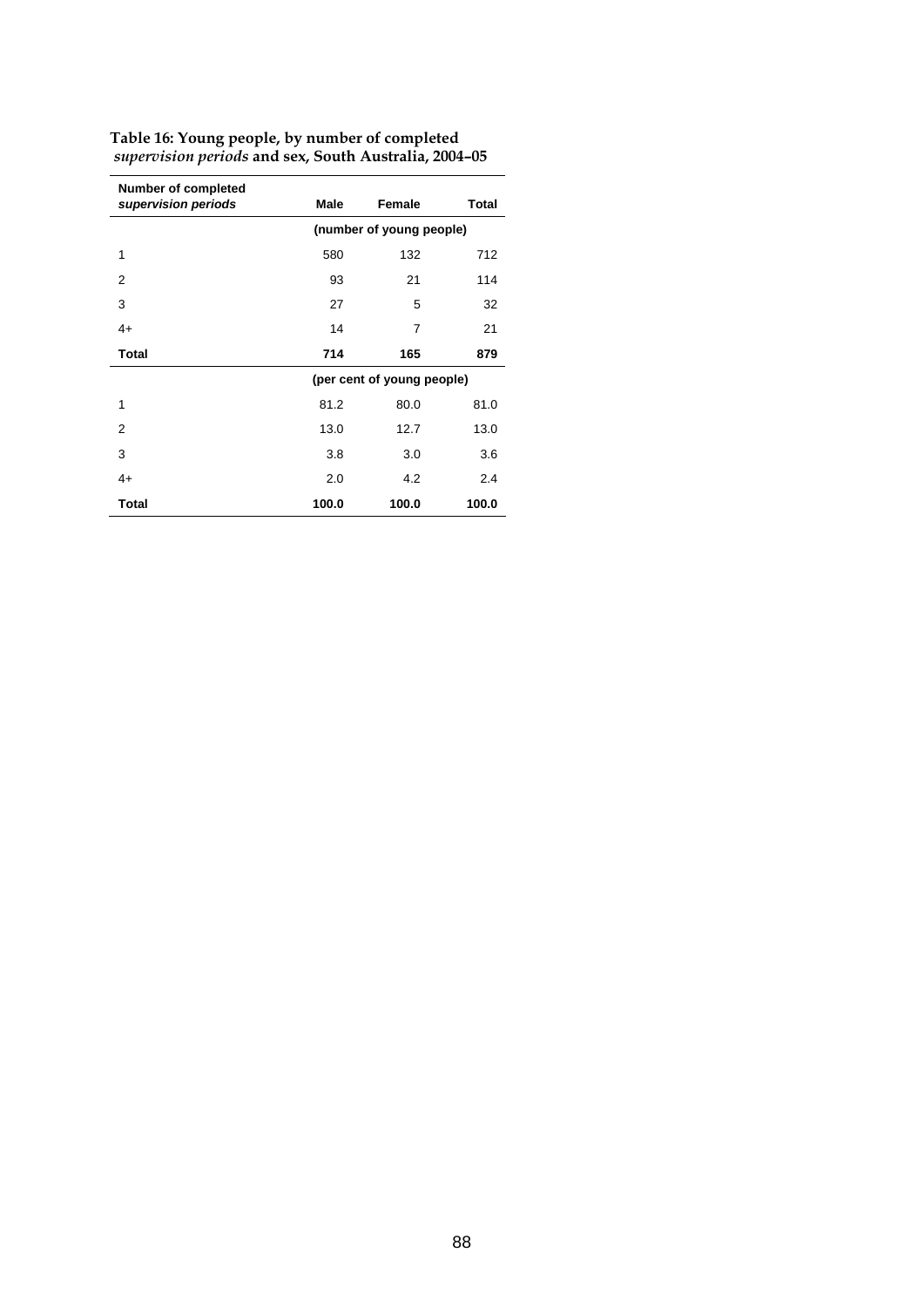**Table 16: Young people, by number of completed *supervision periods* and sex, South Australia, 2004–05**

| Number of completed *supervision periods* | Male | Female | Total |
|---|---|---|---|
| | (number of young people) | | |
| 1 | 580 | 132 | 712 |
| 2 | 93 | 21 | 114 |
| 3 | 27 | 5 | 32 |
| 4+ | 14 | 7 | 21 |
| **Total** | **714** | **165** | **879** |
| | (per cent of young people) | | |
| 1 | 81.2 | 80.0 | 81.0 |
| 2 | 13.0 | 12.7 | 13.0 |
| 3 | 3.8 | 3.0 | 3.6 |
| 4+ | 2.0 | 4.2 | 2.4 |
| **Total** | **100.0** | **100.0** | **100.0** |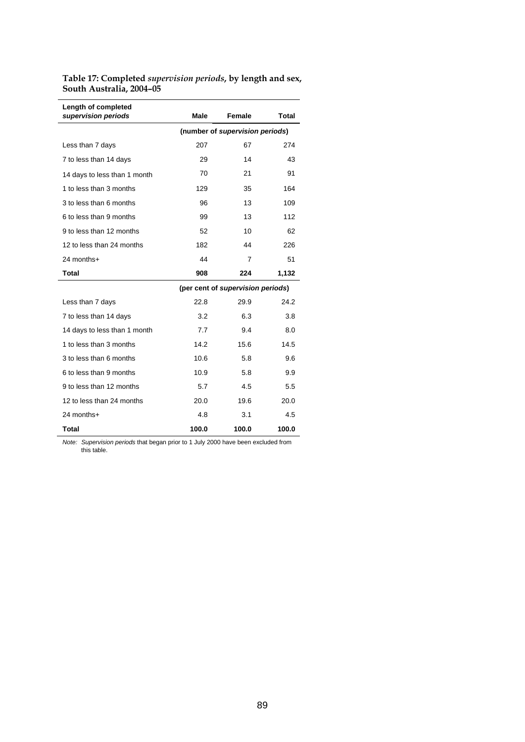**Table 17: Completed *supervision periods*, by length and sex, South Australia, 2004–05**

| Length of completed *supervision periods* | Male | Female | Total |
|---|---|---|---|
| | (number of *supervision periods*) | | |
| Less than 7 days | 207 | 67 | 274 |
| 7 to less than 14 days | 29 | 14 | 43 |
| 14 days to less than 1 month | 70 | 21 | 91 |
| 1 to less than 3 months | 129 | 35 | 164 |
| 3 to less than 6 months | 96 | 13 | 109 |
| 6 to less than 9 months | 99 | 13 | 112 |
| 9 to less than 12 months | 52 | 10 | 62 |
| 12 to less than 24 months | 182 | 44 | 226 |
| 24 months+ | 44 | 7 | 51 |
| **Total** | **908** | **224** | **1,132** |
| | (per cent of *supervision periods*) | | |
| Less than 7 days | 22.8 | 29.9 | 24.2 |
| 7 to less than 14 days | 3.2 | 6.3 | 3.8 |
| 14 days to less than 1 month | 7.7 | 9.4 | 8.0 |
| 1 to less than 3 months | 14.2 | 15.6 | 14.5 |
| 3 to less than 6 months | 10.6 | 5.8 | 9.6 |
| 6 to less than 9 months | 10.9 | 5.8 | 9.9 |
| 9 to less than 12 months | 5.7 | 4.5 | 5.5 |
| 12 to less than 24 months | 20.0 | 19.6 | 20.0 |
| 24 months+ | 4.8 | 3.1 | 4.5 |
| **Total** | **100.0** | **100.0** | **100.0** |

*Note: Supervision periods* that began prior to 1 July 2000 have been excluded from this table.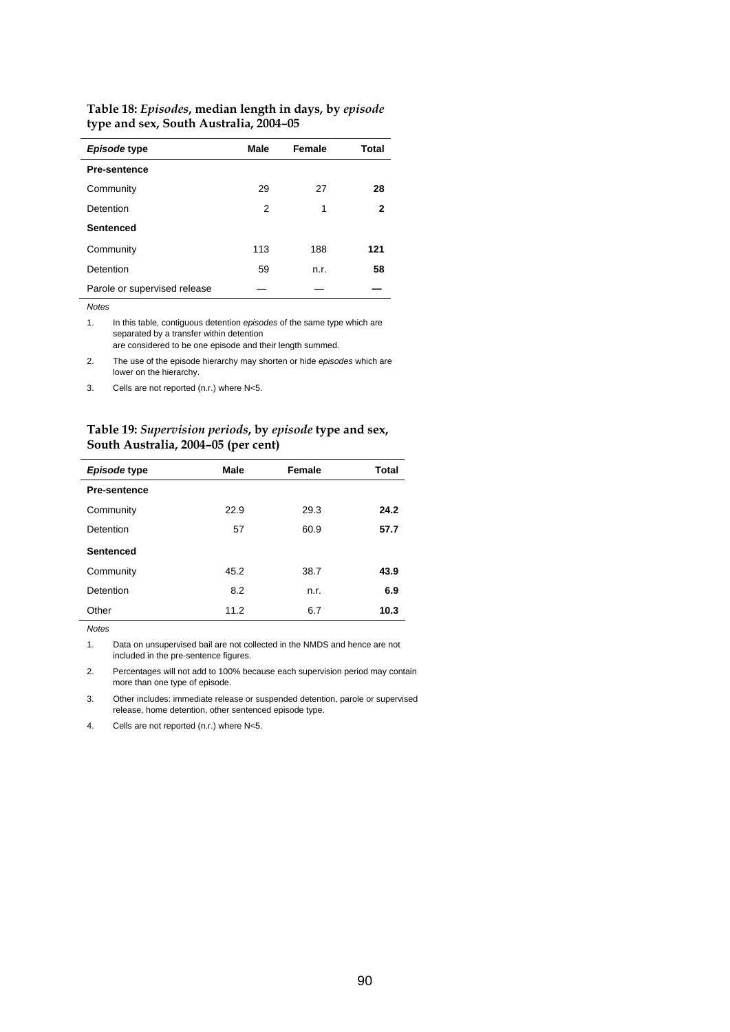**Table 18: *Episodes*, median length in days, by *episode* type and sex, South Australia, 2004–05**

| *Episode* type | Male | Female | Total |
|---|---|---|---|
| **Pre-sentence** | | | |
| Community | 29 | 27 | **28** |
| Detention | 2 | 1 | **2** |
| **Sentenced** | | | |
| Community | 113 | 188 | **121** |
| Detention | 59 | n.r. | **58** |
| Parole or supervised release | — | — | **—** |

*Notes*

1. In this table, contiguous detention *episodes* of the same type which are separated by a transfer within detention are considered to be one episode and their length summed.
2. The use of the episode hierarchy may shorten or hide *episodes* which are lower on the hierarchy.
3. Cells are not reported (n.r.) where N<5.

**Table 19: *Supervision periods*, by *episode* type and sex, South Australia, 2004–05 (per cent)**

| *Episode* type | Male | Female | Total |
|---|---|---|---|
| **Pre-sentence** | | | |
| Community | 22.9 | 29.3 | **24.2** |
| Detention | 57 | 60.9 | **57.7** |
| **Sentenced** | | | |
| Community | 45.2 | 38.7 | **43.9** |
| Detention | 8.2 | n.r. | **6.9** |
| Other | 11.2 | 6.7 | **10.3** |

*Notes*

1. Data on unsupervised bail are not collected in the NMDS and hence are not included in the pre-sentence figures.
2. Percentages will not add to 100% because each supervision period may contain more than one type of episode.
3. Other includes: immediate release or suspended detention, parole or supervised release, home detention, other sentenced episode type.
4. Cells are not reported (n.r.) where N<5.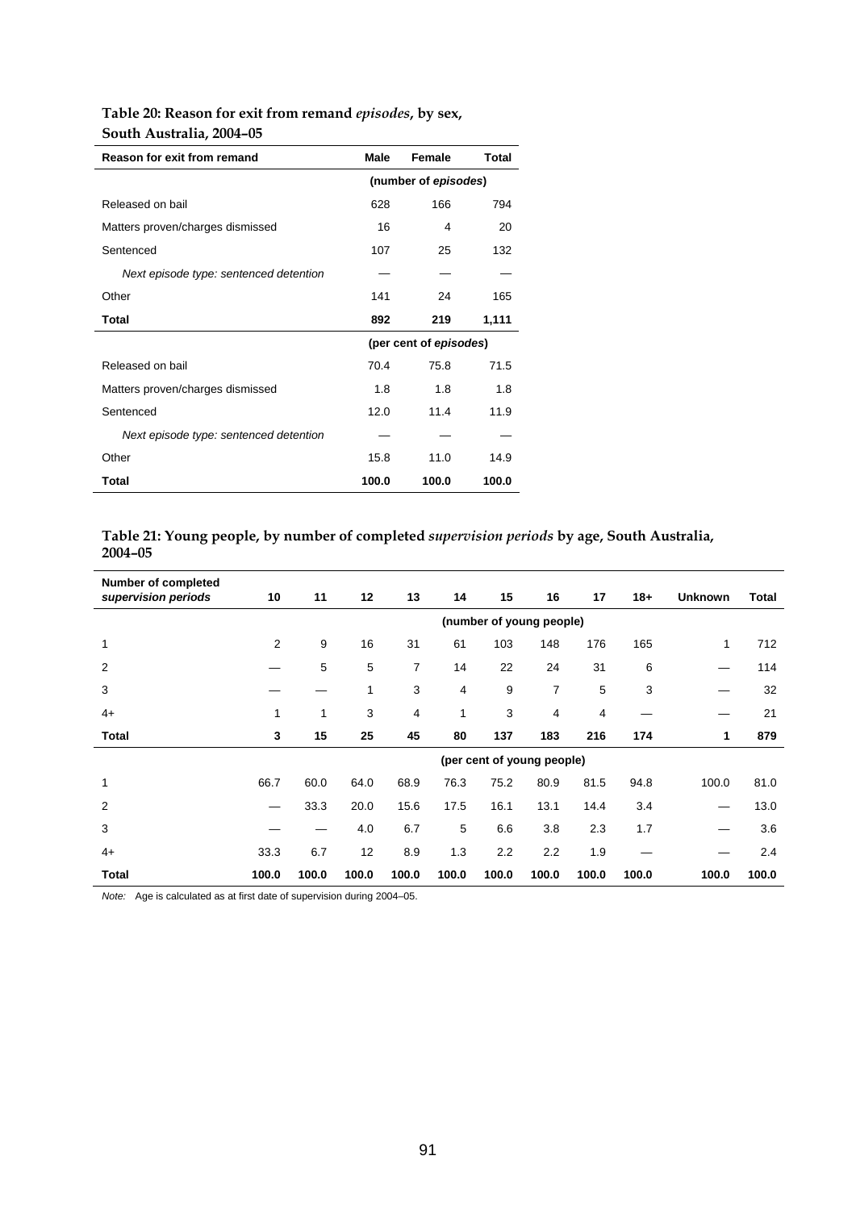**Table 20: Reason for exit from remand *episodes*, by sex, South Australia, 2004–05**

| Reason for exit from remand | Male | Female | Total |
|---|---|---|---|
| | (number of *episodes*) | | |
| Released on bail | 628 | 166 | 794 |
| Matters proven/charges dismissed | 16 | 4 | 20 |
| Sentenced | 107 | 25 | 132 |
| *Next episode type: sentenced detention* | — | — | — |
| Other | 141 | 24 | 165 |
| **Total** | **892** | **219** | **1,111** |
| | (per cent of *episodes*) | | |
| Released on bail | 70.4 | 75.8 | 71.5 |
| Matters proven/charges dismissed | 1.8 | 1.8 | 1.8 |
| Sentenced | 12.0 | 11.4 | 11.9 |
| *Next episode type: sentenced detention* | — | — | — |
| Other | 15.8 | 11.0 | 14.9 |
| **Total** | **100.0** | **100.0** | **100.0** |

**Table 21: Young people, by number of completed *supervision periods* by age, South Australia, 2004–05**

| Number of completed *supervision periods* | 10 | 11 | 12 | 13 | 14 | 15 | 16 | 17 | 18+ | Unknown | Total |
|---|---|---|---|---|---|---|---|---|---|---|---|
| | (number of young people) | | | | | | | | | | |
| 1 | 2 | 9 | 16 | 31 | 61 | 103 | 148 | 176 | 165 | 1 | 712 |
| 2 | — | 5 | 5 | 7 | 14 | 22 | 24 | 31 | 6 | — | 114 |
| 3 | — | — | 1 | 3 | 4 | 9 | 7 | 5 | 3 | — | 32 |
| 4+ | 1 | 1 | 3 | 4 | 1 | 3 | 4 | 4 | — | — | 21 |
| **Total** | **3** | **15** | **25** | **45** | **80** | **137** | **183** | **216** | **174** | **1** | **879** |
| | (per cent of young people) | | | | | | | | | | |
| 1 | 66.7 | 60.0 | 64.0 | 68.9 | 76.3 | 75.2 | 80.9 | 81.5 | 94.8 | 100.0 | 81.0 |
| 2 | — | 33.3 | 20.0 | 15.6 | 17.5 | 16.1 | 13.1 | 14.4 | 3.4 | — | 13.0 |
| 3 | — | — | 4.0 | 6.7 | 5 | 6.6 | 3.8 | 2.3 | 1.7 | — | 3.6 |
| 4+ | 33.3 | 6.7 | 12 | 8.9 | 1.3 | 2.2 | 2.2 | 1.9 | — | — | 2.4 |
| **Total** | **100.0** | **100.0** | **100.0** | **100.0** | **100.0** | **100.0** | **100.0** | **100.0** | **100.0** | **100.0** | **100.0** |

*Note:* Age is calculated as at first date of supervision during 2004–05.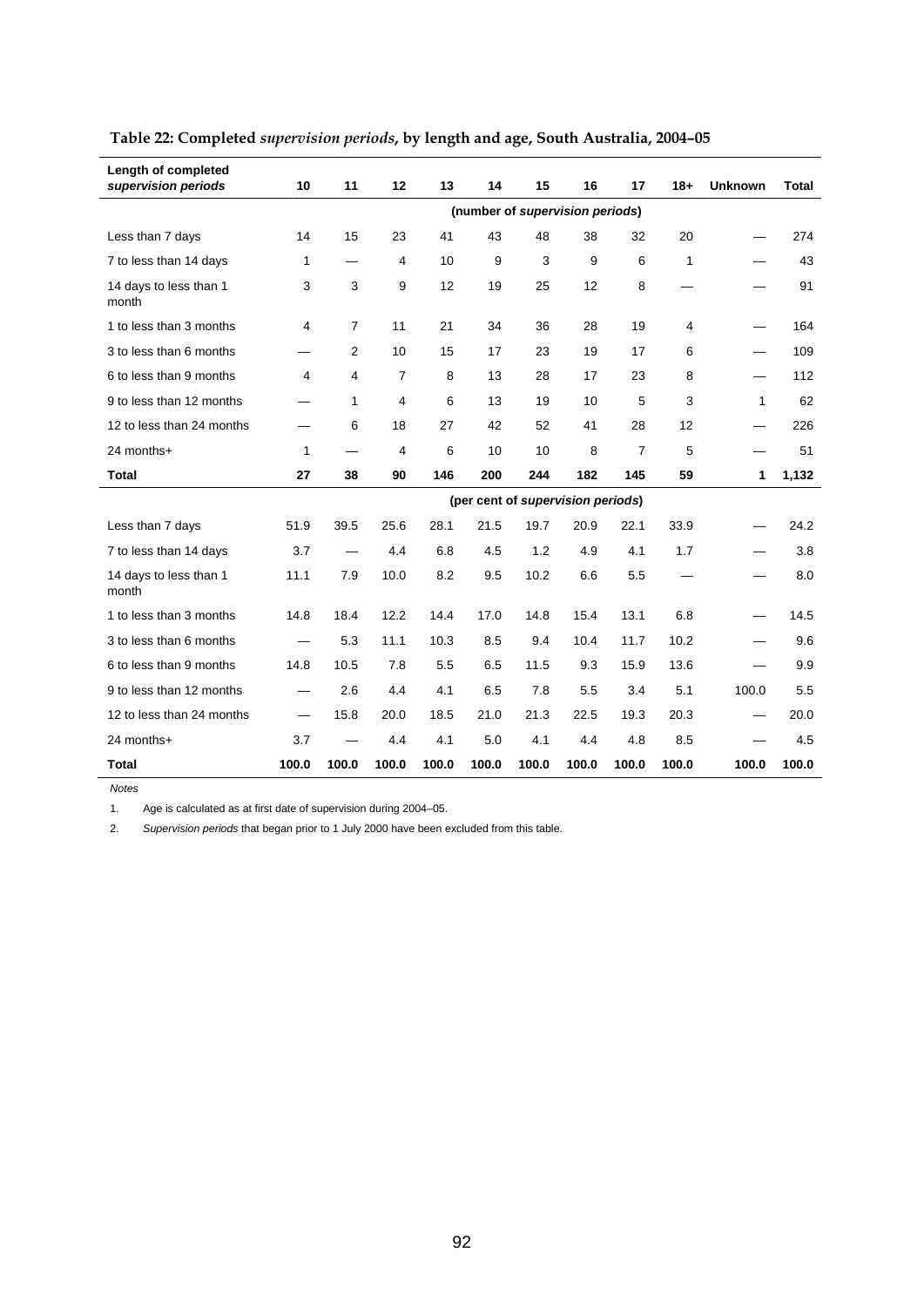**Table 22: Completed *supervision periods*, by length and age, South Australia, 2004–05**

| Length of completed *supervision periods* | 10 | 11 | 12 | 13 | 14 | 15 | 16 | 17 | 18+ | Unknown | Total |
|---|---|---|---|---|---|---|---|---|---|---|---|
| | | | | | (number of *supervision periods*) | | | | | | |
| Less than 7 days | 14 | 15 | 23 | 41 | 43 | 48 | 38 | 32 | 20 | — | 274 |
| 7 to less than 14 days | 1 | — | 4 | 10 | 9 | 3 | 9 | 6 | 1 | — | 43 |
| 14 days to less than 1 month | 3 | 3 | 9 | 12 | 19 | 25 | 12 | 8 | — | — | 91 |
| 1 to less than 3 months | 4 | 7 | 11 | 21 | 34 | 36 | 28 | 19 | 4 | — | 164 |
| 3 to less than 6 months | — | 2 | 10 | 15 | 17 | 23 | 19 | 17 | 6 | — | 109 |
| 6 to less than 9 months | 4 | 4 | 7 | 8 | 13 | 28 | 17 | 23 | 8 | — | 112 |
| 9 to less than 12 months | — | 1 | 4 | 6 | 13 | 19 | 10 | 5 | 3 | 1 | 62 |
| 12 to less than 24 months | — | 6 | 18 | 27 | 42 | 52 | 41 | 28 | 12 | — | 226 |
| 24 months+ | 1 | — | 4 | 6 | 10 | 10 | 8 | 7 | 5 | — | 51 |
| **Total** | **27** | **38** | **90** | **146** | **200** | **244** | **182** | **145** | **59** | **1** | **1,132** |
| | | | | | (per cent of *supervision periods*) | | | | | | |
| Less than 7 days | 51.9 | 39.5 | 25.6 | 28.1 | 21.5 | 19.7 | 20.9 | 22.1 | 33.9 | — | 24.2 |
| 7 to less than 14 days | 3.7 | — | 4.4 | 6.8 | 4.5 | 1.2 | 4.9 | 4.1 | 1.7 | — | 3.8 |
| 14 days to less than 1 month | 11.1 | 7.9 | 10.0 | 8.2 | 9.5 | 10.2 | 6.6 | 5.5 | — | — | 8.0 |
| 1 to less than 3 months | 14.8 | 18.4 | 12.2 | 14.4 | 17.0 | 14.8 | 15.4 | 13.1 | 6.8 | — | 14.5 |
| 3 to less than 6 months | — | 5.3 | 11.1 | 10.3 | 8.5 | 9.4 | 10.4 | 11.7 | 10.2 | — | 9.6 |
| 6 to less than 9 months | 14.8 | 10.5 | 7.8 | 5.5 | 6.5 | 11.5 | 9.3 | 15.9 | 13.6 | — | 9.9 |
| 9 to less than 12 months | — | 2.6 | 4.4 | 4.1 | 6.5 | 7.8 | 5.5 | 3.4 | 5.1 | 100.0 | 5.5 |
| 12 to less than 24 months | — | 15.8 | 20.0 | 18.5 | 21.0 | 21.3 | 22.5 | 19.3 | 20.3 | — | 20.0 |
| 24 months+ | 3.7 | — | 4.4 | 4.1 | 5.0 | 4.1 | 4.4 | 4.8 | 8.5 | — | 4.5 |
| **Total** | **100.0** | **100.0** | **100.0** | **100.0** | **100.0** | **100.0** | **100.0** | **100.0** | **100.0** | **100.0** | **100.0** |

*Notes*

1. Age is calculated as at first date of supervision during 2004–05.

2. *Supervision periods* that began prior to 1 July 2000 have been excluded from this table.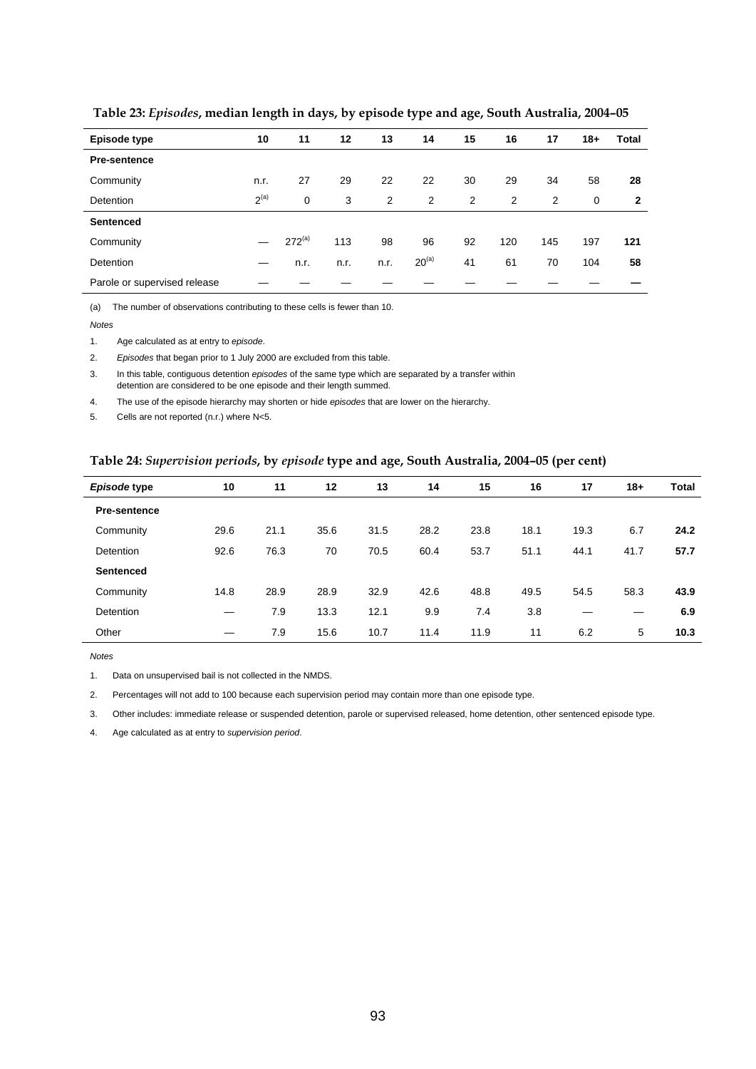**Table 23: *Episodes*, median length in days, by episode type and age, South Australia, 2004–05**

| Episode type | 10 | 11 | 12 | 13 | 14 | 15 | 16 | 17 | 18+ | Total |
|---|---|---|---|---|---|---|---|---|---|---|
| **Pre-sentence** | | | | | | | | | | |
| Community | n.r. | 27 | 29 | 22 | 22 | 30 | 29 | 34 | 58 | **28** |
| Detention | 2[(a)] | 0 | 3 | 2 | 2 | 2 | 2 | 2 | 0 | **2** |
| **Sentenced** | | | | | | | | | | |
| Community | — | 272[(a)] | 113 | 98 | 96 | 92 | 120 | 145 | 197 | **121** |
| Detention | — | n.r. | n.r. | n.r. | 20[(a)] | 41 | 61 | 70 | 104 | **58** |
| Parole or supervised release | — | — | — | — | — | — | — | — | — | **—** |

(a) The number of observations contributing to these cells is fewer than 10.

*Notes*

1. Age calculated as at entry to *episode*.
2. *Episodes* that began prior to 1 July 2000 are excluded from this table.
3. In this table, contiguous detention *episodes* of the same type which are separated by a transfer within detention are considered to be one episode and their length summed.
4. The use of the episode hierarchy may shorten or hide *episodes* that are lower on the hierarchy.
5. Cells are not reported (n.r.) where N<5.

**Table 24: *Supervision periods*, by *episode* type and age, South Australia, 2004–05 (per cent)**

| *Episode* type | 10 | 11 | 12 | 13 | 14 | 15 | 16 | 17 | 18+ | Total |
|---|---|---|---|---|---|---|---|---|---|---|
| **Pre-sentence** | | | | | | | | | | |
| Community | 29.6 | 21.1 | 35.6 | 31.5 | 28.2 | 23.8 | 18.1 | 19.3 | 6.7 | **24.2** |
| Detention | 92.6 | 76.3 | 70 | 70.5 | 60.4 | 53.7 | 51.1 | 44.1 | 41.7 | **57.7** |
| **Sentenced** | | | | | | | | | | |
| Community | 14.8 | 28.9 | 28.9 | 32.9 | 42.6 | 48.8 | 49.5 | 54.5 | 58.3 | **43.9** |
| Detention | — | 7.9 | 13.3 | 12.1 | 9.9 | 7.4 | 3.8 | — | — | **6.9** |
| Other | — | 7.9 | 15.6 | 10.7 | 11.4 | 11.9 | 11 | 6.2 | 5 | **10.3** |

*Notes*

1. Data on unsupervised bail is not collected in the NMDS.
2. Percentages will not add to 100 because each supervision period may contain more than one episode type.
3. Other includes: immediate release or suspended detention, parole or supervised released, home detention, other sentenced episode type.
4. Age calculated as at entry to *supervision period*.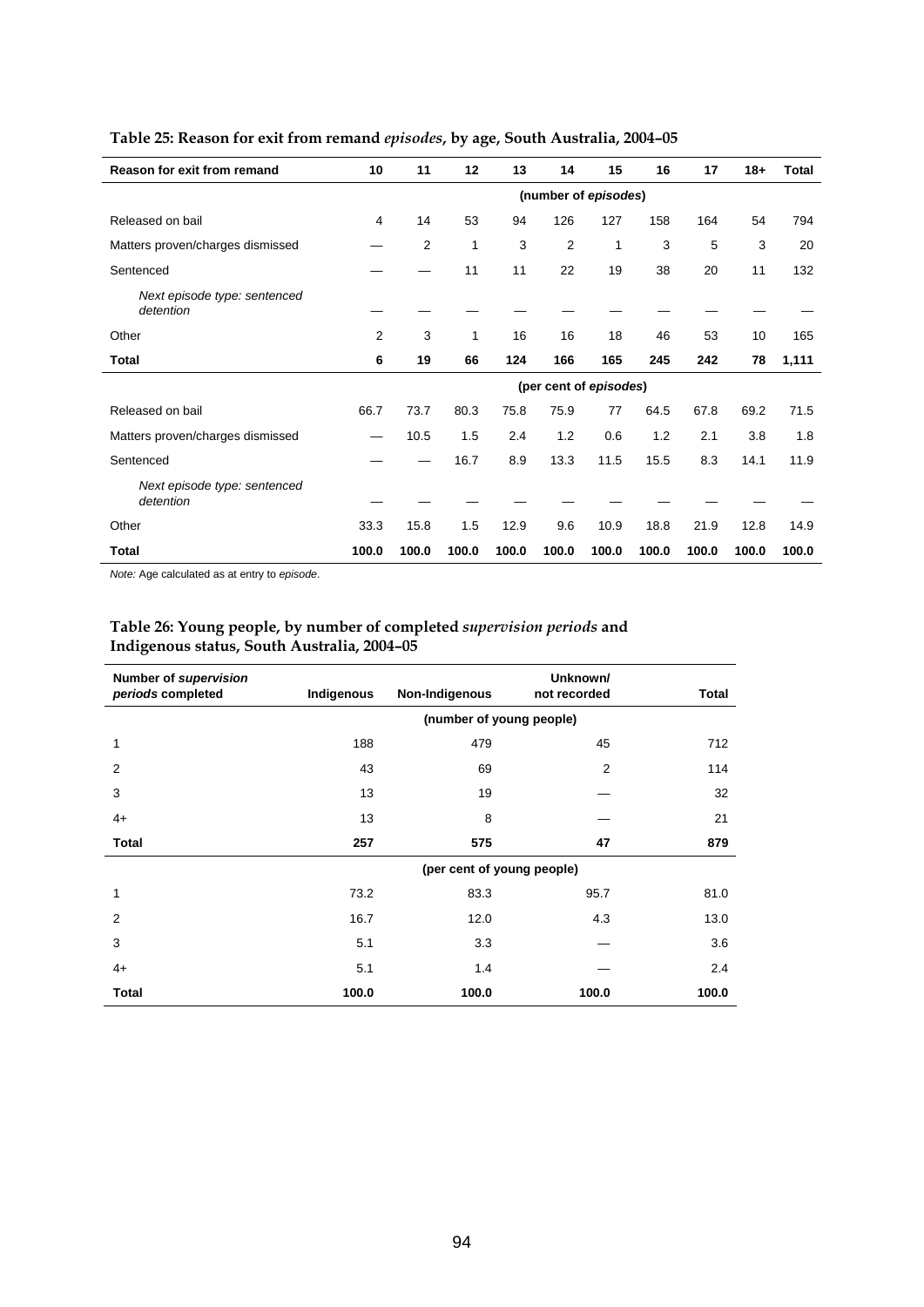**Table 25: Reason for exit from remand *episodes*, by age, South Australia, 2004–05**

| Reason for exit from remand | 10 | 11 | 12 | 13 | 14 | 15 | 16 | 17 | 18+ | Total |
|---|---|---|---|---|---|---|---|---|---|---|
| | (number of *episodes*) | | | | | | | | | |
| Released on bail | 4 | 14 | 53 | 94 | 126 | 127 | 158 | 164 | 54 | 794 |
| Matters proven/charges dismissed | — | 2 | 1 | 3 | 2 | 1 | 3 | 5 | 3 | 20 |
| Sentenced | — | — | 11 | 11 | 22 | 19 | 38 | 20 | 11 | 132 |
| *Next episode type: sentenced detention* | — | — | — | — | — | — | — | — | — | — |
| Other | 2 | 3 | 1 | 16 | 16 | 18 | 46 | 53 | 10 | 165 |
| **Total** | **6** | **19** | **66** | **124** | **166** | **165** | **245** | **242** | **78** | **1,111** |
| | (per cent of *episodes*) | | | | | | | | | |
| Released on bail | 66.7 | 73.7 | 80.3 | 75.8 | 75.9 | 77 | 64.5 | 67.8 | 69.2 | 71.5 |
| Matters proven/charges dismissed | — | 10.5 | 1.5 | 2.4 | 1.2 | 0.6 | 1.2 | 2.1 | 3.8 | 1.8 |
| Sentenced | — | — | 16.7 | 8.9 | 13.3 | 11.5 | 15.5 | 8.3 | 14.1 | 11.9 |
| *Next episode type: sentenced detention* | — | — | — | — | — | — | — | — | — | — |
| Other | 33.3 | 15.8 | 1.5 | 12.9 | 9.6 | 10.9 | 18.8 | 21.9 | 12.8 | 14.9 |
| **Total** | **100.0** | **100.0** | **100.0** | **100.0** | **100.0** | **100.0** | **100.0** | **100.0** | **100.0** | **100.0** |

*Note:* Age calculated as at entry to *episode*.

**Table 26: Young people, by number of completed *supervision periods* and Indigenous status, South Australia, 2004–05**

| Number of *supervision periods* completed | Indigenous | Non-Indigenous | Unknown/ not recorded | Total |
|---|---|---|---|---|
| | (number of young people) | | | |
| 1 | 188 | 479 | 45 | 712 |
| 2 | 43 | 69 | 2 | 114 |
| 3 | 13 | 19 | — | 32 |
| 4+ | 13 | 8 | — | 21 |
| **Total** | **257** | **575** | **47** | **879** |
| | (per cent of young people) | | | |
| 1 | 73.2 | 83.3 | 95.7 | 81.0 |
| 2 | 16.7 | 12.0 | 4.3 | 13.0 |
| 3 | 5.1 | 3.3 | — | 3.6 |
| 4+ | 5.1 | 1.4 | — | 2.4 |
| **Total** | **100.0** | **100.0** | **100.0** | **100.0** |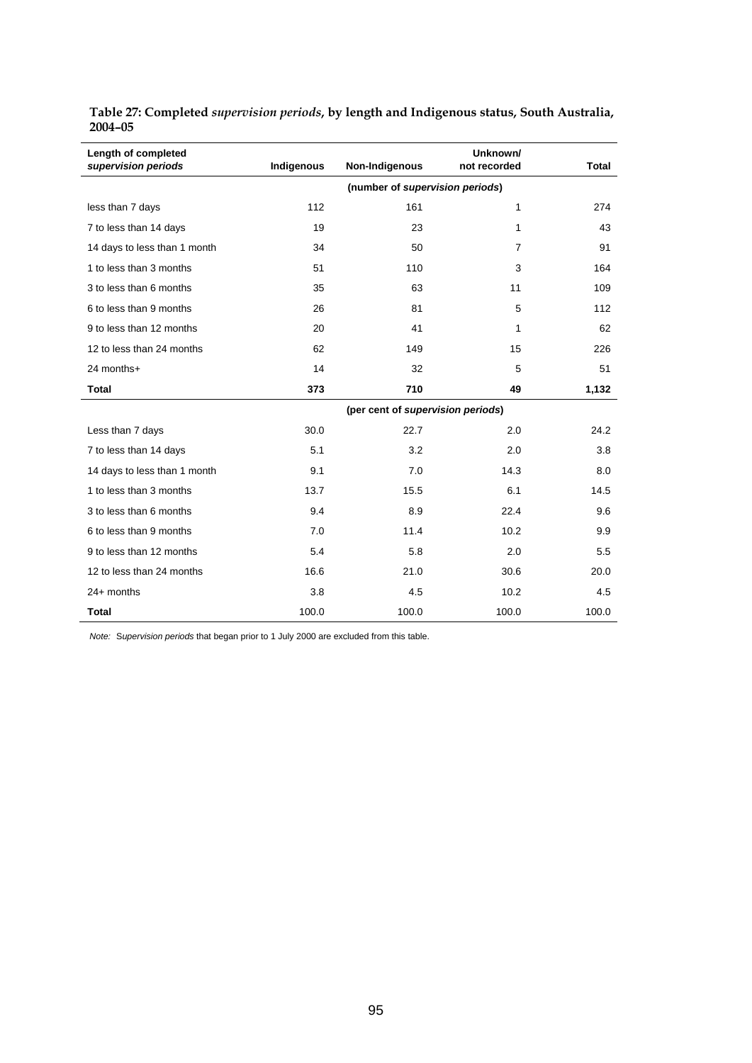**Table 27: Completed *supervision periods*, by length and Indigenous status, South Australia, 2004–05**

| Length of completed *supervision periods* | Indigenous | Non-Indigenous | Unknown/ not recorded | Total |
|---|---|---|---|---|
| | (number of *supervision periods*) | | | |
| less than 7 days | 112 | 161 | 1 | 274 |
| 7 to less than 14 days | 19 | 23 | 1 | 43 |
| 14 days to less than 1 month | 34 | 50 | 7 | 91 |
| 1 to less than 3 months | 51 | 110 | 3 | 164 |
| 3 to less than 6 months | 35 | 63 | 11 | 109 |
| 6 to less than 9 months | 26 | 81 | 5 | 112 |
| 9 to less than 12 months | 20 | 41 | 1 | 62 |
| 12 to less than 24 months | 62 | 149 | 15 | 226 |
| 24 months+ | 14 | 32 | 5 | 51 |
| **Total** | **373** | **710** | **49** | **1,132** |
| | (per cent of *supervision periods*) | | | |
| Less than 7 days | 30.0 | 22.7 | 2.0 | 24.2 |
| 7 to less than 14 days | 5.1 | 3.2 | 2.0 | 3.8 |
| 14 days to less than 1 month | 9.1 | 7.0 | 14.3 | 8.0 |
| 1 to less than 3 months | 13.7 | 15.5 | 6.1 | 14.5 |
| 3 to less than 6 months | 9.4 | 8.9 | 22.4 | 9.6 |
| 6 to less than 9 months | 7.0 | 11.4 | 10.2 | 9.9 |
| 9 to less than 12 months | 5.4 | 5.8 | 2.0 | 5.5 |
| 12 to less than 24 months | 16.6 | 21.0 | 30.6 | 20.0 |
| 24+ months | 3.8 | 4.5 | 10.2 | 4.5 |
| **Total** | 100.0 | 100.0 | 100.0 | 100.0 |

*Note:* *Supervision periods* that began prior to 1 July 2000 are excluded from this table.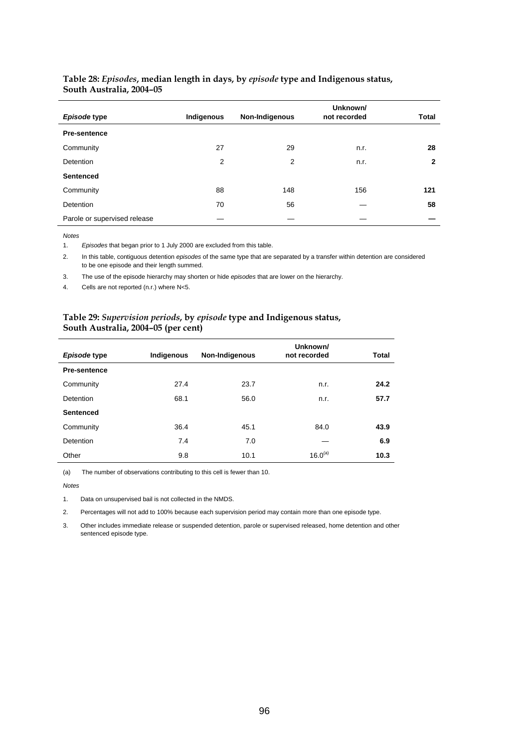**Table 28: *Episodes*, median length in days, by *episode* type and Indigenous status, South Australia, 2004–05**

| *Episode* type | Indigenous | Non-Indigenous | Unknown/ not recorded | Total |
|---|---|---|---|---|
| **Pre-sentence** | | | | |
| Community | 27 | 29 | n.r. | **28** |
| Detention | 2 | 2 | n.r. | **2** |
| **Sentenced** | | | | |
| Community | 88 | 148 | 156 | **121** |
| Detention | 70 | 56 | — | **58** |
| Parole or supervised release | — | — | — | **—** |

*Notes*

1. *Episodes* that began prior to 1 July 2000 are excluded from this table.
2. In this table, contiguous detention *episodes* of the same type that are separated by a transfer within detention are considered to be one episode and their length summed.
3. The use of the episode hierarchy may shorten or hide *episodes* that are lower on the hierarchy.
4. Cells are not reported (n.r.) where N<5.

**Table 29: *Supervision periods*, by *episode* type and Indigenous status, South Australia, 2004–05 (per cent)**

| *Episode* type | Indigenous | Non-Indigenous | Unknown/ not recorded | Total |
|---|---|---|---|---|
| **Pre-sentence** | | | | |
| Community | 27.4 | 23.7 | n.r. | **24.2** |
| Detention | 68.1 | 56.0 | n.r. | **57.7** |
| **Sentenced** | | | | |
| Community | 36.4 | 45.1 | 84.0 | **43.9** |
| Detention | 7.4 | 7.0 | — | **6.9** |
| Other | 9.8 | 10.1 | 16.0[(a)] | **10.3** |

(a) The number of observations contributing to this cell is fewer than 10.

*Notes*

1. Data on unsupervised bail is not collected in the NMDS.
2. Percentages will not add to 100% because each supervision period may contain more than one episode type.
3. Other includes immediate release or suspended detention, parole or supervised released, home detention and other sentenced episode type.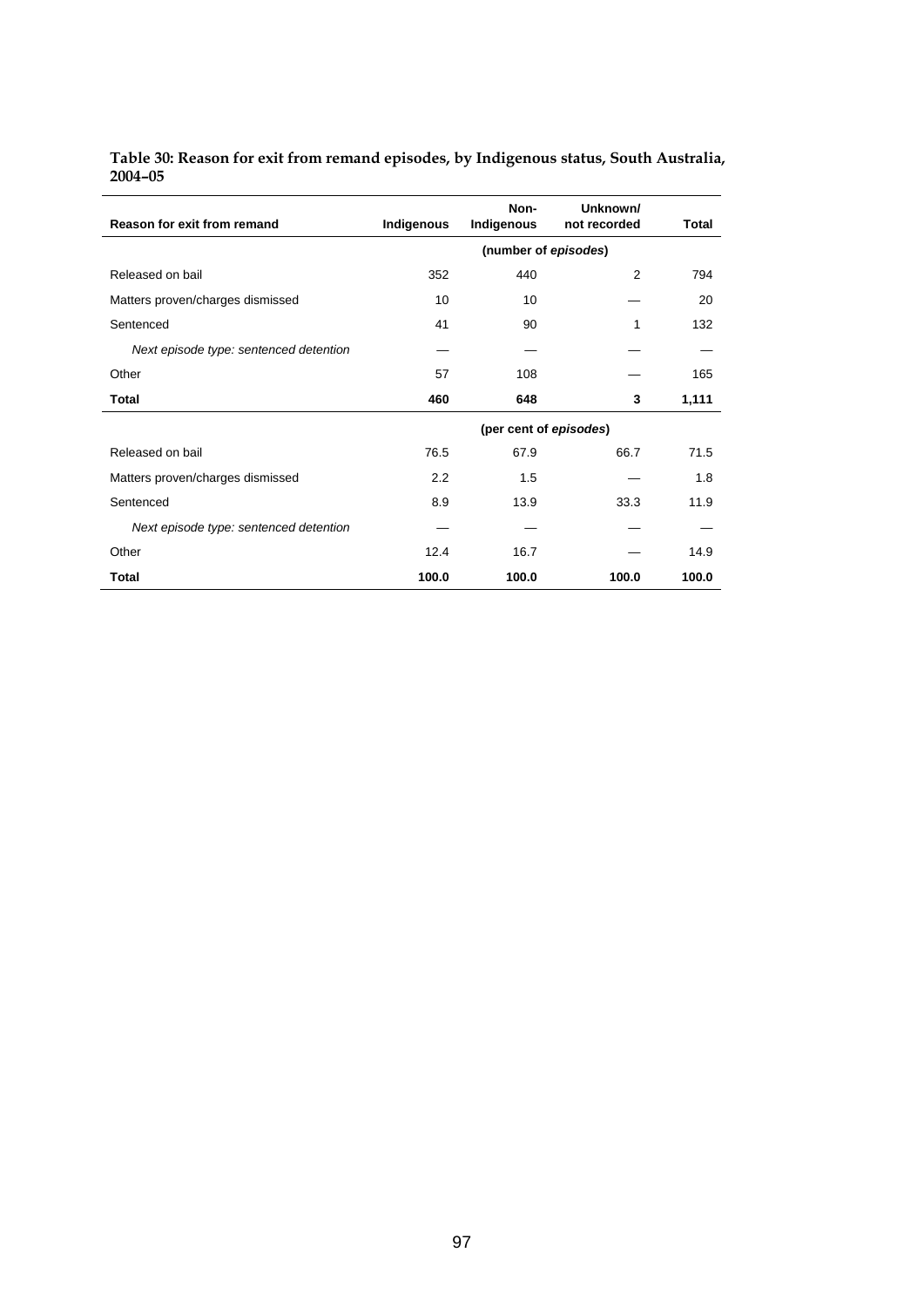**Table 30: Reason for exit from remand episodes, by Indigenous status, South Australia, 2004–05**

| Reason for exit from remand | Indigenous | Non-Indigenous | Unknown/ not recorded | Total |
|---|---|---|---|---|
| | (number of *episodes*) | | | |
| Released on bail | 352 | 440 | 2 | 794 |
| Matters proven/charges dismissed | 10 | 10 | — | 20 |
| Sentenced | 41 | 90 | 1 | 132 |
| *Next episode type: sentenced detention* | — | — | — | — |
| Other | 57 | 108 | — | 165 |
| **Total** | **460** | **648** | **3** | **1,111** |
| | (per cent of *episodes*) | | | |
| Released on bail | 76.5 | 67.9 | 66.7 | 71.5 |
| Matters proven/charges dismissed | 2.2 | 1.5 | — | 1.8 |
| Sentenced | 8.9 | 13.9 | 33.3 | 11.9 |
| *Next episode type: sentenced detention* | — | — | — | — |
| Other | 12.4 | 16.7 | — | 14.9 |
| **Total** | **100.0** | **100.0** | **100.0** | **100.0** |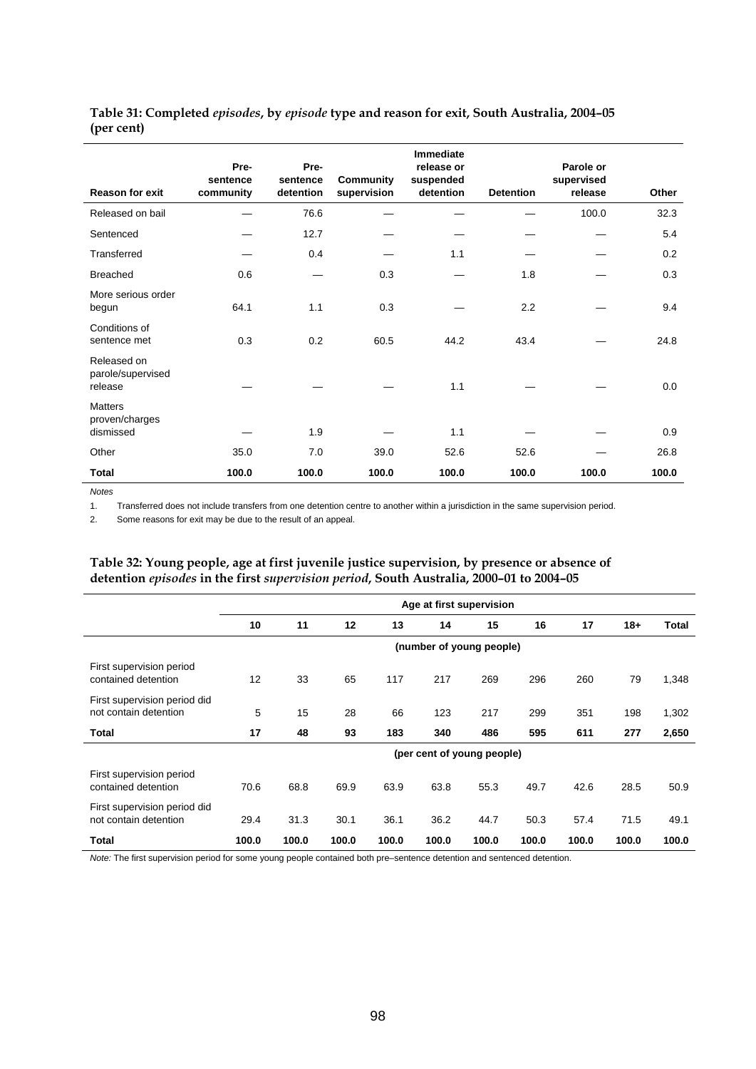**Table 31: Completed *episodes*, by *episode* type and reason for exit, South Australia, 2004–05 (per cent)**

| Reason for exit | Pre-sentence community | Pre-sentence detention | Community supervision | Immediate release or suspended detention | Detention | Parole or supervised release | Other |
|---|---|---|---|---|---|---|---|
| Released on bail | — | 76.6 | — | — | — | 100.0 | 32.3 |
| Sentenced | — | 12.7 | — | — | — | — | 5.4 |
| Transferred | — | 0.4 | — | 1.1 | — | — | 0.2 |
| Breached | 0.6 | — | 0.3 | — | 1.8 | — | 0.3 |
| More serious order begun | 64.1 | 1.1 | 0.3 | — | 2.2 | — | 9.4 |
| Conditions of sentence met | 0.3 | 0.2 | 60.5 | 44.2 | 43.4 | — | 24.8 |
| Released on parole/supervised release | — | — | — | 1.1 | — | — | 0.0 |
| Matters proven/charges dismissed | — | 1.9 | — | 1.1 | — | — | 0.9 |
| Other | 35.0 | 7.0 | 39.0 | 52.6 | 52.6 | — | 26.8 |
| **Total** | **100.0** | **100.0** | **100.0** | **100.0** | **100.0** | **100.0** | **100.0** |

*Notes*

1. Transferred does not include transfers from one detention centre to another within a jurisdiction in the same supervision period.
2. Some reasons for exit may be due to the result of an appeal.

**Table 32: Young people, age at first juvenile justice supervision, by presence or absence of detention *episodes* in the first *supervision period*, South Australia, 2000–01 to 2004–05**

| | Age at first supervision | | | | | | | | | |
|---|---|---|---|---|---|---|---|---|---|---|
| | 10 | 11 | 12 | 13 | 14 | 15 | 16 | 17 | 18+ | Total |
| | (number of young people) | | | | | | | | | |
| First supervision period contained detention | 12 | 33 | 65 | 117 | 217 | 269 | 296 | 260 | 79 | 1,348 |
| First supervision period did not contain detention | 5 | 15 | 28 | 66 | 123 | 217 | 299 | 351 | 198 | 1,302 |
| **Total** | **17** | **48** | **93** | **183** | **340** | **486** | **595** | **611** | **277** | **2,650** |
| | (per cent of young people) | | | | | | | | | |
| First supervision period contained detention | 70.6 | 68.8 | 69.9 | 63.9 | 63.8 | 55.3 | 49.7 | 42.6 | 28.5 | 50.9 |
| First supervision period did not contain detention | 29.4 | 31.3 | 30.1 | 36.1 | 36.2 | 44.7 | 50.3 | 57.4 | 71.5 | 49.1 |
| **Total** | **100.0** | **100.0** | **100.0** | **100.0** | **100.0** | **100.0** | **100.0** | **100.0** | **100.0** | **100.0** |

*Note:* The first supervision period for some young people contained both pre–sentence detention and sentenced detention.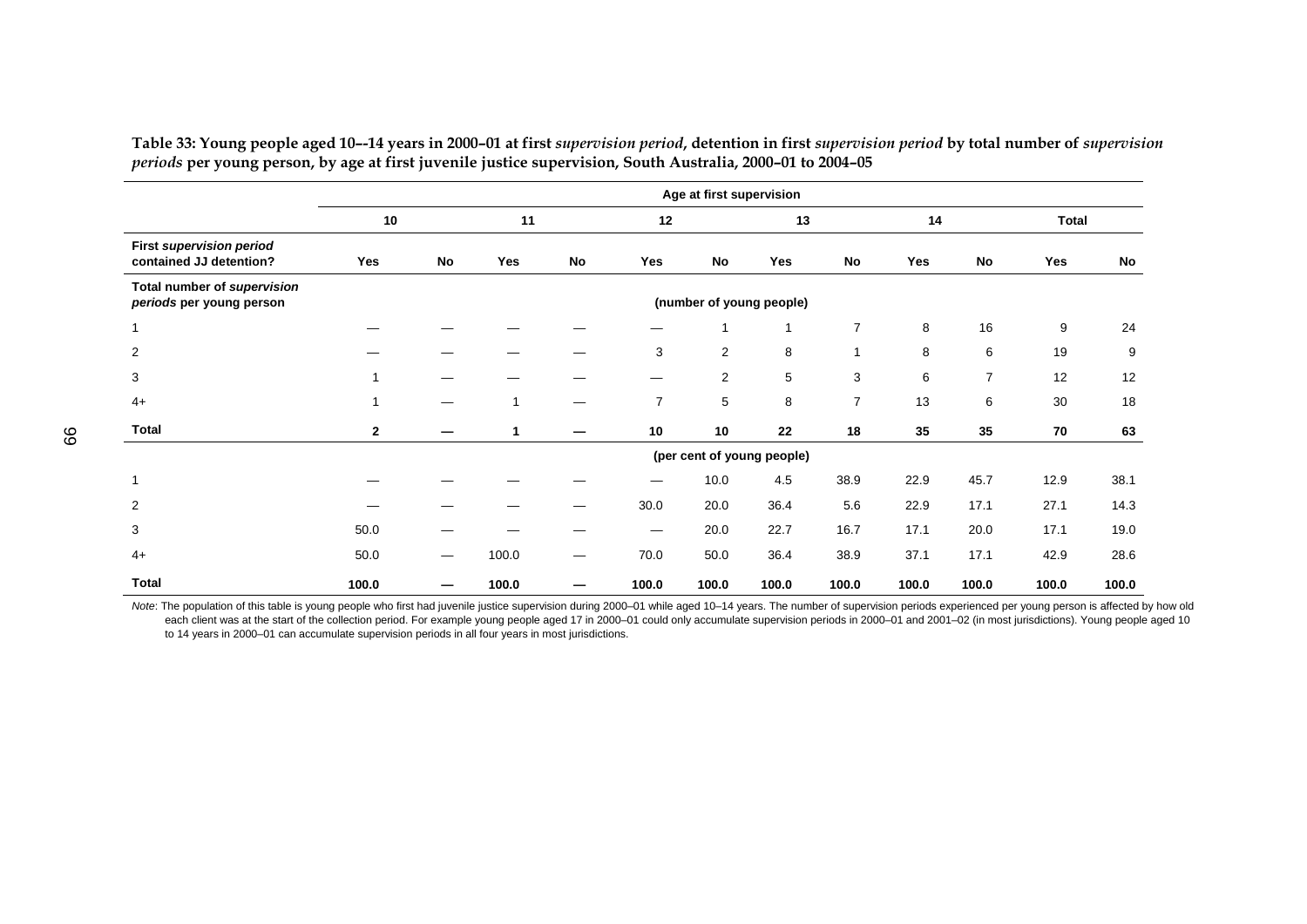**Table 33: Young people aged 10--14 years in 2000–01 at first *supervision period*, detention in first *supervision period* by total number of *supervision periods* per young person, by age at first juvenile justice supervision, South Australia, 2000–01 to 2004–05**

| | Age at first supervision | | | | | | | | | | | |
|---|---|---|---|---|---|---|---|---|---|---|---|---|
| | 10 | | 11 | | 12 | | 13 | | 14 | | Total | |
| **First *supervision period* contained JJ detention?** | **Yes** | **No** | **Yes** | **No** | **Yes** | **No** | **Yes** | **No** | **Yes** | **No** | **Yes** | **No** |
| **Total number of *supervision periods* per young person** | (number of young people) | | | | | | | | | | | |
| 1 | — | — | — | — | — | 1 | 1 | 7 | 8 | 16 | 9 | 24 |
| 2 | — | — | — | — | 3 | 2 | 8 | 1 | 8 | 6 | 19 | 9 |
| 3 | 1 | — | — | — | — | 2 | 5 | 3 | 6 | 7 | 12 | 12 |
| 4+ | 1 | — | 1 | — | 7 | 5 | 8 | 7 | 13 | 6 | 30 | 18 |
| **Total** | **2** | **—** | **1** | **—** | **10** | **10** | **22** | **18** | **35** | **35** | **70** | **63** |
| | (per cent of young people) | | | | | | | | | | | |
| 1 | — | — | — | — | — | 10.0 | 4.5 | 38.9 | 22.9 | 45.7 | 12.9 | 38.1 |
| 2 | — | — | — | — | 30.0 | 20.0 | 36.4 | 5.6 | 22.9 | 17.1 | 27.1 | 14.3 |
| 3 | 50.0 | — | — | — | — | 20.0 | 22.7 | 16.7 | 17.1 | 20.0 | 17.1 | 19.0 |
| 4+ | 50.0 | — | 100.0 | — | 70.0 | 50.0 | 36.4 | 38.9 | 37.1 | 17.1 | 42.9 | 28.6 |
| **Total** | **100.0** | **—** | **100.0** | **—** | **100.0** | **100.0** | **100.0** | **100.0** | **100.0** | **100.0** | **100.0** | **100.0** |

*Note*: The population of this table is young people who first had juvenile justice supervision during 2000–01 while aged 10–14 years. The number of supervision periods experienced per young person is affected by how old each client was at the start of the collection period. For example young people aged 17 in 2000–01 could only accumulate supervision periods in 2000–01 and 2001–02 (in most jurisdictions). Young people aged 10 to 14 years in 2000–01 can accumulate supervision periods in all four years in most jurisdictions.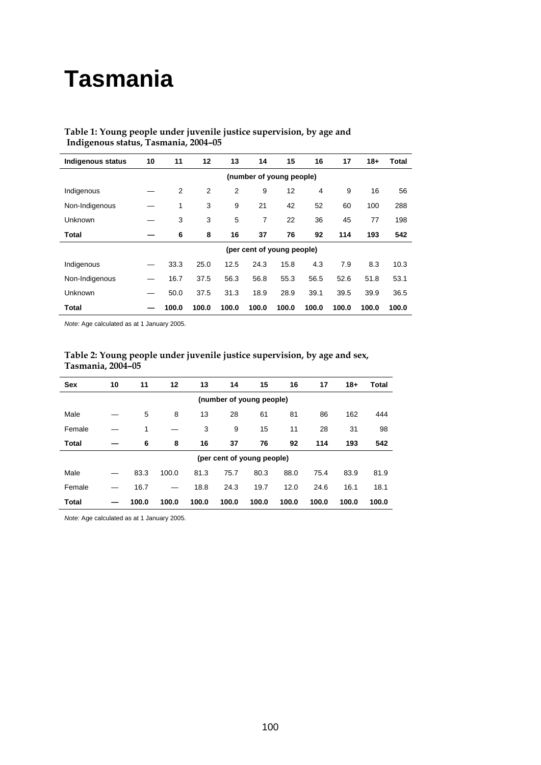# Tasmania

**Table 1: Young people under juvenile justice supervision, by age and Indigenous status, Tasmania, 2004–05**

| Indigenous status | 10 | 11 | 12 | 13 | 14 | 15 | 16 | 17 | 18+ | Total |
|---|---|---|---|---|---|---|---|---|---|---|
| | | | | (number of young people) | | | | | | |
| Indigenous | — | 2 | 2 | 2 | 9 | 12 | 4 | 9 | 16 | 56 |
| Non-Indigenous | — | 1 | 3 | 9 | 21 | 42 | 52 | 60 | 100 | 288 |
| Unknown | — | 3 | 3 | 5 | 7 | 22 | 36 | 45 | 77 | 198 |
| **Total** | **—** | **6** | **8** | **16** | **37** | **76** | **92** | **114** | **193** | **542** |
| | | | | (per cent of young people) | | | | | | |
| Indigenous | — | 33.3 | 25.0 | 12.5 | 24.3 | 15.8 | 4.3 | 7.9 | 8.3 | 10.3 |
| Non-Indigenous | — | 16.7 | 37.5 | 56.3 | 56.8 | 55.3 | 56.5 | 52.6 | 51.8 | 53.1 |
| Unknown | — | 50.0 | 37.5 | 31.3 | 18.9 | 28.9 | 39.1 | 39.5 | 39.9 | 36.5 |
| **Total** | **—** | **100.0** | **100.0** | **100.0** | **100.0** | **100.0** | **100.0** | **100.0** | **100.0** | **100.0** |

*Note:* Age calculated as at 1 January 2005.

**Table 2: Young people under juvenile justice supervision, by age and sex, Tasmania, 2004–05**

| Sex | 10 | 11 | 12 | 13 | 14 | 15 | 16 | 17 | 18+ | Total |
|---|---|---|---|---|---|---|---|---|---|---|
| | | | | (number of young people) | | | | | | |
| Male | — | 5 | 8 | 13 | 28 | 61 | 81 | 86 | 162 | 444 |
| Female | — | 1 | — | 3 | 9 | 15 | 11 | 28 | 31 | 98 |
| **Total** | **—** | **6** | **8** | **16** | **37** | **76** | **92** | **114** | **193** | **542** |
| | | | | (per cent of young people) | | | | | | |
| Male | — | 83.3 | 100.0 | 81.3 | 75.7 | 80.3 | 88.0 | 75.4 | 83.9 | 81.9 |
| Female | — | 16.7 | — | 18.8 | 24.3 | 19.7 | 12.0 | 24.6 | 16.1 | 18.1 |
| **Total** | **—** | **100.0** | **100.0** | **100.0** | **100.0** | **100.0** | **100.0** | **100.0** | **100.0** | **100.0** |

*Note:* Age calculated as at 1 January 2005.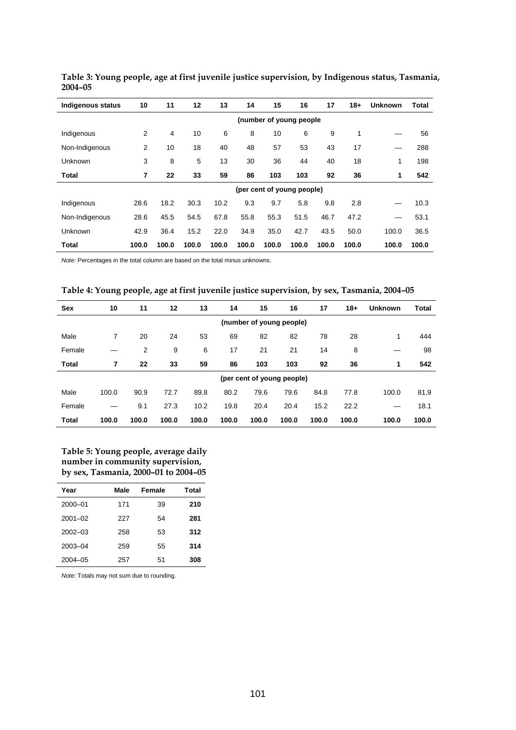**Table 3: Young people, age at first juvenile justice supervision, by Indigenous status, Tasmania, 2004–05**

| Indigenous status | 10 | 11 | 12 | 13 | 14 | 15 | 16 | 17 | 18+ | Unknown | Total |
|---|---|---|---|---|---|---|---|---|---|---|---|
| | | | | | | (number of young people | | | | | |
| Indigenous | 2 | 4 | 10 | 6 | 8 | 10 | 6 | 9 | 1 | — | 56 |
| Non-Indigenous | 2 | 10 | 18 | 40 | 48 | 57 | 53 | 43 | 17 | — | 288 |
| Unknown | 3 | 8 | 5 | 13 | 30 | 36 | 44 | 40 | 18 | 1 | 198 |
| **Total** | **7** | **22** | **33** | **59** | **86** | **103** | **103** | **92** | **36** | **1** | **542** |
| | | | | | | (per cent of young people) | | | | | |
| Indigenous | 28.6 | 18.2 | 30.3 | 10.2 | 9.3 | 9.7 | 5.8 | 9.8 | 2.8 | — | 10.3 |
| Non-Indigenous | 28.6 | 45.5 | 54.5 | 67.8 | 55.8 | 55.3 | 51.5 | 46.7 | 47.2 | — | 53.1 |
| Unknown | 42.9 | 36.4 | 15.2 | 22.0 | 34.9 | 35.0 | 42.7 | 43.5 | 50.0 | 100.0 | 36.5 |
| **Total** | **100.0** | **100.0** | **100.0** | **100.0** | **100.0** | **100.0** | **100.0** | **100.0** | **100.0** | **100.0** | **100.0** |

*Note:* Percentages in the total column are based on the total minus unknowns.

**Table 4: Young people, age at first juvenile justice supervision, by sex, Tasmania, 2004–05**

| Sex | 10 | 11 | 12 | 13 | 14 | 15 | 16 | 17 | 18+ | Unknown | Total |
|---|---|---|---|---|---|---|---|---|---|---|---|
| | | | | | | (number of young people) | | | | | |
| Male | 7 | 20 | 24 | 53 | 69 | 82 | 82 | 78 | 28 | 1 | 444 |
| Female | — | 2 | 9 | 6 | 17 | 21 | 21 | 14 | 8 | — | 98 |
| **Total** | **7** | **22** | **33** | **59** | **86** | **103** | **103** | **92** | **36** | **1** | **542** |
| | | | | | | (per cent of young people) | | | | | |
| Male | 100.0 | 90.9 | 72.7 | 89.8 | 80.2 | 79.6 | 79.6 | 84.8 | 77.8 | 100.0 | 81.9 |
| Female | — | 9.1 | 27.3 | 10.2 | 19.8 | 20.4 | 20.4 | 15.2 | 22.2 | — | 18.1 |
| **Total** | **100.0** | **100.0** | **100.0** | **100.0** | **100.0** | **100.0** | **100.0** | **100.0** | **100.0** | **100.0** | **100.0** |

**Table 5: Young people, average daily number in community supervision, by sex, Tasmania, 2000–01 to 2004–05**

| Year | Male | Female | Total |
|---|---|---|---|
| 2000–01 | 171 | 39 | **210** |
| 2001–02 | 227 | 54 | **281** |
| 2002–03 | 258 | 53 | **312** |
| 2003–04 | 259 | 55 | **314** |
| 2004–05 | 257 | 51 | **308** |

*Note:* Totals may not sum due to rounding.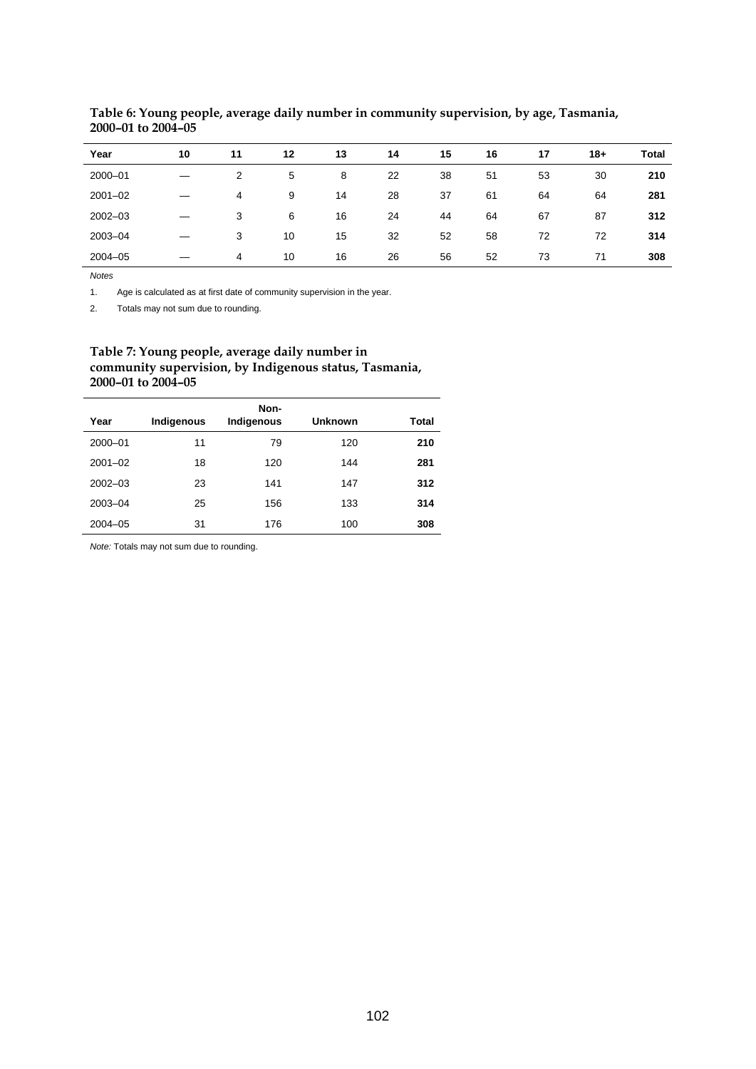**Table 6: Young people, average daily number in community supervision, by age, Tasmania, 2000–01 to 2004–05**

| Year | 10 | 11 | 12 | 13 | 14 | 15 | 16 | 17 | 18+ | Total |
|---|---|---|---|---|---|---|---|---|---|---|
| 2000–01 | — | 2 | 5 | 8 | 22 | 38 | 51 | 53 | 30 | **210** |
| 2001–02 | — | 4 | 9 | 14 | 28 | 37 | 61 | 64 | 64 | **281** |
| 2002–03 | — | 3 | 6 | 16 | 24 | 44 | 64 | 67 | 87 | **312** |
| 2003–04 | — | 3 | 10 | 15 | 32 | 52 | 58 | 72 | 72 | **314** |
| 2004–05 | — | 4 | 10 | 16 | 26 | 56 | 52 | 73 | 71 | **308** |

*Notes*

1. Age is calculated as at first date of community supervision in the year.
2. Totals may not sum due to rounding.

**Table 7: Young people, average daily number in community supervision, by Indigenous status, Tasmania, 2000–01 to 2004–05**

| Year | Indigenous | Non-Indigenous | Unknown | Total |
|---|---|---|---|---|
| 2000–01 | 11 | 79 | 120 | **210** |
| 2001–02 | 18 | 120 | 144 | **281** |
| 2002–03 | 23 | 141 | 147 | **312** |
| 2003–04 | 25 | 156 | 133 | **314** |
| 2004–05 | 31 | 176 | 100 | **308** |

*Note:* Totals may not sum due to rounding.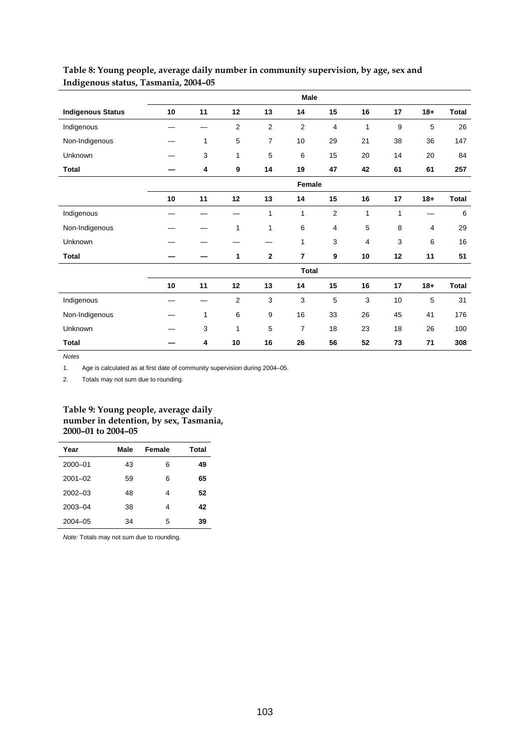**Table 8: Young people, average daily number in community supervision, by age, sex and Indigenous status, Tasmania, 2004–05**

| | Male | | | | | | | | | |
|---|---|---|---|---|---|---|---|---|---|---|
| **Indigenous Status** | **10** | **11** | **12** | **13** | **14** | **15** | **16** | **17** | **18+** | **Total** |
| Indigenous | — | — | 2 | 2 | 2 | 4 | 1 | 9 | 5 | 26 |
| Non-Indigenous | — | 1 | 5 | 7 | 10 | 29 | 21 | 38 | 36 | 147 |
| Unknown | — | 3 | 1 | 5 | 6 | 15 | 20 | 14 | 20 | 84 |
| **Total** | **—** | **4** | **9** | **14** | **19** | **47** | **42** | **61** | **61** | **257** |
| | **Female** | | | | | | | | | |
| | **10** | **11** | **12** | **13** | **14** | **15** | **16** | **17** | **18+** | **Total** |
| Indigenous | — | — | — | 1 | 1 | 2 | 1 | 1 | — | 6 |
| Non-Indigenous | — | — | 1 | 1 | 6 | 4 | 5 | 8 | 4 | 29 |
| Unknown | — | — | — | — | 1 | 3 | 4 | 3 | 6 | 16 |
| **Total** | **—** | **—** | **1** | **2** | **7** | **9** | **10** | **12** | **11** | **51** |
| | **Total** | | | | | | | | | |
| | **10** | **11** | **12** | **13** | **14** | **15** | **16** | **17** | **18+** | **Total** |
| Indigenous | — | — | 2 | 3 | 3 | 5 | 3 | 10 | 5 | 31 |
| Non-Indigenous | — | 1 | 6 | 9 | 16 | 33 | 26 | 45 | 41 | 176 |
| Unknown | — | 3 | 1 | 5 | 7 | 18 | 23 | 18 | 26 | 100 |
| **Total** | **—** | **4** | **10** | **16** | **26** | **56** | **52** | **73** | **71** | **308** |

*Notes*

1. Age is calculated as at first date of community supervision during 2004–05.
2. Totals may not sum due to rounding.

**Table 9: Young people, average daily number in detention, by sex, Tasmania, 2000–01 to 2004–05**

| Year | Male | Female | Total |
|---|---|---|---|
| 2000–01 | 43 | 6 | **49** |
| 2001–02 | 59 | 6 | **65** |
| 2002–03 | 48 | 4 | **52** |
| 2003–04 | 38 | 4 | **42** |
| 2004–05 | 34 | 5 | **39** |

*Note:* Totals may not sum due to rounding.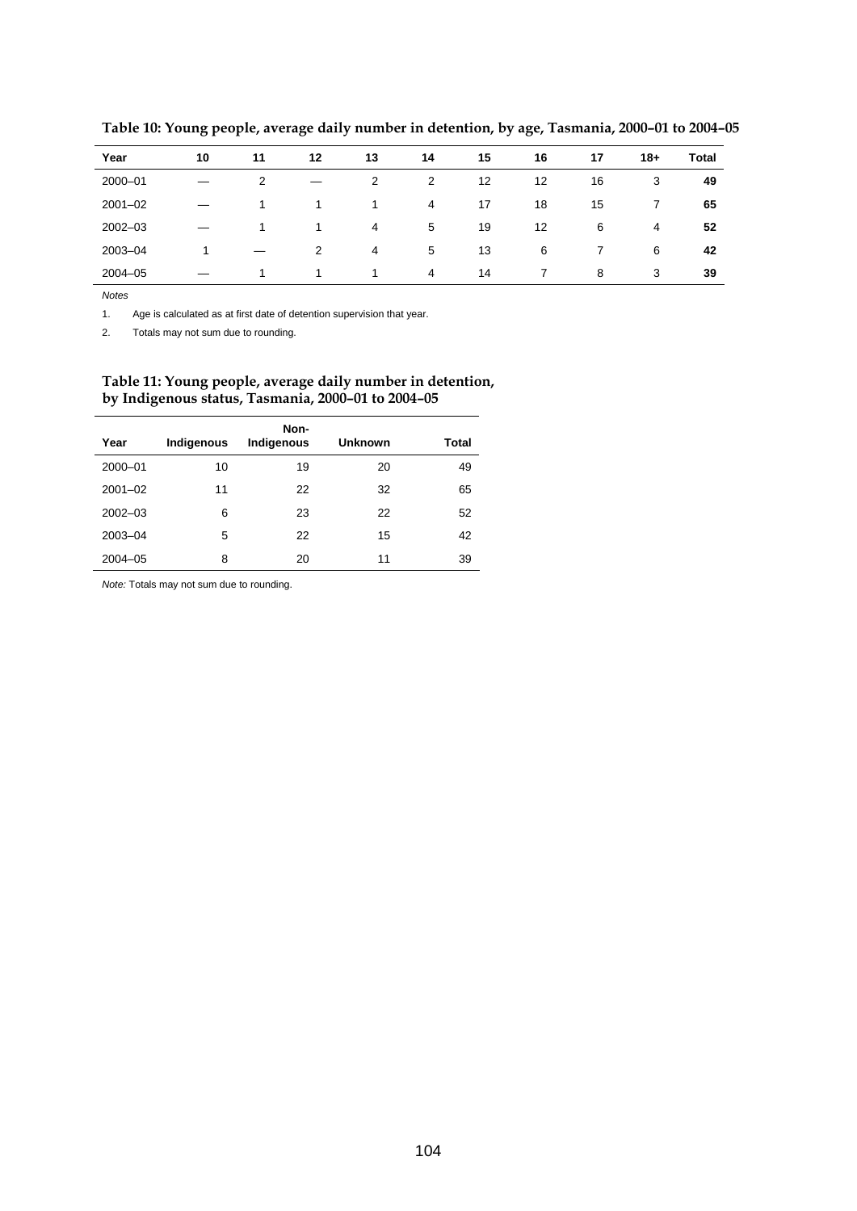**Table 10: Young people, average daily number in detention, by age, Tasmania, 2000–01 to 2004–05**

| Year | 10 | 11 | 12 | 13 | 14 | 15 | 16 | 17 | 18+ | Total |
|---|---|---|---|---|---|---|---|---|---|---|
| 2000–01 | — | 2 | — | 2 | 2 | 12 | 12 | 16 | 3 | **49** |
| 2001–02 | — | 1 | 1 | 1 | 4 | 17 | 18 | 15 | 7 | **65** |
| 2002–03 | — | 1 | 1 | 4 | 5 | 19 | 12 | 6 | 4 | **52** |
| 2003–04 | 1 | — | 2 | 4 | 5 | 13 | 6 | 7 | 6 | **42** |
| 2004–05 | — | 1 | 1 | 1 | 4 | 14 | 7 | 8 | 3 | **39** |

*Notes*

1. Age is calculated as at first date of detention supervision that year.
2. Totals may not sum due to rounding.

**Table 11: Young people, average daily number in detention, by Indigenous status, Tasmania, 2000–01 to 2004–05**

| Year | Indigenous | Non-Indigenous | Unknown | Total |
|---|---|---|---|---|
| 2000–01 | 10 | 19 | 20 | 49 |
| 2001–02 | 11 | 22 | 32 | 65 |
| 2002–03 | 6 | 23 | 22 | 52 |
| 2003–04 | 5 | 22 | 15 | 42 |
| 2004–05 | 8 | 20 | 11 | 39 |

*Note:* Totals may not sum due to rounding.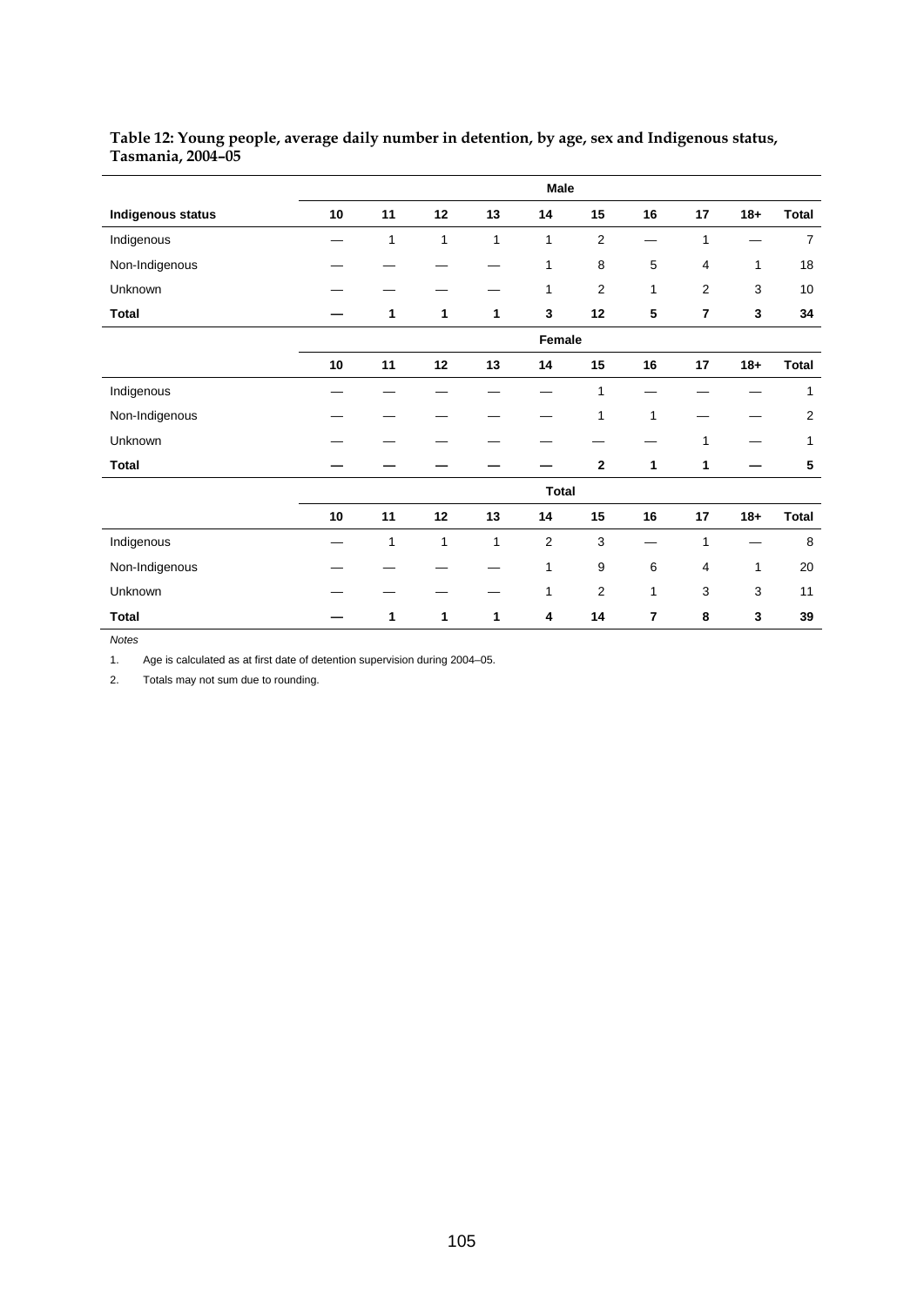**Table 12: Young people, average daily number in detention, by age, sex and Indigenous status, Tasmania, 2004–05**

| | Male | | | | | | | | | |
|---|---|---|---|---|---|---|---|---|---|---|
| **Indigenous status** | **10** | **11** | **12** | **13** | **14** | **15** | **16** | **17** | **18+** | **Total** |
| Indigenous | — | 1 | 1 | 1 | 1 | 2 | — | 1 | — | 7 |
| Non-Indigenous | — | — | — | — | 1 | 8 | 5 | 4 | 1 | 18 |
| Unknown | — | — | — | — | 1 | 2 | 1 | 2 | 3 | 10 |
| **Total** | **—** | **1** | **1** | **1** | **3** | **12** | **5** | **7** | **3** | **34** |
| | **Female** | | | | | | | | | |
| | **10** | **11** | **12** | **13** | **14** | **15** | **16** | **17** | **18+** | **Total** |
| Indigenous | — | — | — | — | — | 1 | — | — | — | 1 |
| Non-Indigenous | — | — | — | — | — | 1 | 1 | — | — | 2 |
| Unknown | — | — | — | — | — | — | — | 1 | — | 1 |
| **Total** | **—** | **—** | **—** | **—** | **—** | **2** | **1** | **1** | **—** | **5** |
| | **Total** | | | | | | | | | |
| | **10** | **11** | **12** | **13** | **14** | **15** | **16** | **17** | **18+** | **Total** |
| Indigenous | — | 1 | 1 | 1 | 2 | 3 | — | 1 | — | 8 |
| Non-Indigenous | — | — | — | — | 1 | 9 | 6 | 4 | 1 | 20 |
| Unknown | — | — | — | — | 1 | 2 | 1 | 3 | 3 | 11 |
| **Total** | **—** | **1** | **1** | **1** | **4** | **14** | **7** | **8** | **3** | **39** |

*Notes*

1. Age is calculated as at first date of detention supervision during 2004–05.
2. Totals may not sum due to rounding.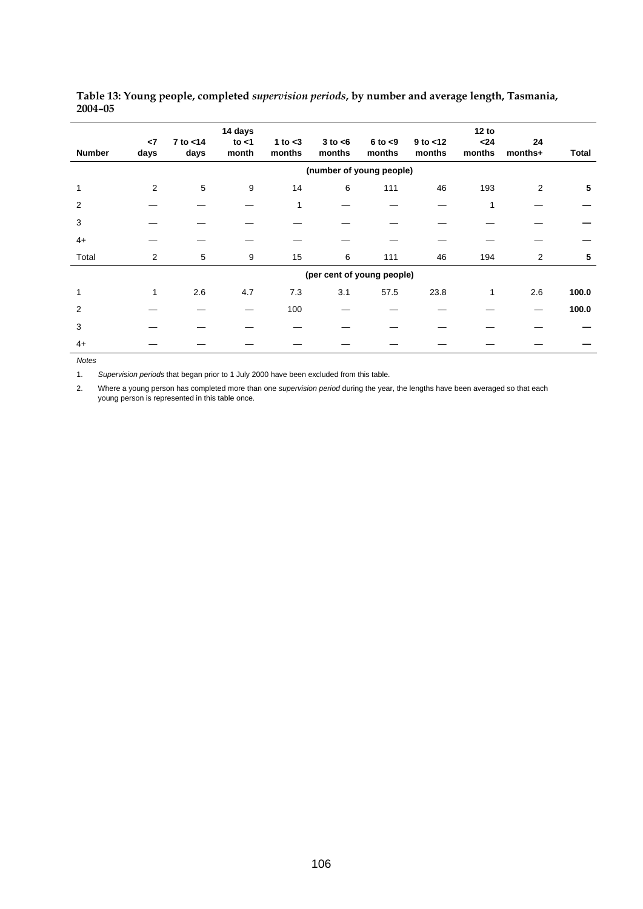**Table 13: Young people, completed *supervision periods*, by number and average length, Tasmania, 2004–05**

| Number | <7 days | 7 to <14 days | 14 days to <1 month | 1 to <3 months | 3 to <6 months | 6 to <9 months | 9 to <12 months | 12 to <24 months | 24 months+ | Total |
|---|---|---|---|---|---|---|---|---|---|---|
| | | | | | (number of young people) | | | | | |
| 1 | 2 | 5 | 9 | 14 | 6 | 111 | 46 | 193 | 2 | **5** |
| 2 | — | — | — | 1 | — | — | — | 1 | — | **—** |
| 3 | — | — | — | — | — | — | — | — | — | **—** |
| 4+ | — | — | — | — | — | — | — | — | — | **—** |
| Total | 2 | 5 | 9 | 15 | 6 | 111 | 46 | 194 | 2 | **5** |
| | | | | | (per cent of young people) | | | | | |
| 1 | 1 | 2.6 | 4.7 | 7.3 | 3.1 | 57.5 | 23.8 | 1 | 2.6 | **100.0** |
| 2 | — | — | — | 100 | — | — | — | — | — | **100.0** |
| 3 | — | — | — | — | — | — | — | — | — | **—** |
| 4+ | — | — | — | — | — | — | — | — | — | **—** |

*Notes*

1. *Supervision periods* that began prior to 1 July 2000 have been excluded from this table.

2. Where a young person has completed more than one *supervision period* during the year, the lengths have been averaged so that each young person is represented in this table once.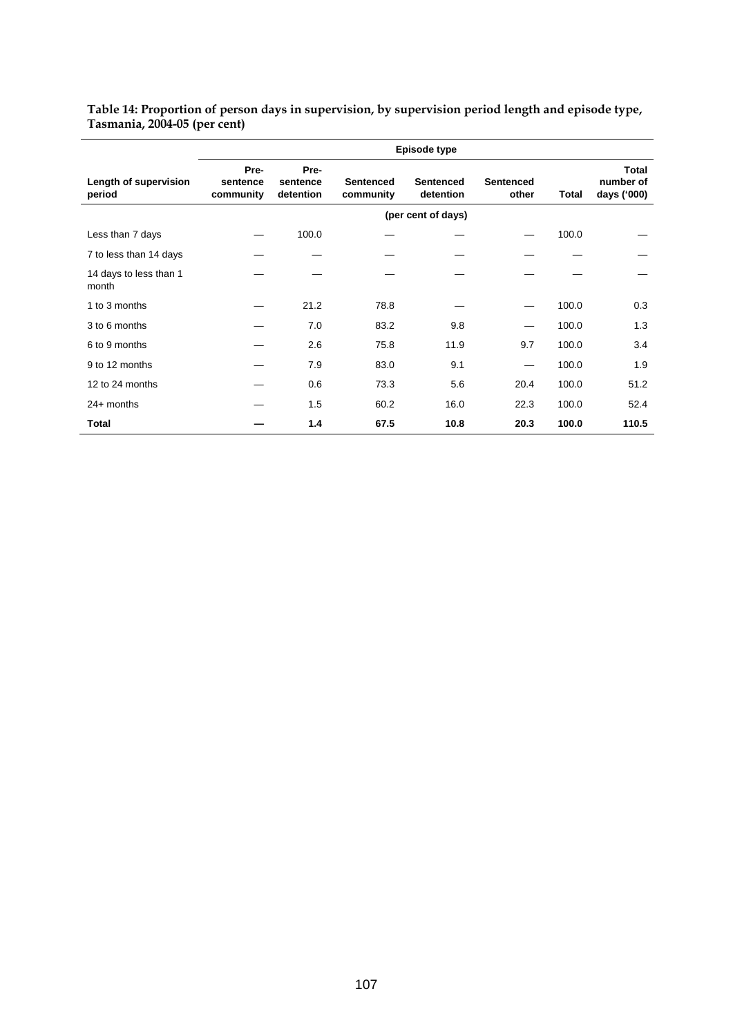**Table 14: Proportion of person days in supervision, by supervision period length and episode type, Tasmania, 2004-05 (per cent)**

| | Episode type | | | | | | |
|---|---|---|---|---|---|---|---|
| Length of supervision period | Pre-sentence community | Pre-sentence detention | Sentenced community | Sentenced detention | Sentenced other | Total | Total number of days ('000) |
| | (per cent of days) | | | | | | |
| Less than 7 days | — | 100.0 | — | — | — | 100.0 | — |
| 7 to less than 14 days | — | — | — | — | — | — | — |
| 14 days to less than 1 month | — | — | — | — | — | — | — |
| 1 to 3 months | — | 21.2 | 78.8 | — | — | 100.0 | 0.3 |
| 3 to 6 months | — | 7.0 | 83.2 | 9.8 | — | 100.0 | 1.3 |
| 6 to 9 months | — | 2.6 | 75.8 | 11.9 | 9.7 | 100.0 | 3.4 |
| 9 to 12 months | — | 7.9 | 83.0 | 9.1 | — | 100.0 | 1.9 |
| 12 to 24 months | — | 0.6 | 73.3 | 5.6 | 20.4 | 100.0 | 51.2 |
| 24+ months | — | 1.5 | 60.2 | 16.0 | 22.3 | 100.0 | 52.4 |
| **Total** | **—** | **1.4** | **67.5** | **10.8** | **20.3** | **100.0** | **110.5** |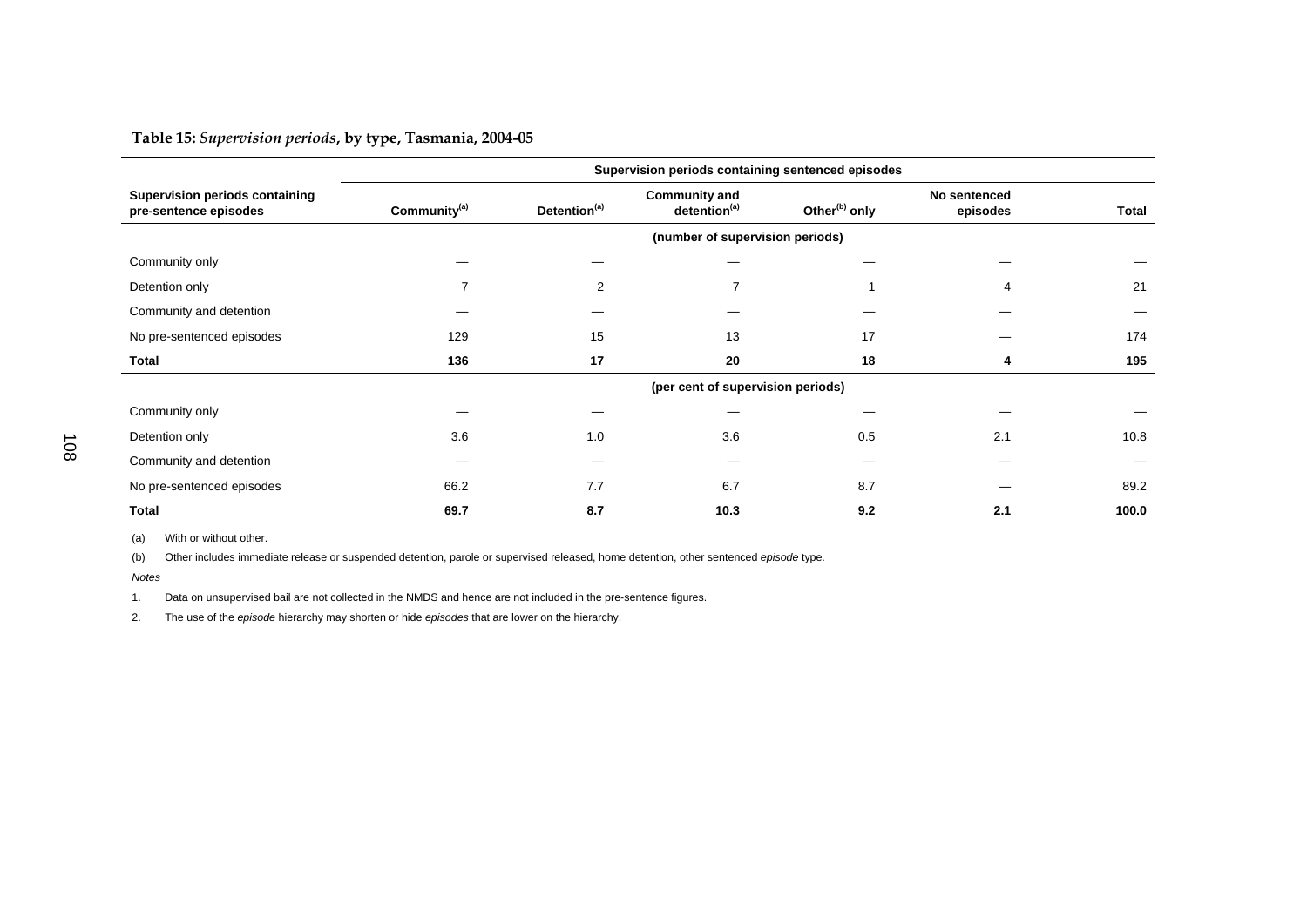**Table 15:** ***Supervision periods*****, by type, Tasmania, 2004-05**

| Supervision periods containing pre-sentence episodes | Supervision periods containing sentenced episodes | | | | | |
|---|---|---|---|---|---|---|
| | Community[(a)] | Detention[(a)] | Community and detention[(a)] | Other[(b)] only | No sentenced episodes | Total |
| | (number of supervision periods) | | | | | |
| Community only | — | — | — | — | — | — |
| Detention only | 7 | 2 | 7 | 1 | 4 | 21 |
| Community and detention | — | — | — | — | — | — |
| No pre-sentenced episodes | 129 | 15 | 13 | 17 | — | 174 |
| **Total** | **136** | **17** | **20** | **18** | **4** | **195** |
| | (per cent of supervision periods) | | | | | |
| Community only | — | — | — | — | — | — |
| Detention only | 3.6 | 1.0 | 3.6 | 0.5 | 2.1 | 10.8 |
| Community and detention | — | — | — | — | — | — |
| No pre-sentenced episodes | 66.2 | 7.7 | 6.7 | 8.7 | — | 89.2 |
| **Total** | **69.7** | **8.7** | **10.3** | **9.2** | **2.1** | **100.0** |

(a) With or without other.

(b) Other includes immediate release or suspended detention, parole or supervised released, home detention, other sentenced *episode* type.

*Notes*

1. Data on unsupervised bail are not collected in the NMDS and hence are not included in the pre-sentence figures.

2. The use of the *episode* hierarchy may shorten or hide *episodes* that are lower on the hierarchy.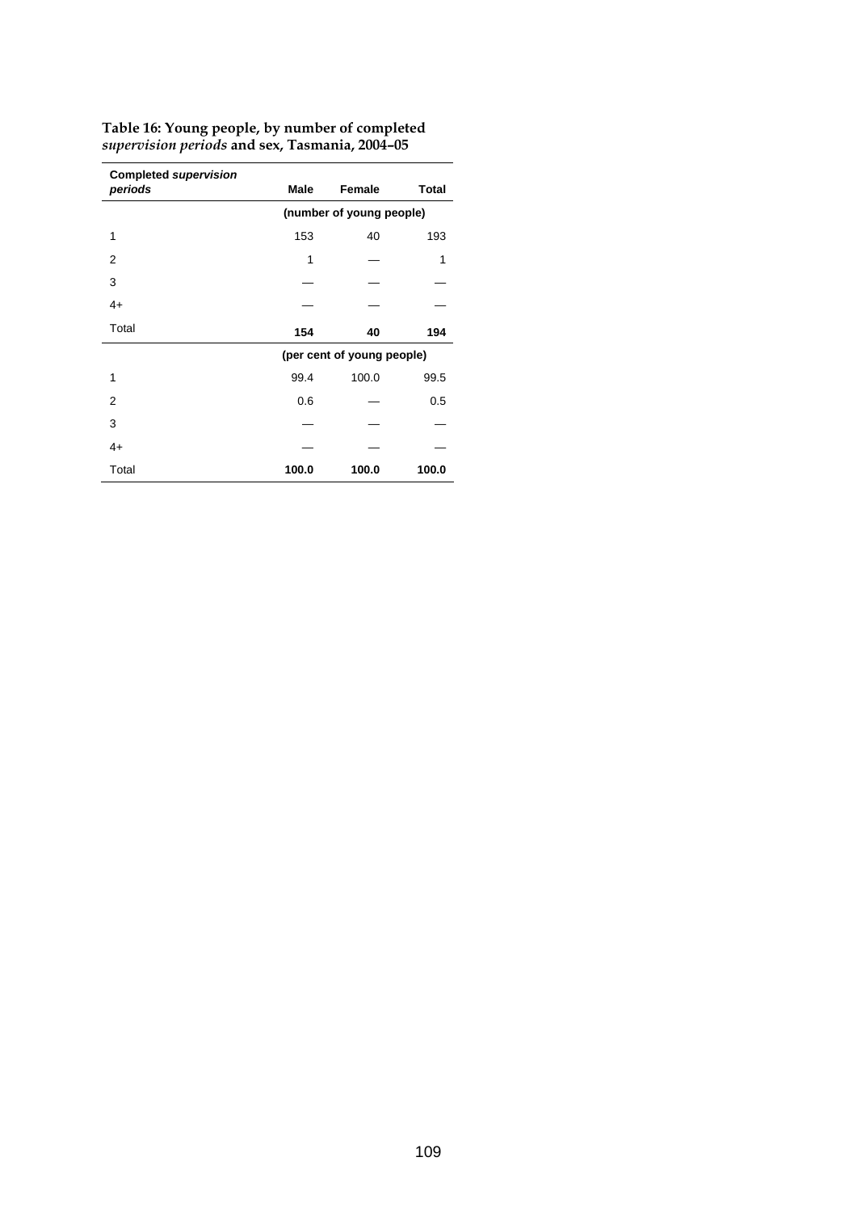**Table 16: Young people, by number of completed *supervision periods* and sex, Tasmania, 2004–05**

| Completed *supervision periods* | Male | Female | Total |
|---|---|---|---|
| | (number of young people) | | |
| 1 | 153 | 40 | 193 |
| 2 | 1 | — | 1 |
| 3 | — | — | — |
| 4+ | — | — | — |
| Total | **154** | **40** | **194** |
| | (per cent of young people) | | |
| 1 | 99.4 | 100.0 | 99.5 |
| 2 | 0.6 | — | 0.5 |
| 3 | — | — | — |
| 4+ | — | — | — |
| Total | **100.0** | **100.0** | **100.0** |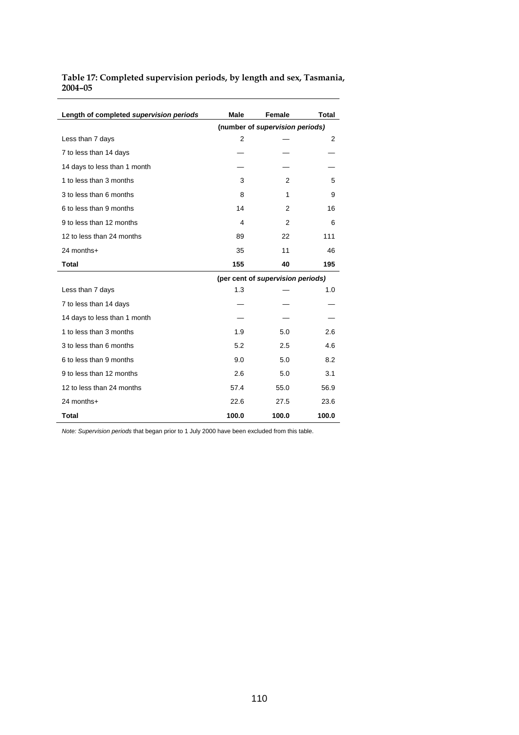**Table 17: Completed supervision periods, by length and sex, Tasmania, 2004–05**

| Length of completed *supervision periods* | Male | Female | Total |
|---|---|---|---|
| | (number of *supervision periods*) | | |
| Less than 7 days | 2 | — | 2 |
| 7 to less than 14 days | — | — | — |
| 14 days to less than 1 month | — | — | — |
| 1 to less than 3 months | 3 | 2 | 5 |
| 3 to less than 6 months | 8 | 1 | 9 |
| 6 to less than 9 months | 14 | 2 | 16 |
| 9 to less than 12 months | 4 | 2 | 6 |
| 12 to less than 24 months | 89 | 22 | 111 |
| 24 months+ | 35 | 11 | 46 |
| **Total** | **155** | **40** | **195** |
| | (per cent of *supervision periods*) | | |
| Less than 7 days | 1.3 | — | 1.0 |
| 7 to less than 14 days | — | — | — |
| 14 days to less than 1 month | — | — | — |
| 1 to less than 3 months | 1.9 | 5.0 | 2.6 |
| 3 to less than 6 months | 5.2 | 2.5 | 4.6 |
| 6 to less than 9 months | 9.0 | 5.0 | 8.2 |
| 9 to less than 12 months | 2.6 | 5.0 | 3.1 |
| 12 to less than 24 months | 57.4 | 55.0 | 56.9 |
| 24 months+ | 22.6 | 27.5 | 23.6 |
| **Total** | **100.0** | **100.0** | **100.0** |

*Note: Supervision periods* that began prior to 1 July 2000 have been excluded from this table.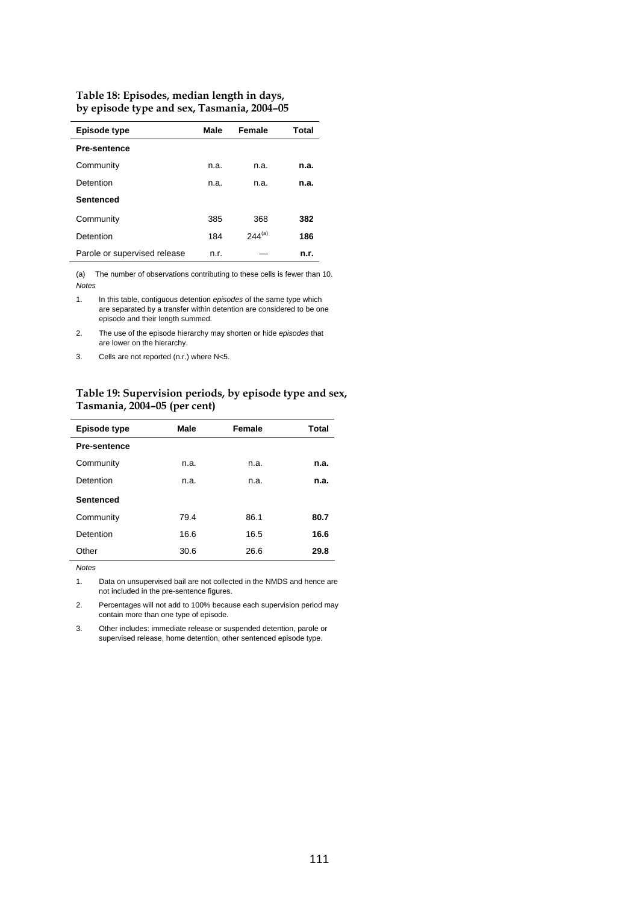**Table 18: Episodes, median length in days, by episode type and sex, Tasmania, 2004–05**

| Episode type | Male | Female | Total |
|---|---|---|---|
| **Pre-sentence** | | | |
| Community | n.a. | n.a. | **n.a.** |
| Detention | n.a. | n.a. | **n.a.** |
| **Sentenced** | | | |
| Community | 385 | 368 | **382** |
| Detention | 184 | 244[(a)] | **186** |
| Parole or supervised release | n.r. | — | **n.r.** |

(a) The number of observations contributing to these cells is fewer than 10.

*Notes*

1. In this table, contiguous detention *episodes* of the same type which are separated by a transfer within detention are considered to be one episode and their length summed.
2. The use of the episode hierarchy may shorten or hide *episodes* that are lower on the hierarchy.
3. Cells are not reported (n.r.) where N<5.

**Table 19: Supervision periods, by episode type and sex, Tasmania, 2004–05 (per cent)**

| Episode type | Male | Female | Total |
|---|---|---|---|
| **Pre-sentence** | | | |
| Community | n.a. | n.a. | **n.a.** |
| Detention | n.a. | n.a. | **n.a.** |
| **Sentenced** | | | |
| Community | 79.4 | 86.1 | **80.7** |
| Detention | 16.6 | 16.5 | **16.6** |
| Other | 30.6 | 26.6 | **29.8** |

*Notes*

1. Data on unsupervised bail are not collected in the NMDS and hence are not included in the pre-sentence figures.
2. Percentages will not add to 100% because each supervision period may contain more than one type of episode.
3. Other includes: immediate release or suspended detention, parole or supervised release, home detention, other sentenced episode type.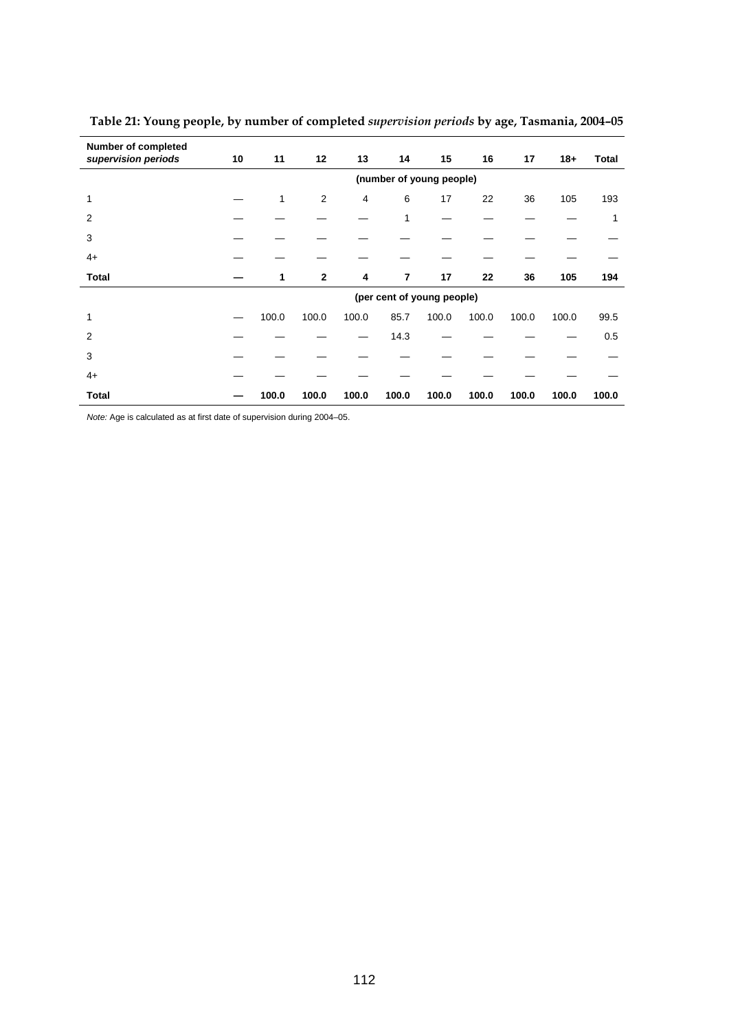**Table 21: Young people, by number of completed *supervision periods* by age, Tasmania, 2004–05**

| Number of completed *supervision periods* | 10 | 11 | 12 | 13 | 14 | 15 | 16 | 17 | 18+ | Total |
|---|---|---|---|---|---|---|---|---|---|---|
| | | | | | (number of young people) | | | | | |
| 1 | — | 1 | 2 | 4 | 6 | 17 | 22 | 36 | 105 | 193 |
| 2 | — | — | — | — | 1 | — | — | — | — | 1 |
| 3 | — | — | — | — | — | — | — | — | — | — |
| 4+ | — | — | — | — | — | — | — | — | — | — |
| **Total** | **—** | **1** | **2** | **4** | **7** | **17** | **22** | **36** | **105** | **194** |
| | | | | | (per cent of young people) | | | | | |
| 1 | — | 100.0 | 100.0 | 100.0 | 85.7 | 100.0 | 100.0 | 100.0 | 100.0 | 99.5 |
| 2 | — | — | — | — | 14.3 | — | — | — | — | 0.5 |
| 3 | — | — | — | — | — | — | — | — | — | — |
| 4+ | — | — | — | — | — | — | — | — | — | — |
| **Total** | **—** | **100.0** | **100.0** | **100.0** | **100.0** | **100.0** | **100.0** | **100.0** | **100.0** | **100.0** |

*Note:* Age is calculated as at first date of supervision during 2004–05.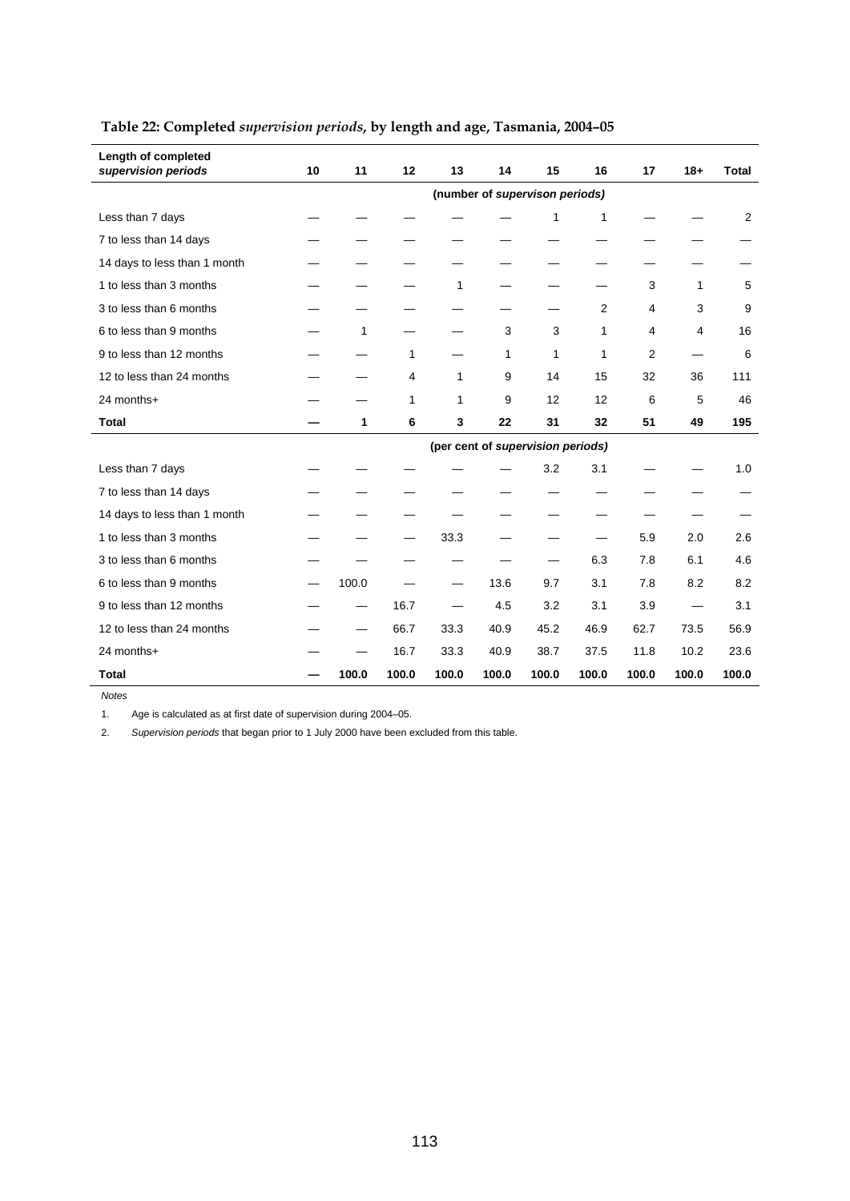**Table 22: Completed *supervision periods*, by length and age, Tasmania, 2004–05**

| Length of completed *supervision periods* | 10 | 11 | 12 | 13 | 14 | 15 | 16 | 17 | 18+ | Total |
|---|---|---|---|---|---|---|---|---|---|---|
| | (number of *supervison periods)* | | | | | | | | | |
| Less than 7 days | — | — | — | — | — | 1 | 1 | — | — | 2 |
| 7 to less than 14 days | — | — | — | — | — | — | — | — | — | — |
| 14 days to less than 1 month | — | — | — | — | — | — | — | — | — | — |
| 1 to less than 3 months | — | — | — | 1 | — | — | — | 3 | 1 | 5 |
| 3 to less than 6 months | — | — | — | — | — | — | 2 | 4 | 3 | 9 |
| 6 to less than 9 months | — | 1 | — | — | 3 | 3 | 1 | 4 | 4 | 16 |
| 9 to less than 12 months | — | — | 1 | — | 1 | 1 | 1 | 2 | — | 6 |
| 12 to less than 24 months | — | — | 4 | 1 | 9 | 14 | 15 | 32 | 36 | 111 |
| 24 months+ | — | — | 1 | 1 | 9 | 12 | 12 | 6 | 5 | 46 |
| **Total** | **—** | **1** | **6** | **3** | **22** | **31** | **32** | **51** | **49** | **195** |
| | (per cent of *supervision periods)* | | | | | | | | | |
| Less than 7 days | — | — | — | — | — | 3.2 | 3.1 | — | — | 1.0 |
| 7 to less than 14 days | — | — | — | — | — | — | — | — | — | — |
| 14 days to less than 1 month | — | — | — | — | — | — | — | — | — | — |
| 1 to less than 3 months | — | — | — | 33.3 | — | — | — | 5.9 | 2.0 | 2.6 |
| 3 to less than 6 months | — | — | — | — | — | — | 6.3 | 7.8 | 6.1 | 4.6 |
| 6 to less than 9 months | — | 100.0 | — | — | 13.6 | 9.7 | 3.1 | 7.8 | 8.2 | 8.2 |
| 9 to less than 12 months | — | — | 16.7 | — | 4.5 | 3.2 | 3.1 | 3.9 | — | 3.1 |
| 12 to less than 24 months | — | — | 66.7 | 33.3 | 40.9 | 45.2 | 46.9 | 62.7 | 73.5 | 56.9 |
| 24 months+ | — | — | 16.7 | 33.3 | 40.9 | 38.7 | 37.5 | 11.8 | 10.2 | 23.6 |
| **Total** | **—** | **100.0** | **100.0** | **100.0** | **100.0** | **100.0** | **100.0** | **100.0** | **100.0** | **100.0** |

*Notes*

1. Age is calculated as at first date of supervision during 2004–05.
2. *Supervision periods* that began prior to 1 July 2000 have been excluded from this table.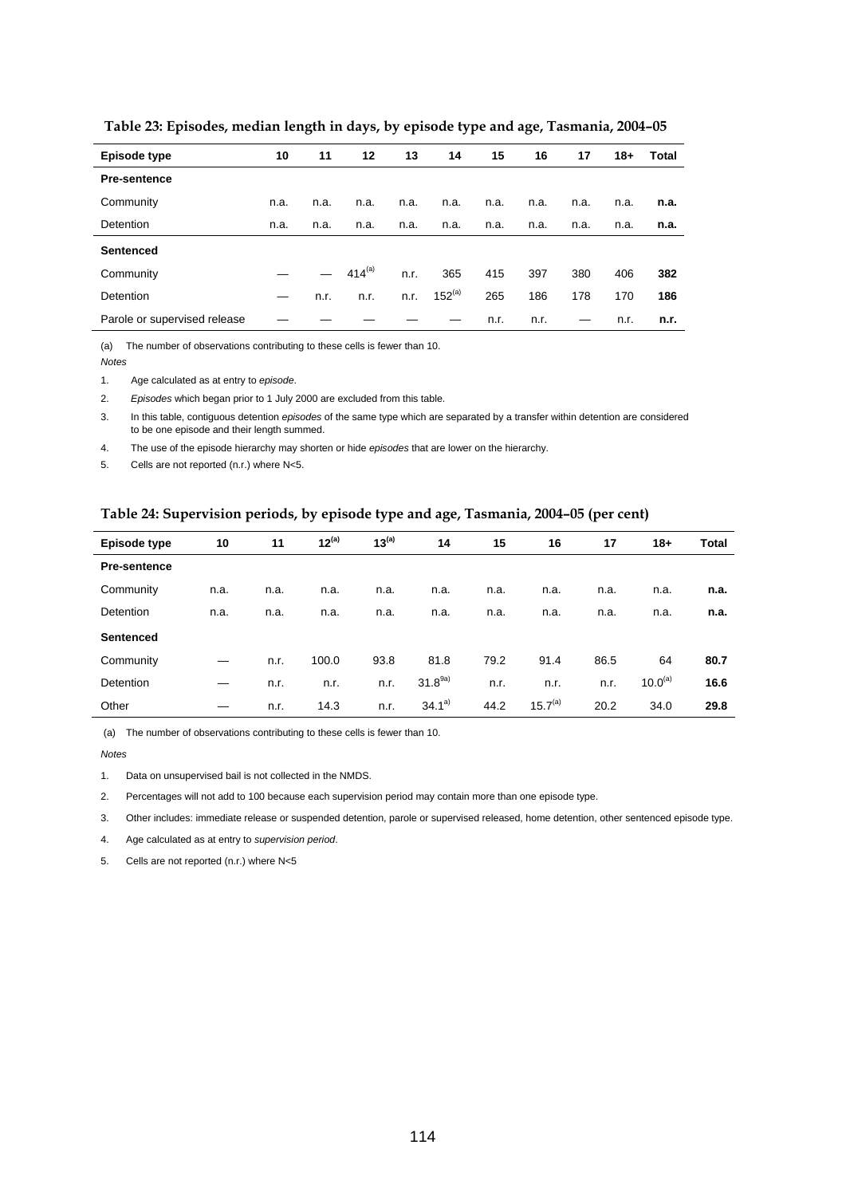**Table 23: Episodes, median length in days, by episode type and age, Tasmania, 2004–05**

| Episode type | 10 | 11 | 12 | 13 | 14 | 15 | 16 | 17 | 18+ | Total |
|---|---|---|---|---|---|---|---|---|---|---|
| **Pre-sentence** | | | | | | | | | | |
| Community | n.a. | n.a. | n.a. | n.a. | n.a. | n.a. | n.a. | n.a. | n.a. | **n.a.** |
| Detention | n.a. | n.a. | n.a. | n.a. | n.a. | n.a. | n.a. | n.a. | n.a. | **n.a.** |
| **Sentenced** | | | | | | | | | | |
| Community | — | — | 414[(a)] | n.r. | 365 | 415 | 397 | 380 | 406 | **382** |
| Detention | — | n.r. | n.r. | n.r. | 152[(a)] | 265 | 186 | 178 | 170 | **186** |
| Parole or supervised release | — | — | — | — | — | n.r. | n.r. | — | n.r. | **n.r.** |

(a) The number of observations contributing to these cells is fewer than 10.

*Notes*

1. Age calculated as at entry to *episode*.
2. *Episodes* which began prior to 1 July 2000 are excluded from this table.
3. In this table, contiguous detention *episodes* of the same type which are separated by a transfer within detention are considered to be one episode and their length summed.
4. The use of the episode hierarchy may shorten or hide *episodes* that are lower on the hierarchy.
5. Cells are not reported (n.r.) where N<5.

**Table 24: Supervision periods, by episode type and age, Tasmania, 2004–05 (per cent)**

| Episode type | 10 | 11 | 12[(a)] | 13[(a)] | 14 | 15 | 16 | 17 | 18+ | Total |
|---|---|---|---|---|---|---|---|---|---|---|
| **Pre-sentence** | | | | | | | | | | |
| Community | n.a. | n.a. | n.a. | n.a. | n.a. | n.a. | n.a. | n.a. | n.a. | **n.a.** |
| Detention | n.a. | n.a. | n.a. | n.a. | n.a. | n.a. | n.a. | n.a. | n.a. | **n.a.** |
| **Sentenced** | | | | | | | | | | |
| Community | — | n.r. | 100.0 | 93.8 | 81.8 | 79.2 | 91.4 | 86.5 | 64 | **80.7** |
| Detention | — | n.r. | n.r. | n.r. | 31.8[9a)] | n.r. | n.r. | n.r. | 10.0[(a)] | **16.6** |
| Other | — | n.r. | 14.3 | n.r. | 34.1[a)] | 44.2 | 15.7[(a)] | 20.2 | 34.0 | **29.8** |

(a) The number of observations contributing to these cells is fewer than 10.

*Notes*

1. Data on unsupervised bail is not collected in the NMDS.
2. Percentages will not add to 100 because each supervision period may contain more than one episode type.
3. Other includes: immediate release or suspended detention, parole or supervised released, home detention, other sentenced episode type.
4. Age calculated as at entry to *supervision period*.
5. Cells are not reported (n.r.) where N<5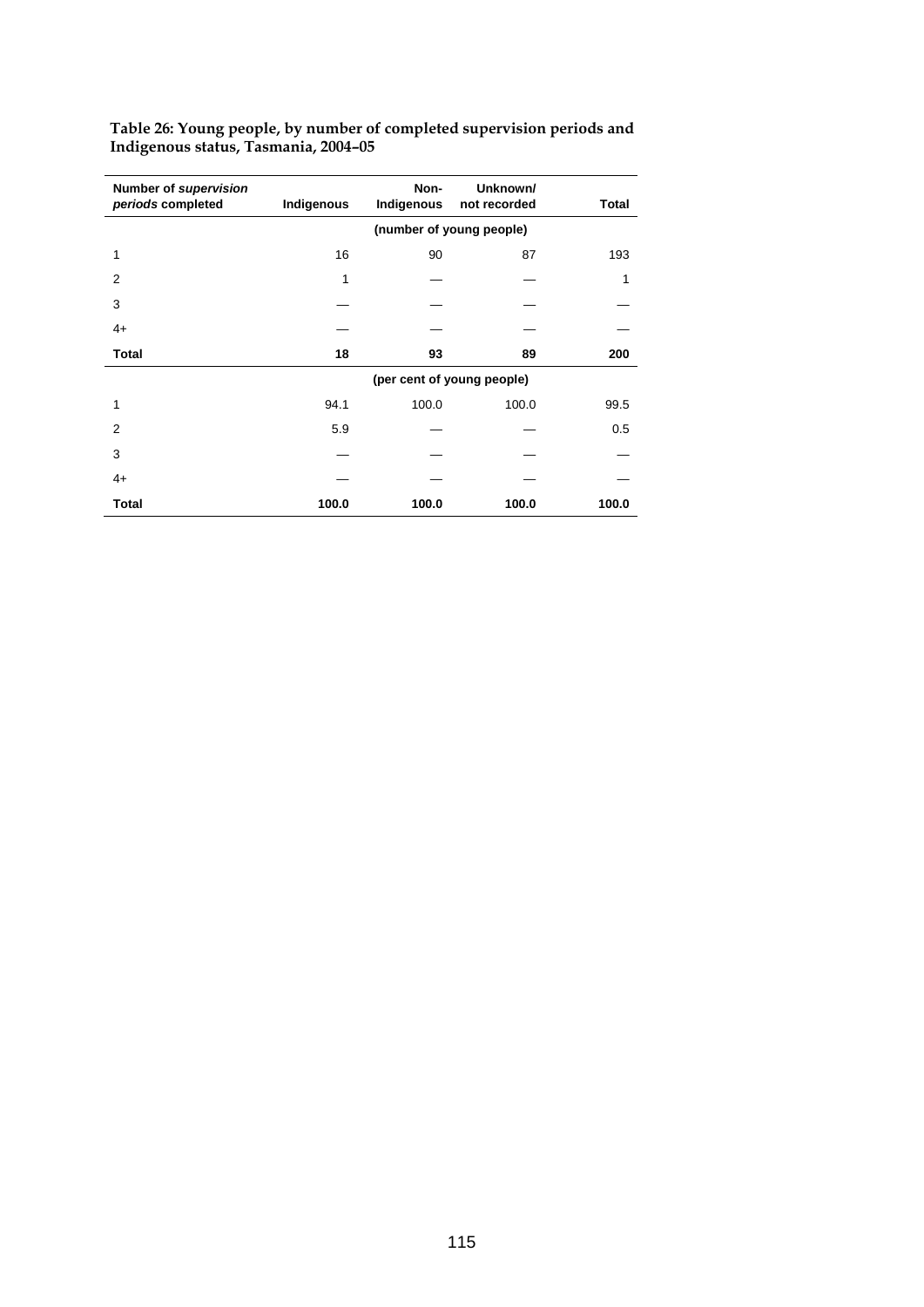**Table 26: Young people, by number of completed supervision periods and Indigenous status, Tasmania, 2004–05**

| Number of *supervision periods* completed | Indigenous | Non-Indigenous | Unknown/ not recorded | Total |
|---|---|---|---|---|
| | (number of young people) | | | |
| 1 | 16 | 90 | 87 | 193 |
| 2 | 1 | — | — | 1 |
| 3 | — | — | — | — |
| 4+ | — | — | — | — |
| **Total** | **18** | **93** | **89** | **200** |
| | (per cent of young people) | | | |
| 1 | 94.1 | 100.0 | 100.0 | 99.5 |
| 2 | 5.9 | — | — | 0.5 |
| 3 | — | — | — | — |
| 4+ | — | — | — | — |
| **Total** | **100.0** | **100.0** | **100.0** | **100.0** |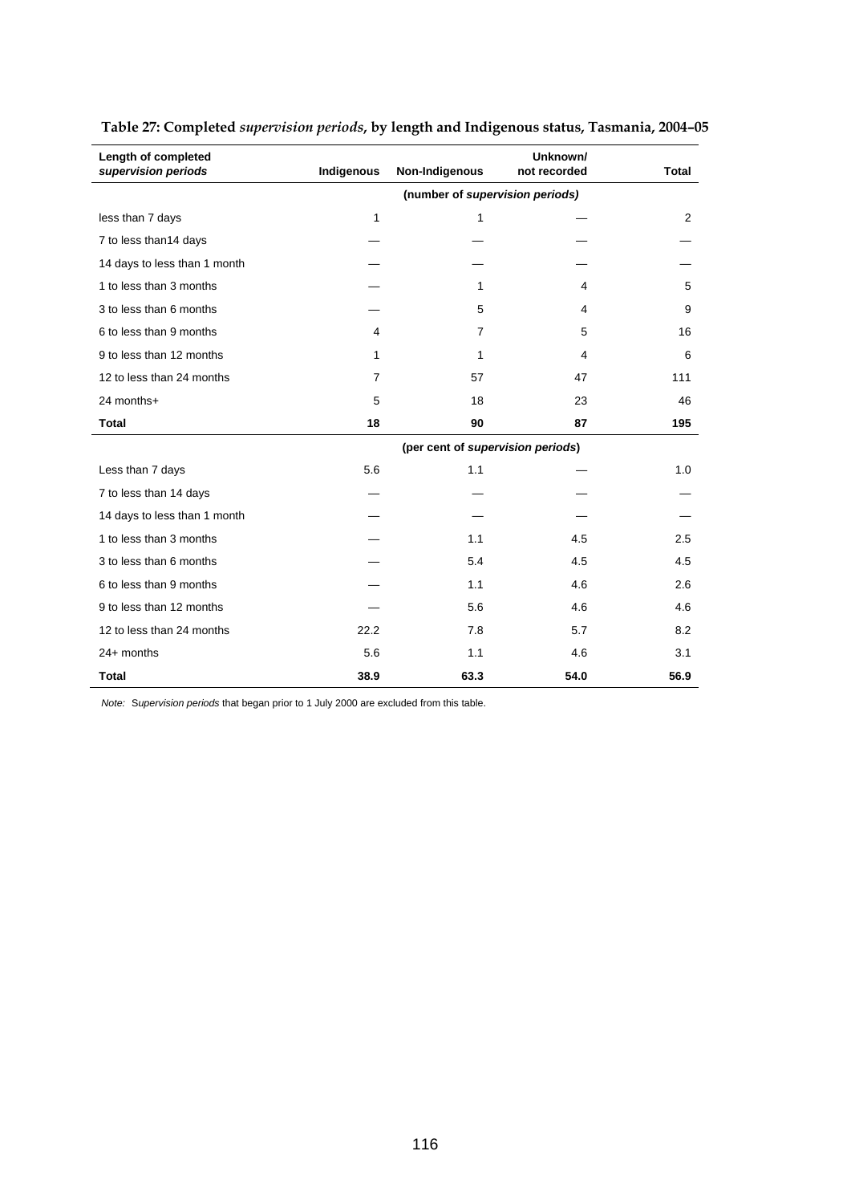**Table 27: Completed *supervision periods*, by length and Indigenous status, Tasmania, 2004–05**

| Length of completed *supervision periods* | Indigenous | Non-Indigenous | Unknown/ not recorded | Total |
|---|---|---|---|---|
| | (number of *supervision periods)* | | | |
| less than 7 days | 1 | 1 | — | 2 |
| 7 to less than14 days | — | — | — | — |
| 14 days to less than 1 month | — | — | — | — |
| 1 to less than 3 months | — | 1 | 4 | 5 |
| 3 to less than 6 months | — | 5 | 4 | 9 |
| 6 to less than 9 months | 4 | 7 | 5 | 16 |
| 9 to less than 12 months | 1 | 1 | 4 | 6 |
| 12 to less than 24 months | 7 | 57 | 47 | 111 |
| 24 months+ | 5 | 18 | 23 | 46 |
| **Total** | **18** | **90** | **87** | **195** |
| | (per cent of *supervision periods*) | | | |
| Less than 7 days | 5.6 | 1.1 | — | 1.0 |
| 7 to less than 14 days | — | — | — | — |
| 14 days to less than 1 month | — | — | — | — |
| 1 to less than 3 months | — | 1.1 | 4.5 | 2.5 |
| 3 to less than 6 months | — | 5.4 | 4.5 | 4.5 |
| 6 to less than 9 months | — | 1.1 | 4.6 | 2.6 |
| 9 to less than 12 months | — | 5.6 | 4.6 | 4.6 |
| 12 to less than 24 months | 22.2 | 7.8 | 5.7 | 8.2 |
| 24+ months | 5.6 | 1.1 | 4.6 | 3.1 |
| **Total** | **38.9** | **63.3** | **54.0** | **56.9** |

*Note: Supervision periods* that began prior to 1 July 2000 are excluded from this table.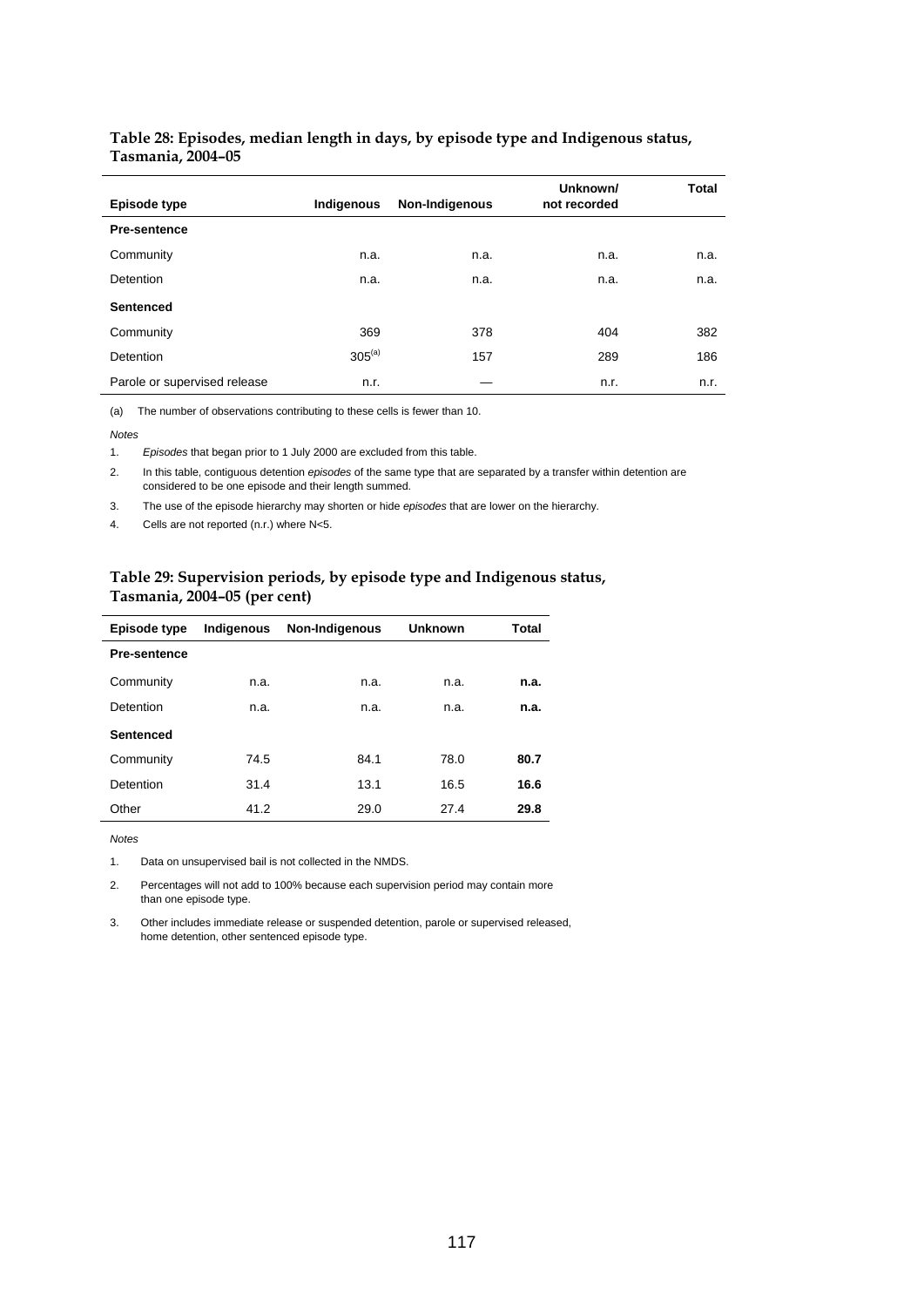**Table 28: Episodes, median length in days, by episode type and Indigenous status, Tasmania, 2004–05**

| Episode type | Indigenous | Non-Indigenous | Unknown/ not recorded | Total |
|---|---|---|---|---|
| **Pre-sentence** | | | | |
| Community | n.a. | n.a. | n.a. | n.a. |
| Detention | n.a. | n.a. | n.a. | n.a. |
| **Sentenced** | | | | |
| Community | 369 | 378 | 404 | 382 |
| Detention | 305[(a)] | 157 | 289 | 186 |
| Parole or supervised release | n.r. | — | n.r. | n.r. |

(a) The number of observations contributing to these cells is fewer than 10.

*Notes*

1. *Episodes* that began prior to 1 July 2000 are excluded from this table.
2. In this table, contiguous detention *episodes* of the same type that are separated by a transfer within detention are considered to be one episode and their length summed.
3. The use of the episode hierarchy may shorten or hide *episodes* that are lower on the hierarchy.
4. Cells are not reported (n.r.) where N<5.

**Table 29: Supervision periods, by episode type and Indigenous status, Tasmania, 2004–05 (per cent)**

| Episode type | Indigenous | Non-Indigenous | Unknown | Total |
|---|---|---|---|---|
| **Pre-sentence** | | | | |
| Community | n.a. | n.a. | n.a. | **n.a.** |
| Detention | n.a. | n.a. | n.a. | **n.a.** |
| **Sentenced** | | | | |
| Community | 74.5 | 84.1 | 78.0 | **80.7** |
| Detention | 31.4 | 13.1 | 16.5 | **16.6** |
| Other | 41.2 | 29.0 | 27.4 | **29.8** |

*Notes*

1. Data on unsupervised bail is not collected in the NMDS.
2. Percentages will not add to 100% because each supervision period may contain more than one episode type.
3. Other includes immediate release or suspended detention, parole or supervised released, home detention, other sentenced episode type.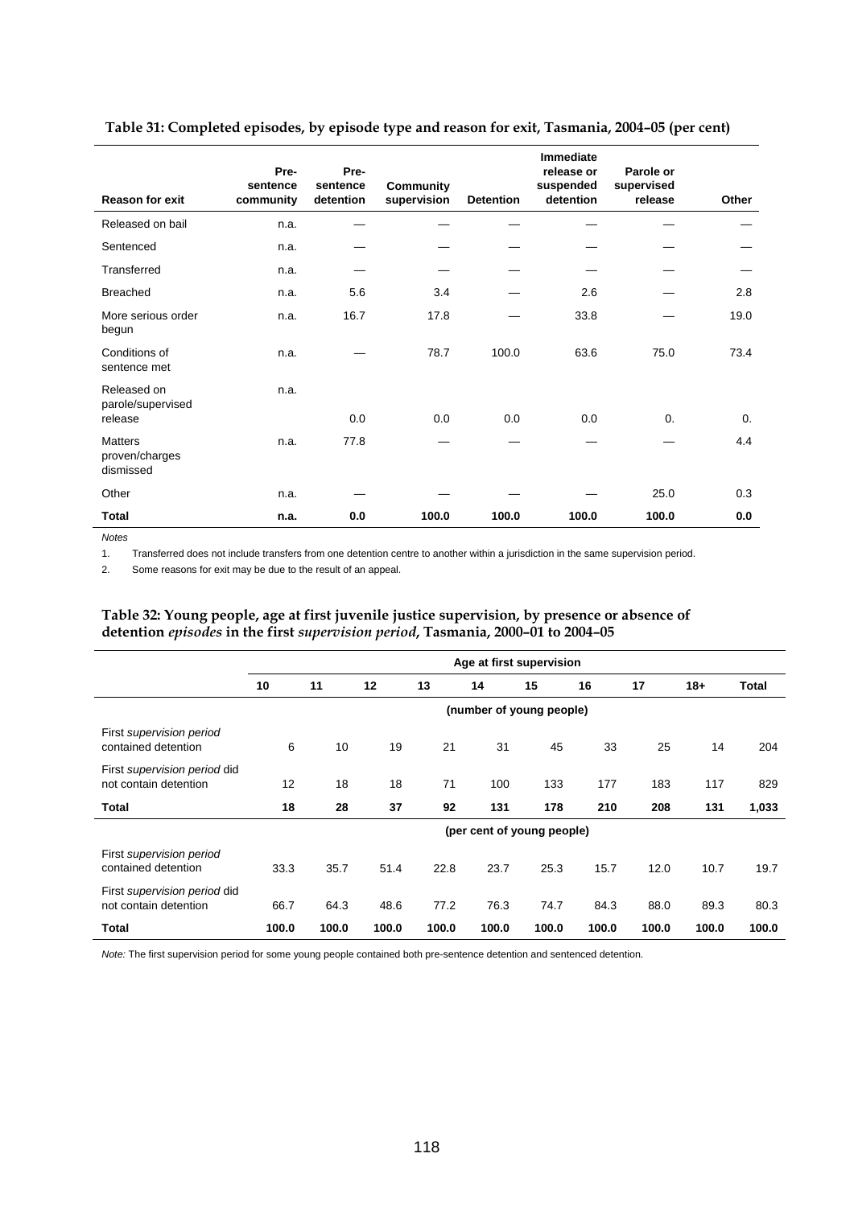**Table 31: Completed episodes, by episode type and reason for exit, Tasmania, 2004–05 (per cent)**

| Reason for exit | Pre-sentence community | Pre-sentence detention | Community supervision | Detention | Immediate release or suspended detention | Parole or supervised release | Other |
|---|---|---|---|---|---|---|---|
| Released on bail | n.a. | — | — | — | — | — | — |
| Sentenced | n.a. | — | — | — | — | — | — |
| Transferred | n.a. | — | — | — | — | — | — |
| Breached | n.a. | 5.6 | 3.4 | — | 2.6 | — | 2.8 |
| More serious order begun | n.a. | 16.7 | 17.8 | — | 33.8 | — | 19.0 |
| Conditions of sentence met | n.a. | — | 78.7 | 100.0 | 63.6 | 75.0 | 73.4 |
| Released on parole/supervised release | n.a. | 0.0 | 0.0 | 0.0 | 0.0 | 0. | 0. |
| Matters proven/charges dismissed | n.a. | 77.8 | — | — | — | — | 4.4 |
| Other | n.a. | — | — | — | — | 25.0 | 0.3 |
| **Total** | **n.a.** | **0.0** | **100.0** | **100.0** | **100.0** | **100.0** | **0.0** |

*Notes*

1. Transferred does not include transfers from one detention centre to another within a jurisdiction in the same supervision period.
2. Some reasons for exit may be due to the result of an appeal.

**Table 32: Young people, age at first juvenile justice supervision, by presence or absence of detention *episodes* in the first *supervision period*, Tasmania, 2000–01 to 2004–05**

| | Age at first supervision | | | | | | | | | |
|---|---|---|---|---|---|---|---|---|---|---|
| | 10 | 11 | 12 | 13 | 14 | 15 | 16 | 17 | 18+ | Total |
| | (number of young people) | | | | | | | | | |
| First *supervision period* contained detention | 6 | 10 | 19 | 21 | 31 | 45 | 33 | 25 | 14 | 204 |
| First *supervision period* did not contain detention | 12 | 18 | 18 | 71 | 100 | 133 | 177 | 183 | 117 | 829 |
| **Total** | **18** | **28** | **37** | **92** | **131** | **178** | **210** | **208** | **131** | **1,033** |
| | (per cent of young people) | | | | | | | | | |
| First *supervision period* contained detention | 33.3 | 35.7 | 51.4 | 22.8 | 23.7 | 25.3 | 15.7 | 12.0 | 10.7 | 19.7 |
| First *supervision period* did not contain detention | 66.7 | 64.3 | 48.6 | 77.2 | 76.3 | 74.7 | 84.3 | 88.0 | 89.3 | 80.3 |
| **Total** | **100.0** | **100.0** | **100.0** | **100.0** | **100.0** | **100.0** | **100.0** | **100.0** | **100.0** | **100.0** |

*Note:* The first supervision period for some young people contained both pre-sentence detention and sentenced detention.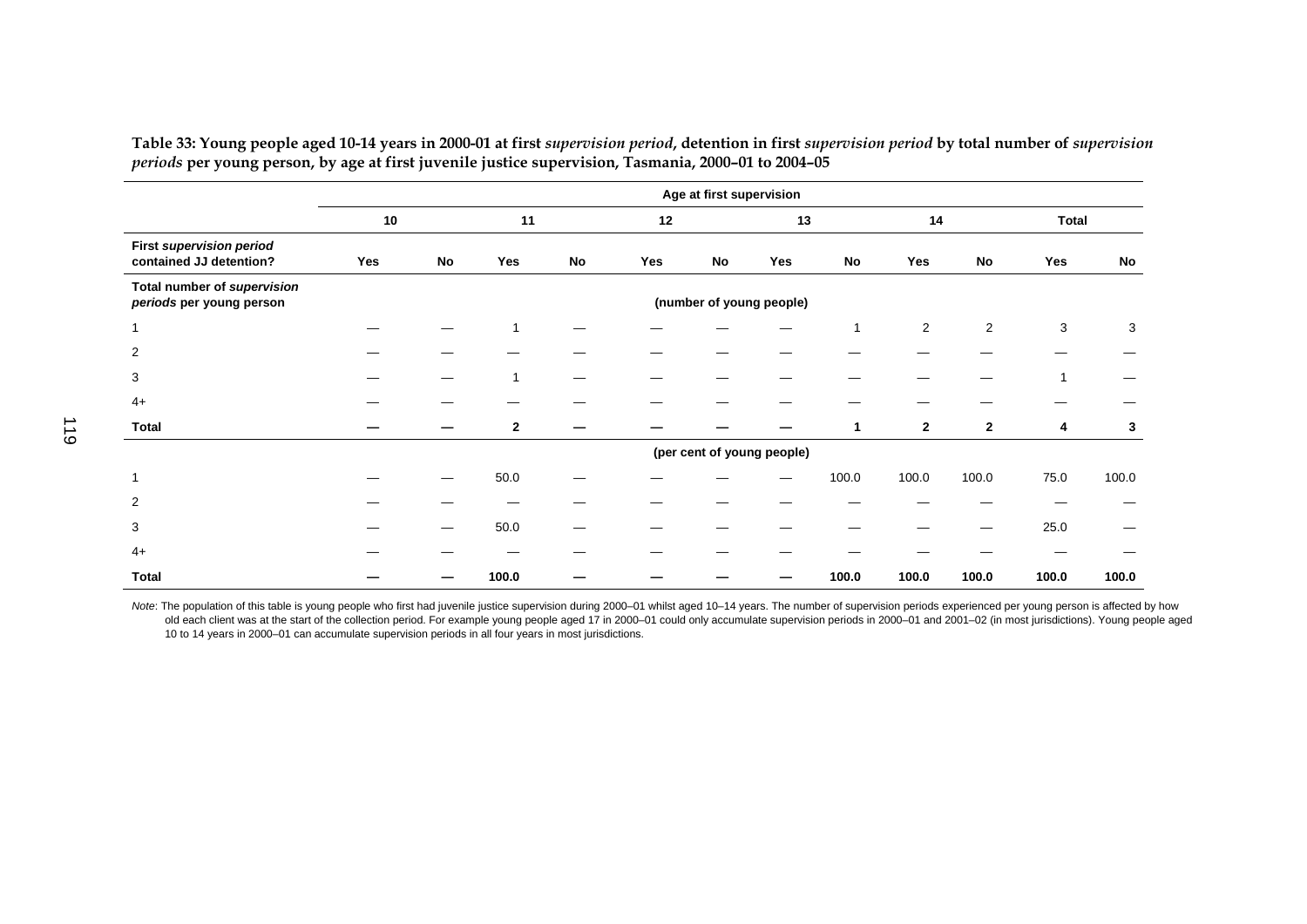**Table 33: Young people aged 10-14 years in 2000-01 at first *supervision period*, detention in first *supervision period* by total number of *supervision periods* per young person, by age at first juvenile justice supervision, Tasmania, 2000–01 to 2004–05**

| | Age at first supervision | | | | | | | | | | | |
|---|---|---|---|---|---|---|---|---|---|---|---|---|
| | 10 | | 11 | | 12 | | 13 | | 14 | | Total | |
| **First *supervision period* contained JJ detention?** | **Yes** | **No** | **Yes** | **No** | **Yes** | **No** | **Yes** | **No** | **Yes** | **No** | **Yes** | **No** |
| **Total number of *supervision periods* per young person** | (number of young people) | | | | | | | | | | | |
| 1 | — | — | 1 | — | — | — | — | 1 | 2 | 2 | 3 | 3 |
| 2 | — | — | — | — | — | — | — | — | — | — | — | — |
| 3 | — | — | 1 | — | — | — | — | — | — | — | 1 | — |
| 4+ | — | — | — | — | — | — | — | — | — | — | — | — |
| **Total** | **—** | **—** | **2** | **—** | **—** | **—** | **—** | **1** | **2** | **2** | **4** | **3** |
| | (per cent of young people) | | | | | | | | | | | |
| 1 | — | — | 50.0 | — | — | — | — | 100.0 | 100.0 | 100.0 | 75.0 | 100.0 |
| 2 | — | — | — | — | — | — | — | — | — | — | — | — |
| 3 | — | — | 50.0 | — | — | — | — | — | — | — | 25.0 | — |
| 4+ | — | — | — | — | — | — | — | — | — | — | — | — |
| **Total** | **—** | **—** | **100.0** | **—** | **—** | **—** | **—** | **100.0** | **100.0** | **100.0** | **100.0** | **100.0** |

*Note*: The population of this table is young people who first had juvenile justice supervision during 2000–01 whilst aged 10–14 years. The number of supervision periods experienced per young person is affected by how old each client was at the start of the collection period. For example young people aged 17 in 2000–01 could only accumulate supervision periods in 2000–01 and 2001–02 (in most jurisdictions). Young people aged 10 to 14 years in 2000–01 can accumulate supervision periods in all four years in most jurisdictions.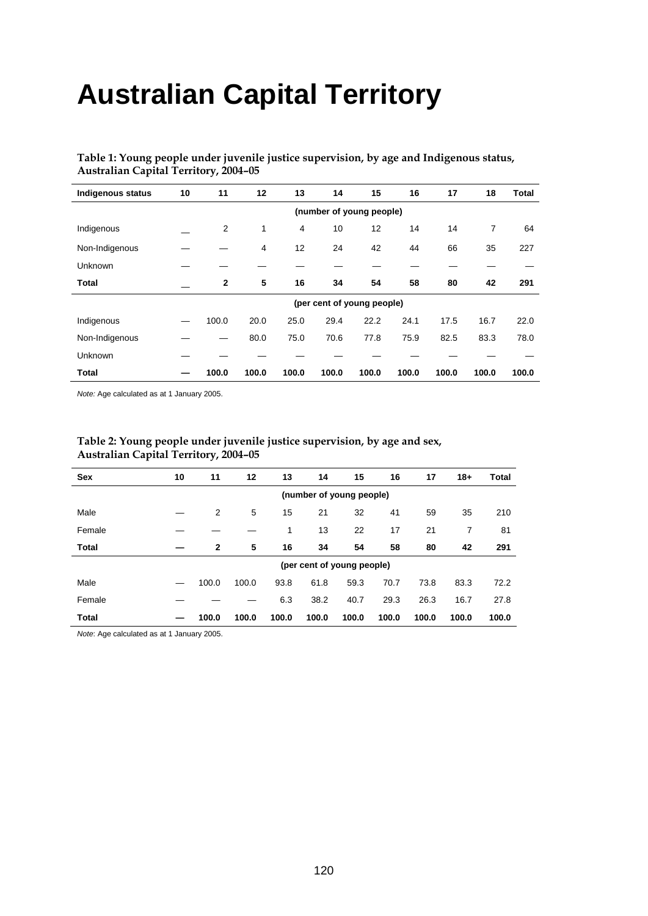# Australian Capital Territory

**Table 1: Young people under juvenile justice supervision, by age and Indigenous status, Australian Capital Territory, 2004–05**

| Indigenous status | 10 | 11 | 12 | 13 | 14 | 15 | 16 | 17 | 18 | Total |
|---|---|---|---|---|---|---|---|---|---|---|
| | | | | | (number of young people) | | | | | |
| Indigenous | — | 2 | 1 | 4 | 10 | 12 | 14 | 14 | 7 | 64 |
| Non-Indigenous | — | — | 4 | 12 | 24 | 42 | 44 | 66 | 35 | 227 |
| Unknown | — | — | — | — | — | — | — | — | — | — |
| **Total** | — | **2** | **5** | **16** | **34** | **54** | **58** | **80** | **42** | **291** |
| | | | | | (per cent of young people) | | | | | |
| Indigenous | — | 100.0 | 20.0 | 25.0 | 29.4 | 22.2 | 24.1 | 17.5 | 16.7 | 22.0 |
| Non-Indigenous | — | — | 80.0 | 75.0 | 70.6 | 77.8 | 75.9 | 82.5 | 83.3 | 78.0 |
| Unknown | — | — | — | — | — | — | — | — | — | — |
| **Total** | **—** | **100.0** | **100.0** | **100.0** | **100.0** | **100.0** | **100.0** | **100.0** | **100.0** | **100.0** |

*Note:* Age calculated as at 1 January 2005.

**Table 2: Young people under juvenile justice supervision, by age and sex, Australian Capital Territory, 2004–05**

| Sex | 10 | 11 | 12 | 13 | 14 | 15 | 16 | 17 | 18+ | Total |
|---|---|---|---|---|---|---|---|---|---|---|
| | | | | | (number of young people) | | | | | |
| Male | — | 2 | 5 | 15 | 21 | 32 | 41 | 59 | 35 | 210 |
| Female | — | — | — | 1 | 13 | 22 | 17 | 21 | 7 | 81 |
| **Total** | **—** | **2** | **5** | **16** | **34** | **54** | **58** | **80** | **42** | **291** |
| | | | | | (per cent of young people) | | | | | |
| Male | — | 100.0 | 100.0 | 93.8 | 61.8 | 59.3 | 70.7 | 73.8 | 83.3 | 72.2 |
| Female | — | — | — | 6.3 | 38.2 | 40.7 | 29.3 | 26.3 | 16.7 | 27.8 |
| **Total** | **—** | **100.0** | **100.0** | **100.0** | **100.0** | **100.0** | **100.0** | **100.0** | **100.0** | **100.0** |

*Note*: Age calculated as at 1 January 2005.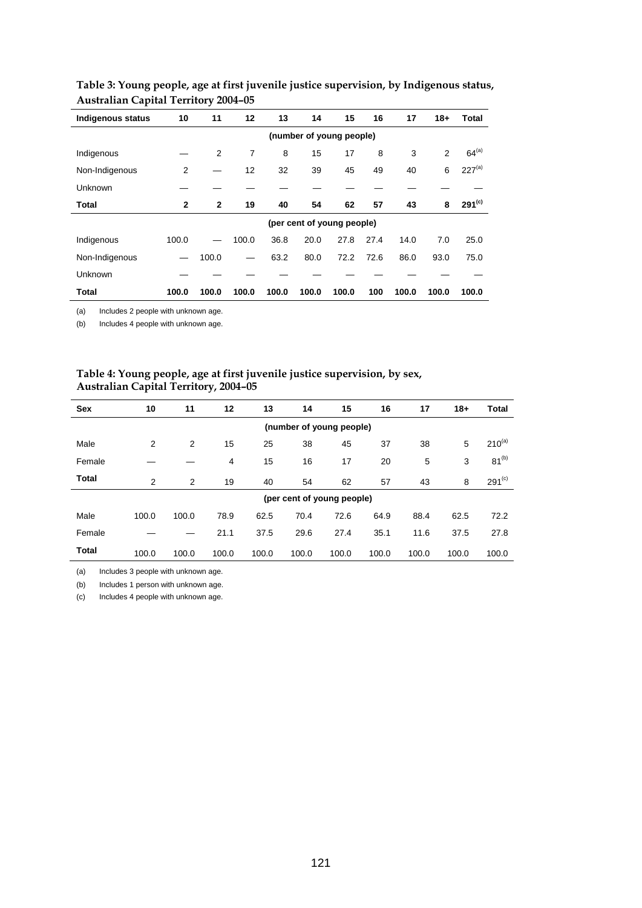**Table 3: Young people, age at first juvenile justice supervision, by Indigenous status, Australian Capital Territory 2004–05**

| Indigenous status | 10 | 11 | 12 | 13 | 14 | 15 | 16 | 17 | 18+ | Total |
|---|---|---|---|---|---|---|---|---|---|---|
| | | | | | (number of young people) | | | | | |
| Indigenous | — | 2 | 7 | 8 | 15 | 17 | 8 | 3 | 2 | 64[(a)] |
| Non-Indigenous | 2 | — | 12 | 32 | 39 | 45 | 49 | 40 | 6 | 227[(a)] |
| Unknown | — | — | — | — | — | — | — | — | — | — |
| **Total** | **2** | **2** | **19** | **40** | **54** | **62** | **57** | **43** | **8** | **291[(c)]** |
| | | | | | (per cent of young people) | | | | | |
| Indigenous | 100.0 | — | 100.0 | 36.8 | 20.0 | 27.8 | 27.4 | 14.0 | 7.0 | 25.0 |
| Non-Indigenous | — | 100.0 | — | 63.2 | 80.0 | 72.2 | 72.6 | 86.0 | 93.0 | 75.0 |
| Unknown | — | — | — | — | — | — | — | — | — | — |
| **Total** | **100.0** | **100.0** | **100.0** | **100.0** | **100.0** | **100.0** | **100** | **100.0** | **100.0** | **100.0** |

(a) Includes 2 people with unknown age.

(b) Includes 4 people with unknown age.

**Table 4: Young people, age at first juvenile justice supervision, by sex, Australian Capital Territory, 2004–05**

| Sex | 10 | 11 | 12 | 13 | 14 | 15 | 16 | 17 | 18+ | Total |
|---|---|---|---|---|---|---|---|---|---|---|
| | | | | | (number of young people) | | | | | |
| Male | 2 | 2 | 15 | 25 | 38 | 45 | 37 | 38 | 5 | 210[(a)] |
| Female | — | — | 4 | 15 | 16 | 17 | 20 | 5 | 3 | 81[(b)] |
| **Total** | 2 | 2 | 19 | 40 | 54 | 62 | 57 | 43 | 8 | 291[(c)] |
| | | | | | (per cent of young people) | | | | | |
| Male | 100.0 | 100.0 | 78.9 | 62.5 | 70.4 | 72.6 | 64.9 | 88.4 | 62.5 | 72.2 |
| Female | — | — | 21.1 | 37.5 | 29.6 | 27.4 | 35.1 | 11.6 | 37.5 | 27.8 |
| **Total** | 100.0 | 100.0 | 100.0 | 100.0 | 100.0 | 100.0 | 100.0 | 100.0 | 100.0 | 100.0 |

(a) Includes 3 people with unknown age.

(b) Includes 1 person with unknown age.

(c) Includes 4 people with unknown age.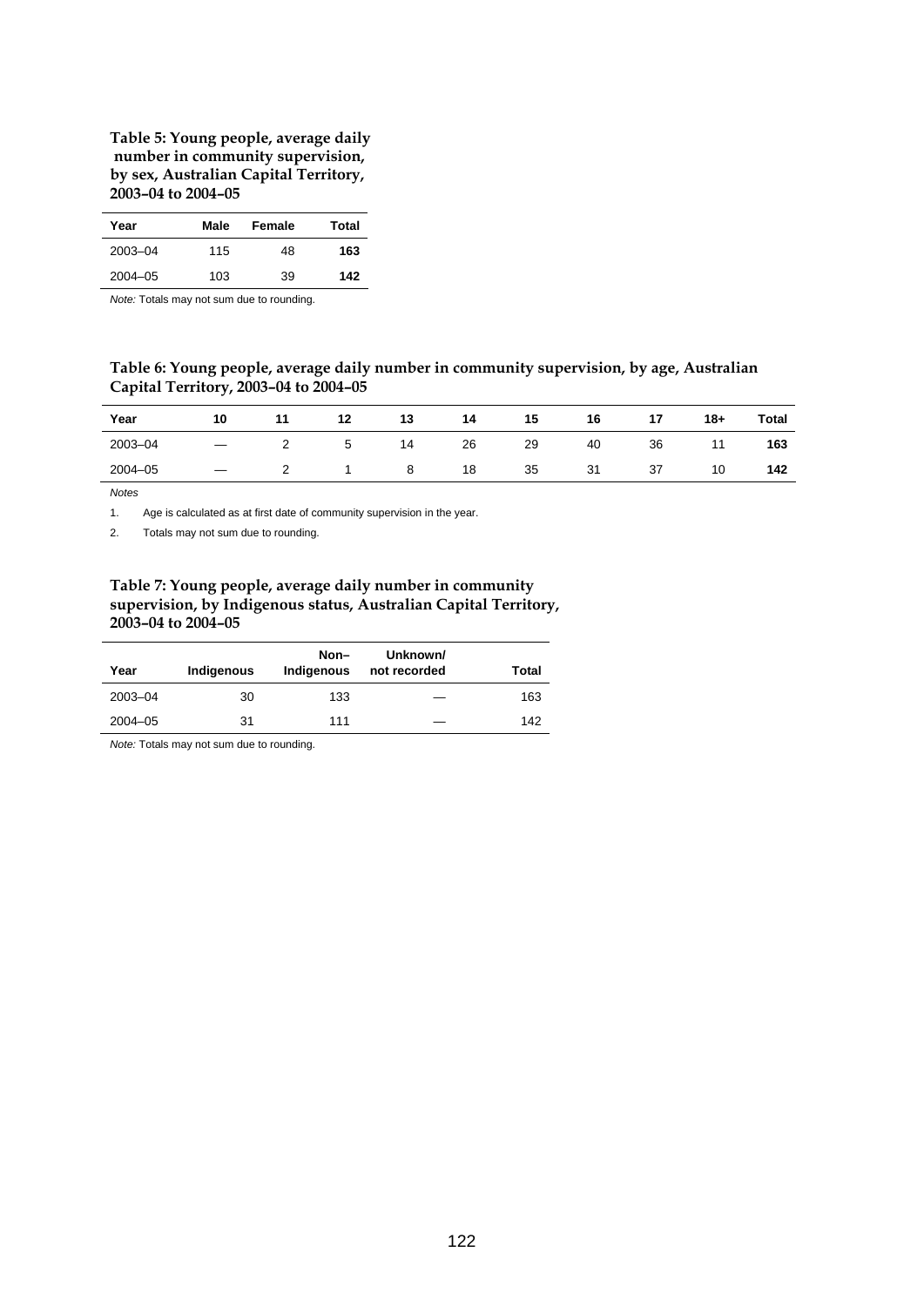**Table 5: Young people, average daily number in community supervision, by sex, Australian Capital Territory, 2003–04 to 2004–05**

| Year | Male | Female | Total |
|---|---|---|---|
| 2003–04 | 115 | 48 | **163** |
| 2004–05 | 103 | 39 | **142** |

*Note:* Totals may not sum due to rounding.

**Table 6: Young people, average daily number in community supervision, by age, Australian Capital Territory, 2003–04 to 2004–05**

| Year | 10 | 11 | 12 | 13 | 14 | 15 | 16 | 17 | 18+ | Total |
|---|---|---|---|---|---|---|---|---|---|---|
| 2003–04 | — | 2 | 5 | 14 | 26 | 29 | 40 | 36 | 11 | **163** |
| 2004–05 | — | 2 | 1 | 8 | 18 | 35 | 31 | 37 | 10 | **142** |

*Notes*

1. Age is calculated as at first date of community supervision in the year.
2. Totals may not sum due to rounding.

**Table 7: Young people, average daily number in community supervision, by Indigenous status, Australian Capital Territory, 2003–04 to 2004–05**

| Year | Indigenous | Non–Indigenous | Unknown/ not recorded | Total |
|---|---|---|---|---|
| 2003–04 | 30 | 133 | — | 163 |
| 2004–05 | 31 | 111 | — | 142 |

*Note:* Totals may not sum due to rounding.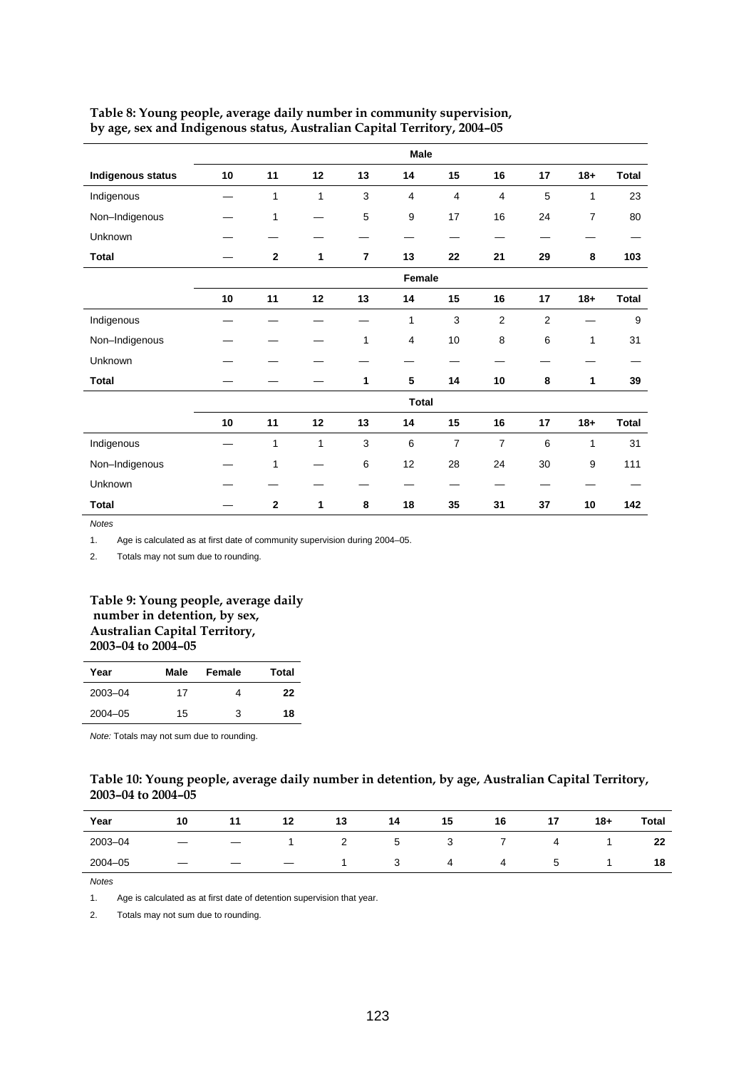**Table 8: Young people, average daily number in community supervision, by age, sex and Indigenous status, Australian Capital Territory, 2004–05**

| | Male | | | | | | | | | |
|---|---|---|---|---|---|---|---|---|---|---|
| **Indigenous status** | **10** | **11** | **12** | **13** | **14** | **15** | **16** | **17** | **18+** | **Total** |
| Indigenous | — | 1 | 1 | 3 | 4 | 4 | 4 | 5 | 1 | 23 |
| Non–Indigenous | — | 1 | — | 5 | 9 | 17 | 16 | 24 | 7 | 80 |
| Unknown | — | — | — | — | — | — | — | — | — | — |
| **Total** | — | **2** | **1** | **7** | **13** | **22** | **21** | **29** | **8** | **103** |
| | **Female** | | | | | | | | | |
| | **10** | **11** | **12** | **13** | **14** | **15** | **16** | **17** | **18+** | **Total** |
| Indigenous | — | — | — | — | 1 | 3 | 2 | 2 | — | 9 |
| Non–Indigenous | — | — | — | 1 | 4 | 10 | 8 | 6 | 1 | 31 |
| Unknown | — | — | — | — | — | — | — | — | — | — |
| **Total** | — | — | — | **1** | **5** | **14** | **10** | **8** | **1** | **39** |
| | **Total** | | | | | | | | | |
| | **10** | **11** | **12** | **13** | **14** | **15** | **16** | **17** | **18+** | **Total** |
| Indigenous | — | 1 | 1 | 3 | 6 | 7 | 7 | 6 | 1 | 31 |
| Non–Indigenous | — | 1 | — | 6 | 12 | 28 | 24 | 30 | 9 | 111 |
| Unknown | — | — | — | — | — | — | — | — | — | — |
| **Total** | — | **2** | **1** | **8** | **18** | **35** | **31** | **37** | **10** | **142** |

*Notes*

1. Age is calculated as at first date of community supervision during 2004–05.
2. Totals may not sum due to rounding.

**Table 9: Young people, average daily number in detention, by sex, Australian Capital Territory, 2003–04 to 2004–05**

| Year | Male | Female | Total |
|---|---|---|---|
| 2003–04 | 17 | 4 | **22** |
| 2004–05 | 15 | 3 | **18** |

*Note:* Totals may not sum due to rounding.

**Table 10: Young people, average daily number in detention, by age, Australian Capital Territory, 2003–04 to 2004–05**

| Year | 10 | 11 | 12 | 13 | 14 | 15 | 16 | 17 | 18+ | Total |
|---|---|---|---|---|---|---|---|---|---|---|
| 2003–04 | — | — | 1 | 2 | 5 | 3 | 7 | 4 | 1 | **22** |
| 2004–05 | — | — | — | 1 | 3 | 4 | 4 | 5 | 1 | **18** |

*Notes*

1. Age is calculated as at first date of detention supervision that year.
2. Totals may not sum due to rounding.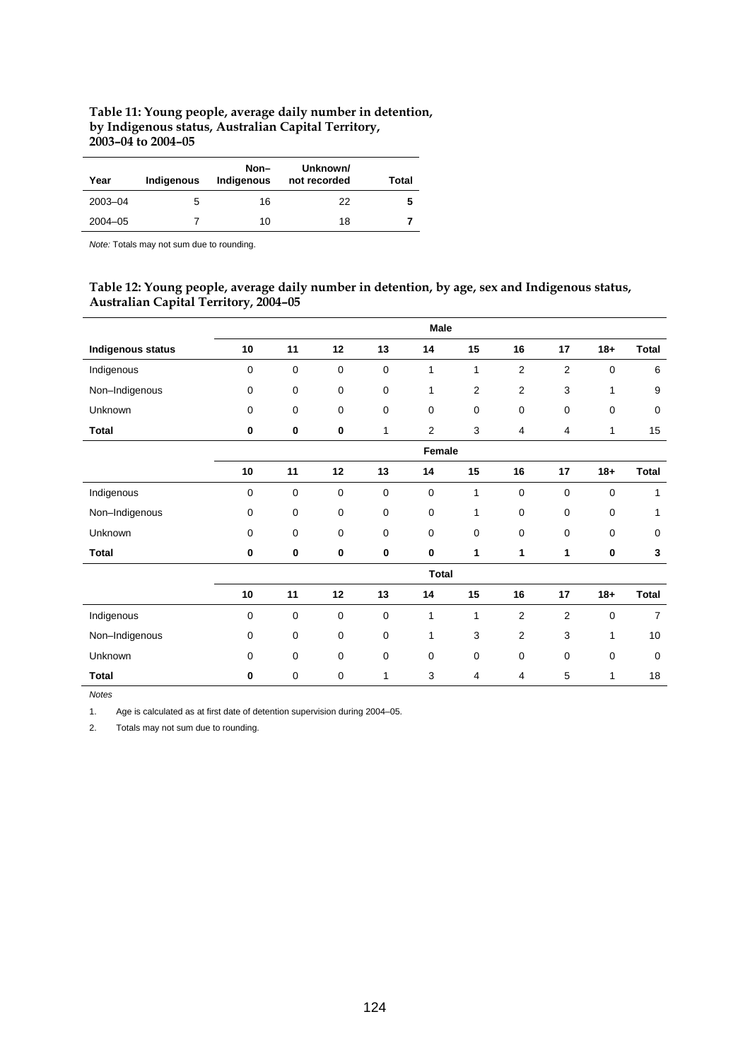**Table 11: Young people, average daily number in detention, by Indigenous status, Australian Capital Territory, 2003–04 to 2004–05**

| Year | Indigenous | Non–Indigenous | Unknown/ not recorded | Total |
|---|---|---|---|---|
| 2003–04 | 5 | 16 | 22 | **5** |
| 2004–05 | 7 | 10 | 18 | **7** |

*Note:* Totals may not sum due to rounding.

**Table 12: Young people, average daily number in detention, by age, sex and Indigenous status, Australian Capital Territory, 2004–05**

| | Male | | | | | | | | | |
|---|---|---|---|---|---|---|---|---|---|---|
| **Indigenous status** | **10** | **11** | **12** | **13** | **14** | **15** | **16** | **17** | **18+** | **Total** |
| Indigenous | 0 | 0 | 0 | 0 | 1 | 1 | 2 | 2 | 0 | 6 |
| Non–Indigenous | 0 | 0 | 0 | 0 | 1 | 2 | 2 | 3 | 1 | 9 |
| Unknown | 0 | 0 | 0 | 0 | 0 | 0 | 0 | 0 | 0 | 0 |
| **Total** | **0** | **0** | **0** | 1 | 2 | 3 | 4 | 4 | 1 | 15 |
| | **Female** | | | | | | | | | |
| | **10** | **11** | **12** | **13** | **14** | **15** | **16** | **17** | **18+** | **Total** |
| Indigenous | 0 | 0 | 0 | 0 | 0 | 1 | 0 | 0 | 0 | 1 |
| Non–Indigenous | 0 | 0 | 0 | 0 | 0 | 1 | 0 | 0 | 0 | 1 |
| Unknown | 0 | 0 | 0 | 0 | 0 | 0 | 0 | 0 | 0 | 0 |
| **Total** | **0** | **0** | **0** | **0** | **0** | **1** | **1** | **1** | **0** | **3** |
| | **Total** | | | | | | | | | |
| | **10** | **11** | **12** | **13** | **14** | **15** | **16** | **17** | **18+** | **Total** |
| Indigenous | 0 | 0 | 0 | 0 | 1 | 1 | 2 | 2 | 0 | 7 |
| Non–Indigenous | 0 | 0 | 0 | 0 | 1 | 3 | 2 | 3 | 1 | 10 |
| Unknown | 0 | 0 | 0 | 0 | 0 | 0 | 0 | 0 | 0 | 0 |
| **Total** | **0** | 0 | 0 | 1 | 3 | 4 | 4 | 5 | 1 | 18 |

*Notes*

1. Age is calculated as at first date of detention supervision during 2004–05.
2. Totals may not sum due to rounding.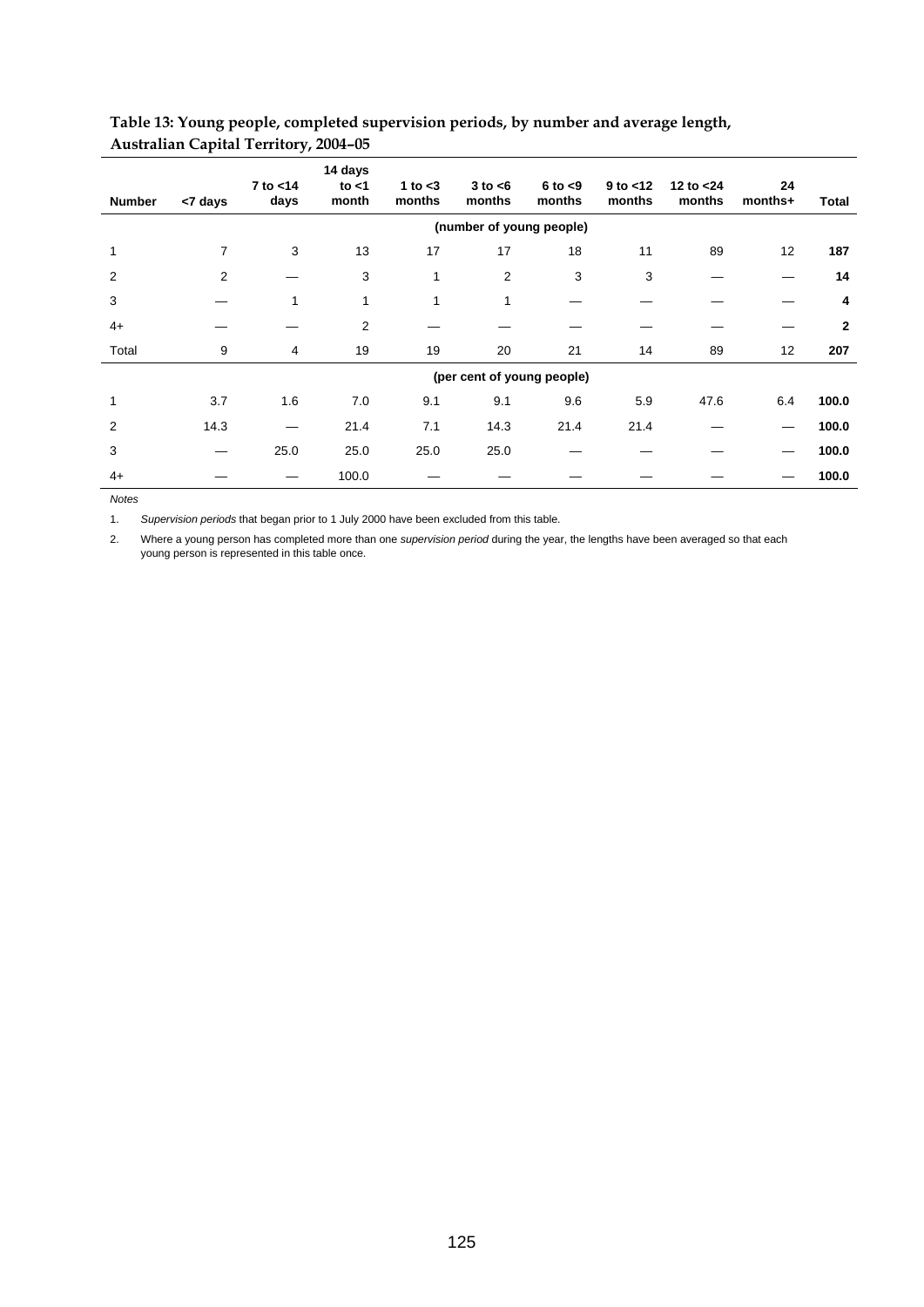**Table 13: Young people, completed supervision periods, by number and average length, Australian Capital Territory, 2004–05**

| Number | <7 days | 7 to <14 days | 14 days to <1 month | 1 to <3 months | 3 to <6 months | 6 to <9 months | 9 to <12 months | 12 to <24 months | 24 months+ | Total |
|---|---|---|---|---|---|---|---|---|---|---|
| | | | | | (number of young people) | | | | | |
| 1 | 7 | 3 | 13 | 17 | 17 | 18 | 11 | 89 | 12 | **187** |
| 2 | 2 | — | 3 | 1 | 2 | 3 | 3 | — | — | **14** |
| 3 | — | 1 | 1 | 1 | 1 | — | — | — | — | **4** |
| 4+ | — | — | 2 | — | — | — | — | — | — | **2** |
| Total | 9 | 4 | 19 | 19 | 20 | 21 | 14 | 89 | 12 | **207** |
| | | | | | (per cent of young people) | | | | | |
| 1 | 3.7 | 1.6 | 7.0 | 9.1 | 9.1 | 9.6 | 5.9 | 47.6 | 6.4 | **100.0** |
| 2 | 14.3 | — | 21.4 | 7.1 | 14.3 | 21.4 | 21.4 | — | — | **100.0** |
| 3 | — | 25.0 | 25.0 | 25.0 | 25.0 | — | — | — | — | **100.0** |
| 4+ | — | — | 100.0 | — | — | — | — | — | — | **100.0** |

*Notes*

1. *Supervision periods* that began prior to 1 July 2000 have been excluded from this table.

2. Where a young person has completed more than one *supervision period* during the year, the lengths have been averaged so that each young person is represented in this table once.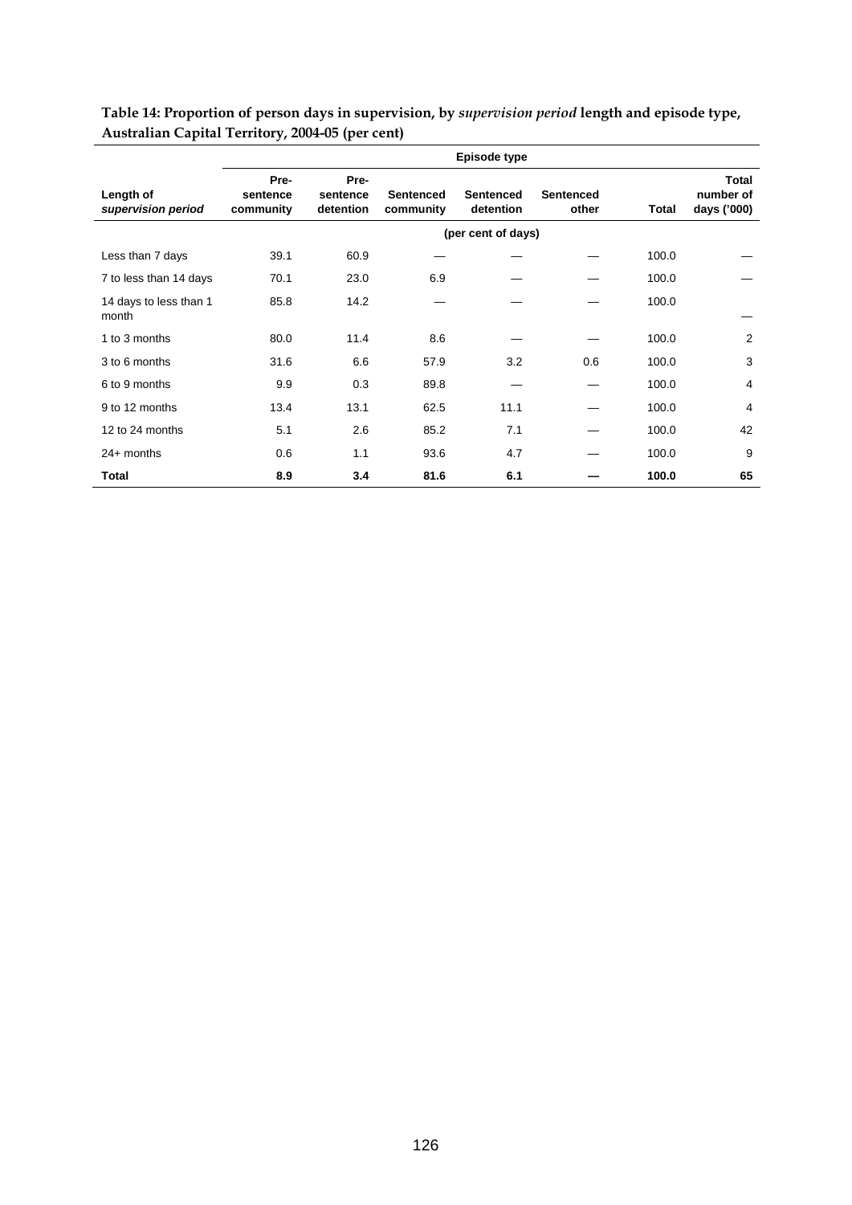**Table 14: Proportion of person days in supervision, by *supervision period* length and episode type, Australian Capital Territory, 2004-05 (per cent)**

| | Episode type | | | | | | |
|---|---|---|---|---|---|---|---|
| Length of *supervision period* | Pre-sentence community | Pre-sentence detention | Sentenced community | Sentenced detention | Sentenced other | Total | Total number of days ('000) |
| | (per cent of days) | | | | | | |
| Less than 7 days | 39.1 | 60.9 | — | — | — | 100.0 | — |
| 7 to less than 14 days | 70.1 | 23.0 | 6.9 | — | — | 100.0 | — |
| 14 days to less than 1 month | 85.8 | 14.2 | — | — | — | 100.0 | — |
| 1 to 3 months | 80.0 | 11.4 | 8.6 | — | — | 100.0 | 2 |
| 3 to 6 months | 31.6 | 6.6 | 57.9 | 3.2 | 0.6 | 100.0 | 3 |
| 6 to 9 months | 9.9 | 0.3 | 89.8 | — | — | 100.0 | 4 |
| 9 to 12 months | 13.4 | 13.1 | 62.5 | 11.1 | — | 100.0 | 4 |
| 12 to 24 months | 5.1 | 2.6 | 85.2 | 7.1 | — | 100.0 | 42 |
| 24+ months | 0.6 | 1.1 | 93.6 | 4.7 | — | 100.0 | 9 |
| **Total** | **8.9** | **3.4** | **81.6** | **6.1** | **—** | **100.0** | **65** |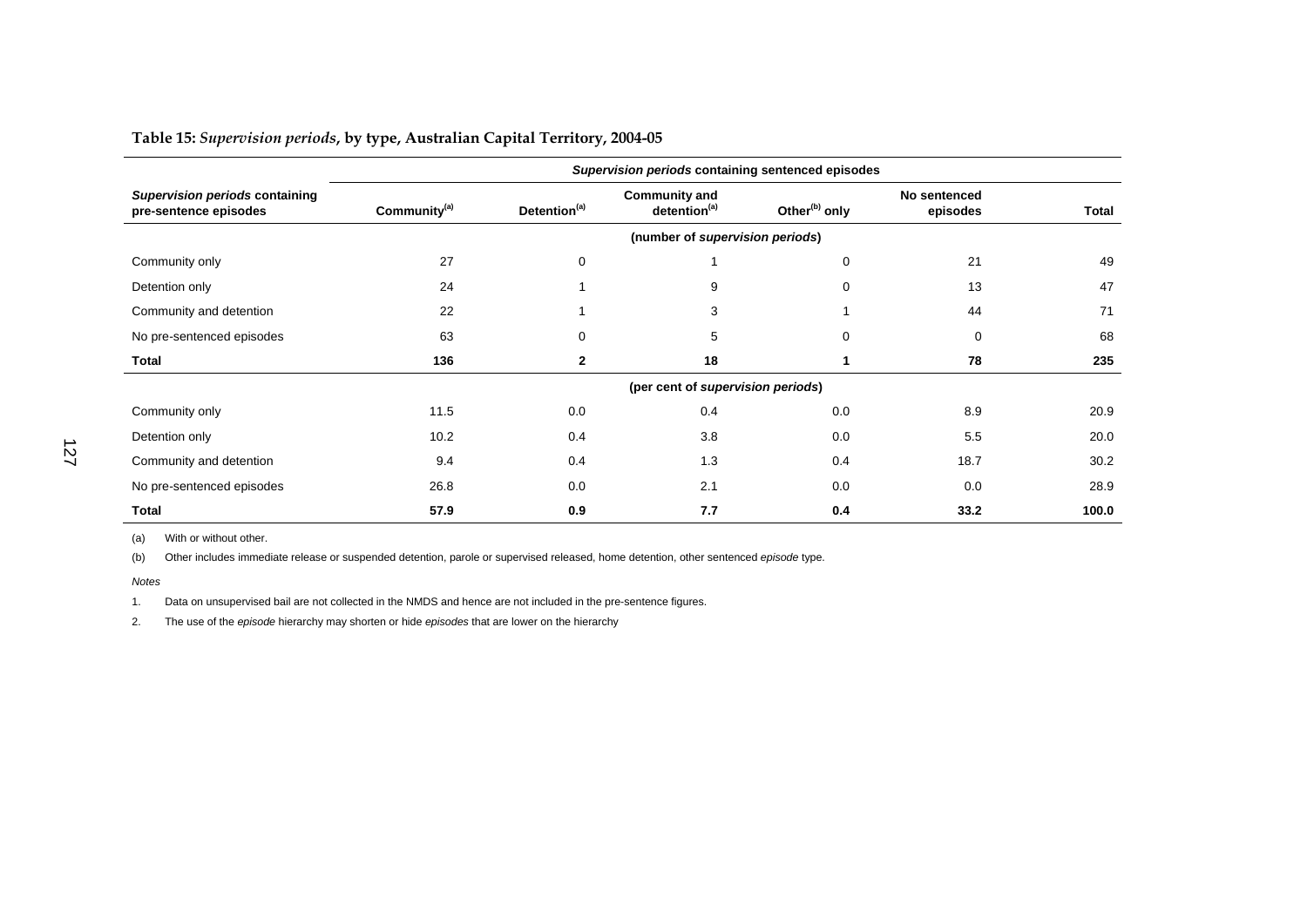**Table 15:** ***Supervision periods*****, by type, Australian Capital Territory, 2004-05**

| *Supervision periods* containing pre-sentence episodes | *Supervision periods* containing sentenced episodes | | | | | |
|---|---|---|---|---|---|---|
| | Community[(a)] | Detention[(a)] | Community and detention[(a)] | Other[(b)] only | No sentenced episodes | Total |
| | (number of *supervision periods*) | | | | | |
| Community only | 27 | 0 | 1 | 0 | 21 | 49 |
| Detention only | 24 | 1 | 9 | 0 | 13 | 47 |
| Community and detention | 22 | 1 | 3 | 1 | 44 | 71 |
| No pre-sentenced episodes | 63 | 0 | 5 | 0 | 0 | 68 |
| **Total** | **136** | **2** | **18** | **1** | **78** | **235** |
| | (per cent of *supervision periods*) | | | | | |
| Community only | 11.5 | 0.0 | 0.4 | 0.0 | 8.9 | 20.9 |
| Detention only | 10.2 | 0.4 | 3.8 | 0.0 | 5.5 | 20.0 |
| Community and detention | 9.4 | 0.4 | 1.3 | 0.4 | 18.7 | 30.2 |
| No pre-sentenced episodes | 26.8 | 0.0 | 2.1 | 0.0 | 0.0 | 28.9 |
| **Total** | **57.9** | **0.9** | **7.7** | **0.4** | **33.2** | **100.0** |

(a) With or without other.

(b) Other includes immediate release or suspended detention, parole or supervised released, home detention, other sentenced *episode* type.

*Notes*

1. Data on unsupervised bail are not collected in the NMDS and hence are not included in the pre-sentence figures.

2. The use of the *episode* hierarchy may shorten or hide *episodes* that are lower on the hierarchy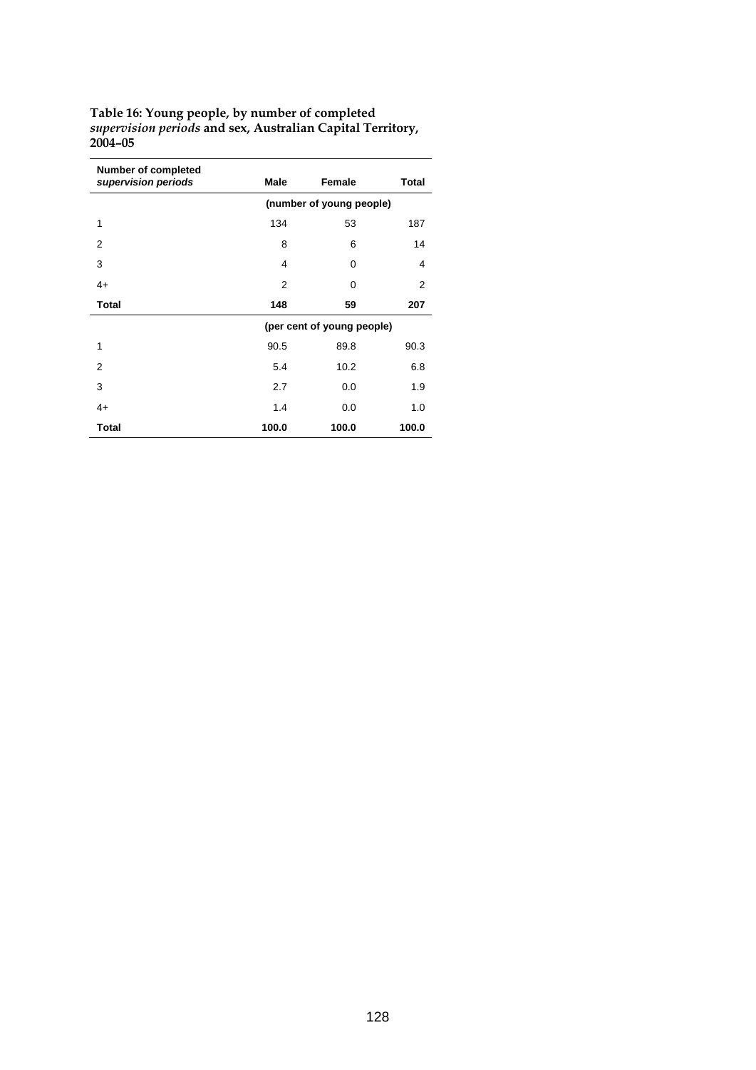**Table 16: Young people, by number of completed *supervision periods* and sex, Australian Capital Territory, 2004–05**

| Number of completed *supervision periods* | Male | Female | Total |
|---|---|---|---|
| | (number of young people) | | |
| 1 | 134 | 53 | 187 |
| 2 | 8 | 6 | 14 |
| 3 | 4 | 0 | 4 |
| 4+ | 2 | 0 | 2 |
| **Total** | **148** | **59** | **207** |
| | (per cent of young people) | | |
| 1 | 90.5 | 89.8 | 90.3 |
| 2 | 5.4 | 10.2 | 6.8 |
| 3 | 2.7 | 0.0 | 1.9 |
| 4+ | 1.4 | 0.0 | 1.0 |
| **Total** | **100.0** | **100.0** | **100.0** |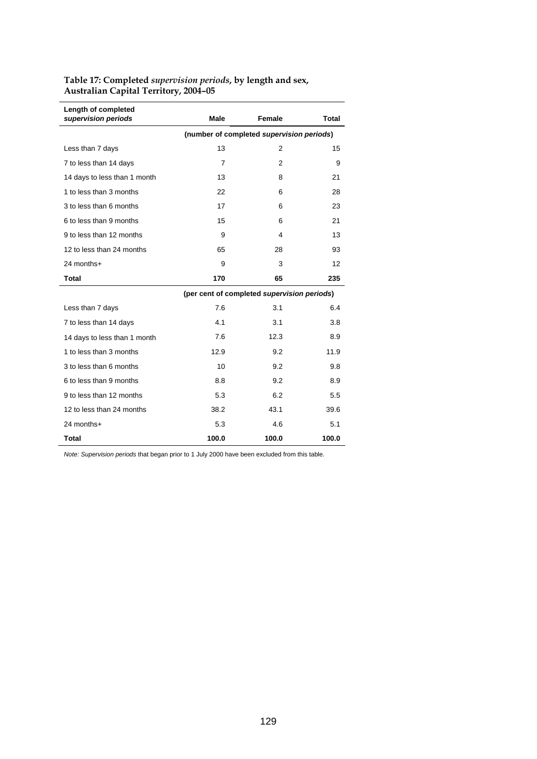**Table 17: Completed *supervision periods*, by length and sex, Australian Capital Territory, 2004–05**

| Length of completed *supervision periods* | Male | Female | Total |
|---|---|---|---|
| | (number of completed *supervision periods*) | | |
| Less than 7 days | 13 | 2 | 15 |
| 7 to less than 14 days | 7 | 2 | 9 |
| 14 days to less than 1 month | 13 | 8 | 21 |
| 1 to less than 3 months | 22 | 6 | 28 |
| 3 to less than 6 months | 17 | 6 | 23 |
| 6 to less than 9 months | 15 | 6 | 21 |
| 9 to less than 12 months | 9 | 4 | 13 |
| 12 to less than 24 months | 65 | 28 | 93 |
| 24 months+ | 9 | 3 | 12 |
| **Total** | **170** | **65** | **235** |
| | (per cent of completed *supervision periods*) | | |
| Less than 7 days | 7.6 | 3.1 | 6.4 |
| 7 to less than 14 days | 4.1 | 3.1 | 3.8 |
| 14 days to less than 1 month | 7.6 | 12.3 | 8.9 |
| 1 to less than 3 months | 12.9 | 9.2 | 11.9 |
| 3 to less than 6 months | 10 | 9.2 | 9.8 |
| 6 to less than 9 months | 8.8 | 9.2 | 8.9 |
| 9 to less than 12 months | 5.3 | 6.2 | 5.5 |
| 12 to less than 24 months | 38.2 | 43.1 | 39.6 |
| 24 months+ | 5.3 | 4.6 | 5.1 |
| **Total** | **100.0** | **100.0** | **100.0** |

*Note: Supervision periods* that began prior to 1 July 2000 have been excluded from this table.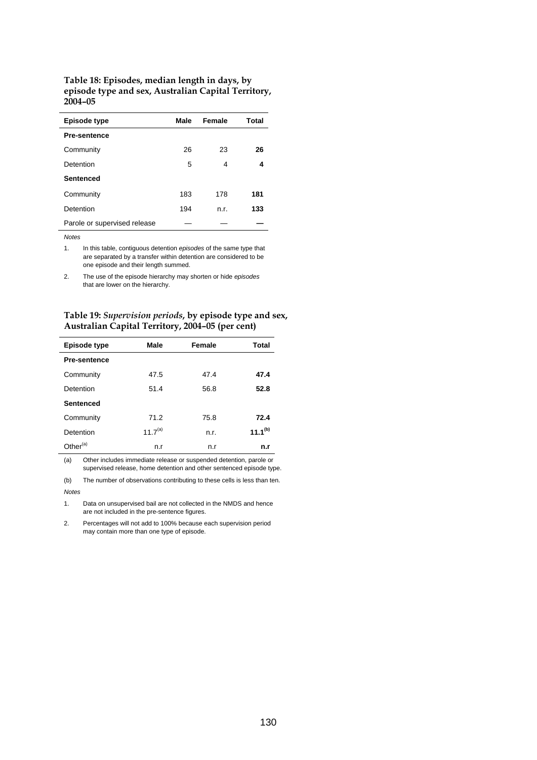**Table 18: Episodes, median length in days, by episode type and sex, Australian Capital Territory, 2004–05**

| Episode type | Male | Female | Total |
|---|---|---|---|
| **Pre-sentence** | | | |
| Community | 26 | 23 | **26** |
| Detention | 5 | 4 | **4** |
| **Sentenced** | | | |
| Community | 183 | 178 | **181** |
| Detention | 194 | n.r. | **133** |
| Parole or supervised release | — | — | **—** |

*Notes*

1. In this table, contiguous detention *episodes* of the same type that are separated by a transfer within detention are considered to be one episode and their length summed.
2. The use of the episode hierarchy may shorten or hide *episodes* that are lower on the hierarchy.

**Table 19: *Supervision periods*, by episode type and sex, Australian Capital Territory, 2004–05 (per cent)**

| Episode type | Male | Female | Total |
|---|---|---|---|
| **Pre-sentence** | | | |
| Community | 47.5 | 47.4 | **47.4** |
| Detention | 51.4 | 56.8 | **52.8** |
| **Sentenced** | | | |
| Community | 71.2 | 75.8 | **72.4** |
| Detention | 11.7[(a)] | n.r. | **11.1[(b)]** |
| Other[(a)] | n.r | n.r | **n.r** |

(a) Other includes immediate release or suspended detention, parole or supervised release, home detention and other sentenced episode type.

(b) The number of observations contributing to these cells is less than ten.

*Notes*

1. Data on unsupervised bail are not collected in the NMDS and hence are not included in the pre-sentence figures.
2. Percentages will not add to 100% because each supervision period may contain more than one type of episode.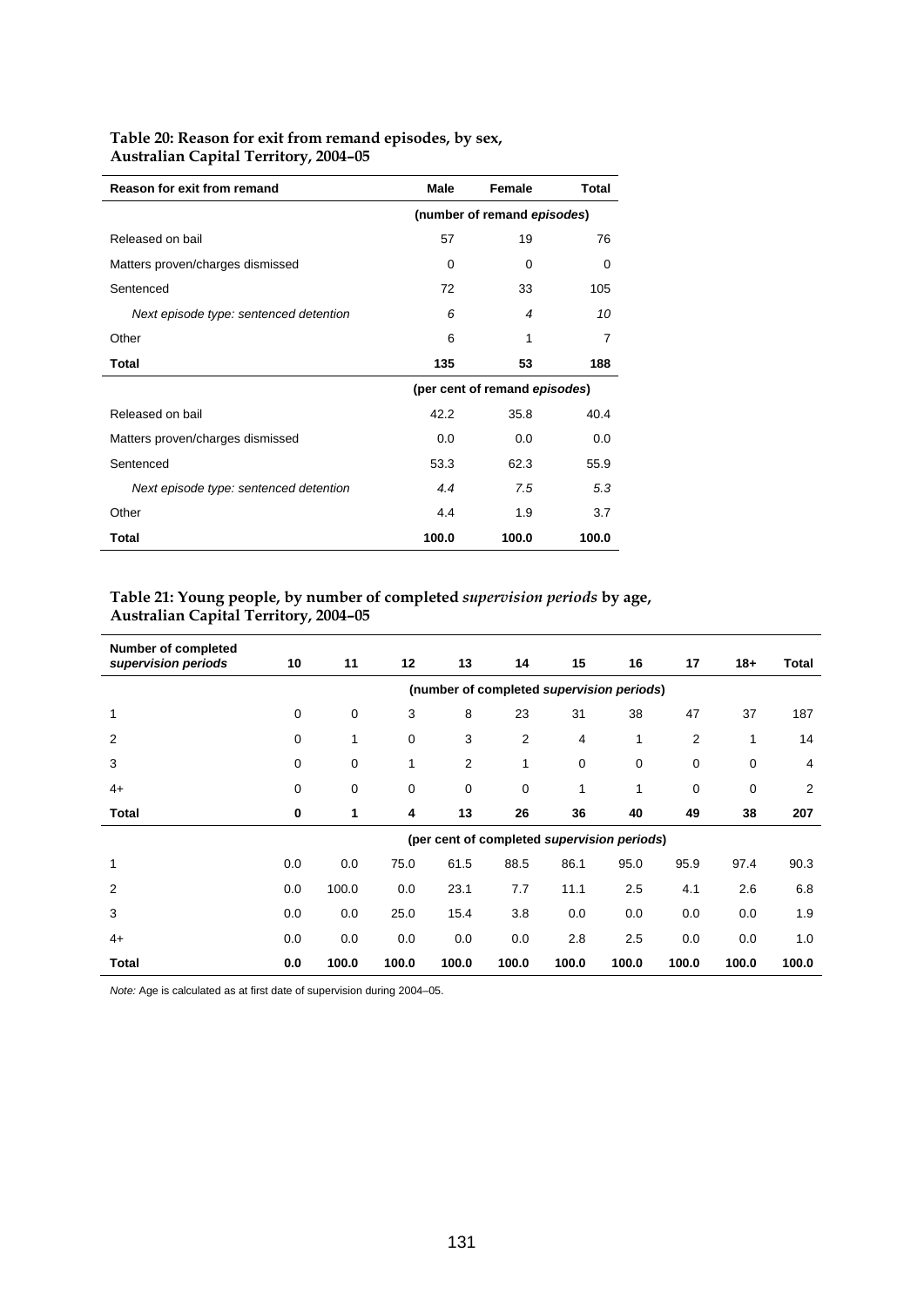**Table 20: Reason for exit from remand episodes, by sex, Australian Capital Territory, 2004–05**

| Reason for exit from remand | Male | Female | Total |
|---|---|---|---|
| | (number of remand *episodes*) | | |
| Released on bail | 57 | 19 | 76 |
| Matters proven/charges dismissed | 0 | 0 | 0 |
| Sentenced | 72 | 33 | 105 |
| *Next episode type: sentenced detention* | *6* | *4* | *10* |
| Other | 6 | 1 | 7 |
| **Total** | **135** | **53** | **188** |
| | (per cent of remand *episodes*) | | |
| Released on bail | 42.2 | 35.8 | 40.4 |
| Matters proven/charges dismissed | 0.0 | 0.0 | 0.0 |
| Sentenced | 53.3 | 62.3 | 55.9 |
| *Next episode type: sentenced detention* | *4.4* | *7.5* | *5.3* |
| Other | 4.4 | 1.9 | 3.7 |
| **Total** | **100.0** | **100.0** | **100.0** |

**Table 21: Young people, by number of completed *supervision periods* by age, Australian Capital Territory, 2004–05**

| Number of completed *supervision periods* | 10 | 11 | 12 | 13 | 14 | 15 | 16 | 17 | 18+ | Total |
|---|---|---|---|---|---|---|---|---|---|---|
| | (number of completed *supervision periods*) | | | | | | | | | |
| 1 | 0 | 0 | 3 | 8 | 23 | 31 | 38 | 47 | 37 | 187 |
| 2 | 0 | 1 | 0 | 3 | 2 | 4 | 1 | 2 | 1 | 14 |
| 3 | 0 | 0 | 1 | 2 | 1 | 0 | 0 | 0 | 0 | 4 |
| 4+ | 0 | 0 | 0 | 0 | 0 | 1 | 1 | 0 | 0 | 2 |
| **Total** | **0** | **1** | **4** | **13** | **26** | **36** | **40** | **49** | **38** | **207** |
| | (per cent of completed *supervision periods*) | | | | | | | | | |
| 1 | 0.0 | 0.0 | 75.0 | 61.5 | 88.5 | 86.1 | 95.0 | 95.9 | 97.4 | 90.3 |
| 2 | 0.0 | 100.0 | 0.0 | 23.1 | 7.7 | 11.1 | 2.5 | 4.1 | 2.6 | 6.8 |
| 3 | 0.0 | 0.0 | 25.0 | 15.4 | 3.8 | 0.0 | 0.0 | 0.0 | 0.0 | 1.9 |
| 4+ | 0.0 | 0.0 | 0.0 | 0.0 | 0.0 | 2.8 | 2.5 | 0.0 | 0.0 | 1.0 |
| **Total** | **0.0** | **100.0** | **100.0** | **100.0** | **100.0** | **100.0** | **100.0** | **100.0** | **100.0** | **100.0** |

*Note:* Age is calculated as at first date of supervision during 2004–05.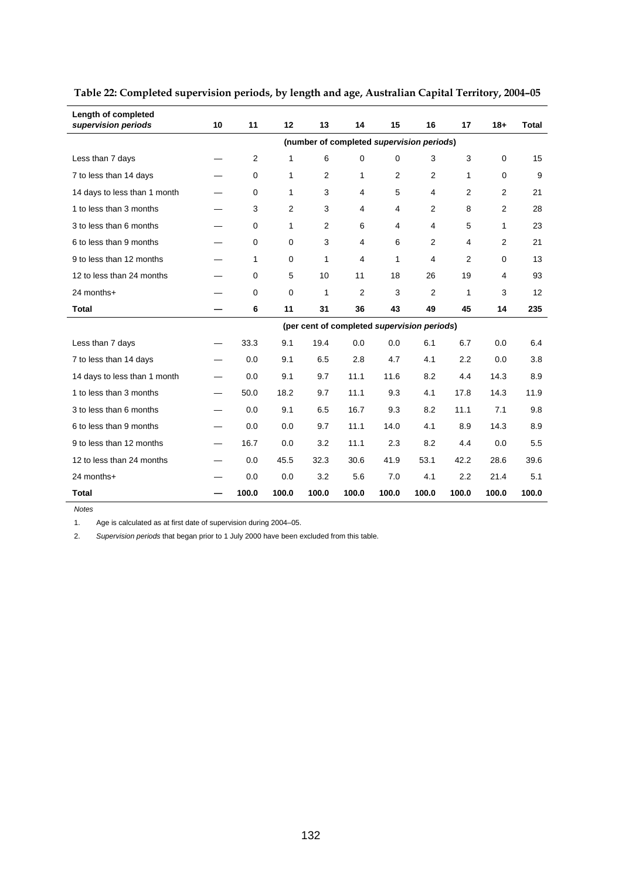**Table 22: Completed supervision periods, by length and age, Australian Capital Territory, 2004–05**

| Length of completed *supervision periods* | 10 | 11 | 12 | 13 | 14 | 15 | 16 | 17 | 18+ | Total |
|---|---|---|---|---|---|---|---|---|---|---|
| | (number of completed *supervision periods*) | | | | | | | | | |
| Less than 7 days | — | 2 | 1 | 6 | 0 | 0 | 3 | 3 | 0 | 15 |
| 7 to less than 14 days | — | 0 | 1 | 2 | 1 | 2 | 2 | 1 | 0 | 9 |
| 14 days to less than 1 month | — | 0 | 1 | 3 | 4 | 5 | 4 | 2 | 2 | 21 |
| 1 to less than 3 months | — | 3 | 2 | 3 | 4 | 4 | 2 | 8 | 2 | 28 |
| 3 to less than 6 months | — | 0 | 1 | 2 | 6 | 4 | 4 | 5 | 1 | 23 |
| 6 to less than 9 months | — | 0 | 0 | 3 | 4 | 6 | 2 | 4 | 2 | 21 |
| 9 to less than 12 months | — | 1 | 0 | 1 | 4 | 1 | 4 | 2 | 0 | 13 |
| 12 to less than 24 months | — | 0 | 5 | 10 | 11 | 18 | 26 | 19 | 4 | 93 |
| 24 months+ | — | 0 | 0 | 1 | 2 | 3 | 2 | 1 | 3 | 12 |
| **Total** | **—** | **6** | **11** | **31** | **36** | **43** | **49** | **45** | **14** | **235** |
| | (per cent of completed *supervision periods*) | | | | | | | | | |
| Less than 7 days | — | 33.3 | 9.1 | 19.4 | 0.0 | 0.0 | 6.1 | 6.7 | 0.0 | 6.4 |
| 7 to less than 14 days | — | 0.0 | 9.1 | 6.5 | 2.8 | 4.7 | 4.1 | 2.2 | 0.0 | 3.8 |
| 14 days to less than 1 month | — | 0.0 | 9.1 | 9.7 | 11.1 | 11.6 | 8.2 | 4.4 | 14.3 | 8.9 |
| 1 to less than 3 months | — | 50.0 | 18.2 | 9.7 | 11.1 | 9.3 | 4.1 | 17.8 | 14.3 | 11.9 |
| 3 to less than 6 months | — | 0.0 | 9.1 | 6.5 | 16.7 | 9.3 | 8.2 | 11.1 | 7.1 | 9.8 |
| 6 to less than 9 months | — | 0.0 | 0.0 | 9.7 | 11.1 | 14.0 | 4.1 | 8.9 | 14.3 | 8.9 |
| 9 to less than 12 months | — | 16.7 | 0.0 | 3.2 | 11.1 | 2.3 | 8.2 | 4.4 | 0.0 | 5.5 |
| 12 to less than 24 months | — | 0.0 | 45.5 | 32.3 | 30.6 | 41.9 | 53.1 | 42.2 | 28.6 | 39.6 |
| 24 months+ | — | 0.0 | 0.0 | 3.2 | 5.6 | 7.0 | 4.1 | 2.2 | 21.4 | 5.1 |
| **Total** | **—** | **100.0** | **100.0** | **100.0** | **100.0** | **100.0** | **100.0** | **100.0** | **100.0** | **100.0** |

*Notes*

1. Age is calculated as at first date of supervision during 2004–05.

2. *Supervision periods* that began prior to 1 July 2000 have been excluded from this table.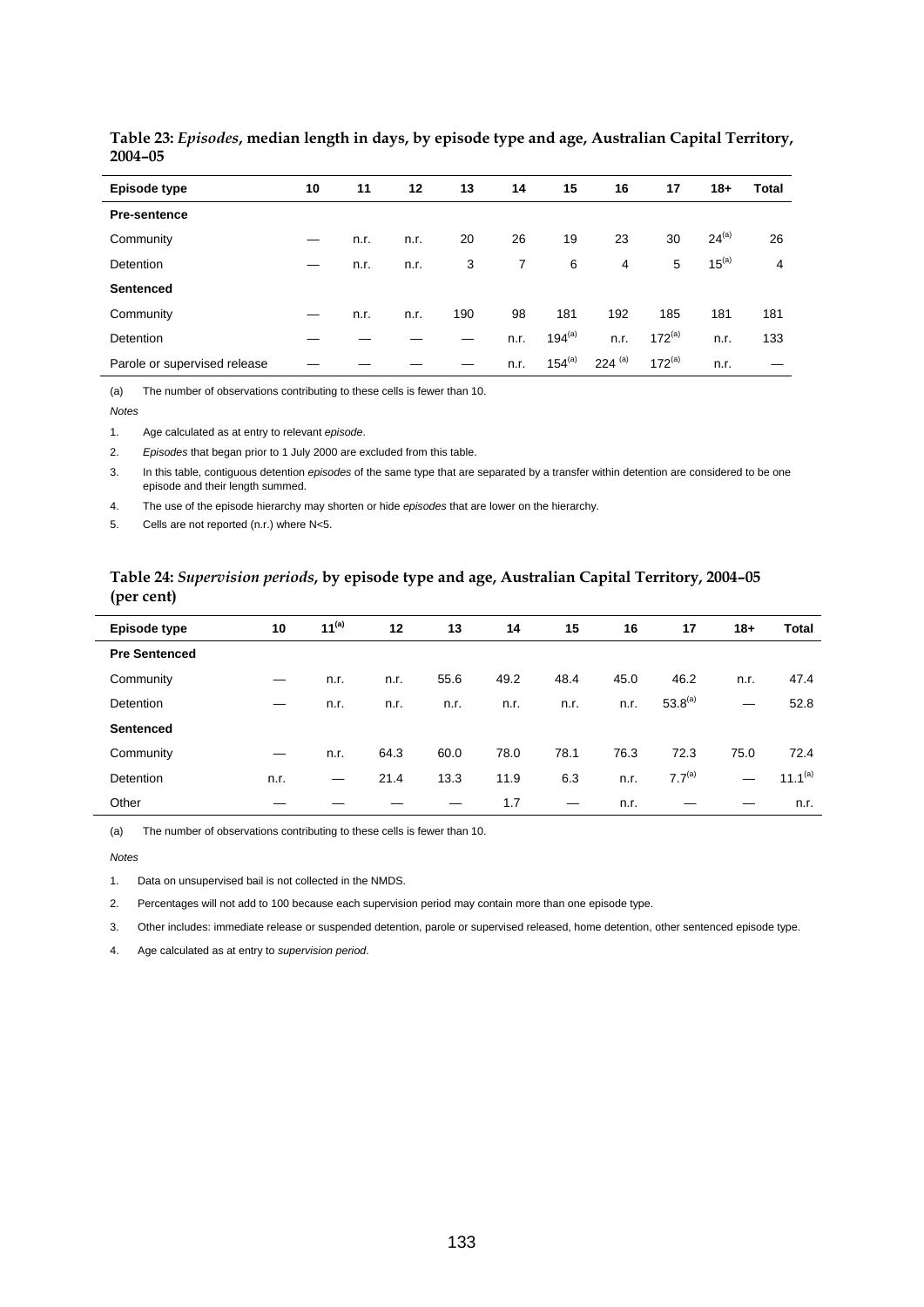**Table 23:** ***Episodes*****, median length in days, by episode type and age, Australian Capital Territory, 2004–05**

| Episode type | 10 | 11 | 12 | 13 | 14 | 15 | 16 | 17 | 18+ | Total |
|---|---|---|---|---|---|---|---|---|---|---|
| **Pre-sentence** | | | | | | | | | | |
| Community | — | n.r. | n.r. | 20 | 26 | 19 | 23 | 30 | 24[(a)] | 26 |
| Detention | — | n.r. | n.r. | 3 | 7 | 6 | 4 | 5 | 15[(a)] | 4 |
| **Sentenced** | | | | | | | | | | |
| Community | — | n.r. | n.r. | 190 | 98 | 181 | 192 | 185 | 181 | 181 |
| Detention | — | — | — | — | n.r. | 194[(a)] | n.r. | 172[(a)] | n.r. | 133 |
| Parole or supervised release | — | — | — | — | n.r. | 154[(a)] | 224 [(a)] | 172[(a)] | n.r. | — |

(a) The number of observations contributing to these cells is fewer than 10.

*Notes*

1. Age calculated as at entry to relevant *episode*.
2. *Episodes* that began prior to 1 July 2000 are excluded from this table.
3. In this table, contiguous detention *episodes* of the same type that are separated by a transfer within detention are considered to be one episode and their length summed.
4. The use of the episode hierarchy may shorten or hide *episodes* that are lower on the hierarchy.
5. Cells are not reported (n.r.) where N<5.

**Table 24:** ***Supervision periods*****, by episode type and age, Australian Capital Territory, 2004–05 (per cent)**

| Episode type | 10 | 11[(a)] | 12 | 13 | 14 | 15 | 16 | 17 | 18+ | Total |
|---|---|---|---|---|---|---|---|---|---|---|
| **Pre Sentenced** | | | | | | | | | | |
| Community | — | n.r. | n.r. | 55.6 | 49.2 | 48.4 | 45.0 | 46.2 | n.r. | 47.4 |
| Detention | — | n.r. | n.r. | n.r. | n.r. | n.r. | n.r. | 53.8[(a)] | — | 52.8 |
| **Sentenced** | | | | | | | | | | |
| Community | — | n.r. | 64.3 | 60.0 | 78.0 | 78.1 | 76.3 | 72.3 | 75.0 | 72.4 |
| Detention | n.r. | — | 21.4 | 13.3 | 11.9 | 6.3 | n.r. | 7.7[(a)] | — | 11.1[(a)] |
| Other | — | — | — | — | 1.7 | — | n.r. | — | — | n.r. |

(a) The number of observations contributing to these cells is fewer than 10.

*Notes*

1. Data on unsupervised bail is not collected in the NMDS.
2. Percentages will not add to 100 because each supervision period may contain more than one episode type.
3. Other includes: immediate release or suspended detention, parole or supervised released, home detention, other sentenced episode type.
4. Age calculated as at entry to *supervision period*.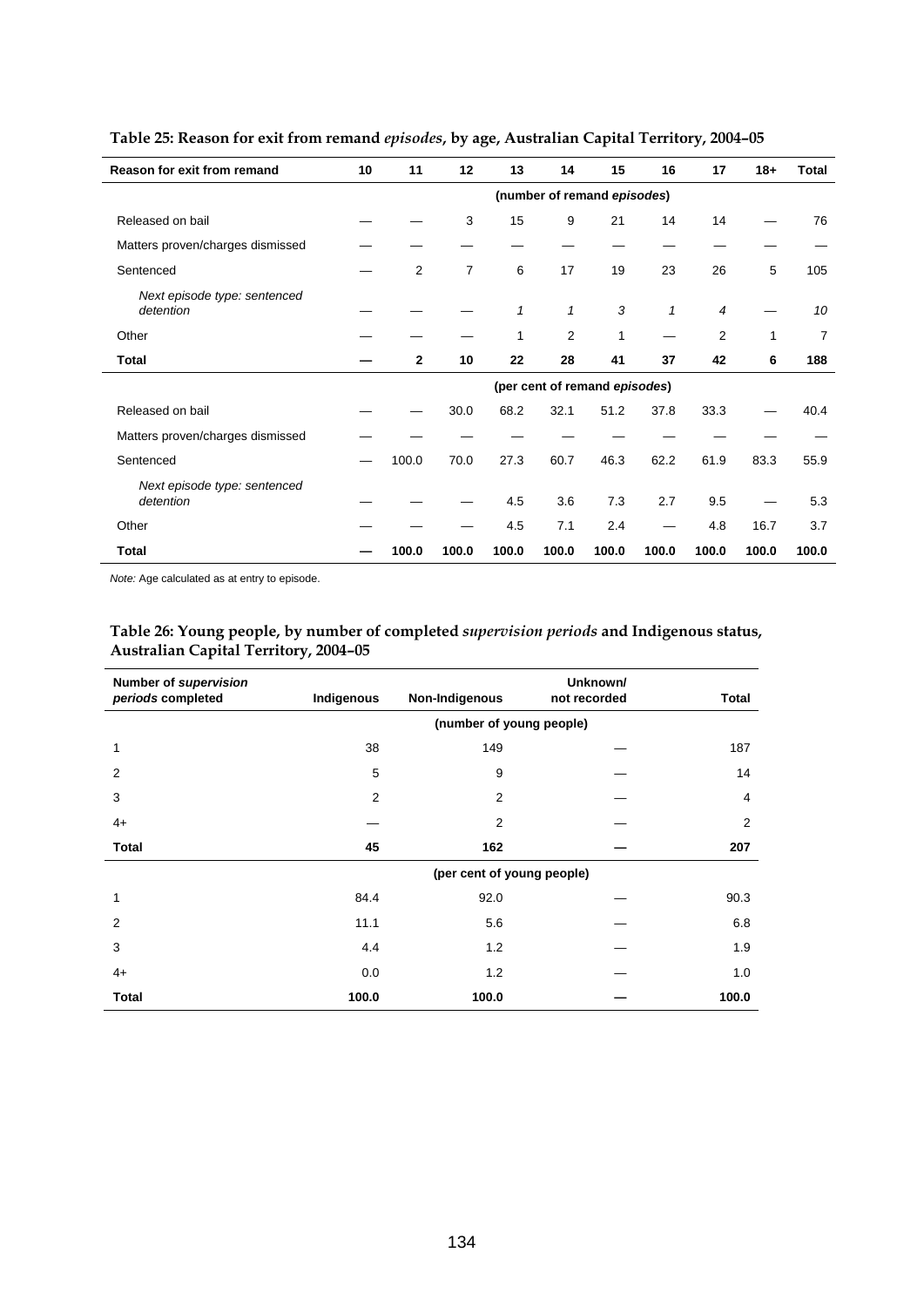**Table 25: Reason for exit from remand *episodes*, by age, Australian Capital Territory, 2004–05**

| Reason for exit from remand | 10 | 11 | 12 | 13 | 14 | 15 | 16 | 17 | 18+ | Total |
|---|---|---|---|---|---|---|---|---|---|---|
| | (number of remand *episodes*) | | | | | | | | | |
| Released on bail | — | — | 3 | 15 | 9 | 21 | 14 | 14 | — | 76 |
| Matters proven/charges dismissed | — | — | — | — | — | — | — | — | — | — |
| Sentenced | — | 2 | 7 | 6 | 17 | 19 | 23 | 26 | 5 | 105 |
| *Next episode type: sentenced detention* | — | — | — | *1* | *1* | *3* | *1* | *4* | — | *10* |
| Other | — | — | — | 1 | 2 | 1 | — | 2 | 1 | 7 |
| **Total** | **—** | **2** | **10** | **22** | **28** | **41** | **37** | **42** | **6** | **188** |
| | (per cent of remand *episodes*) | | | | | | | | | |
| Released on bail | — | — | 30.0 | 68.2 | 32.1 | 51.2 | 37.8 | 33.3 | — | 40.4 |
| Matters proven/charges dismissed | — | — | — | — | — | — | — | — | — | — |
| Sentenced | — | 100.0 | 70.0 | 27.3 | 60.7 | 46.3 | 62.2 | 61.9 | 83.3 | 55.9 |
| *Next episode type: sentenced detention* | — | — | — | 4.5 | 3.6 | 7.3 | 2.7 | 9.5 | — | 5.3 |
| Other | — | — | — | 4.5 | 7.1 | 2.4 | — | 4.8 | 16.7 | 3.7 |
| **Total** | **—** | **100.0** | **100.0** | **100.0** | **100.0** | **100.0** | **100.0** | **100.0** | **100.0** | **100.0** |

*Note:* Age calculated as at entry to episode.

**Table 26: Young people, by number of completed *supervision periods* and Indigenous status, Australian Capital Territory, 2004–05**

| Number of *supervision periods* completed | Indigenous | Non-Indigenous | Unknown/ not recorded | Total |
|---|---|---|---|---|
| | (number of young people) | | | |
| 1 | 38 | 149 | — | 187 |
| 2 | 5 | 9 | — | 14 |
| 3 | 2 | 2 | — | 4 |
| 4+ | — | 2 | — | 2 |
| **Total** | **45** | **162** | **—** | **207** |
| | (per cent of young people) | | | |
| 1 | 84.4 | 92.0 | — | 90.3 |
| 2 | 11.1 | 5.6 | — | 6.8 |
| 3 | 4.4 | 1.2 | — | 1.9 |
| 4+ | 0.0 | 1.2 | — | 1.0 |
| **Total** | **100.0** | **100.0** | **—** | **100.0** |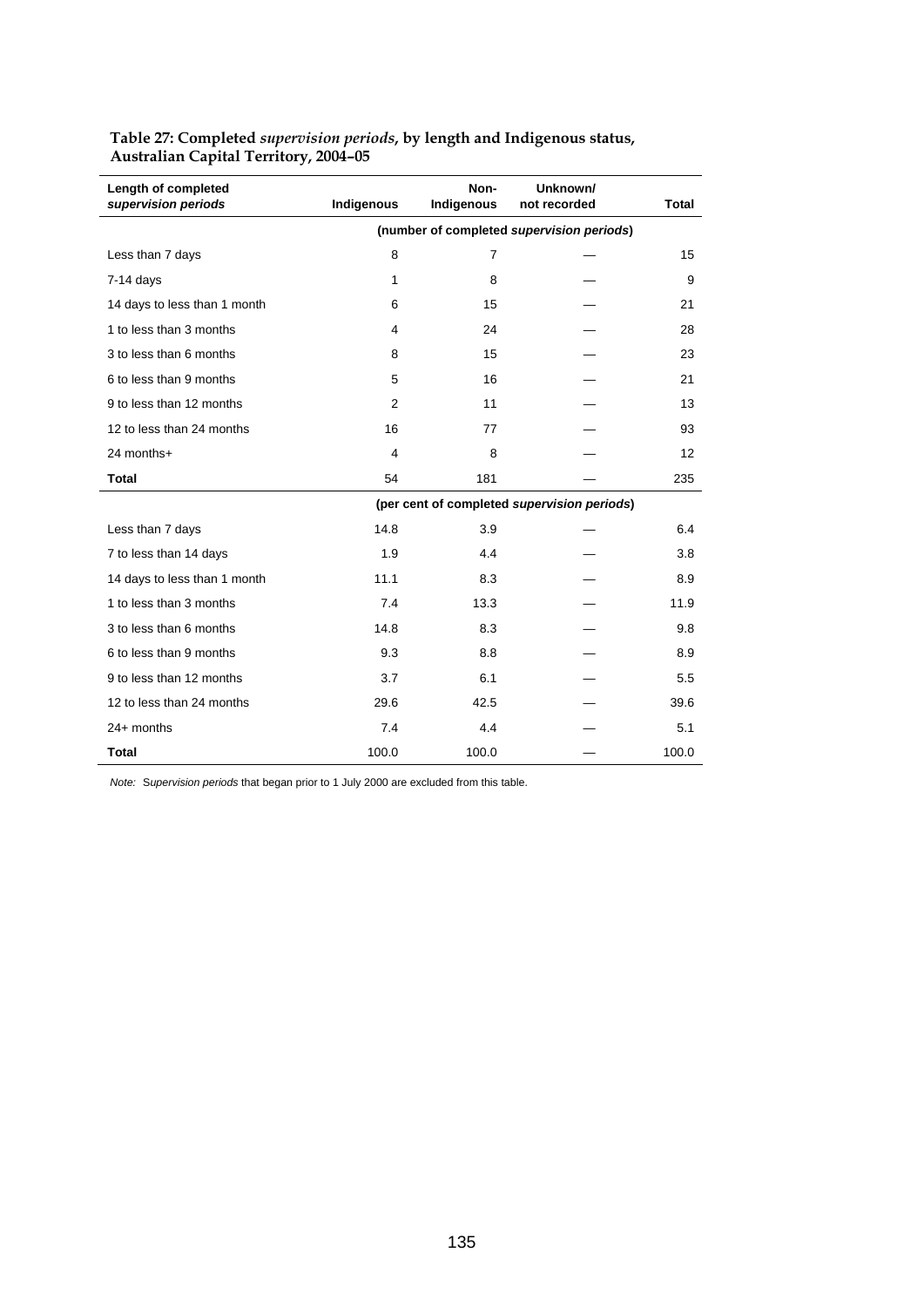**Table 27: Completed *supervision periods*, by length and Indigenous status, Australian Capital Territory, 2004–05**

| Length of completed *supervision periods* | Indigenous | Non-Indigenous | Unknown/ not recorded | Total |
|---|---|---|---|---|
| | (number of completed *supervision periods*) | | | |
| Less than 7 days | 8 | 7 | — | 15 |
| 7-14 days | 1 | 8 | — | 9 |
| 14 days to less than 1 month | 6 | 15 | — | 21 |
| 1 to less than 3 months | 4 | 24 | — | 28 |
| 3 to less than 6 months | 8 | 15 | — | 23 |
| 6 to less than 9 months | 5 | 16 | — | 21 |
| 9 to less than 12 months | 2 | 11 | — | 13 |
| 12 to less than 24 months | 16 | 77 | — | 93 |
| 24 months+ | 4 | 8 | — | 12 |
| **Total** | 54 | 181 | — | 235 |
| | (per cent of completed *supervision periods*) | | | |
| Less than 7 days | 14.8 | 3.9 | — | 6.4 |
| 7 to less than 14 days | 1.9 | 4.4 | — | 3.8 |
| 14 days to less than 1 month | 11.1 | 8.3 | — | 8.9 |
| 1 to less than 3 months | 7.4 | 13.3 | — | 11.9 |
| 3 to less than 6 months | 14.8 | 8.3 | — | 9.8 |
| 6 to less than 9 months | 9.3 | 8.8 | — | 8.9 |
| 9 to less than 12 months | 3.7 | 6.1 | — | 5.5 |
| 12 to less than 24 months | 29.6 | 42.5 | — | 39.6 |
| 24+ months | 7.4 | 4.4 | — | 5.1 |
| **Total** | 100.0 | 100.0 | — | 100.0 |

*Note: Supervision periods* that began prior to 1 July 2000 are excluded from this table.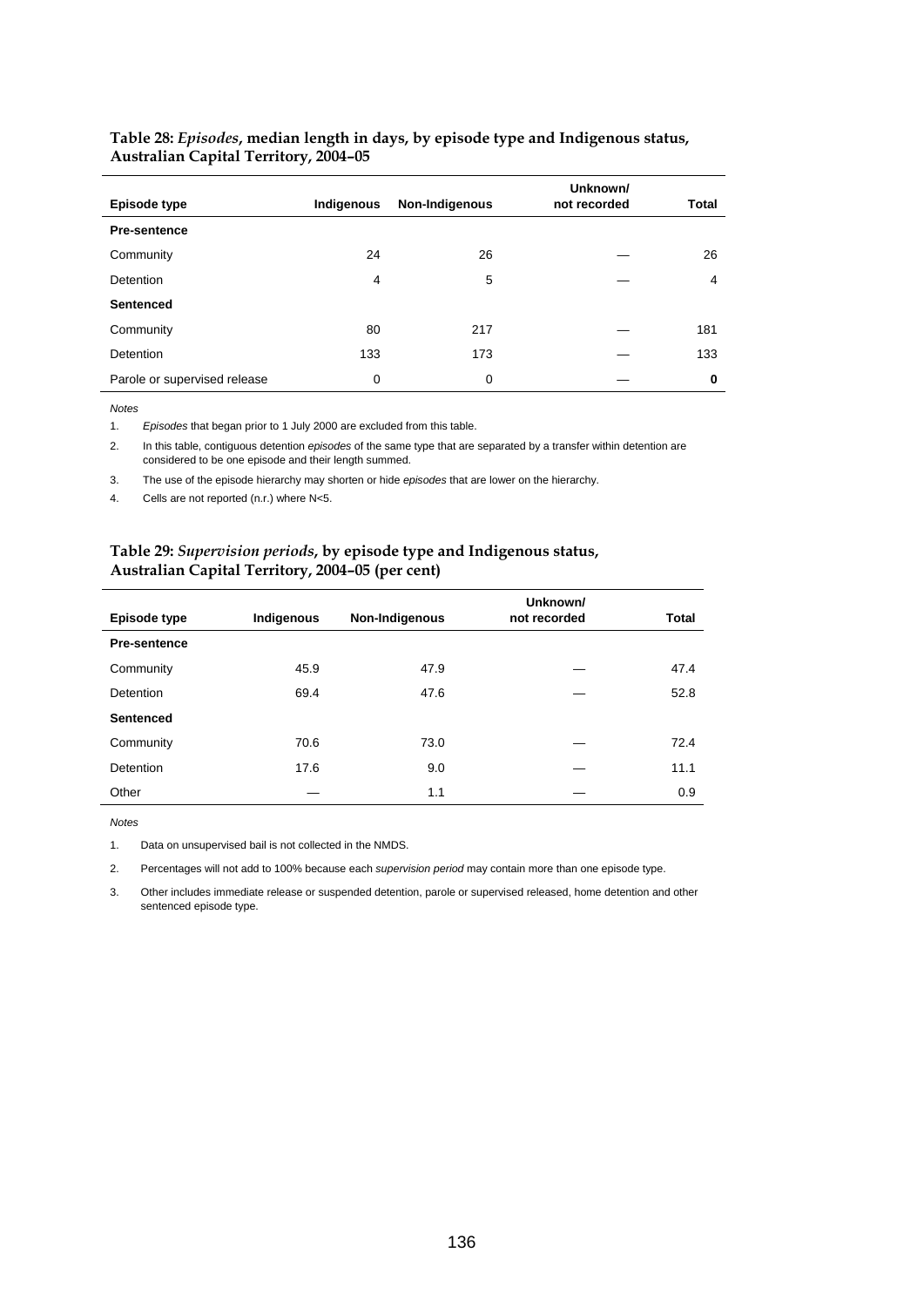**Table 28:** ***Episodes*****, median length in days, by episode type and Indigenous status, Australian Capital Territory, 2004–05**

| Episode type | Indigenous | Non-Indigenous | Unknown/ not recorded | Total |
|---|---|---|---|---|
| **Pre-sentence** | | | | |
| Community | 24 | 26 | — | 26 |
| Detention | 4 | 5 | — | 4 |
| **Sentenced** | | | | |
| Community | 80 | 217 | — | 181 |
| Detention | 133 | 173 | — | 133 |
| Parole or supervised release | 0 | 0 | — | **0** |

*Notes*

1. *Episodes* that began prior to 1 July 2000 are excluded from this table.
2. In this table, contiguous detention *episodes* of the same type that are separated by a transfer within detention are considered to be one episode and their length summed.
3. The use of the episode hierarchy may shorten or hide *episodes* that are lower on the hierarchy.
4. Cells are not reported (n.r.) where N<5.

**Table 29:** ***Supervision periods*****, by episode type and Indigenous status, Australian Capital Territory, 2004–05 (per cent)**

| Episode type | Indigenous | Non-Indigenous | Unknown/ not recorded | Total |
|---|---|---|---|---|
| **Pre-sentence** | | | | |
| Community | 45.9 | 47.9 | — | 47.4 |
| Detention | 69.4 | 47.6 | — | 52.8 |
| **Sentenced** | | | | |
| Community | 70.6 | 73.0 | — | 72.4 |
| Detention | 17.6 | 9.0 | — | 11.1 |
| Other | — | 1.1 | — | 0.9 |

*Notes*

1. Data on unsupervised bail is not collected in the NMDS.
2. Percentages will not add to 100% because each *supervision period* may contain more than one episode type.
3. Other includes immediate release or suspended detention, parole or supervised released, home detention and other sentenced episode type.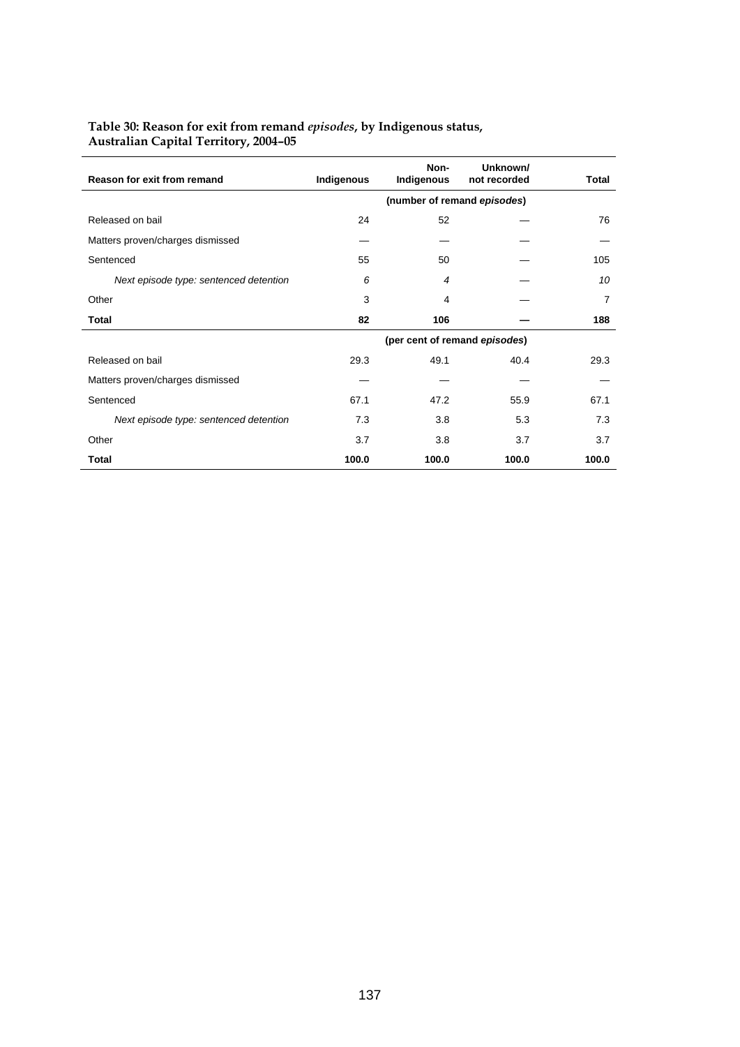**Table 30: Reason for exit from remand *episodes*, by Indigenous status, Australian Capital Territory, 2004–05**

| Reason for exit from remand | Indigenous | Non-Indigenous | Unknown/ not recorded | Total |
|---|---|---|---|---|
| | (number of remand *episodes*) | | | |
| Released on bail | 24 | 52 | — | 76 |
| Matters proven/charges dismissed | — | — | — | — |
| Sentenced | 55 | 50 | — | 105 |
| *Next episode type: sentenced detention* | *6* | *4* | — | *10* |
| Other | 3 | 4 | — | 7 |
| **Total** | **82** | **106** | **—** | **188** |
| | (per cent of remand *episodes*) | | | |
| Released on bail | 29.3 | 49.1 | 40.4 | 29.3 |
| Matters proven/charges dismissed | — | — | — | — |
| Sentenced | 67.1 | 47.2 | 55.9 | 67.1 |
| *Next episode type: sentenced detention* | *7.3* | *3.8* | *5.3* | *7.3* |
| Other | 3.7 | 3.8 | 3.7 | 3.7 |
| **Total** | **100.0** | **100.0** | **100.0** | **100.0** |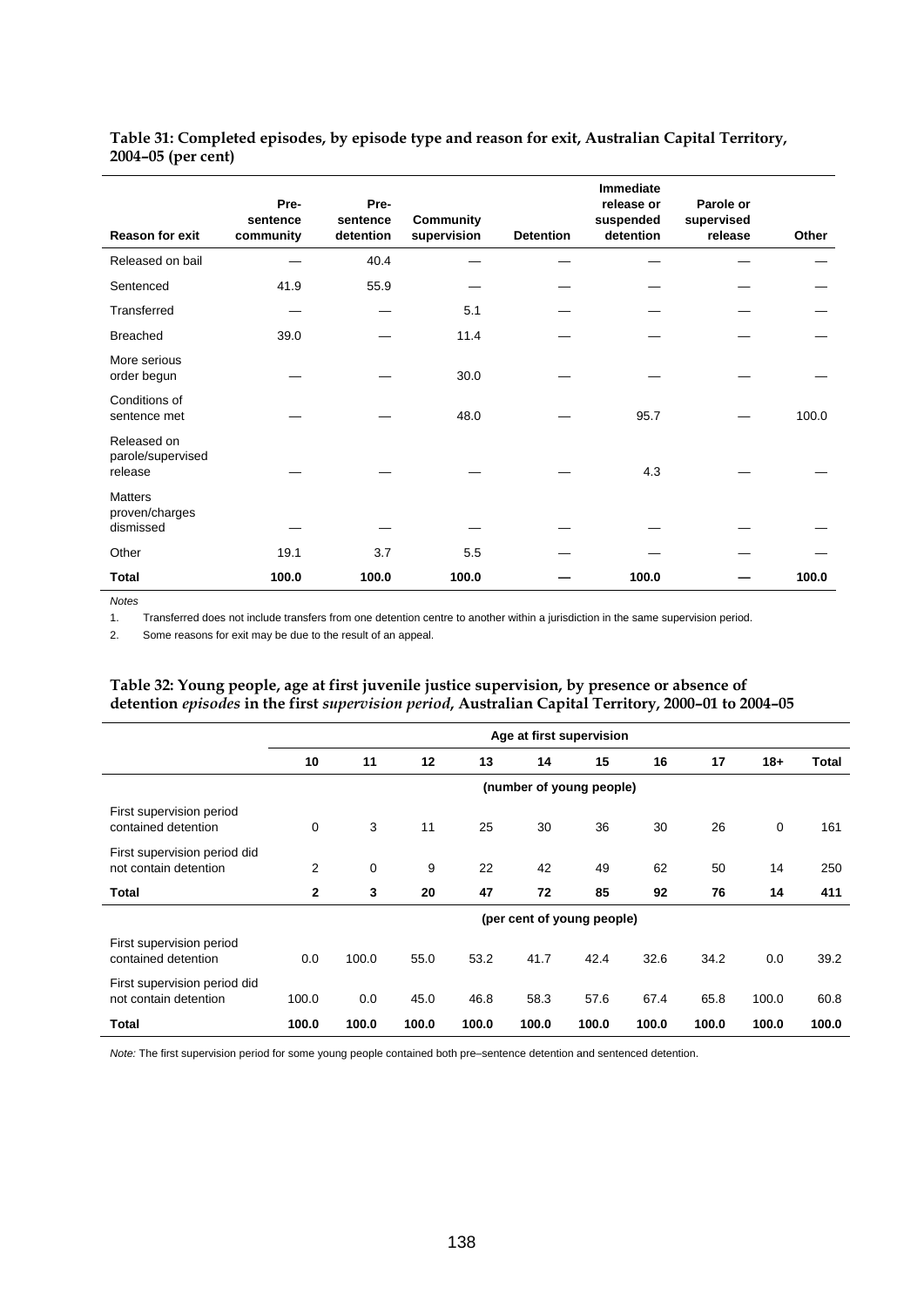**Table 31: Completed episodes, by episode type and reason for exit, Australian Capital Territory, 2004–05 (per cent)**

| Reason for exit | Pre-sentence community | Pre-sentence detention | Community supervision | Detention | Immediate release or suspended detention | Parole or supervised release | Other |
|---|---|---|---|---|---|---|---|
| Released on bail | — | 40.4 | — | — | — | — | — |
| Sentenced | 41.9 | 55.9 | — | — | — | — | — |
| Transferred | — | — | 5.1 | — | — | — | — |
| Breached | 39.0 | — | 11.4 | — | — | — | — |
| More serious order begun | — | — | 30.0 | — | — | — | — |
| Conditions of sentence met | — | — | 48.0 | — | 95.7 | — | 100.0 |
| Released on parole/supervised release | — | — | — | — | 4.3 | — | — |
| Matters proven/charges dismissed | — | — | — | — | — | — | — |
| Other | 19.1 | 3.7 | 5.5 | — | — | — | — |
| **Total** | **100.0** | **100.0** | **100.0** | **—** | **100.0** | **—** | **100.0** |

*Notes*

1. Transferred does not include transfers from one detention centre to another within a jurisdiction in the same supervision period.
2. Some reasons for exit may be due to the result of an appeal.

**Table 32: Young people, age at first juvenile justice supervision, by presence or absence of detention *episodes* in the first *supervision period*, Australian Capital Territory, 2000–01 to 2004–05**

| | Age at first supervision | | | | | | | | | |
|---|---|---|---|---|---|---|---|---|---|---|
| | 10 | 11 | 12 | 13 | 14 | 15 | 16 | 17 | 18+ | Total |
| | (number of young people) | | | | | | | | | |
| First supervision period contained detention | 0 | 3 | 11 | 25 | 30 | 36 | 30 | 26 | 0 | 161 |
| First supervision period did not contain detention | 2 | 0 | 9 | 22 | 42 | 49 | 62 | 50 | 14 | 250 |
| **Total** | **2** | **3** | **20** | **47** | **72** | **85** | **92** | **76** | **14** | **411** |
| | (per cent of young people) | | | | | | | | | |
| First supervision period contained detention | 0.0 | 100.0 | 55.0 | 53.2 | 41.7 | 42.4 | 32.6 | 34.2 | 0.0 | 39.2 |
| First supervision period did not contain detention | 100.0 | 0.0 | 45.0 | 46.8 | 58.3 | 57.6 | 67.4 | 65.8 | 100.0 | 60.8 |
| **Total** | **100.0** | **100.0** | **100.0** | **100.0** | **100.0** | **100.0** | **100.0** | **100.0** | **100.0** | **100.0** |

*Note:* The first supervision period for some young people contained both pre–sentence detention and sentenced detention.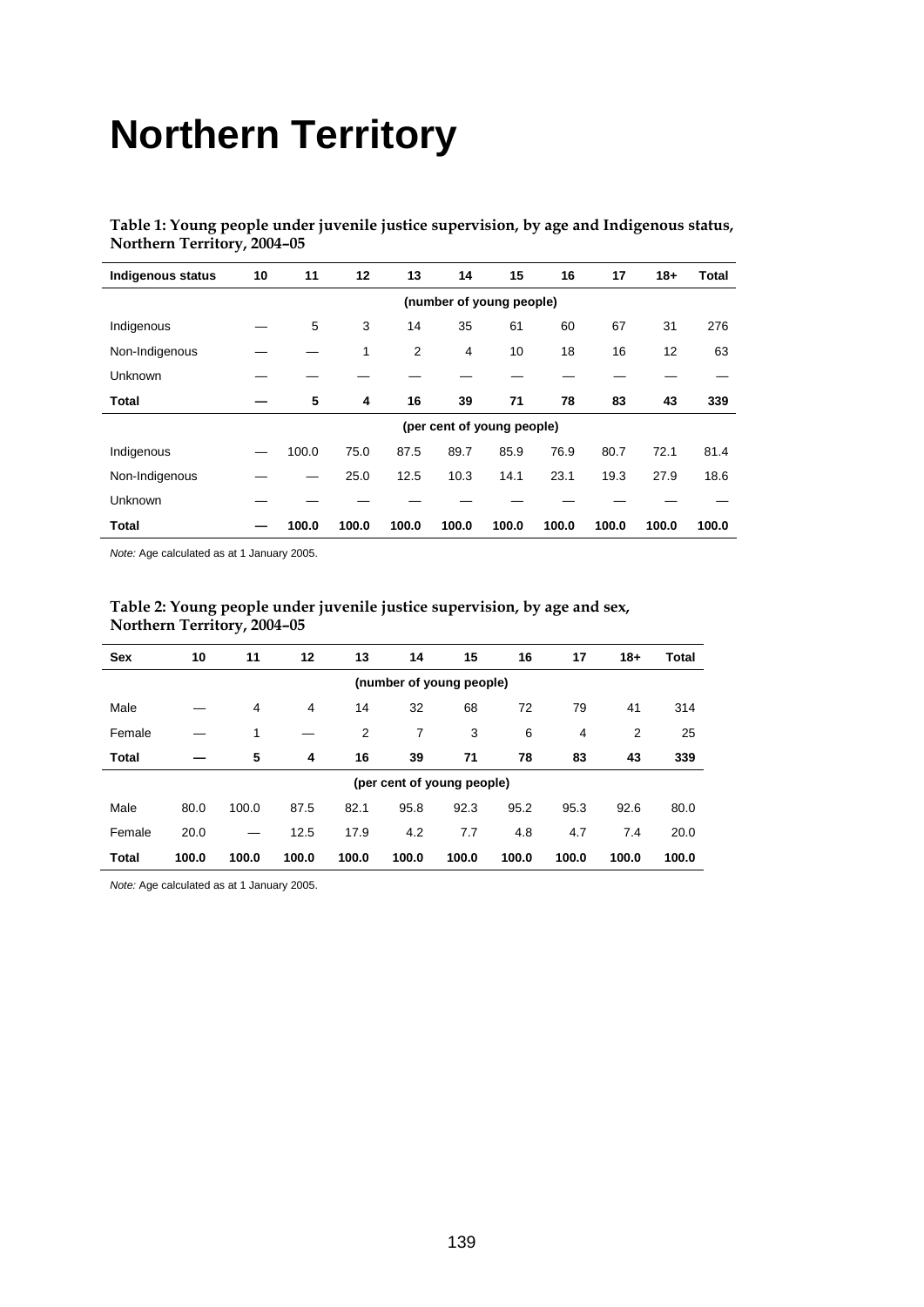# Northern Territory

**Table 1: Young people under juvenile justice supervision, by age and Indigenous status, Northern Territory, 2004–05**

| Indigenous status | 10 | 11 | 12 | 13 | 14 | 15 | 16 | 17 | 18+ | Total |
|---|---|---|---|---|---|---|---|---|---|---|
| | | | | | (number of young people) | | | | | |
| Indigenous | — | 5 | 3 | 14 | 35 | 61 | 60 | 67 | 31 | 276 |
| Non-Indigenous | — | — | 1 | 2 | 4 | 10 | 18 | 16 | 12 | 63 |
| Unknown | — | — | — | — | — | — | — | — | — | — |
| **Total** | **—** | **5** | **4** | **16** | **39** | **71** | **78** | **83** | **43** | **339** |
| | | | | | (per cent of young people) | | | | | |
| Indigenous | — | 100.0 | 75.0 | 87.5 | 89.7 | 85.9 | 76.9 | 80.7 | 72.1 | 81.4 |
| Non-Indigenous | — | — | 25.0 | 12.5 | 10.3 | 14.1 | 23.1 | 19.3 | 27.9 | 18.6 |
| Unknown | — | — | — | — | — | — | — | — | — | — |
| **Total** | **—** | **100.0** | **100.0** | **100.0** | **100.0** | **100.0** | **100.0** | **100.0** | **100.0** | **100.0** |

*Note:* Age calculated as at 1 January 2005.

**Table 2: Young people under juvenile justice supervision, by age and sex, Northern Territory, 2004–05**

| Sex | 10 | 11 | 12 | 13 | 14 | 15 | 16 | 17 | 18+ | Total |
|---|---|---|---|---|---|---|---|---|---|---|
| | | | | | (number of young people) | | | | | |
| Male | — | 4 | 4 | 14 | 32 | 68 | 72 | 79 | 41 | 314 |
| Female | — | 1 | — | 2 | 7 | 3 | 6 | 4 | 2 | 25 |
| **Total** | **—** | **5** | **4** | **16** | **39** | **71** | **78** | **83** | **43** | **339** |
| | | | | | (per cent of young people) | | | | | |
| Male | 80.0 | 100.0 | 87.5 | 82.1 | 95.8 | 92.3 | 95.2 | 95.3 | 92.6 | 80.0 |
| Female | 20.0 | — | 12.5 | 17.9 | 4.2 | 7.7 | 4.8 | 4.7 | 7.4 | 20.0 |
| **Total** | **100.0** | **100.0** | **100.0** | **100.0** | **100.0** | **100.0** | **100.0** | **100.0** | **100.0** | **100.0** |

*Note:* Age calculated as at 1 January 2005.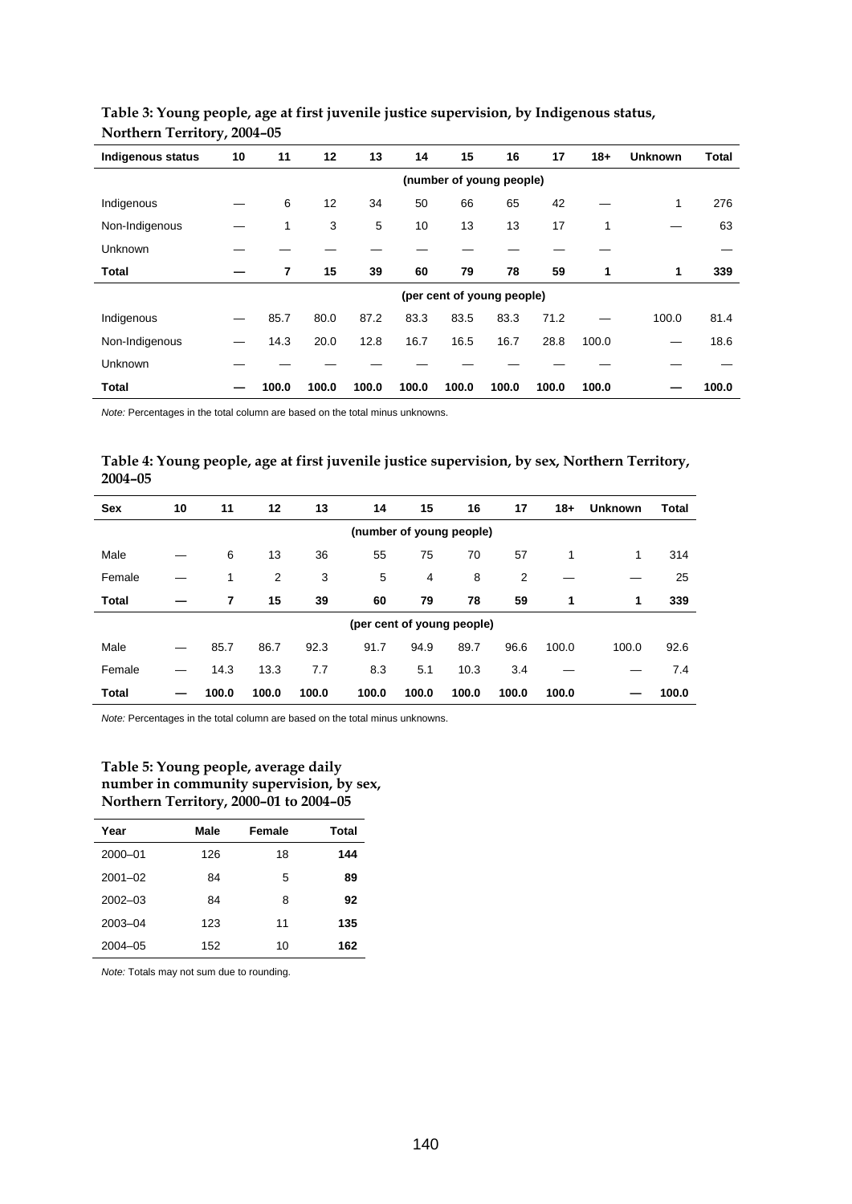**Table 3: Young people, age at first juvenile justice supervision, by Indigenous status, Northern Territory, 2004–05**

| Indigenous status | 10 | 11 | 12 | 13 | 14 | 15 | 16 | 17 | 18+ | Unknown | Total |
|---|---|---|---|---|---|---|---|---|---|---|---|
| | | | | | (number of young people) | | | | | | |
| Indigenous | — | 6 | 12 | 34 | 50 | 66 | 65 | 42 | — | 1 | 276 |
| Non-Indigenous | — | 1 | 3 | 5 | 10 | 13 | 13 | 17 | 1 | — | 63 |
| Unknown | — | — | — | — | — | — | — | — | — | — | — |
| **Total** | **—** | **7** | **15** | **39** | **60** | **79** | **78** | **59** | **1** | **1** | **339** |
| | | | | | (per cent of young people) | | | | | | |
| Indigenous | — | 85.7 | 80.0 | 87.2 | 83.3 | 83.5 | 83.3 | 71.2 | — | 100.0 | 81.4 |
| Non-Indigenous | — | 14.3 | 20.0 | 12.8 | 16.7 | 16.5 | 16.7 | 28.8 | 100.0 | — | 18.6 |
| Unknown | — | — | — | — | — | — | — | — | — | — | — |
| **Total** | **—** | **100.0** | **100.0** | **100.0** | **100.0** | **100.0** | **100.0** | **100.0** | **100.0** | **—** | **100.0** |

*Note:* Percentages in the total column are based on the total minus unknowns.

**Table 4: Young people, age at first juvenile justice supervision, by sex, Northern Territory, 2004–05**

| Sex | 10 | 11 | 12 | 13 | 14 | 15 | 16 | 17 | 18+ | Unknown | Total |
|---|---|---|---|---|---|---|---|---|---|---|---|
| | | | | | (number of young people) | | | | | | |
| Male | — | 6 | 13 | 36 | 55 | 75 | 70 | 57 | 1 | 1 | 314 |
| Female | — | 1 | 2 | 3 | 5 | 4 | 8 | 2 | — | — | 25 |
| **Total** | **—** | **7** | **15** | **39** | **60** | **79** | **78** | **59** | **1** | **1** | **339** |
| | | | | | (per cent of young people) | | | | | | |
| Male | — | 85.7 | 86.7 | 92.3 | 91.7 | 94.9 | 89.7 | 96.6 | 100.0 | 100.0 | 92.6 |
| Female | — | 14.3 | 13.3 | 7.7 | 8.3 | 5.1 | 10.3 | 3.4 | — | — | 7.4 |
| **Total** | **—** | **100.0** | **100.0** | **100.0** | **100.0** | **100.0** | **100.0** | **100.0** | **100.0** | **—** | **100.0** |

*Note:* Percentages in the total column are based on the total minus unknowns.

**Table 5: Young people, average daily number in community supervision, by sex, Northern Territory, 2000–01 to 2004–05**

| Year | Male | Female | Total |
|---|---|---|---|
| 2000–01 | 126 | 18 | **144** |
| 2001–02 | 84 | 5 | **89** |
| 2002–03 | 84 | 8 | **92** |
| 2003–04 | 123 | 11 | **135** |
| 2004–05 | 152 | 10 | **162** |

*Note:* Totals may not sum due to rounding.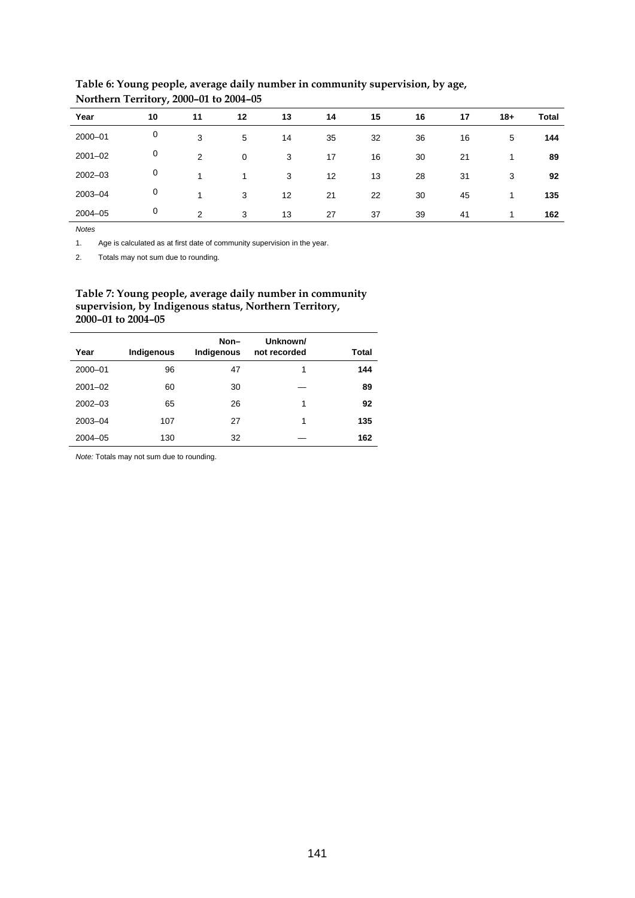**Table 6: Young people, average daily number in community supervision, by age, Northern Territory, 2000–01 to 2004–05**

| Year | 10 | 11 | 12 | 13 | 14 | 15 | 16 | 17 | 18+ | Total |
|---|---|---|---|---|---|---|---|---|---|---|
| 2000–01 | 0 | 3 | 5 | 14 | 35 | 32 | 36 | 16 | 5 | **144** |
| 2001–02 | 0 | 2 | 0 | 3 | 17 | 16 | 30 | 21 | 1 | **89** |
| 2002–03 | 0 | 1 | 1 | 3 | 12 | 13 | 28 | 31 | 3 | **92** |
| 2003–04 | 0 | 1 | 3 | 12 | 21 | 22 | 30 | 45 | 1 | **135** |
| 2004–05 | 0 | 2 | 3 | 13 | 27 | 37 | 39 | 41 | 1 | **162** |

*Notes*

1. Age is calculated as at first date of community supervision in the year.
2. Totals may not sum due to rounding.

**Table 7: Young people, average daily number in community supervision, by Indigenous status, Northern Territory, 2000–01 to 2004–05**

| Year | Indigenous | Non–Indigenous | Unknown/ not recorded | Total |
|---|---|---|---|---|
| 2000–01 | 96 | 47 | 1 | **144** |
| 2001–02 | 60 | 30 | — | **89** |
| 2002–03 | 65 | 26 | 1 | **92** |
| 2003–04 | 107 | 27 | 1 | **135** |
| 2004–05 | 130 | 32 | — | **162** |

*Note:* Totals may not sum due to rounding.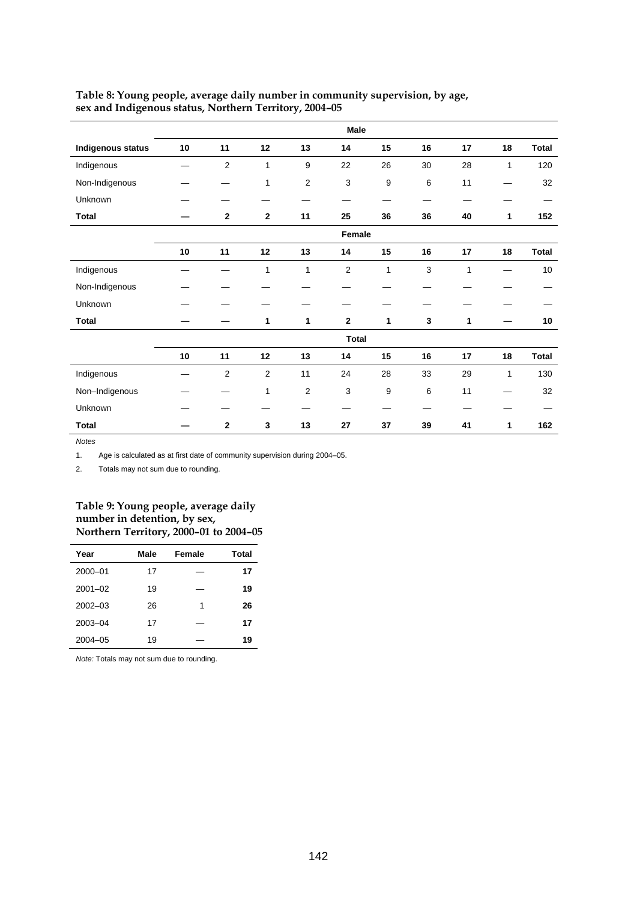**Table 8: Young people, average daily number in community supervision, by age, sex and Indigenous status, Northern Territory, 2004–05**

| | Male | | | | | | | | | |
|---|---|---|---|---|---|---|---|---|---|---|
| **Indigenous status** | **10** | **11** | **12** | **13** | **14** | **15** | **16** | **17** | **18** | **Total** |
| Indigenous | — | 2 | 1 | 9 | 22 | 26 | 30 | 28 | 1 | 120 |
| Non-Indigenous | — | — | 1 | 2 | 3 | 9 | 6 | 11 | — | 32 |
| Unknown | — | — | — | — | — | — | — | — | — | — |
| **Total** | **—** | **2** | **2** | **11** | **25** | **36** | **36** | **40** | **1** | **152** |
| | **Female** | | | | | | | | | |
| | **10** | **11** | **12** | **13** | **14** | **15** | **16** | **17** | **18** | **Total** |
| Indigenous | — | — | 1 | 1 | 2 | 1 | 3 | 1 | — | 10 |
| Non-Indigenous | — | — | — | — | — | — | — | — | — | — |
| Unknown | — | — | — | — | — | — | — | — | — | — |
| **Total** | **—** | **—** | **1** | **1** | **2** | **1** | **3** | **1** | **—** | **10** |
| | **Total** | | | | | | | | | |
| | **10** | **11** | **12** | **13** | **14** | **15** | **16** | **17** | **18** | **Total** |
| Indigenous | — | 2 | 2 | 11 | 24 | 28 | 33 | 29 | 1 | 130 |
| Non–Indigenous | — | — | 1 | 2 | 3 | 9 | 6 | 11 | — | 32 |
| Unknown | — | — | — | — | — | — | — | — | — | — |
| **Total** | **—** | **2** | **3** | **13** | **27** | **37** | **39** | **41** | **1** | **162** |

*Notes*

1. Age is calculated as at first date of community supervision during 2004–05.
2. Totals may not sum due to rounding.

**Table 9: Young people, average daily number in detention, by sex, Northern Territory, 2000–01 to 2004–05**

| Year | Male | Female | Total |
|---|---|---|---|
| 2000–01 | 17 | — | **17** |
| 2001–02 | 19 | — | **19** |
| 2002–03 | 26 | 1 | **26** |
| 2003–04 | 17 | — | **17** |
| 2004–05 | 19 | — | **19** |

*Note:* Totals may not sum due to rounding.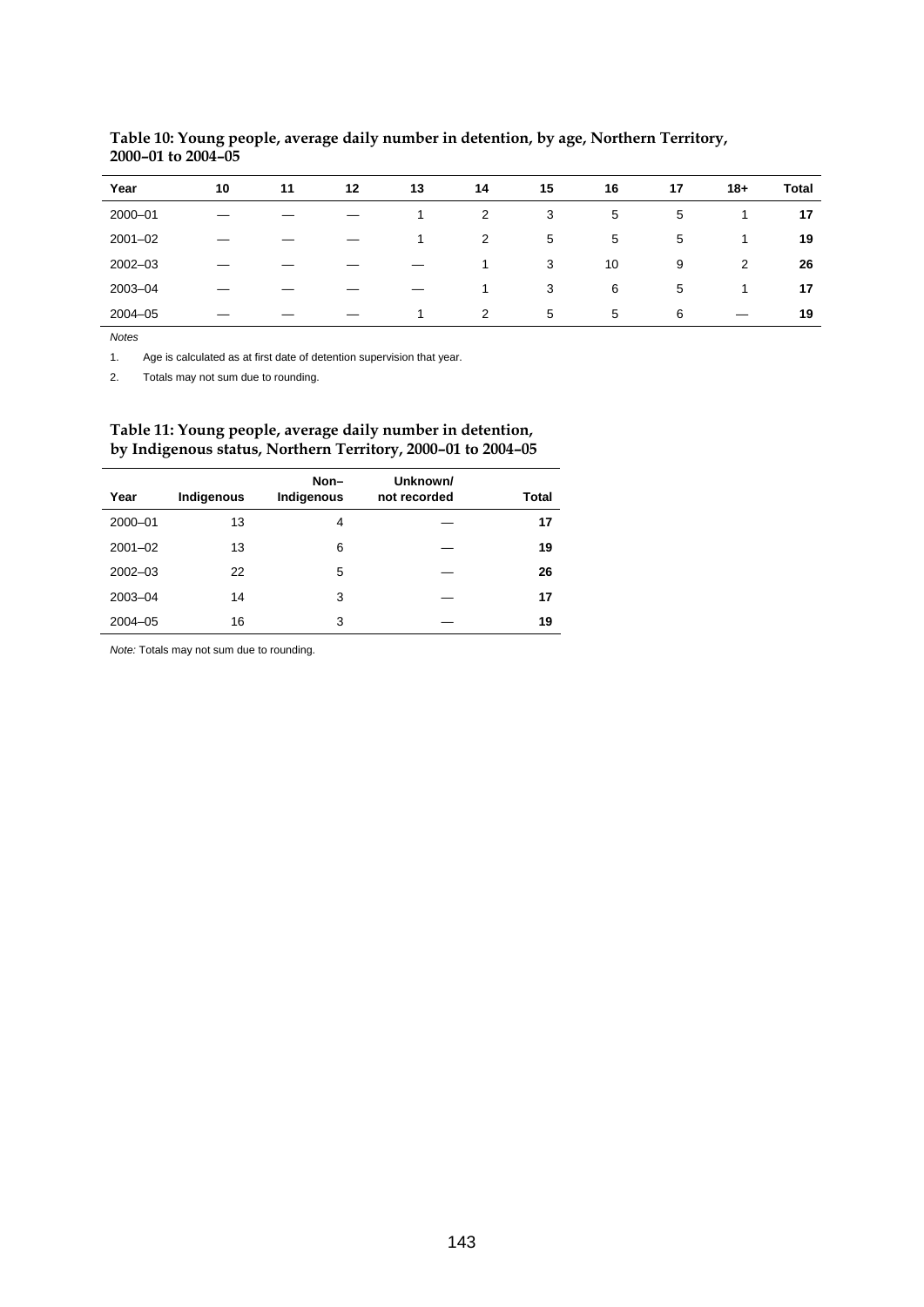**Table 10: Young people, average daily number in detention, by age, Northern Territory, 2000–01 to 2004–05**

| Year | 10 | 11 | 12 | 13 | 14 | 15 | 16 | 17 | 18+ | Total |
|---|---|---|---|---|---|---|---|---|---|---|
| 2000–01 | — | — | — | 1 | 2 | 3 | 5 | 5 | 1 | **17** |
| 2001–02 | — | — | — | 1 | 2 | 5 | 5 | 5 | 1 | **19** |
| 2002–03 | — | — | — | — | 1 | 3 | 10 | 9 | 2 | **26** |
| 2003–04 | — | — | — | — | 1 | 3 | 6 | 5 | 1 | **17** |
| 2004–05 | — | — | — | 1 | 2 | 5 | 5 | 6 | — | **19** |

*Notes*

1. Age is calculated as at first date of detention supervision that year.
2. Totals may not sum due to rounding.

**Table 11: Young people, average daily number in detention, by Indigenous status, Northern Territory, 2000–01 to 2004–05**

| Year | Indigenous | Non–Indigenous | Unknown/ not recorded | Total |
|---|---|---|---|---|
| 2000–01 | 13 | 4 | — | **17** |
| 2001–02 | 13 | 6 | — | **19** |
| 2002–03 | 22 | 5 | — | **26** |
| 2003–04 | 14 | 3 | — | **17** |
| 2004–05 | 16 | 3 | — | **19** |

*Note:* Totals may not sum due to rounding.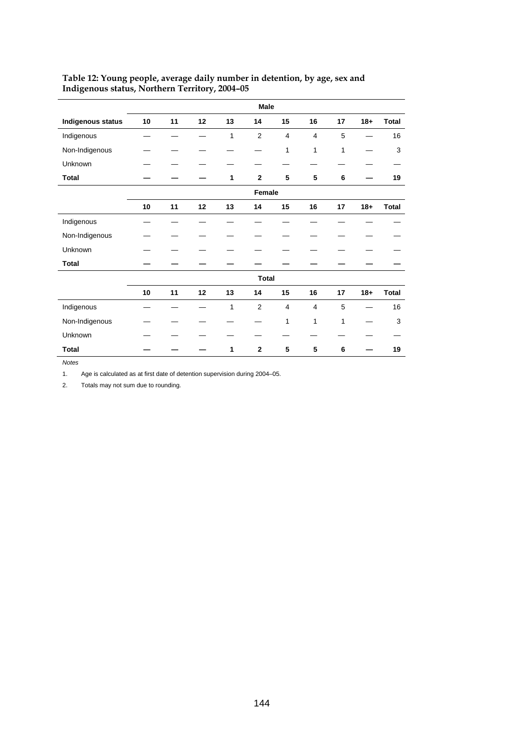**Table 12: Young people, average daily number in detention, by age, sex and Indigenous status, Northern Territory, 2004–05**

| | Male | | | | | | | | | |
|---|---|---|---|---|---|---|---|---|---|---|
| **Indigenous status** | **10** | **11** | **12** | **13** | **14** | **15** | **16** | **17** | **18+** | **Total** |
| Indigenous | — | — | — | 1 | 2 | 4 | 4 | 5 | — | 16 |
| Non-Indigenous | — | — | — | — | — | 1 | 1 | 1 | — | 3 |
| Unknown | — | — | — | — | — | — | — | — | — | — |
| **Total** | **—** | **—** | **—** | **1** | **2** | **5** | **5** | **6** | **—** | **19** |
| | **Female** | | | | | | | | | |
| | **10** | **11** | **12** | **13** | **14** | **15** | **16** | **17** | **18+** | **Total** |
| Indigenous | — | — | — | — | — | — | — | — | — | — |
| Non-Indigenous | — | — | — | — | — | — | — | — | — | — |
| Unknown | — | — | — | — | — | — | — | — | — | — |
| **Total** | **—** | **—** | **—** | **—** | **—** | **—** | **—** | **—** | **—** | **—** |
| | **Total** | | | | | | | | | |
| | **10** | **11** | **12** | **13** | **14** | **15** | **16** | **17** | **18+** | **Total** |
| Indigenous | — | — | — | 1 | 2 | 4 | 4 | 5 | — | 16 |
| Non-Indigenous | — | — | — | — | — | 1 | 1 | 1 | — | 3 |
| Unknown | — | — | — | — | — | — | — | — | — | — |
| **Total** | **—** | **—** | **—** | **1** | **2** | **5** | **5** | **6** | **—** | **19** |

*Notes*

1. Age is calculated as at first date of detention supervision during 2004–05.

2. Totals may not sum due to rounding.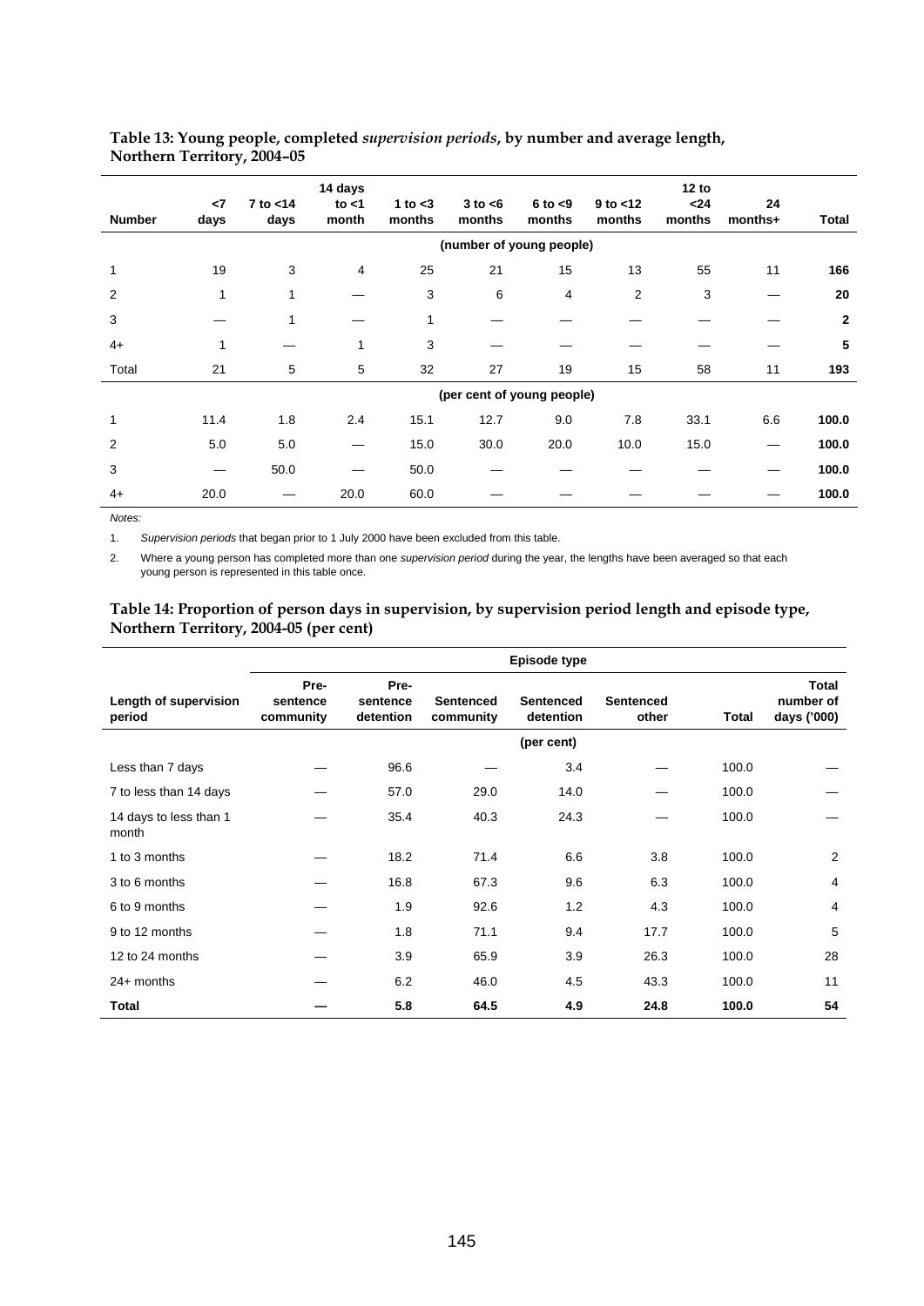**Table 13: Young people, completed *supervision periods*, by number and average length, Northern Territory, 2004–05**

| Number | <7 days | 7 to <14 days | 14 days to <1 month | 1 to <3 months | 3 to <6 months | 6 to <9 months | 9 to <12 months | 12 to <24 months | 24 months+ | Total |
|---|---|---|---|---|---|---|---|---|---|---|
| | | | | | (number of young people) | | | | | |
| 1 | 19 | 3 | 4 | 25 | 21 | 15 | 13 | 55 | 11 | **166** |
| 2 | 1 | 1 | — | 3 | 6 | 4 | 2 | 3 | — | **20** |
| 3 | — | 1 | — | 1 | — | — | — | — | — | **2** |
| 4+ | 1 | — | 1 | 3 | — | — | — | — | — | **5** |
| Total | 21 | 5 | 5 | 32 | 27 | 19 | 15 | 58 | 11 | **193** |
| | | | | | (per cent of young people) | | | | | |
| 1 | 11.4 | 1.8 | 2.4 | 15.1 | 12.7 | 9.0 | 7.8 | 33.1 | 6.6 | **100.0** |
| 2 | 5.0 | 5.0 | — | 15.0 | 30.0 | 20.0 | 10.0 | 15.0 | — | **100.0** |
| 3 | — | 50.0 | — | 50.0 | — | — | — | — | — | **100.0** |
| 4+ | 20.0 | — | 20.0 | 60.0 | — | — | — | — | — | **100.0** |

*Notes:*

1. *Supervision periods* that began prior to 1 July 2000 have been excluded from this table.

2. Where a young person has completed more than one *supervision period* during the year, the lengths have been averaged so that each young person is represented in this table once.

**Table 14: Proportion of person days in supervision, by supervision period length and episode type, Northern Territory, 2004-05 (per cent)**

| | Episode type | | | | | | |
|---|---|---|---|---|---|---|---|
| Length of supervision period | Pre-sentence community | Pre-sentence detention | Sentenced community | Sentenced detention | Sentenced other | Total | Total number of days ('000) |
| | | | | (per cent) | | | |
| Less than 7 days | — | 96.6 | — | 3.4 | — | 100.0 | — |
| 7 to less than 14 days | — | 57.0 | 29.0 | 14.0 | — | 100.0 | — |
| 14 days to less than 1 month | — | 35.4 | 40.3 | 24.3 | — | 100.0 | — |
| 1 to 3 months | — | 18.2 | 71.4 | 6.6 | 3.8 | 100.0 | 2 |
| 3 to 6 months | — | 16.8 | 67.3 | 9.6 | 6.3 | 100.0 | 4 |
| 6 to 9 months | — | 1.9 | 92.6 | 1.2 | 4.3 | 100.0 | 4 |
| 9 to 12 months | — | 1.8 | 71.1 | 9.4 | 17.7 | 100.0 | 5 |
| 12 to 24 months | — | 3.9 | 65.9 | 3.9 | 26.3 | 100.0 | 28 |
| 24+ months | — | 6.2 | 46.0 | 4.5 | 43.3 | 100.0 | 11 |
| **Total** | **—** | **5.8** | **64.5** | **4.9** | **24.8** | **100.0** | **54** |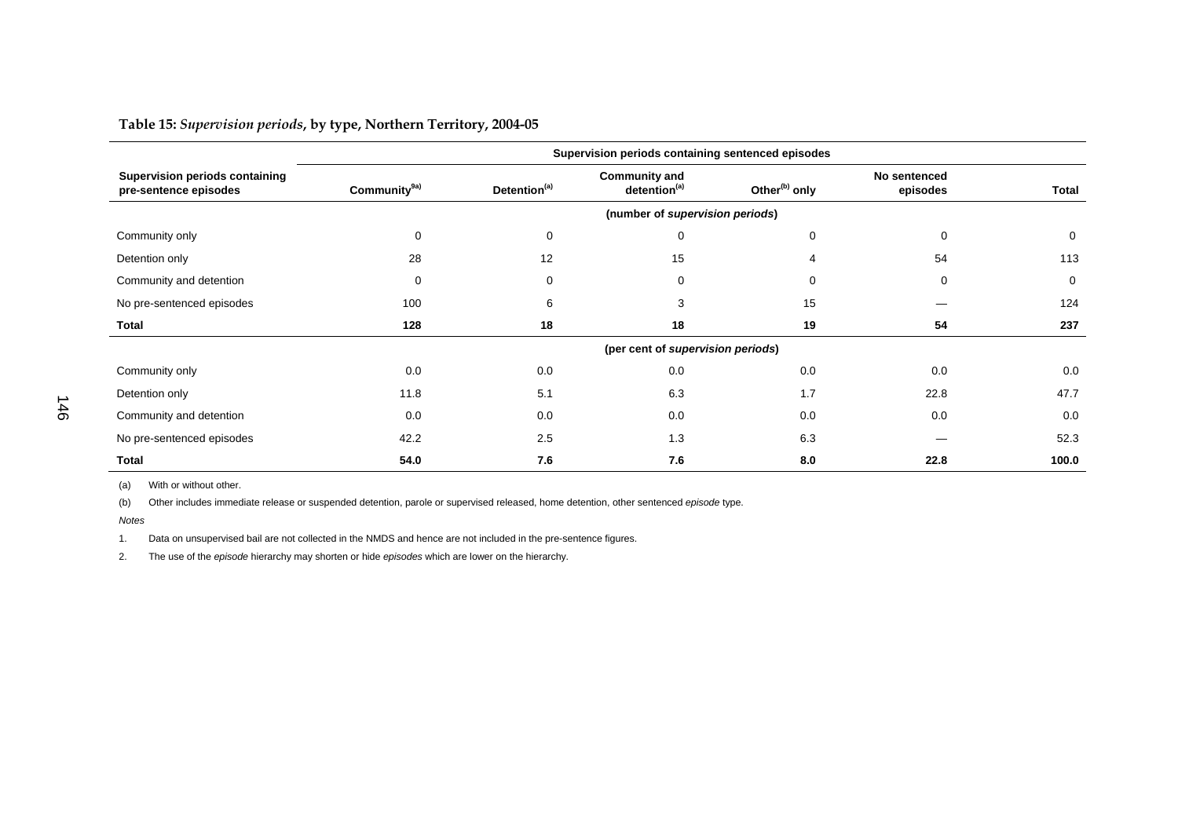**Table 15:** ***Supervision periods*, by type, Northern Territory, 2004-05**

| Supervision periods containing pre-sentence episodes | Supervision periods containing sentenced episodes | | | | | |
|---|---|---|---|---|---|---|
| | Community[9a)] | Detention[(a)] | Community and detention[(a)] | Other[(b)] only | No sentenced episodes | Total |
| | (number of *supervision periods*) | | | | | |
| Community only | 0 | 0 | 0 | 0 | 0 | 0 |
| Detention only | 28 | 12 | 15 | 4 | 54 | 113 |
| Community and detention | 0 | 0 | 0 | 0 | 0 | 0 |
| No pre-sentenced episodes | 100 | 6 | 3 | 15 | — | 124 |
| **Total** | **128** | **18** | **18** | **19** | **54** | **237** |
| | (per cent of *supervision periods*) | | | | | |
| Community only | 0.0 | 0.0 | 0.0 | 0.0 | 0.0 | 0.0 |
| Detention only | 11.8 | 5.1 | 6.3 | 1.7 | 22.8 | 47.7 |
| Community and detention | 0.0 | 0.0 | 0.0 | 0.0 | 0.0 | 0.0 |
| No pre-sentenced episodes | 42.2 | 2.5 | 1.3 | 6.3 | — | 52.3 |
| **Total** | **54.0** | **7.6** | **7.6** | **8.0** | **22.8** | **100.0** |

(a) With or without other.

(b) Other includes immediate release or suspended detention, parole or supervised released, home detention, other sentenced *episode* type.

*Notes*

1. Data on unsupervised bail are not collected in the NMDS and hence are not included in the pre-sentence figures.

2. The use of the *episode* hierarchy may shorten or hide *episodes* which are lower on the hierarchy.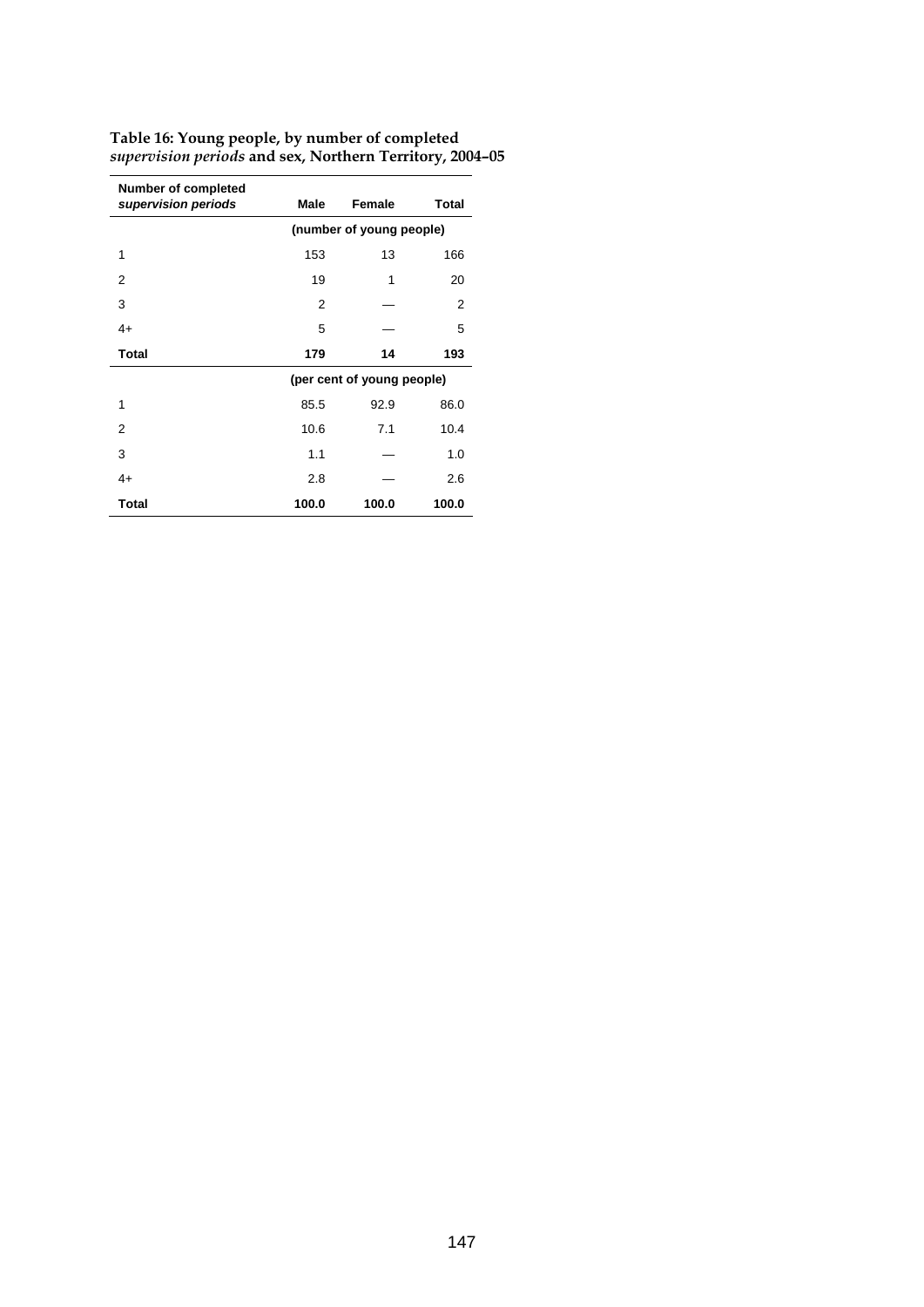**Table 16: Young people, by number of completed *supervision periods* and sex, Northern Territory, 2004–05**

| Number of completed *supervision periods* | Male | Female | Total |
|---|---|---|---|
| | (number of young people) | | |
| 1 | 153 | 13 | 166 |
| 2 | 19 | 1 | 20 |
| 3 | 2 | — | 2 |
| 4+ | 5 | — | 5 |
| **Total** | **179** | **14** | **193** |
| | (per cent of young people) | | |
| 1 | 85.5 | 92.9 | 86.0 |
| 2 | 10.6 | 7.1 | 10.4 |
| 3 | 1.1 | — | 1.0 |
| 4+ | 2.8 | — | 2.6 |
| **Total** | **100.0** | **100.0** | **100.0** |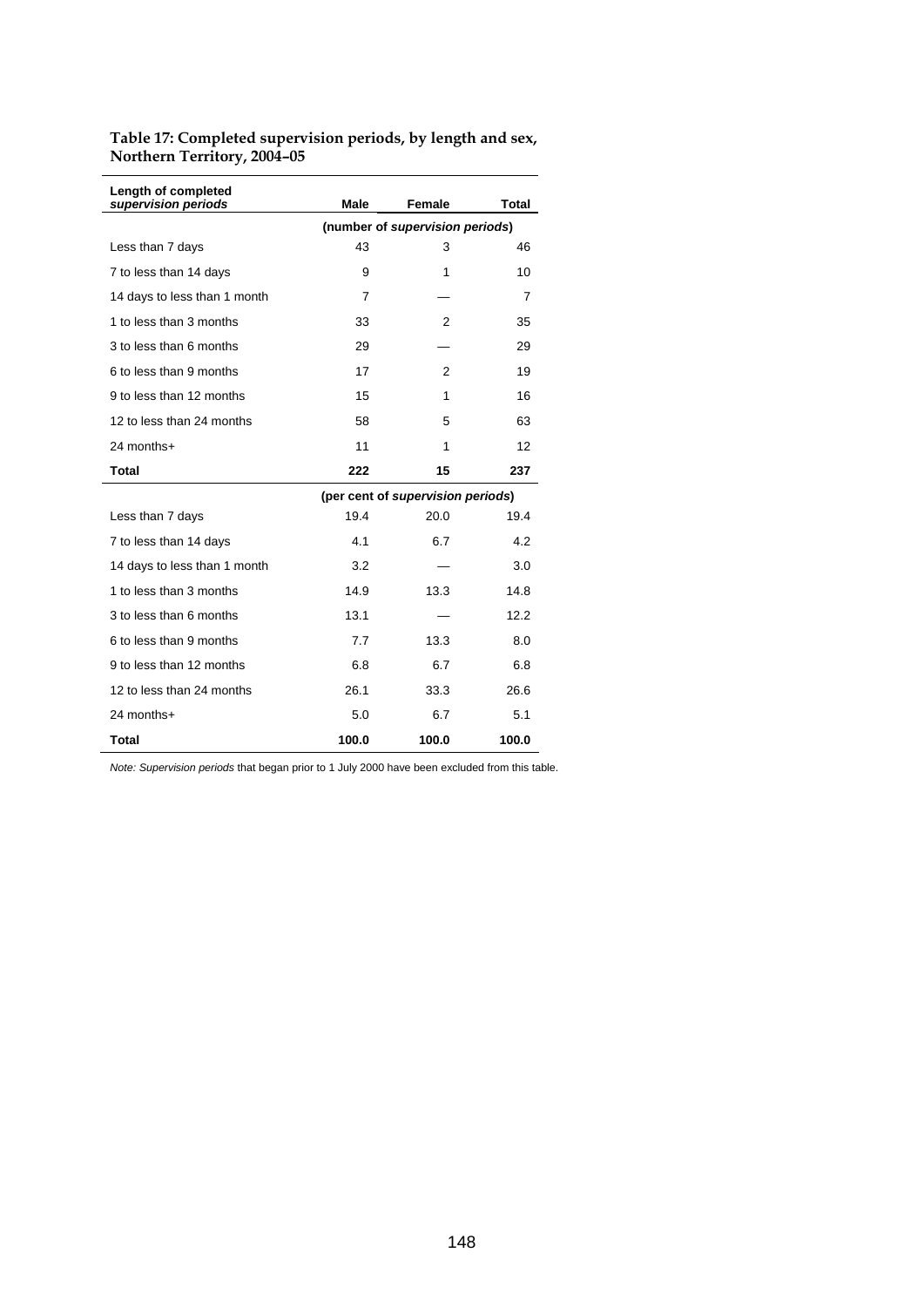**Table 17: Completed supervision periods, by length and sex, Northern Territory, 2004–05**

| Length of completed *supervision periods* | Male | Female | Total |
|---|---|---|---|
| | (number of *supervision periods*) | | |
| Less than 7 days | 43 | 3 | 46 |
| 7 to less than 14 days | 9 | 1 | 10 |
| 14 days to less than 1 month | 7 | — | 7 |
| 1 to less than 3 months | 33 | 2 | 35 |
| 3 to less than 6 months | 29 | — | 29 |
| 6 to less than 9 months | 17 | 2 | 19 |
| 9 to less than 12 months | 15 | 1 | 16 |
| 12 to less than 24 months | 58 | 5 | 63 |
| 24 months+ | 11 | 1 | 12 |
| **Total** | **222** | **15** | **237** |
| | (per cent of *supervision periods*) | | |
| Less than 7 days | 19.4 | 20.0 | 19.4 |
| 7 to less than 14 days | 4.1 | 6.7 | 4.2 |
| 14 days to less than 1 month | 3.2 | — | 3.0 |
| 1 to less than 3 months | 14.9 | 13.3 | 14.8 |
| 3 to less than 6 months | 13.1 | — | 12.2 |
| 6 to less than 9 months | 7.7 | 13.3 | 8.0 |
| 9 to less than 12 months | 6.8 | 6.7 | 6.8 |
| 12 to less than 24 months | 26.1 | 33.3 | 26.6 |
| 24 months+ | 5.0 | 6.7 | 5.1 |
| **Total** | **100.0** | **100.0** | **100.0** |

*Note: Supervision periods* that began prior to 1 July 2000 have been excluded from this table.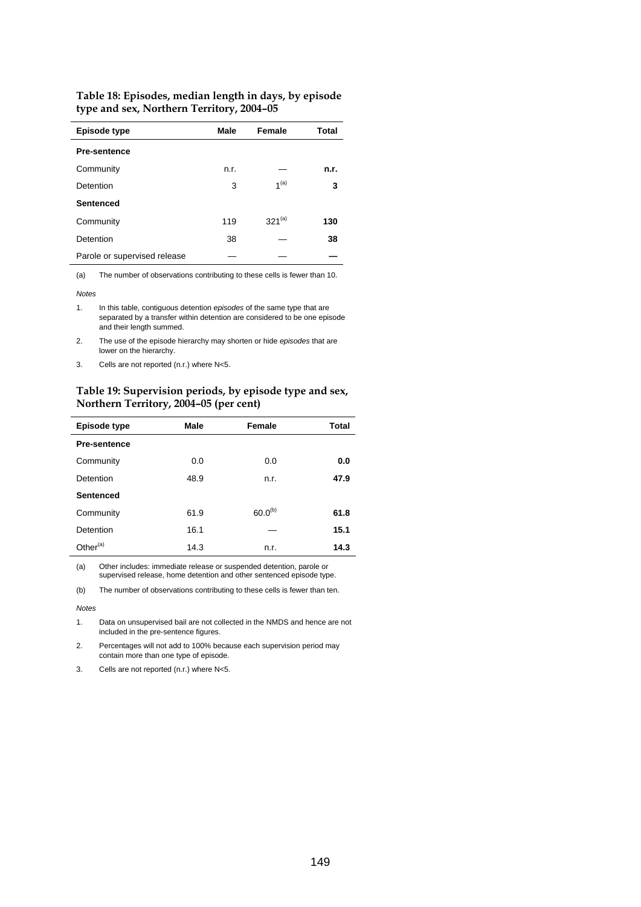**Table 18: Episodes, median length in days, by episode type and sex, Northern Territory, 2004–05**

| Episode type | Male | Female | Total |
|---|---|---|---|
| **Pre-sentence** | | | |
| Community | n.r. | — | **n.r.** |
| Detention | 3 | 1[(a)] | **3** |
| **Sentenced** | | | |
| Community | 119 | 321[(a)] | **130** |
| Detention | 38 | — | **38** |
| Parole or supervised release | — | — | **—** |

(a) The number of observations contributing to these cells is fewer than 10.

*Notes*

1. In this table, contiguous detention *episodes* of the same type that are separated by a transfer within detention are considered to be one episode and their length summed.
2. The use of the episode hierarchy may shorten or hide *episodes* that are lower on the hierarchy.
3. Cells are not reported (n.r.) where N<5.

**Table 19: Supervision periods, by episode type and sex, Northern Territory, 2004–05 (per cent)**

| Episode type | Male | Female | Total |
|---|---|---|---|
| **Pre-sentence** | | | |
| Community | 0.0 | 0.0 | **0.0** |
| Detention | 48.9 | n.r. | **47.9** |
| **Sentenced** | | | |
| Community | 61.9 | 60.0[(b)] | **61.8** |
| Detention | 16.1 | — | **15.1** |
| Other[(a)] | 14.3 | n.r. | **14.3** |

(a) Other includes: immediate release or suspended detention, parole or supervised release, home detention and other sentenced episode type.

(b) The number of observations contributing to these cells is fewer than ten.

*Notes*

1. Data on unsupervised bail are not collected in the NMDS and hence are not included in the pre-sentence figures.
2. Percentages will not add to 100% because each supervision period may contain more than one type of episode.
3. Cells are not reported (n.r.) where N<5.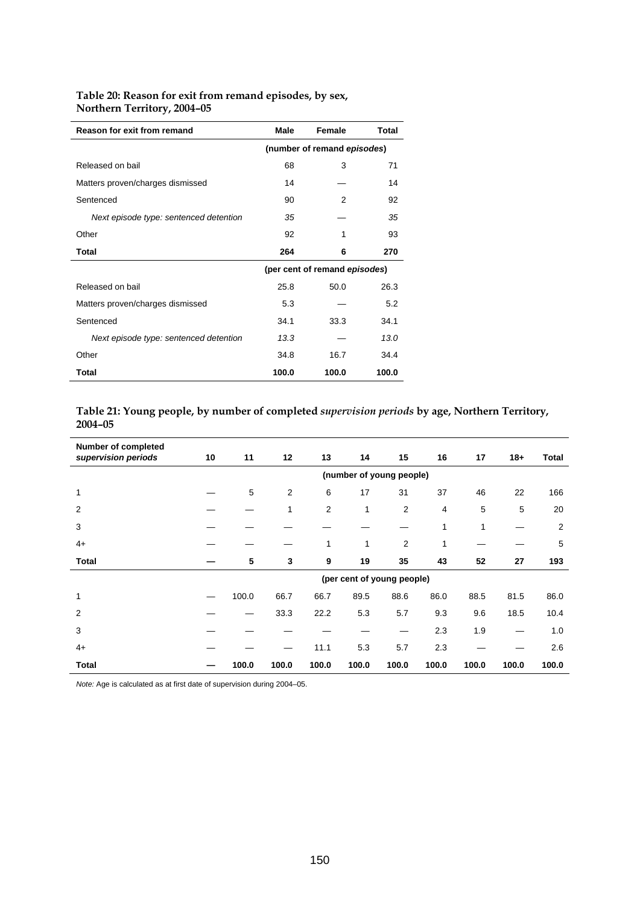**Table 20: Reason for exit from remand episodes, by sex, Northern Territory, 2004–05**

| Reason for exit from remand | Male | Female | Total |
|---|---|---|---|
| | (number of remand *episodes*) | | |
| Released on bail | 68 | 3 | 71 |
| Matters proven/charges dismissed | 14 | — | 14 |
| Sentenced | 90 | 2 | 92 |
| *Next episode type: sentenced detention* | *35* | — | *35* |
| Other | 92 | 1 | 93 |
| **Total** | **264** | **6** | **270** |
| | (per cent of remand *episodes*) | | |
| Released on bail | 25.8 | 50.0 | 26.3 |
| Matters proven/charges dismissed | 5.3 | — | 5.2 |
| Sentenced | 34.1 | 33.3 | 34.1 |
| *Next episode type: sentenced detention* | *13.3* | — | *13.0* |
| Other | 34.8 | 16.7 | 34.4 |
| **Total** | **100.0** | **100.0** | **100.0** |

**Table 21: Young people, by number of completed *supervision periods* by age, Northern Territory, 2004–05**

| Number of completed *supervision periods* | 10 | 11 | 12 | 13 | 14 | 15 | 16 | 17 | 18+ | Total |
|---|---|---|---|---|---|---|---|---|---|---|
| | (number of young people) | | | | | | | | | |
| 1 | — | 5 | 2 | 6 | 17 | 31 | 37 | 46 | 22 | 166 |
| 2 | — | — | 1 | 2 | 1 | 2 | 4 | 5 | 5 | 20 |
| 3 | — | — | — | — | — | — | 1 | 1 | — | 2 |
| 4+ | — | — | — | 1 | 1 | 2 | 1 | — | — | 5 |
| **Total** | **—** | **5** | **3** | **9** | **19** | **35** | **43** | **52** | **27** | **193** |
| | (per cent of young people) | | | | | | | | | |
| 1 | — | 100.0 | 66.7 | 66.7 | 89.5 | 88.6 | 86.0 | 88.5 | 81.5 | 86.0 |
| 2 | — | — | 33.3 | 22.2 | 5.3 | 5.7 | 9.3 | 9.6 | 18.5 | 10.4 |
| 3 | — | — | — | — | — | — | 2.3 | 1.9 | — | 1.0 |
| 4+ | — | — | — | 11.1 | 5.3 | 5.7 | 2.3 | — | — | 2.6 |
| **Total** | **—** | **100.0** | **100.0** | **100.0** | **100.0** | **100.0** | **100.0** | **100.0** | **100.0** | **100.0** |

*Note:* Age is calculated as at first date of supervision during 2004–05.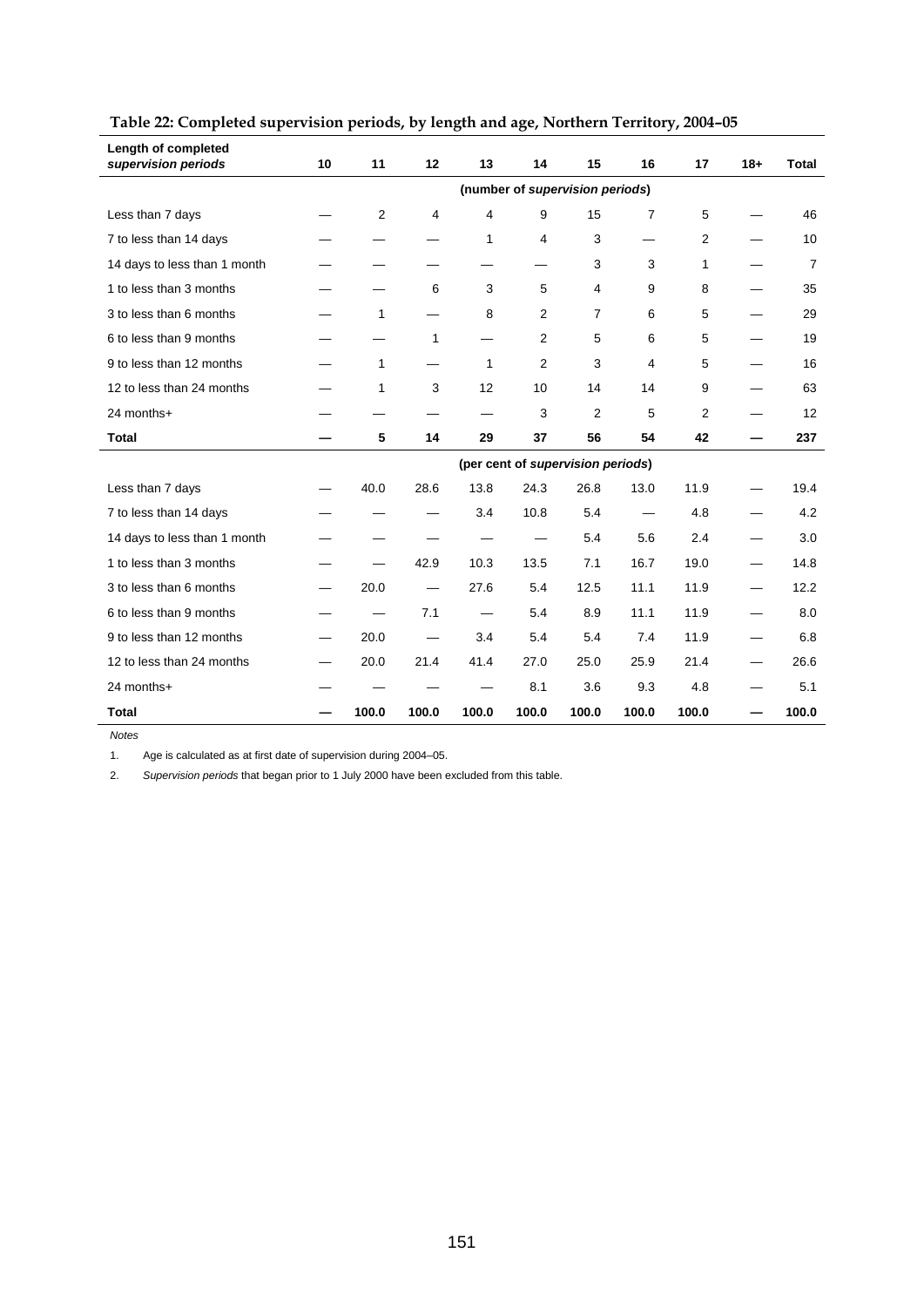**Table 22: Completed supervision periods, by length and age, Northern Territory, 2004–05**

| Length of completed *supervision periods* | 10 | 11 | 12 | 13 | 14 | 15 | 16 | 17 | 18+ | Total |
|---|---|---|---|---|---|---|---|---|---|---|
| | | | | (number of *supervision periods*) | | | | | | |
| Less than 7 days | — | 2 | 4 | 4 | 9 | 15 | 7 | 5 | — | 46 |
| 7 to less than 14 days | — | — | — | 1 | 4 | 3 | — | 2 | — | 10 |
| 14 days to less than 1 month | — | — | — | — | — | 3 | 3 | 1 | — | 7 |
| 1 to less than 3 months | — | — | 6 | 3 | 5 | 4 | 9 | 8 | — | 35 |
| 3 to less than 6 months | — | 1 | — | 8 | 2 | 7 | 6 | 5 | — | 29 |
| 6 to less than 9 months | — | — | 1 | — | 2 | 5 | 6 | 5 | — | 19 |
| 9 to less than 12 months | — | 1 | — | 1 | 2 | 3 | 4 | 5 | — | 16 |
| 12 to less than 24 months | — | 1 | 3 | 12 | 10 | 14 | 14 | 9 | — | 63 |
| 24 months+ | — | — | — | — | 3 | 2 | 5 | 2 | — | 12 |
| **Total** | **—** | **5** | **14** | **29** | **37** | **56** | **54** | **42** | **—** | **237** |
| | | | | (per cent of *supervision periods*) | | | | | | |
| Less than 7 days | — | 40.0 | 28.6 | 13.8 | 24.3 | 26.8 | 13.0 | 11.9 | — | 19.4 |
| 7 to less than 14 days | — | — | — | 3.4 | 10.8 | 5.4 | — | 4.8 | — | 4.2 |
| 14 days to less than 1 month | — | — | — | — | — | 5.4 | 5.6 | 2.4 | — | 3.0 |
| 1 to less than 3 months | — | — | 42.9 | 10.3 | 13.5 | 7.1 | 16.7 | 19.0 | — | 14.8 |
| 3 to less than 6 months | — | 20.0 | — | 27.6 | 5.4 | 12.5 | 11.1 | 11.9 | — | 12.2 |
| 6 to less than 9 months | — | — | 7.1 | — | 5.4 | 8.9 | 11.1 | 11.9 | — | 8.0 |
| 9 to less than 12 months | — | 20.0 | — | 3.4 | 5.4 | 5.4 | 7.4 | 11.9 | — | 6.8 |
| 12 to less than 24 months | — | 20.0 | 21.4 | 41.4 | 27.0 | 25.0 | 25.9 | 21.4 | — | 26.6 |
| 24 months+ | — | — | — | — | 8.1 | 3.6 | 9.3 | 4.8 | — | 5.1 |
| **Total** | **—** | **100.0** | **100.0** | **100.0** | **100.0** | **100.0** | **100.0** | **100.0** | **—** | **100.0** |

*Notes*

1. Age is calculated as at first date of supervision during 2004–05.
2. *Supervision periods* that began prior to 1 July 2000 have been excluded from this table.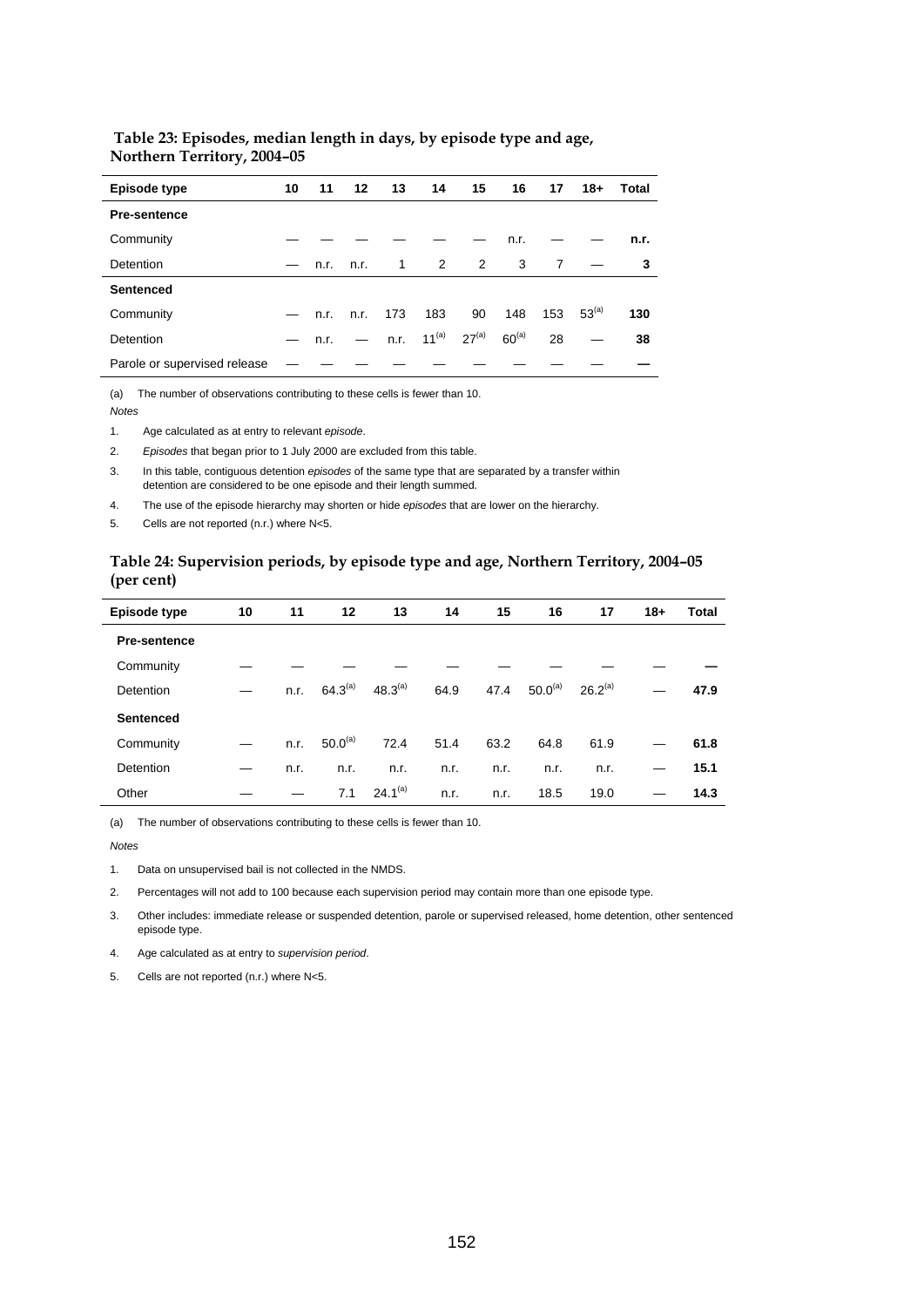**Table 23: Episodes, median length in days, by episode type and age, Northern Territory, 2004–05**

| Episode type | 10 | 11 | 12 | 13 | 14 | 15 | 16 | 17 | 18+ | Total |
|---|---|---|---|---|---|---|---|---|---|---|
| **Pre-sentence** | | | | | | | | | | |
| Community | — | — | — | — | — | — | n.r. | — | — | **n.r.** |
| Detention | — | n.r. | n.r. | 1 | 2 | 2 | 3 | 7 | — | **3** |
| **Sentenced** | | | | | | | | | | |
| Community | — | n.r. | n.r. | 173 | 183 | 90 | 148 | 153 | 53[(a)] | **130** |
| Detention | — | n.r. | — | n.r. | 11[(a)] | 27[(a)] | 60[(a)] | 28 | — | **38** |
| Parole or supervised release | — | — | — | — | — | — | — | — | — | **—** |

(a) The number of observations contributing to these cells is fewer than 10.

*Notes*

1. Age calculated as at entry to relevant *episode*.
2. *Episodes* that began prior to 1 July 2000 are excluded from this table.
3. In this table, contiguous detention *episodes* of the same type that are separated by a transfer within detention are considered to be one episode and their length summed.
4. The use of the episode hierarchy may shorten or hide *episodes* that are lower on the hierarchy.
5. Cells are not reported (n.r.) where N<5.

**Table 24: Supervision periods, by episode type and age, Northern Territory, 2004–05 (per cent)**

| Episode type | 10 | 11 | 12 | 13 | 14 | 15 | 16 | 17 | 18+ | Total |
|---|---|---|---|---|---|---|---|---|---|---|
| **Pre-sentence** | | | | | | | | | | |
| Community | — | — | — | — | — | — | — | — | — | **—** |
| Detention | — | n.r. | 64.3[(a)] | 48.3[(a)] | 64.9 | 47.4 | 50.0[(a)] | 26.2[(a)] | — | **47.9** |
| **Sentenced** | | | | | | | | | | |
| Community | — | n.r. | 50.0[(a)] | 72.4 | 51.4 | 63.2 | 64.8 | 61.9 | — | **61.8** |
| Detention | — | n.r. | n.r. | n.r. | n.r. | n.r. | n.r. | n.r. | — | **15.1** |
| Other | — | — | 7.1 | 24.1[(a)] | n.r. | n.r. | 18.5 | 19.0 | — | **14.3** |

(a) The number of observations contributing to these cells is fewer than 10.

*Notes*

1. Data on unsupervised bail is not collected in the NMDS.
2. Percentages will not add to 100 because each supervision period may contain more than one episode type.
3. Other includes: immediate release or suspended detention, parole or supervised released, home detention, other sentenced episode type.
4. Age calculated as at entry to *supervision period*.
5. Cells are not reported (n.r.) where N<5.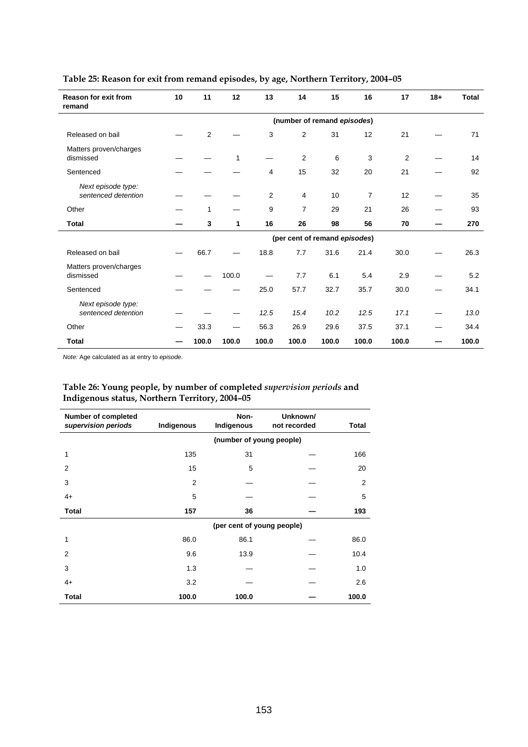**Table 25: Reason for exit from remand episodes, by age, Northern Territory, 2004–05**

| Reason for exit from remand | 10 | 11 | 12 | 13 | 14 | 15 | 16 | 17 | 18+ | Total |
|---|---|---|---|---|---|---|---|---|---|---|
| | (number of remand *episodes*) | | | | | | | | | |
| Released on bail | — | 2 | — | 3 | 2 | 31 | 12 | 21 | — | 71 |
| Matters proven/charges dismissed | — | — | 1 | — | 2 | 6 | 3 | 2 | — | 14 |
| Sentenced | — | — | — | 4 | 15 | 32 | 20 | 21 | — | 92 |
| *Next episode type: sentenced detention* | — | — | — | 2 | 4 | 10 | 7 | 12 | — | 35 |
| Other | — | 1 | — | 9 | 7 | 29 | 21 | 26 | — | 93 |
| **Total** | **—** | **3** | **1** | **16** | **26** | **98** | **56** | **70** | **—** | **270** |
| | (per cent of remand *episodes*) | | | | | | | | | |
| Released on bail | — | 66.7 | — | 18.8 | 7.7 | 31.6 | 21.4 | 30.0 | — | 26.3 |
| Matters proven/charges dismissed | — | — | 100.0 | — | 7.7 | 6.1 | 5.4 | 2.9 | — | 5.2 |
| Sentenced | — | — | — | 25.0 | 57.7 | 32.7 | 35.7 | 30.0 | — | 34.1 |
| *Next episode type: sentenced detention* | — | — | — | *12.5* | *15.4* | *10.2* | *12.5* | *17.1* | — | *13.0* |
| Other | — | 33.3 | — | 56.3 | 26.9 | 29.6 | 37.5 | 37.1 | — | 34.4 |
| **Total** | **—** | **100.0** | **100.0** | **100.0** | **100.0** | **100.0** | **100.0** | **100.0** | **—** | **100.0** |

*Note:* Age calculated as at entry to *episode*.

**Table 26: Young people, by number of completed *supervision periods* and Indigenous status, Northern Territory, 2004–05**

| Number of completed *supervision periods* | Indigenous | Non-Indigenous | Unknown/ not recorded | Total |
|---|---|---|---|---|
| | (number of young people) | | | |
| 1 | 135 | 31 | — | 166 |
| 2 | 15 | 5 | — | 20 |
| 3 | 2 | — | — | 2 |
| 4+ | 5 | — | — | 5 |
| **Total** | **157** | **36** | **—** | **193** |
| | (per cent of young people) | | | |
| 1 | 86.0 | 86.1 | — | 86.0 |
| 2 | 9.6 | 13.9 | — | 10.4 |
| 3 | 1.3 | — | — | 1.0 |
| 4+ | 3.2 | — | — | 2.6 |
| **Total** | **100.0** | **100.0** | **—** | **100.0** |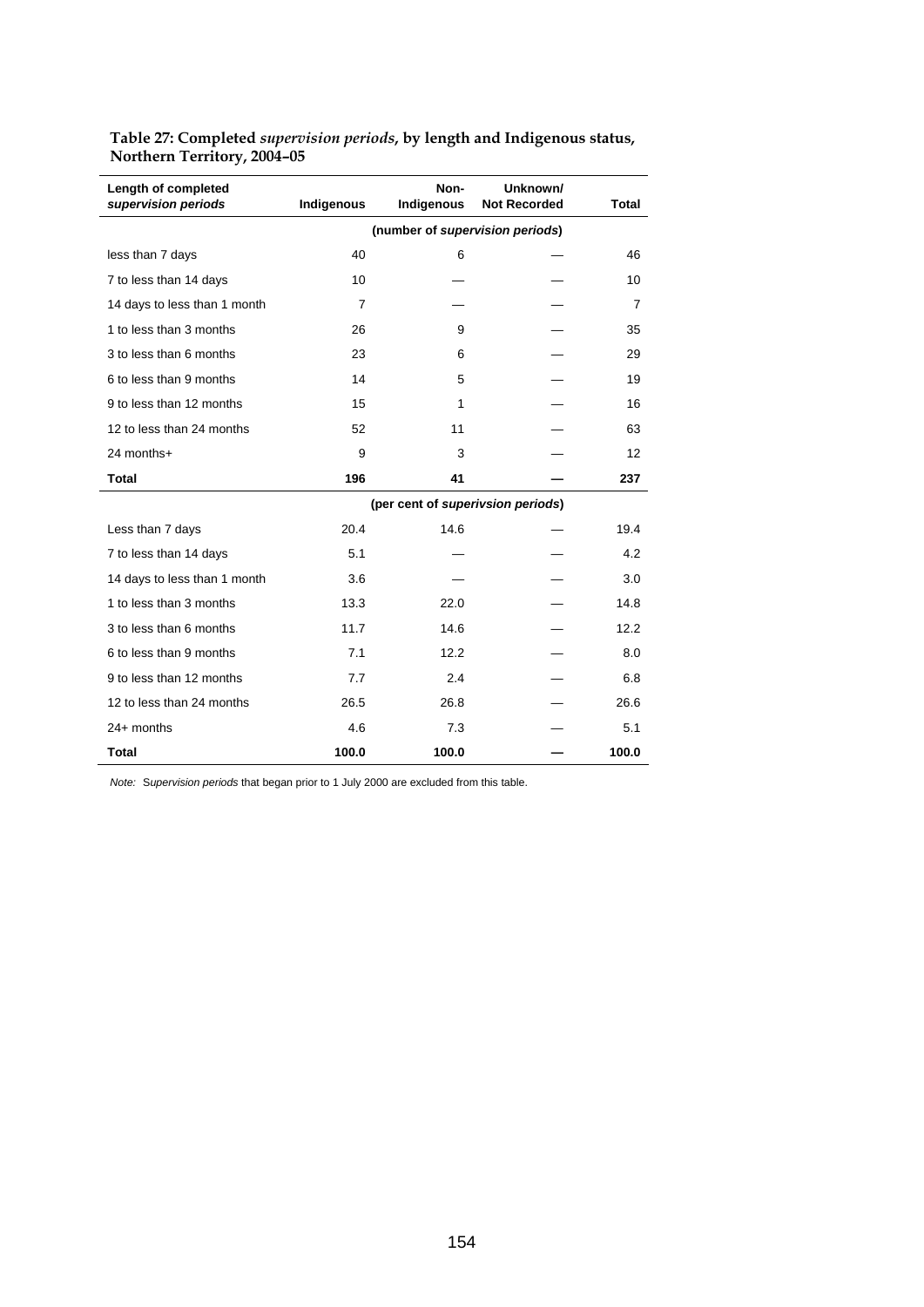**Table 27: Completed *supervision periods*, by length and Indigenous status, Northern Territory, 2004–05**

| Length of completed *supervision periods* | Indigenous | Non-Indigenous | Unknown/ Not Recorded | Total |
|---|---|---|---|---|
| | (number of *supervision periods*) | | | |
| less than 7 days | 40 | 6 | — | 46 |
| 7 to less than 14 days | 10 | — | — | 10 |
| 14 days to less than 1 month | 7 | — | — | 7 |
| 1 to less than 3 months | 26 | 9 | — | 35 |
| 3 to less than 6 months | 23 | 6 | — | 29 |
| 6 to less than 9 months | 14 | 5 | — | 19 |
| 9 to less than 12 months | 15 | 1 | — | 16 |
| 12 to less than 24 months | 52 | 11 | — | 63 |
| 24 months+ | 9 | 3 | — | 12 |
| **Total** | **196** | **41** | **—** | **237** |
| | (per cent of *superivsion periods*) | | | |
| Less than 7 days | 20.4 | 14.6 | — | 19.4 |
| 7 to less than 14 days | 5.1 | — | — | 4.2 |
| 14 days to less than 1 month | 3.6 | — | — | 3.0 |
| 1 to less than 3 months | 13.3 | 22.0 | — | 14.8 |
| 3 to less than 6 months | 11.7 | 14.6 | — | 12.2 |
| 6 to less than 9 months | 7.1 | 12.2 | — | 8.0 |
| 9 to less than 12 months | 7.7 | 2.4 | — | 6.8 |
| 12 to less than 24 months | 26.5 | 26.8 | — | 26.6 |
| 24+ months | 4.6 | 7.3 | — | 5.1 |
| **Total** | **100.0** | **100.0** | **—** | **100.0** |

*Note:* *Supervision periods* that began prior to 1 July 2000 are excluded from this table.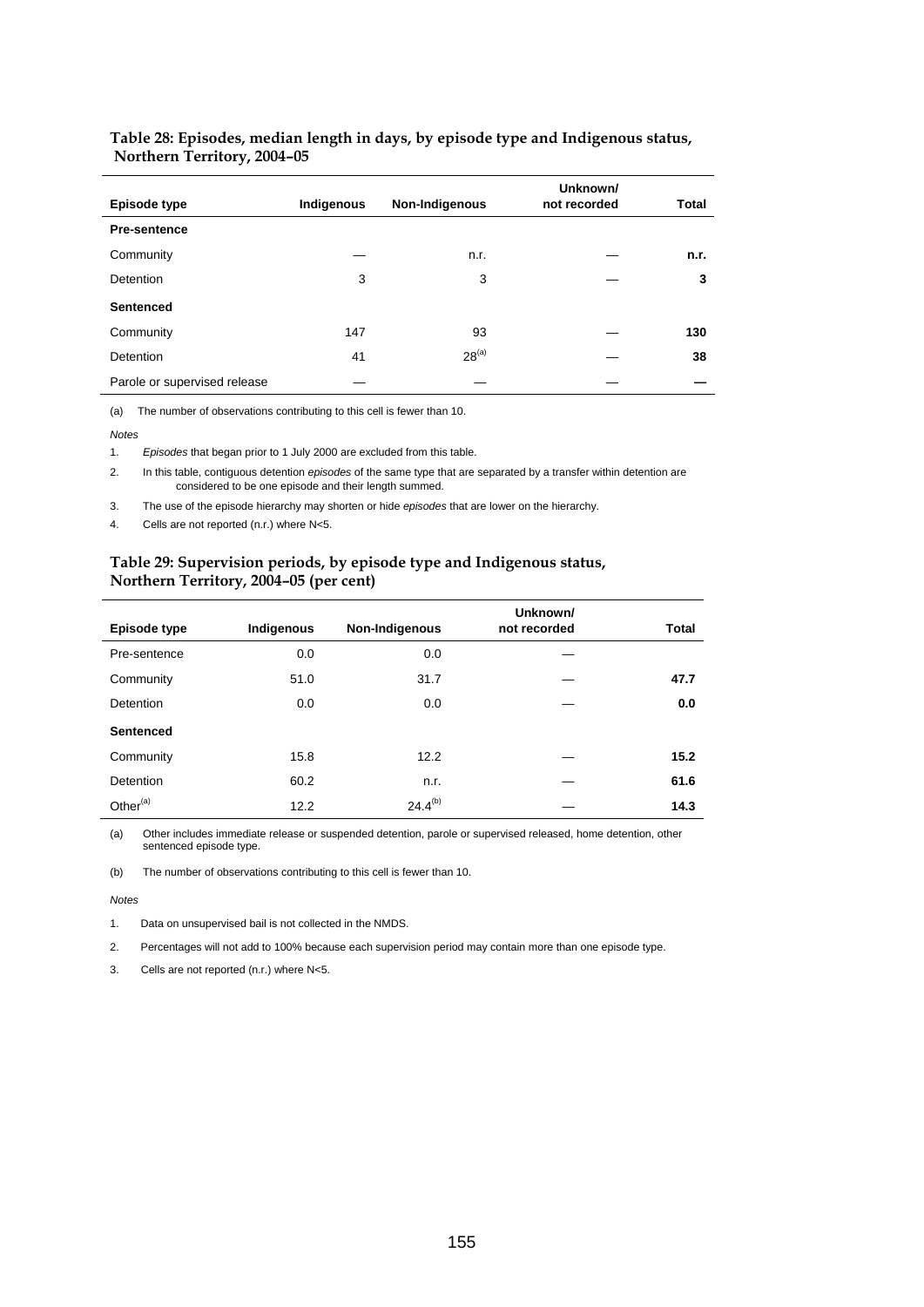**Table 28: Episodes, median length in days, by episode type and Indigenous status, Northern Territory, 2004–05**

| Episode type | Indigenous | Non-Indigenous | Unknown/ not recorded | Total |
|---|---|---|---|---|
| **Pre-sentence** | | | | |
| Community | — | n.r. | — | **n.r.** |
| Detention | 3 | 3 | — | **3** |
| **Sentenced** | | | | |
| Community | 147 | 93 | — | **130** |
| Detention | 41 | 28[(a)] | — | **38** |
| Parole or supervised release | — | — | — | **—** |

(a) The number of observations contributing to this cell is fewer than 10.

*Notes*

1. *Episodes* that began prior to 1 July 2000 are excluded from this table.
2. In this table, contiguous detention *episodes* of the same type that are separated by a transfer within detention are considered to be one episode and their length summed.
3. The use of the episode hierarchy may shorten or hide *episodes* that are lower on the hierarchy.
4. Cells are not reported (n.r.) where N<5.

**Table 29: Supervision periods, by episode type and Indigenous status, Northern Territory, 2004–05 (per cent)**

| Episode type | Indigenous | Non-Indigenous | Unknown/ not recorded | Total |
|---|---|---|---|---|
| Pre-sentence | 0.0 | 0.0 | — | |
| Community | 51.0 | 31.7 | — | **47.7** |
| Detention | 0.0 | 0.0 | — | **0.0** |
| **Sentenced** | | | | |
| Community | 15.8 | 12.2 | — | **15.2** |
| Detention | 60.2 | n.r. | — | **61.6** |
| Other[(a)] | 12.2 | 24.4[(b)] | — | **14.3** |

(a) Other includes immediate release or suspended detention, parole or supervised released, home detention, other sentenced episode type.

(b) The number of observations contributing to this cell is fewer than 10.

*Notes*

1. Data on unsupervised bail is not collected in the NMDS.
2. Percentages will not add to 100% because each supervision period may contain more than one episode type.
3. Cells are not reported (n.r.) where N<5.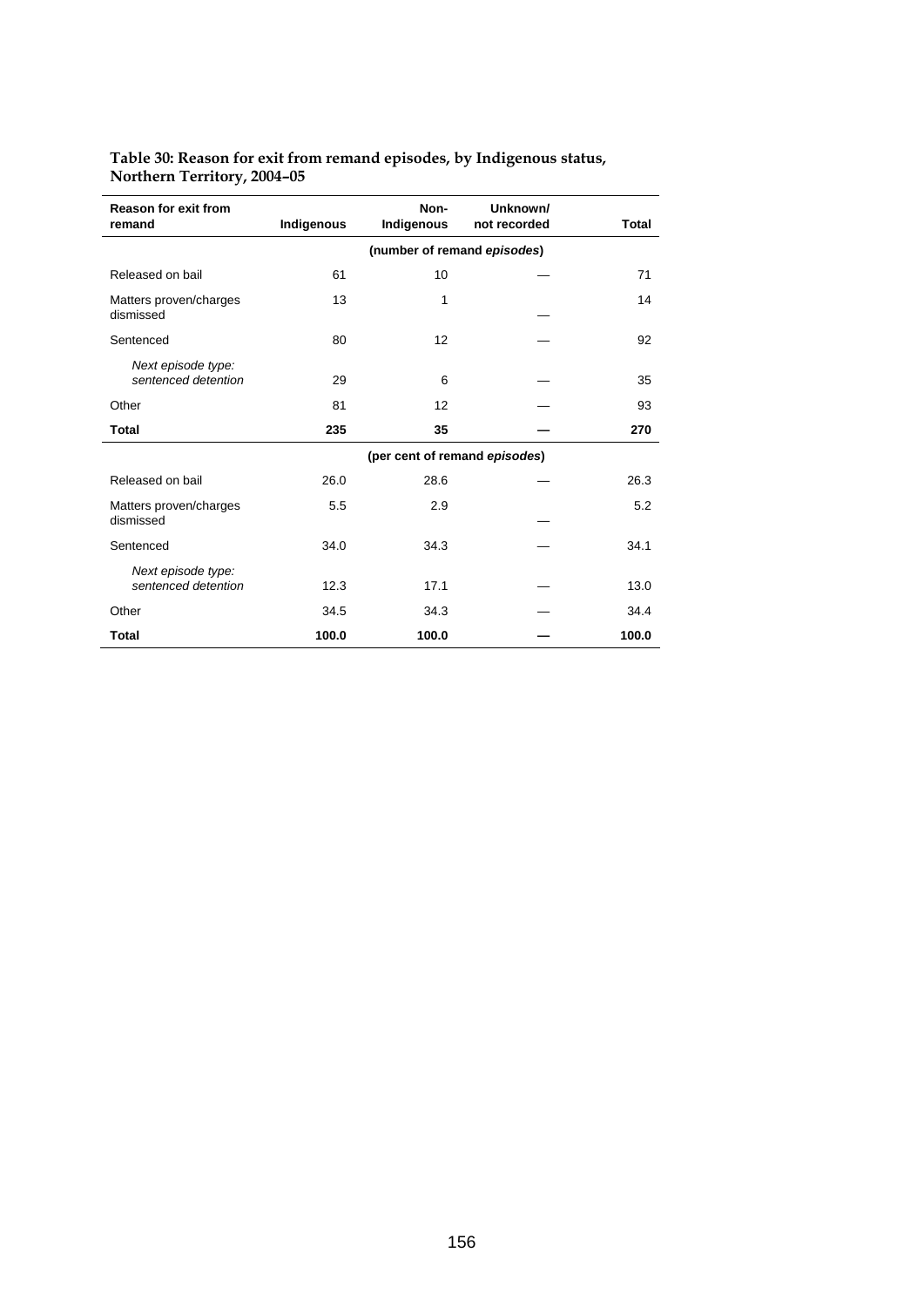**Table 30: Reason for exit from remand episodes, by Indigenous status, Northern Territory, 2004–05**

| Reason for exit from remand | Indigenous | Non-Indigenous | Unknown/ not recorded | Total |
|---|---|---|---|---|
| | (number of remand *episodes*) | | | |
| Released on bail | 61 | 10 | — | 71 |
| Matters proven/charges dismissed | 13 | 1 | — | 14 |
| Sentenced | 80 | 12 | — | 92 |
| *Next episode type: sentenced detention* | 29 | 6 | — | 35 |
| Other | 81 | 12 | — | 93 |
| **Total** | **235** | **35** | **—** | **270** |
| | (per cent of remand *episodes*) | | | |
| Released on bail | 26.0 | 28.6 | — | 26.3 |
| Matters proven/charges dismissed | 5.5 | 2.9 | — | 5.2 |
| Sentenced | 34.0 | 34.3 | — | 34.1 |
| *Next episode type: sentenced detention* | 12.3 | 17.1 | — | 13.0 |
| Other | 34.5 | 34.3 | — | 34.4 |
| **Total** | **100.0** | **100.0** | **—** | **100.0** |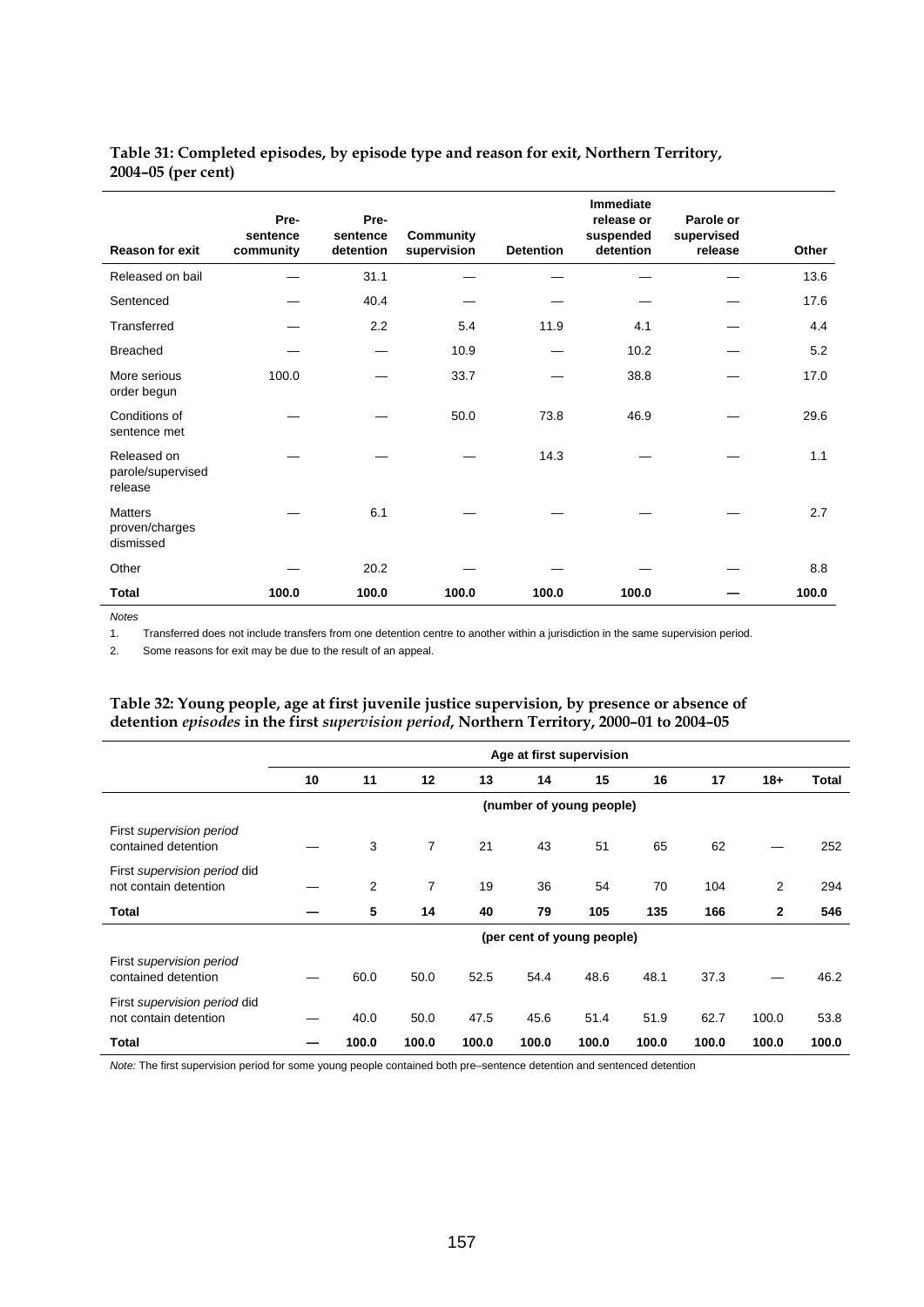**Table 31: Completed episodes, by episode type and reason for exit, Northern Territory, 2004–05 (per cent)**

| Reason for exit | Pre-sentence community | Pre-sentence detention | Community supervision | Detention | Immediate release or suspended detention | Parole or supervised release | Other |
|---|---|---|---|---|---|---|---|
| Released on bail | — | 31.1 | — | — | — | — | 13.6 |
| Sentenced | — | 40.4 | — | — | — | — | 17.6 |
| Transferred | — | 2.2 | 5.4 | 11.9 | 4.1 | — | 4.4 |
| Breached | — | — | 10.9 | — | 10.2 | — | 5.2 |
| More serious order begun | 100.0 | — | 33.7 | — | 38.8 | — | 17.0 |
| Conditions of sentence met | — | — | 50.0 | 73.8 | 46.9 | — | 29.6 |
| Released on parole/supervised release | — | — | — | 14.3 | — | — | 1.1 |
| Matters proven/charges dismissed | — | 6.1 | — | — | — | — | 2.7 |
| Other | — | 20.2 | — | — | — | — | 8.8 |
| **Total** | **100.0** | **100.0** | **100.0** | **100.0** | **100.0** | **—** | **100.0** |

*Notes*

1. Transferred does not include transfers from one detention centre to another within a jurisdiction in the same supervision period.
2. Some reasons for exit may be due to the result of an appeal.

**Table 32: Young people, age at first juvenile justice supervision, by presence or absence of detention *episodes* in the first *supervision period*, Northern Territory, 2000–01 to 2004–05**

| | Age at first supervision | | | | | | | | | |
|---|---|---|---|---|---|---|---|---|---|---|
| | 10 | 11 | 12 | 13 | 14 | 15 | 16 | 17 | 18+ | Total |
| | (number of young people) | | | | | | | | | |
| First *supervision period* contained detention | — | 3 | 7 | 21 | 43 | 51 | 65 | 62 | — | 252 |
| First *supervision period* did not contain detention | — | 2 | 7 | 19 | 36 | 54 | 70 | 104 | 2 | 294 |
| **Total** | **—** | **5** | **14** | **40** | **79** | **105** | **135** | **166** | **2** | **546** |
| | (per cent of young people) | | | | | | | | | |
| First *supervision period* contained detention | — | 60.0 | 50.0 | 52.5 | 54.4 | 48.6 | 48.1 | 37.3 | — | 46.2 |
| First *supervision period* did not contain detention | — | 40.0 | 50.0 | 47.5 | 45.6 | 51.4 | 51.9 | 62.7 | 100.0 | 53.8 |
| **Total** | **—** | **100.0** | **100.0** | **100.0** | **100.0** | **100.0** | **100.0** | **100.0** | **100.0** | **100.0** |

*Note:* The first supervision period for some young people contained both pre–sentence detention and sentenced detention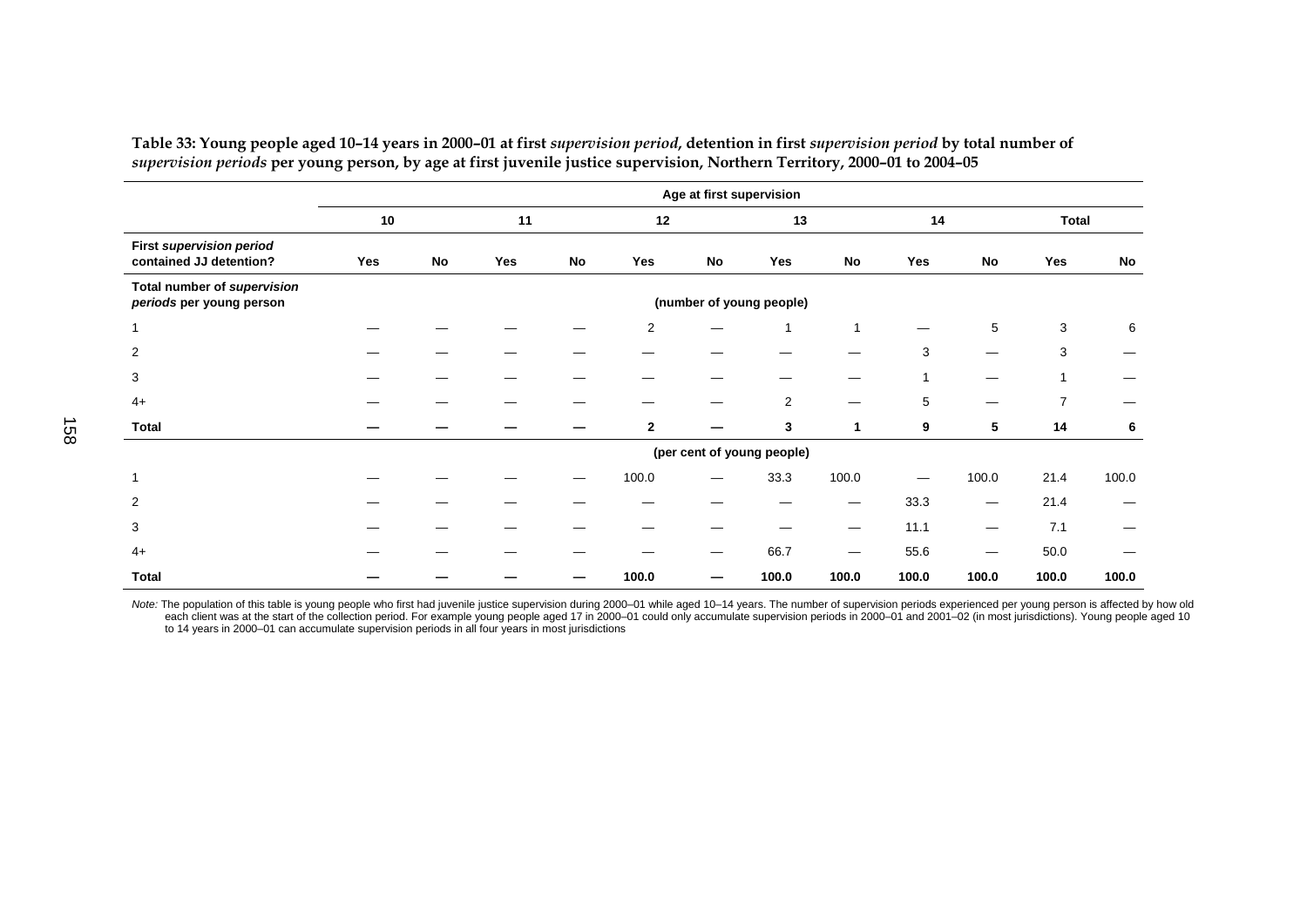**Table 33: Young people aged 10–14 years in 2000–01 at first *supervision period*, detention in first *supervision period* by total number of *supervision periods* per young person, by age at first juvenile justice supervision, Northern Territory, 2000–01 to 2004–05**

| | Age at first supervision | | | | | | | | | | | |
|---|---|---|---|---|---|---|---|---|---|---|---|---|
| | 10 | | 11 | | 12 | | 13 | | 14 | | Total | |
| **First *supervision period* contained JJ detention?** | **Yes** | **No** | **Yes** | **No** | **Yes** | **No** | **Yes** | **No** | **Yes** | **No** | **Yes** | **No** |
| **Total number of *supervision periods* per young person** | (number of young people) | | | | | | | | | | | |
| 1 | — | — | — | — | 2 | — | 1 | 1 | — | 5 | 3 | 6 |
| 2 | — | — | — | — | — | — | — | — | 3 | — | 3 | — |
| 3 | — | — | — | — | — | — | — | — | 1 | — | 1 | — |
| 4+ | — | — | — | — | — | — | 2 | — | 5 | — | 7 | — |
| **Total** | **—** | **—** | **—** | **—** | **2** | **—** | **3** | **1** | **9** | **5** | **14** | **6** |
| | (per cent of young people) | | | | | | | | | | | |
| 1 | — | — | — | — | 100.0 | — | 33.3 | 100.0 | — | 100.0 | 21.4 | 100.0 |
| 2 | — | — | — | — | — | — | — | — | 33.3 | — | 21.4 | — |
| 3 | — | — | — | — | — | — | — | — | 11.1 | — | 7.1 | — |
| 4+ | — | — | — | — | — | — | 66.7 | — | 55.6 | — | 50.0 | — |
| **Total** | **—** | **—** | **—** | **—** | **100.0** | **—** | **100.0** | **100.0** | **100.0** | **100.0** | **100.0** | **100.0** |

*Note:* The population of this table is young people who first had juvenile justice supervision during 2000–01 while aged 10–14 years. The number of supervision periods experienced per young person is affected by how old each client was at the start of the collection period. For example young people aged 17 in 2000–01 could only accumulate supervision periods in 2000–01 and 2001–02 (in most jurisdictions). Young people aged 10 to 14 years in 2000–01 can accumulate supervision periods in all four years in most jurisdictions